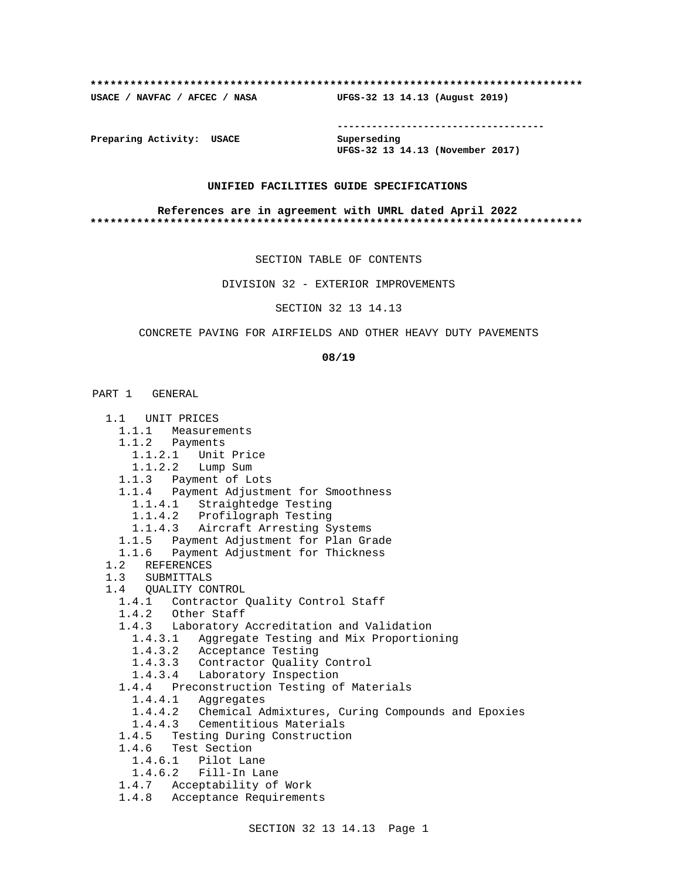**************************************************************************
USACE / NAVFAC / AFCEC / NASA UFGS-32 13 14.13 (August 2019)

-----------------------------------

Preparing Activity: USACE Superseding
UFGS-32 13 14.13 (November 2017)

**UNIFIED FACILITIES GUIDE SPECIFICATIONS**

**References are in agreement with UMRL dated April 2022**
**************************************************************************

SECTION TABLE OF CONTENTS

DIVISION 32 - EXTERIOR IMPROVEMENTS

SECTION 32 13 14.13

CONCRETE PAVING FOR AIRFIELDS AND OTHER HEAVY DUTY PAVEMENTS

**08/19**

PART 1 GENERAL

- 1.1 UNIT PRICES
  - 1.1.1 Measurements
  - 1.1.2 Payments
    - 1.1.2.1 Unit Price
    - 1.1.2.2 Lump Sum
  - 1.1.3 Payment of Lots
  - 1.1.4 Payment Adjustment for Smoothness
    - 1.1.4.1 Straightedge Testing
    - 1.1.4.2 Profilograph Testing
    - 1.1.4.3 Aircraft Arresting Systems
  - 1.1.5 Payment Adjustment for Plan Grade
  - 1.1.6 Payment Adjustment for Thickness
- 1.2 REFERENCES
- 1.3 SUBMITTALS
- 1.4 QUALITY CONTROL
  - 1.4.1 Contractor Quality Control Staff
  - 1.4.2 Other Staff
  - 1.4.3 Laboratory Accreditation and Validation
    - 1.4.3.1 Aggregate Testing and Mix Proportioning
    - 1.4.3.2 Acceptance Testing
    - 1.4.3.3 Contractor Quality Control
    - 1.4.3.4 Laboratory Inspection
  - 1.4.4 Preconstruction Testing of Materials
    - 1.4.4.1 Aggregates
    - 1.4.4.2 Chemical Admixtures, Curing Compounds and Epoxies
    - 1.4.4.3 Cementitious Materials
  - 1.4.5 Testing During Construction
  - 1.4.6 Test Section
    - 1.4.6.1 Pilot Lane
    - 1.4.6.2 Fill-In Lane
  - 1.4.7 Acceptability of Work
  - 1.4.8 Acceptance Requirements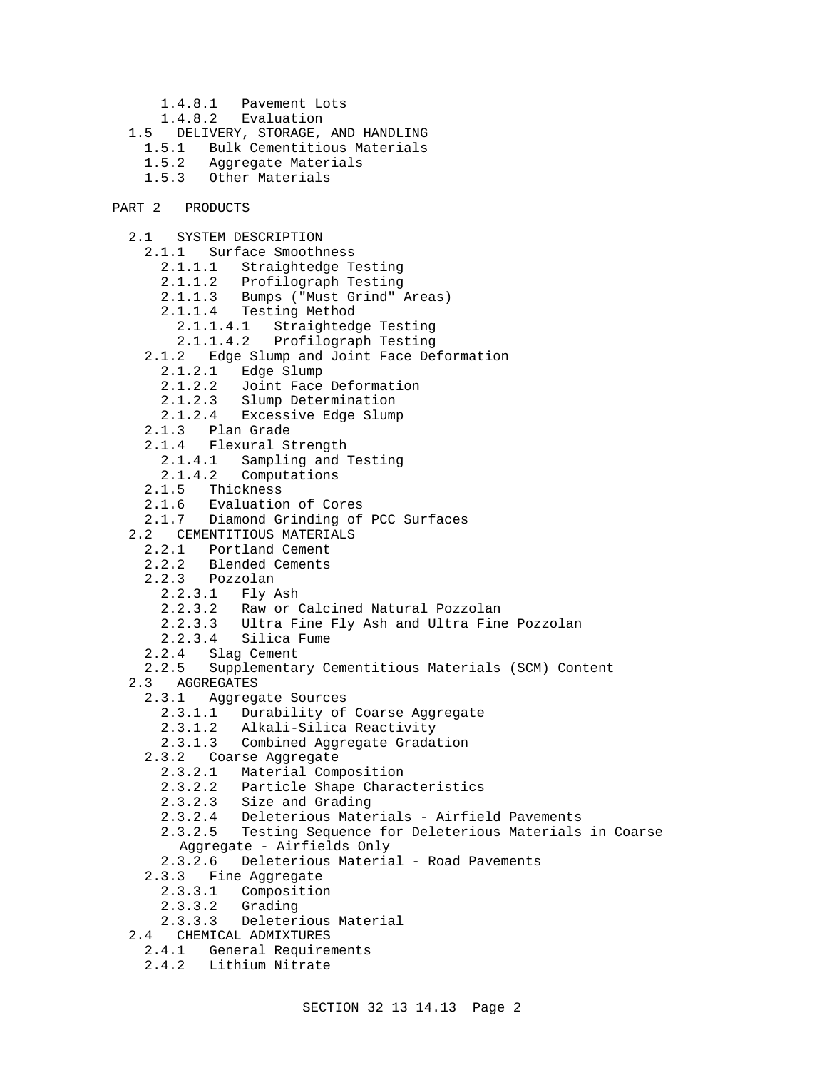- 1.4.8.1 Pavement Lots
- 1.4.8.2 Evaluation
- 1.5 DELIVERY, STORAGE, AND HANDLING
  - 1.5.1 Bulk Cementitious Materials
  - 1.5.2 Aggregate Materials
  - 1.5.3 Other Materials

PART 2 PRODUCTS

- 2.1 SYSTEM DESCRIPTION
  - 2.1.1 Surface Smoothness
    - 2.1.1.1 Straightedge Testing
    - 2.1.1.2 Profilograph Testing
    - 2.1.1.3 Bumps ("Must Grind" Areas)
    - 2.1.1.4 Testing Method
      - 2.1.1.4.1 Straightedge Testing
      - 2.1.1.4.2 Profilograph Testing
  - 2.1.2 Edge Slump and Joint Face Deformation
    - 2.1.2.1 Edge Slump
    - 2.1.2.2 Joint Face Deformation
    - 2.1.2.3 Slump Determination
    - 2.1.2.4 Excessive Edge Slump
  - 2.1.3 Plan Grade
  - 2.1.4 Flexural Strength
    - 2.1.4.1 Sampling and Testing
    - 2.1.4.2 Computations
  - 2.1.5 Thickness
  - 2.1.6 Evaluation of Cores
  - 2.1.7 Diamond Grinding of PCC Surfaces
- 2.2 CEMENTITIOUS MATERIALS
  - 2.2.1 Portland Cement
  - 2.2.2 Blended Cements
  - 2.2.3 Pozzolan
    - 2.2.3.1 Fly Ash
    - 2.2.3.2 Raw or Calcined Natural Pozzolan
    - 2.2.3.3 Ultra Fine Fly Ash and Ultra Fine Pozzolan
    - 2.2.3.4 Silica Fume
  - 2.2.4 Slag Cement
  - 2.2.5 Supplementary Cementitious Materials (SCM) Content
- 2.3 AGGREGATES
  - 2.3.1 Aggregate Sources
    - 2.3.1.1 Durability of Coarse Aggregate
    - 2.3.1.2 Alkali-Silica Reactivity
    - 2.3.1.3 Combined Aggregate Gradation
  - 2.3.2 Coarse Aggregate
    - 2.3.2.1 Material Composition
    - 2.3.2.2 Particle Shape Characteristics
    - 2.3.2.3 Size and Grading
    - 2.3.2.4 Deleterious Materials - Airfield Pavements
    - 2.3.2.5 Testing Sequence for Deleterious Materials in Coarse Aggregate - Airfields Only
    - 2.3.2.6 Deleterious Material - Road Pavements
  - 2.3.3 Fine Aggregate
    - 2.3.3.1 Composition
    - 2.3.3.2 Grading
    - 2.3.3.3 Deleterious Material
- 2.4 CHEMICAL ADMIXTURES
  - 2.4.1 General Requirements
  - 2.4.2 Lithium Nitrate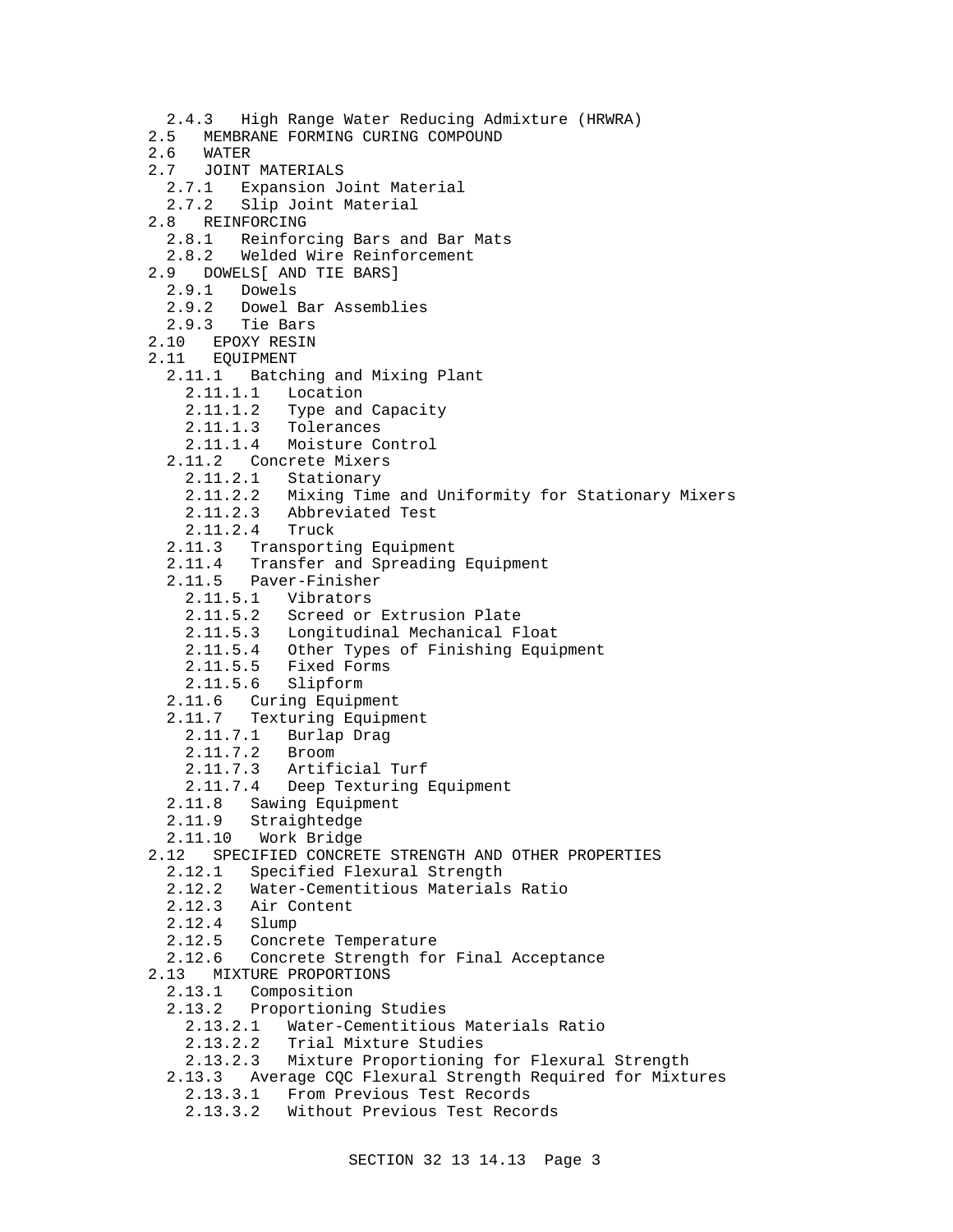2.4.3 High Range Water Reducing Admixture (HRWRA)
2.5 MEMBRANE FORMING CURING COMPOUND
2.6 WATER
2.7 JOINT MATERIALS
  2.7.1 Expansion Joint Material
  2.7.2 Slip Joint Material
2.8 REINFORCING
  2.8.1 Reinforcing Bars and Bar Mats
  2.8.2 Welded Wire Reinforcement
2.9 DOWELS[ AND TIE BARS]
  2.9.1 Dowels
  2.9.2 Dowel Bar Assemblies
  2.9.3 Tie Bars
2.10 EPOXY RESIN
2.11 EQUIPMENT
  2.11.1 Batching and Mixing Plant
    2.11.1.1 Location
    2.11.1.2 Type and Capacity
    2.11.1.3 Tolerances
    2.11.1.4 Moisture Control
  2.11.2 Concrete Mixers
    2.11.2.1 Stationary
    2.11.2.2 Mixing Time and Uniformity for Stationary Mixers
    2.11.2.3 Abbreviated Test
    2.11.2.4 Truck
  2.11.3 Transporting Equipment
  2.11.4 Transfer and Spreading Equipment
  2.11.5 Paver-Finisher
    2.11.5.1 Vibrators
    2.11.5.2 Screed or Extrusion Plate
    2.11.5.3 Longitudinal Mechanical Float
    2.11.5.4 Other Types of Finishing Equipment
    2.11.5.5 Fixed Forms
    2.11.5.6 Slipform
  2.11.6 Curing Equipment
  2.11.7 Texturing Equipment
    2.11.7.1 Burlap Drag
    2.11.7.2 Broom
    2.11.7.3 Artificial Turf
    2.11.7.4 Deep Texturing Equipment
  2.11.8 Sawing Equipment
  2.11.9 Straightedge
  2.11.10 Work Bridge
2.12 SPECIFIED CONCRETE STRENGTH AND OTHER PROPERTIES
  2.12.1 Specified Flexural Strength
  2.12.2 Water-Cementitious Materials Ratio
  2.12.3 Air Content
  2.12.4 Slump
  2.12.5 Concrete Temperature
  2.12.6 Concrete Strength for Final Acceptance
2.13 MIXTURE PROPORTIONS
  2.13.1 Composition
  2.13.2 Proportioning Studies
    2.13.2.1 Water-Cementitious Materials Ratio
    2.13.2.2 Trial Mixture Studies
    2.13.2.3 Mixture Proportioning for Flexural Strength
  2.13.3 Average CQC Flexural Strength Required for Mixtures
    2.13.3.1 From Previous Test Records
    2.13.3.2 Without Previous Test Records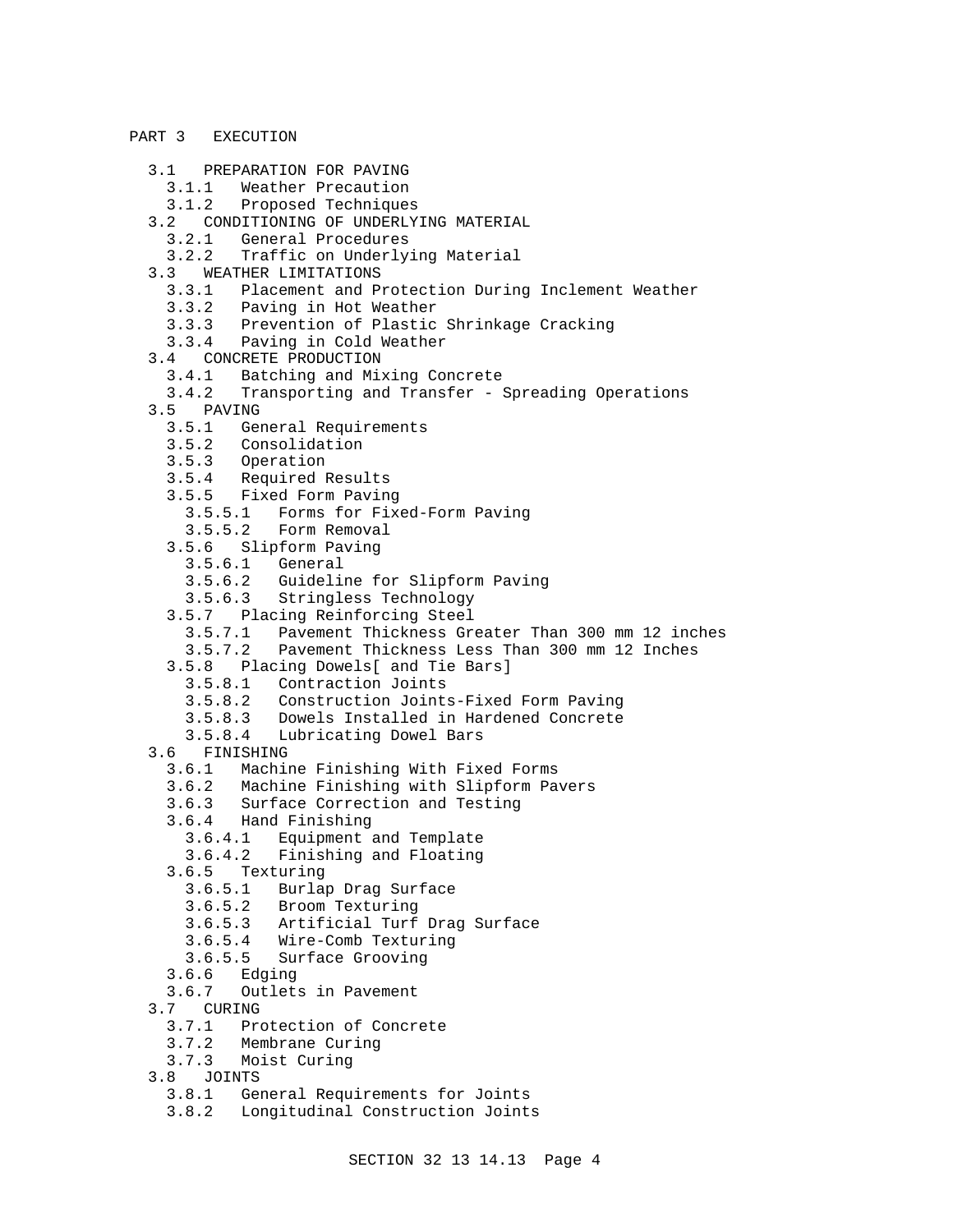PART 3 EXECUTION

- 3.1 PREPARATION FOR PAVING
  - 3.1.1 Weather Precaution
  - 3.1.2 Proposed Techniques
- 3.2 CONDITIONING OF UNDERLYING MATERIAL
  - 3.2.1 General Procedures
  - 3.2.2 Traffic on Underlying Material
- 3.3 WEATHER LIMITATIONS
  - 3.3.1 Placement and Protection During Inclement Weather
  - 3.3.2 Paving in Hot Weather
  - 3.3.3 Prevention of Plastic Shrinkage Cracking
  - 3.3.4 Paving in Cold Weather
- 3.4 CONCRETE PRODUCTION
  - 3.4.1 Batching and Mixing Concrete
  - 3.4.2 Transporting and Transfer - Spreading Operations
- 3.5 PAVING
  - 3.5.1 General Requirements
  - 3.5.2 Consolidation
  - 3.5.3 Operation
  - 3.5.4 Required Results
  - 3.5.5 Fixed Form Paving
    - 3.5.5.1 Forms for Fixed-Form Paving
    - 3.5.5.2 Form Removal
  - 3.5.6 Slipform Paving
    - 3.5.6.1 General
    - 3.5.6.2 Guideline for Slipform Paving
    - 3.5.6.3 Stringless Technology
  - 3.5.7 Placing Reinforcing Steel
    - 3.5.7.1 Pavement Thickness Greater Than 300 mm 12 inches
    - 3.5.7.2 Pavement Thickness Less Than 300 mm 12 Inches
  - 3.5.8 Placing Dowels[ and Tie Bars]
    - 3.5.8.1 Contraction Joints
    - 3.5.8.2 Construction Joints-Fixed Form Paving
    - 3.5.8.3 Dowels Installed in Hardened Concrete
    - 3.5.8.4 Lubricating Dowel Bars
- 3.6 FINISHING
  - 3.6.1 Machine Finishing With Fixed Forms
  - 3.6.2 Machine Finishing with Slipform Pavers
  - 3.6.3 Surface Correction and Testing
  - 3.6.4 Hand Finishing
    - 3.6.4.1 Equipment and Template
    - 3.6.4.2 Finishing and Floating
  - 3.6.5 Texturing
    - 3.6.5.1 Burlap Drag Surface
    - 3.6.5.2 Broom Texturing
    - 3.6.5.3 Artificial Turf Drag Surface
    - 3.6.5.4 Wire-Comb Texturing
    - 3.6.5.5 Surface Grooving
  - 3.6.6 Edging
  - 3.6.7 Outlets in Pavement
- 3.7 CURING
  - 3.7.1 Protection of Concrete
  - 3.7.2 Membrane Curing
  - 3.7.3 Moist Curing
- 3.8 JOINTS
  - 3.8.1 General Requirements for Joints
  - 3.8.2 Longitudinal Construction Joints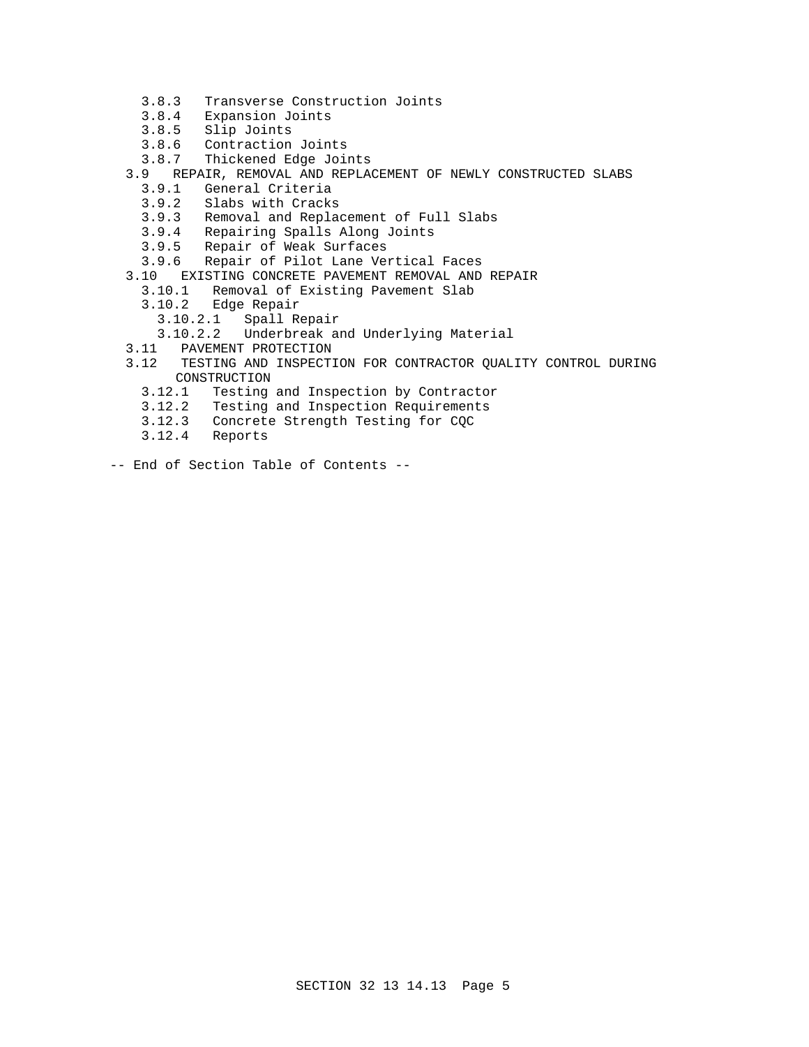- 3.8.3 Transverse Construction Joints
- 3.8.4 Expansion Joints
- 3.8.5 Slip Joints
- 3.8.6 Contraction Joints
- 3.8.7 Thickened Edge Joints

3.9 REPAIR, REMOVAL AND REPLACEMENT OF NEWLY CONSTRUCTED SLABS

- 3.9.1 General Criteria
- 3.9.2 Slabs with Cracks
- 3.9.3 Removal and Replacement of Full Slabs
- 3.9.4 Repairing Spalls Along Joints
- 3.9.5 Repair of Weak Surfaces
- 3.9.6 Repair of Pilot Lane Vertical Faces

3.10 EXISTING CONCRETE PAVEMENT REMOVAL AND REPAIR

- 3.10.1 Removal of Existing Pavement Slab
- 3.10.2 Edge Repair
  - 3.10.2.1 Spall Repair
  - 3.10.2.2 Underbreak and Underlying Material

3.11 PAVEMENT PROTECTION

3.12 TESTING AND INSPECTION FOR CONTRACTOR QUALITY CONTROL DURING CONSTRUCTION

- 3.12.1 Testing and Inspection by Contractor
- 3.12.2 Testing and Inspection Requirements
- 3.12.3 Concrete Strength Testing for CQC
- 3.12.4 Reports

-- End of Section Table of Contents --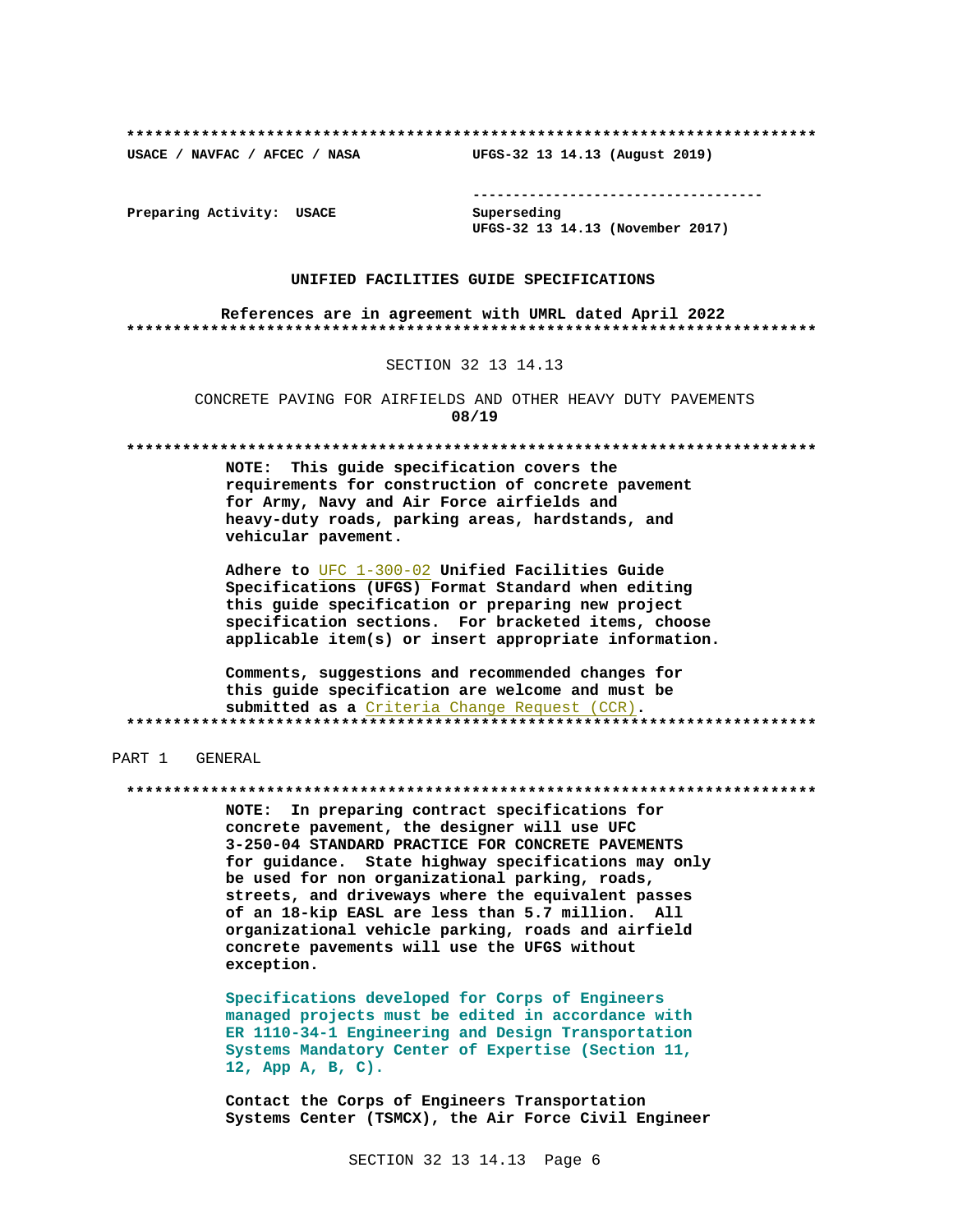**************************************************************************

**USACE / NAVFAC / AFCEC / NASA　　　　　UFGS-32 13 14.13 (August 2019)**

-----------------------------------

**Preparing Activity: USACE　　　　　　Superseding**
**UFGS-32 13 14.13 (November 2017)**

**UNIFIED FACILITIES GUIDE SPECIFICATIONS**

**References are in agreement with UMRL dated April 2022**

**************************************************************************

SECTION 32 13 14.13

CONCRETE PAVING FOR AIRFIELDS AND OTHER HEAVY DUTY PAVEMENTS
**08/19**

**************************************************************************

**NOTE: This guide specification covers the requirements for construction of concrete pavement for Army, Navy and Air Force airfields and heavy-duty roads, parking areas, hardstands, and vehicular pavement.**

**Adhere to UFC 1-300-02 Unified Facilities Guide Specifications (UFGS) Format Standard when editing this guide specification or preparing new project specification sections. For bracketed items, choose applicable item(s) or insert appropriate information.**

**Comments, suggestions and recommended changes for this guide specification are welcome and must be submitted as a Criteria Change Request (CCR).**

**************************************************************************

## PART 1 GENERAL

**************************************************************************

**NOTE: In preparing contract specifications for concrete pavement, the designer will use UFC 3-250-04 STANDARD PRACTICE FOR CONCRETE PAVEMENTS for guidance. State highway specifications may only be used for non organizational parking, roads, streets, and driveways where the equivalent passes of an 18-kip EASL are less than 5.7 million. All organizational vehicle parking, roads and airfield concrete pavements will use the UFGS without exception.**

**Specifications developed for Corps of Engineers managed projects must be edited in accordance with ER 1110-34-1 Engineering and Design Transportation Systems Mandatory Center of Expertise (Section 11, 12, App A, B, C).**

**Contact the Corps of Engineers Transportation Systems Center (TSMCX), the Air Force Civil Engineer**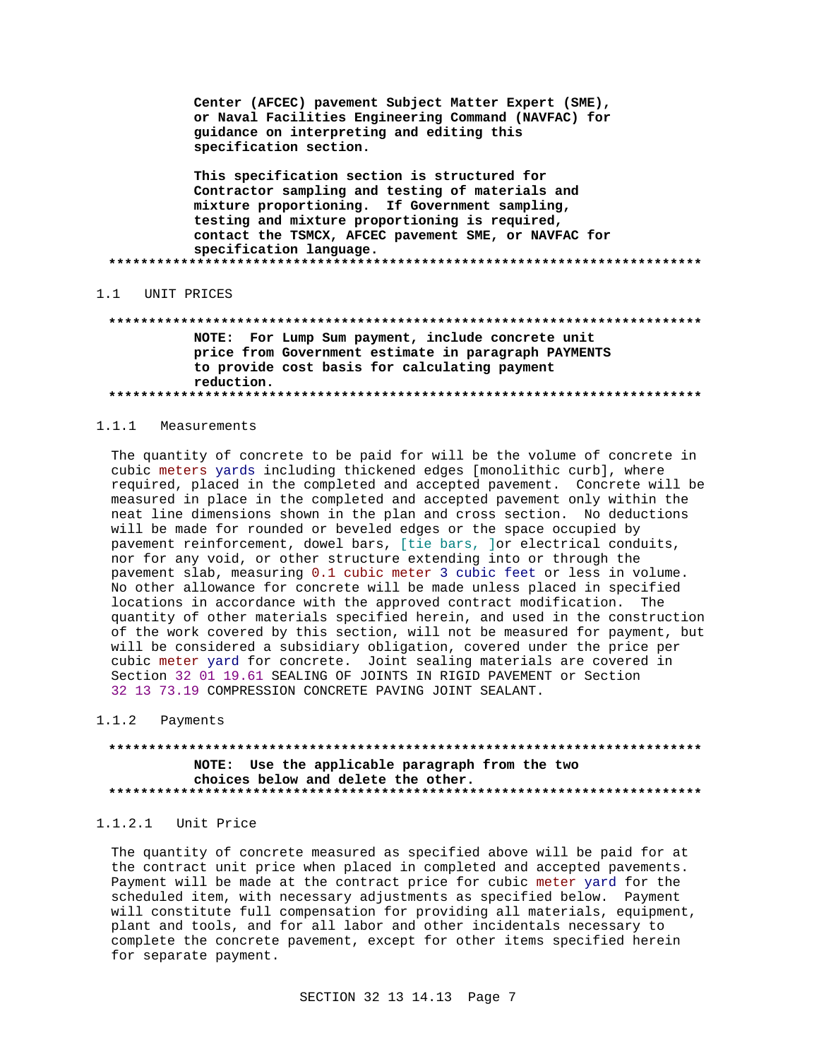Center (AFCEC) pavement Subject Matter Expert (SME), or Naval Facilities Engineering Command (NAVFAC) for guidance on interpreting and editing this specification section.

This specification section is structured for Contractor sampling and testing of materials and mixture proportioning. If Government sampling, testing and mixture proportioning is required, contact the TSMCX, AFCEC pavement SME, or NAVFAC for specification language.
**************************************************************************

## 1.1 UNIT PRICES

**************************************************************************
NOTE: For Lump Sum payment, include concrete unit price from Government estimate in paragraph PAYMENTS to provide cost basis for calculating payment reduction.
**************************************************************************

### 1.1.1 Measurements

The quantity of concrete to be paid for will be the volume of concrete in cubic meters yards including thickened edges [monolithic curb], where required, placed in the completed and accepted pavement. Concrete will be measured in place in the completed and accepted pavement only within the neat line dimensions shown in the plan and cross section. No deductions will be made for rounded or beveled edges or the space occupied by pavement reinforcement, dowel bars, [tie bars, ]or electrical conduits, nor for any void, or other structure extending into or through the pavement slab, measuring 0.1 cubic meter 3 cubic feet or less in volume. No other allowance for concrete will be made unless placed in specified locations in accordance with the approved contract modification. The quantity of other materials specified herein, and used in the construction of the work covered by this section, will not be measured for payment, but will be considered a subsidiary obligation, covered under the price per cubic meter yard for concrete. Joint sealing materials are covered in Section 32 01 19.61 SEALING OF JOINTS IN RIGID PAVEMENT or Section 32 13 73.19 COMPRESSION CONCRETE PAVING JOINT SEALANT.

### 1.1.2 Payments

**************************************************************************
NOTE: Use the applicable paragraph from the two choices below and delete the other.
**************************************************************************

#### 1.1.2.1 Unit Price

The quantity of concrete measured as specified above will be paid for at the contract unit price when placed in completed and accepted pavements. Payment will be made at the contract price for cubic meter yard for the scheduled item, with necessary adjustments as specified below. Payment will constitute full compensation for providing all materials, equipment, plant and tools, and for all labor and other incidentals necessary to complete the concrete pavement, except for other items specified herein for separate payment.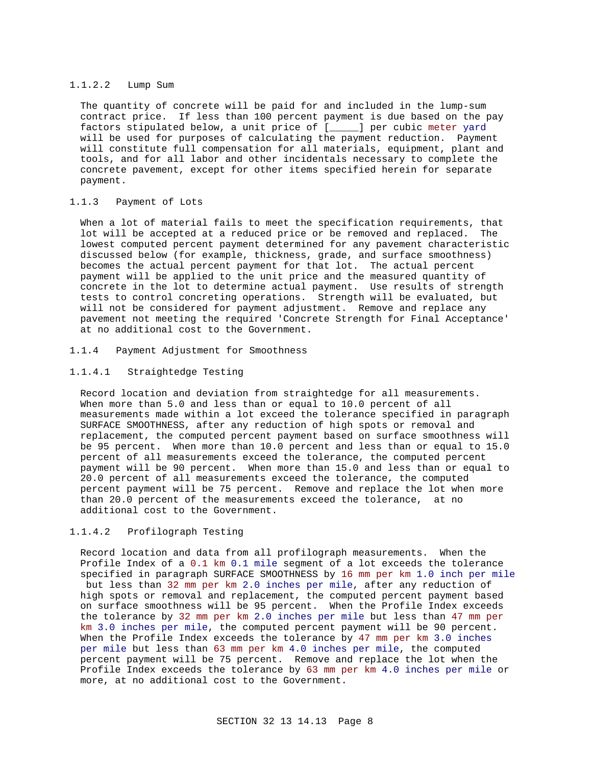#### 1.1.2.2 Lump Sum

The quantity of concrete will be paid for and included in the lump-sum contract price. If less than 100 percent payment is due based on the pay factors stipulated below, a unit price of [_____] per cubic meter yard will be used for purposes of calculating the payment reduction. Payment will constitute full compensation for all materials, equipment, plant and tools, and for all labor and other incidentals necessary to complete the concrete pavement, except for other items specified herein for separate payment.

### 1.1.3 Payment of Lots

When a lot of material fails to meet the specification requirements, that lot will be accepted at a reduced price or be removed and replaced. The lowest computed percent payment determined for any pavement characteristic discussed below (for example, thickness, grade, and surface smoothness) becomes the actual percent payment for that lot. The actual percent payment will be applied to the unit price and the measured quantity of concrete in the lot to determine actual payment. Use results of strength tests to control concreting operations. Strength will be evaluated, but will not be considered for payment adjustment. Remove and replace any pavement not meeting the required 'Concrete Strength for Final Acceptance' at no additional cost to the Government.

### 1.1.4 Payment Adjustment for Smoothness

#### 1.1.4.1 Straightedge Testing

Record location and deviation from straightedge for all measurements. When more than 5.0 and less than or equal to 10.0 percent of all measurements made within a lot exceed the tolerance specified in paragraph SURFACE SMOOTHNESS, after any reduction of high spots or removal and replacement, the computed percent payment based on surface smoothness will be 95 percent. When more than 10.0 percent and less than or equal to 15.0 percent of all measurements exceed the tolerance, the computed percent payment will be 90 percent. When more than 15.0 and less than or equal to 20.0 percent of all measurements exceed the tolerance, the computed percent payment will be 75 percent. Remove and replace the lot when more than 20.0 percent of the measurements exceed the tolerance, at no additional cost to the Government.

#### 1.1.4.2 Profilograph Testing

Record location and data from all profilograph measurements. When the Profile Index of a 0.1 km 0.1 mile segment of a lot exceeds the tolerance specified in paragraph SURFACE SMOOTHNESS by 16 mm per km 1.0 inch per mile but less than 32 mm per km 2.0 inches per mile, after any reduction of high spots or removal and replacement, the computed percent payment based on surface smoothness will be 95 percent. When the Profile Index exceeds the tolerance by 32 mm per km 2.0 inches per mile but less than 47 mm per km 3.0 inches per mile, the computed percent payment will be 90 percent. When the Profile Index exceeds the tolerance by 47 mm per km 3.0 inches per mile but less than 63 mm per km 4.0 inches per mile, the computed percent payment will be 75 percent. Remove and replace the lot when the Profile Index exceeds the tolerance by 63 mm per km 4.0 inches per mile or more, at no additional cost to the Government.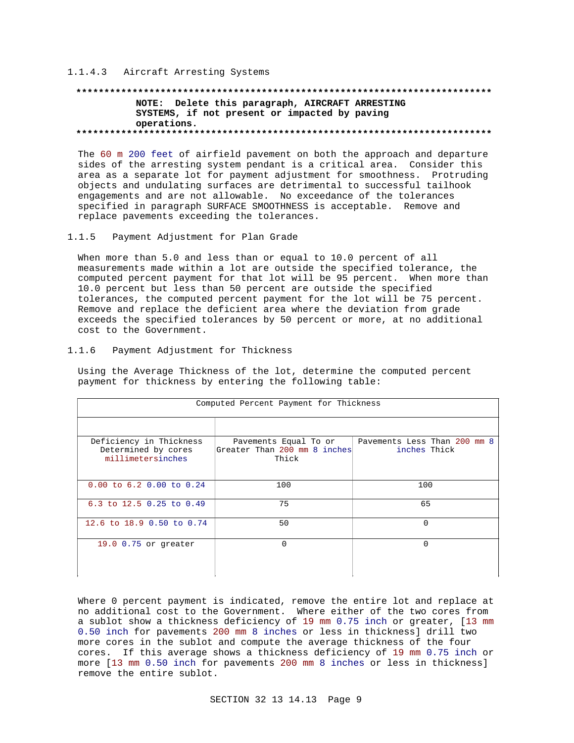#### 1.1.4.3 Aircraft Arresting Systems

**************************************************************************

**NOTE: Delete this paragraph, AIRCRAFT ARRESTING SYSTEMS, if not present or impacted by paving operations.**

**************************************************************************

The 60 m 200 feet of airfield pavement on both the approach and departure sides of the arresting system pendant is a critical area. Consider this area as a separate lot for payment adjustment for smoothness. Protruding objects and undulating surfaces are detrimental to successful tailhook engagements and are not allowable. No exceedance of the tolerances specified in paragraph SURFACE SMOOTHNESS is acceptable. Remove and replace pavements exceeding the tolerances.

### 1.1.5 Payment Adjustment for Plan Grade

When more than 5.0 and less than or equal to 10.0 percent of all measurements made within a lot are outside the specified tolerance, the computed percent payment for that lot will be 95 percent. When more than 10.0 percent but less than 50 percent are outside the specified tolerances, the computed percent payment for the lot will be 75 percent. Remove and replace the deficient area where the deviation from grade exceeds the specified tolerances by 50 percent or more, at no additional cost to the Government.

### 1.1.6 Payment Adjustment for Thickness

Using the Average Thickness of the lot, determine the computed percent payment for thickness by entering the following table:

| Computed Percent Payment for Thickness | | |
|---|---|---|
| Deficiency in Thickness Determined by cores millimetersinches | Pavements Equal To or Greater Than 200 mm 8 inches Thick | Pavements Less Than 200 mm 8 inches Thick |
| 0.00 to 6.2 0.00 to 0.24 | 100 | 100 |
| 6.3 to 12.5 0.25 to 0.49 | 75 | 65 |
| 12.6 to 18.9 0.50 to 0.74 | 50 | 0 |
| 19.0 0.75 or greater | 0 | 0 |

Where 0 percent payment is indicated, remove the entire lot and replace at no additional cost to the Government. Where either of the two cores from a sublot show a thickness deficiency of 19 mm 0.75 inch or greater, [13 mm 0.50 inch for pavements 200 mm 8 inches or less in thickness] drill two more cores in the sublot and compute the average thickness of the four cores. If this average shows a thickness deficiency of 19 mm 0.75 inch or more [13 mm 0.50 inch for pavements 200 mm 8 inches or less in thickness] remove the entire sublot.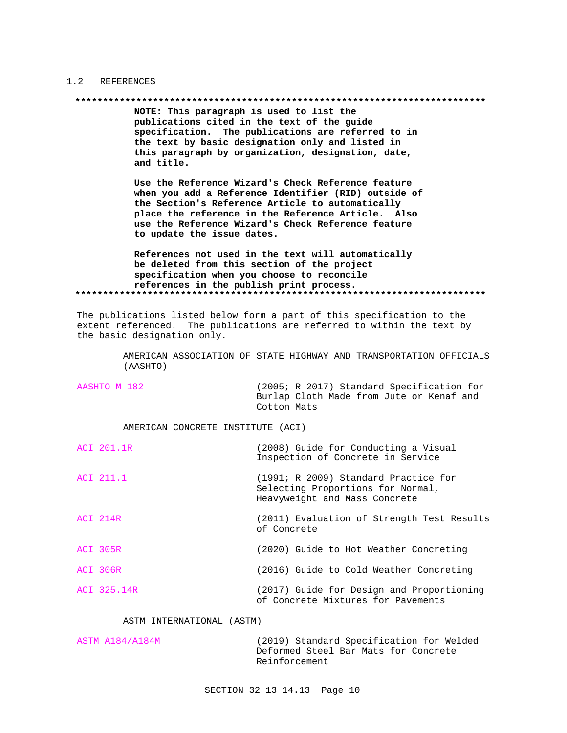## 1.2 REFERENCES

**NOTE: This paragraph is used to list the publications cited in the text of the guide specification. The publications are referred to in the text by basic designation only and listed in this paragraph by organization, designation, date, and title.**

**Use the Reference Wizard's Check Reference feature when you add a Reference Identifier (RID) outside of the Section's Reference Article to automatically place the reference in the Reference Article. Also use the Reference Wizard's Check Reference feature to update the issue dates.**

**References not used in the text will automatically be deleted from this section of the project specification when you choose to reconcile references in the publish print process.**

The publications listed below form a part of this specification to the extent referenced. The publications are referred to within the text by the basic designation only.

AMERICAN ASSOCIATION OF STATE HIGHWAY AND TRANSPORTATION OFFICIALS (AASHTO)

| | |
|---|---|
| AASHTO M 182 | (2005; R 2017) Standard Specification for Burlap Cloth Made from Jute or Kenaf and Cotton Mats |

AMERICAN CONCRETE INSTITUTE (ACI)

| | |
|---|---|
| ACI 201.1R | (2008) Guide for Conducting a Visual Inspection of Concrete in Service |
| ACI 211.1 | (1991; R 2009) Standard Practice for Selecting Proportions for Normal, Heavyweight and Mass Concrete |
| ACI 214R | (2011) Evaluation of Strength Test Results of Concrete |
| ACI 305R | (2020) Guide to Hot Weather Concreting |
| ACI 306R | (2016) Guide to Cold Weather Concreting |
| ACI 325.14R | (2017) Guide for Design and Proportioning of Concrete Mixtures for Pavements |

ASTM INTERNATIONAL (ASTM)

| | |
|---|---|
| ASTM A184/A184M | (2019) Standard Specification for Welded Deformed Steel Bar Mats for Concrete Reinforcement |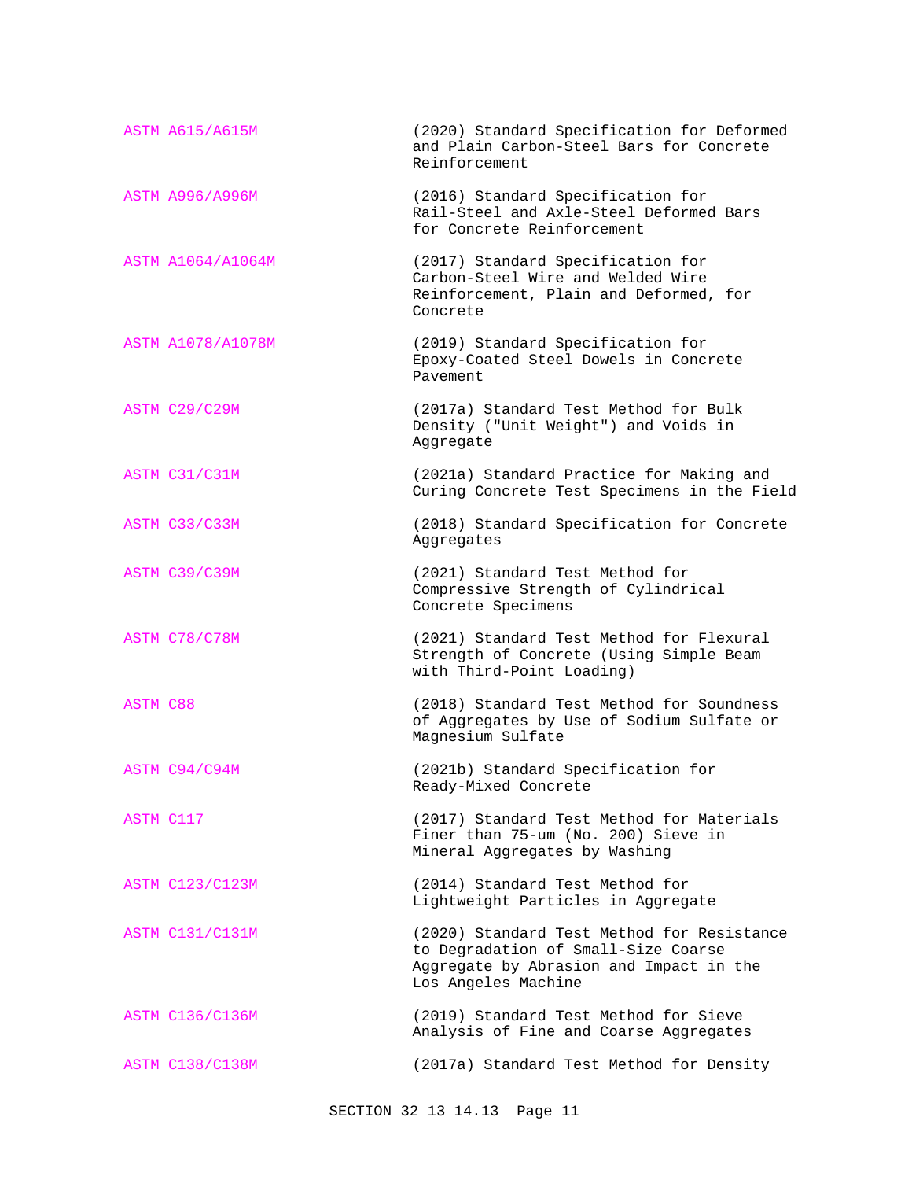| | |
|---|---|
| ASTM A615/A615M | (2020) Standard Specification for Deformed and Plain Carbon-Steel Bars for Concrete Reinforcement |
| ASTM A996/A996M | (2016) Standard Specification for Rail-Steel and Axle-Steel Deformed Bars for Concrete Reinforcement |
| ASTM A1064/A1064M | (2017) Standard Specification for Carbon-Steel Wire and Welded Wire Reinforcement, Plain and Deformed, for Concrete |
| ASTM A1078/A1078M | (2019) Standard Specification for Epoxy-Coated Steel Dowels in Concrete Pavement |
| ASTM C29/C29M | (2017a) Standard Test Method for Bulk Density ("Unit Weight") and Voids in Aggregate |
| ASTM C31/C31M | (2021a) Standard Practice for Making and Curing Concrete Test Specimens in the Field |
| ASTM C33/C33M | (2018) Standard Specification for Concrete Aggregates |
| ASTM C39/C39M | (2021) Standard Test Method for Compressive Strength of Cylindrical Concrete Specimens |
| ASTM C78/C78M | (2021) Standard Test Method for Flexural Strength of Concrete (Using Simple Beam with Third-Point Loading) |
| ASTM C88 | (2018) Standard Test Method for Soundness of Aggregates by Use of Sodium Sulfate or Magnesium Sulfate |
| ASTM C94/C94M | (2021b) Standard Specification for Ready-Mixed Concrete |
| ASTM C117 | (2017) Standard Test Method for Materials Finer than 75-um (No. 200) Sieve in Mineral Aggregates by Washing |
| ASTM C123/C123M | (2014) Standard Test Method for Lightweight Particles in Aggregate |
| ASTM C131/C131M | (2020) Standard Test Method for Resistance to Degradation of Small-Size Coarse Aggregate by Abrasion and Impact in the Los Angeles Machine |
| ASTM C136/C136M | (2019) Standard Test Method for Sieve Analysis of Fine and Coarse Aggregates |
| ASTM C138/C138M | (2017a) Standard Test Method for Density |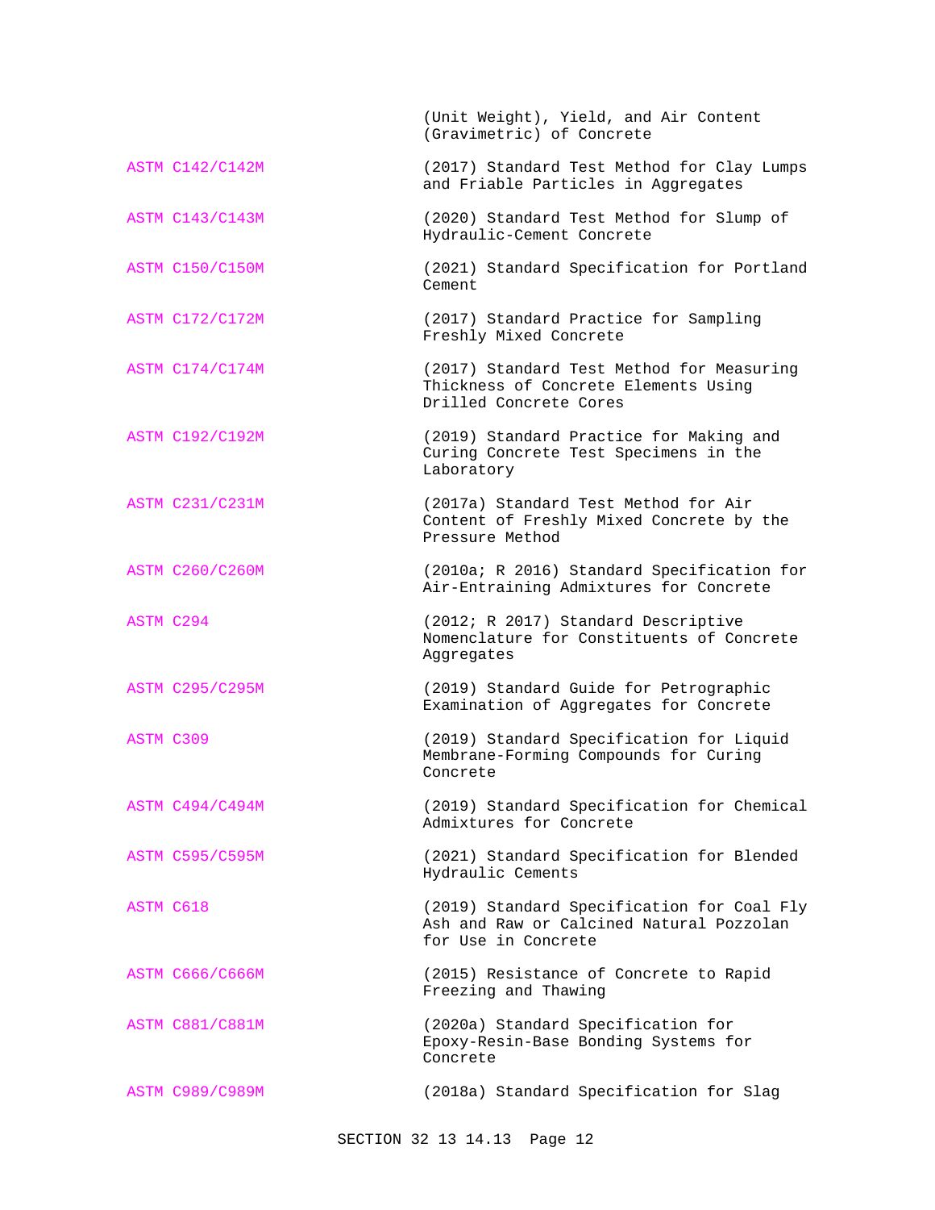| | |
|---|---|
| | (Unit Weight), Yield, and Air Content (Gravimetric) of Concrete |
| ASTM C142/C142M | (2017) Standard Test Method for Clay Lumps and Friable Particles in Aggregates |
| ASTM C143/C143M | (2020) Standard Test Method for Slump of Hydraulic-Cement Concrete |
| ASTM C150/C150M | (2021) Standard Specification for Portland Cement |
| ASTM C172/C172M | (2017) Standard Practice for Sampling Freshly Mixed Concrete |
| ASTM C174/C174M | (2017) Standard Test Method for Measuring Thickness of Concrete Elements Using Drilled Concrete Cores |
| ASTM C192/C192M | (2019) Standard Practice for Making and Curing Concrete Test Specimens in the Laboratory |
| ASTM C231/C231M | (2017a) Standard Test Method for Air Content of Freshly Mixed Concrete by the Pressure Method |
| ASTM C260/C260M | (2010a; R 2016) Standard Specification for Air-Entraining Admixtures for Concrete |
| ASTM C294 | (2012; R 2017) Standard Descriptive Nomenclature for Constituents of Concrete Aggregates |
| ASTM C295/C295M | (2019) Standard Guide for Petrographic Examination of Aggregates for Concrete |
| ASTM C309 | (2019) Standard Specification for Liquid Membrane-Forming Compounds for Curing Concrete |
| ASTM C494/C494M | (2019) Standard Specification for Chemical Admixtures for Concrete |
| ASTM C595/C595M | (2021) Standard Specification for Blended Hydraulic Cements |
| ASTM C618 | (2019) Standard Specification for Coal Fly Ash and Raw or Calcined Natural Pozzolan for Use in Concrete |
| ASTM C666/C666M | (2015) Resistance of Concrete to Rapid Freezing and Thawing |
| ASTM C881/C881M | (2020a) Standard Specification for Epoxy-Resin-Base Bonding Systems for Concrete |
| ASTM C989/C989M | (2018a) Standard Specification for Slag |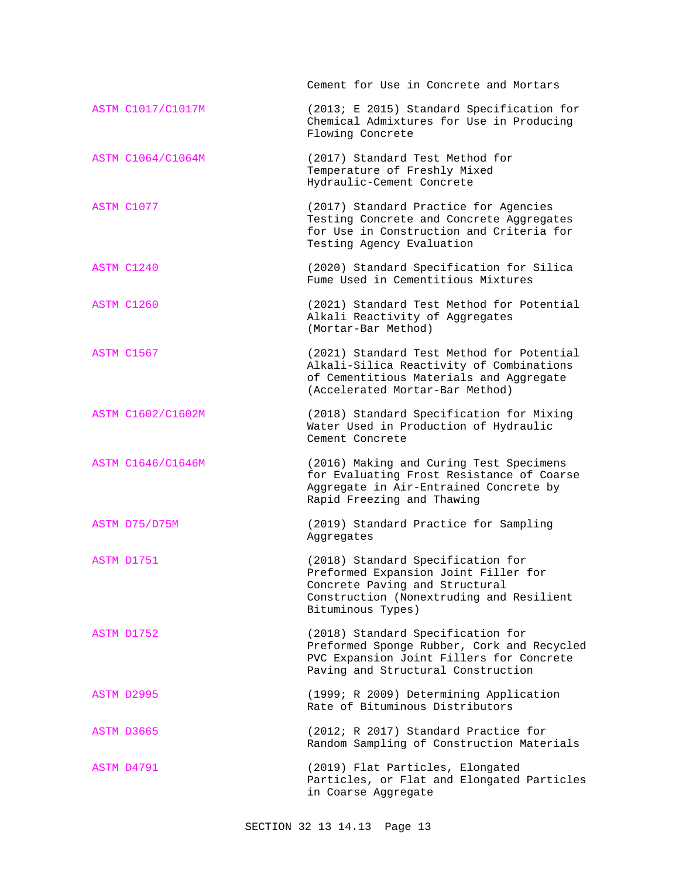Cement for Use in Concrete and Mortars

ASTM C1017/C1017M (2013; E 2015) Standard Specification for Chemical Admixtures for Use in Producing Flowing Concrete

ASTM C1064/C1064M (2017) Standard Test Method for Temperature of Freshly Mixed Hydraulic-Cement Concrete

ASTM C1077 (2017) Standard Practice for Agencies Testing Concrete and Concrete Aggregates for Use in Construction and Criteria for Testing Agency Evaluation

ASTM C1240 (2020) Standard Specification for Silica Fume Used in Cementitious Mixtures

ASTM C1260 (2021) Standard Test Method for Potential Alkali Reactivity of Aggregates (Mortar-Bar Method)

ASTM C1567 (2021) Standard Test Method for Potential Alkali-Silica Reactivity of Combinations of Cementitious Materials and Aggregate (Accelerated Mortar-Bar Method)

ASTM C1602/C1602M (2018) Standard Specification for Mixing Water Used in Production of Hydraulic Cement Concrete

ASTM C1646/C1646M (2016) Making and Curing Test Specimens for Evaluating Frost Resistance of Coarse Aggregate in Air-Entrained Concrete by Rapid Freezing and Thawing

ASTM D75/D75M (2019) Standard Practice for Sampling Aggregates

ASTM D1751 (2018) Standard Specification for Preformed Expansion Joint Filler for Concrete Paving and Structural Construction (Nonextruding and Resilient Bituminous Types)

ASTM D1752 (2018) Standard Specification for Preformed Sponge Rubber, Cork and Recycled PVC Expansion Joint Fillers for Concrete Paving and Structural Construction

ASTM D2995 (1999; R 2009) Determining Application Rate of Bituminous Distributors

ASTM D3665 (2012; R 2017) Standard Practice for Random Sampling of Construction Materials

ASTM D4791 (2019) Flat Particles, Elongated Particles, or Flat and Elongated Particles in Coarse Aggregate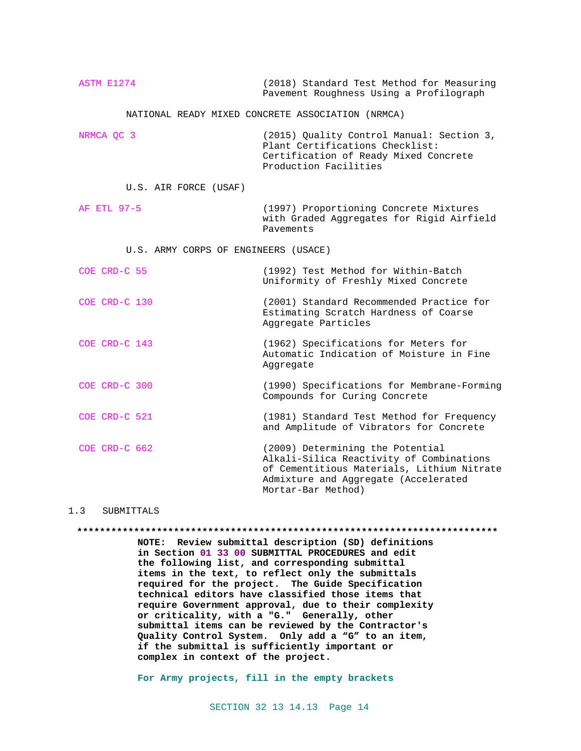| | |
|---|---|
| ASTM E1274 | (2018) Standard Test Method for Measuring Pavement Roughness Using a Profilograph |

NATIONAL READY MIXED CONCRETE ASSOCIATION (NRMCA)

| | |
|---|---|
| NRMCA QC 3 | (2015) Quality Control Manual: Section 3, Plant Certifications Checklist: Certification of Ready Mixed Concrete Production Facilities |

U.S. AIR FORCE (USAF)

| | |
|---|---|
| AF ETL 97-5 | (1997) Proportioning Concrete Mixtures with Graded Aggregates for Rigid Airfield Pavements |

U.S. ARMY CORPS OF ENGINEERS (USACE)

| | |
|---|---|
| COE CRD-C 55 | (1992) Test Method for Within-Batch Uniformity of Freshly Mixed Concrete |
| COE CRD-C 130 | (2001) Standard Recommended Practice for Estimating Scratch Hardness of Coarse Aggregate Particles |
| COE CRD-C 143 | (1962) Specifications for Meters for Automatic Indication of Moisture in Fine Aggregate |
| COE CRD-C 300 | (1990) Specifications for Membrane-Forming Compounds for Curing Concrete |
| COE CRD-C 521 | (1981) Standard Test Method for Frequency and Amplitude of Vibrators for Concrete |
| COE CRD-C 662 | (2009) Determining the Potential Alkali-Silica Reactivity of Combinations of Cementitious Materials, Lithium Nitrate Admixture and Aggregate (Accelerated Mortar-Bar Method) |

## 1.3 SUBMITTALS

**************************************************************************

**NOTE: Review submittal description (SD) definitions in Section 01 33 00 SUBMITTAL PROCEDURES and edit the following list, and corresponding submittal items in the text, to reflect only the submittals required for the project. The Guide Specification technical editors have classified those items that require Government approval, due to their complexity or criticality, with a "G." Generally, other submittal items can be reviewed by the Contractor's Quality Control System. Only add a "G" to an item, if the submittal is sufficiently important or complex in context of the project.**

**For Army projects, fill in the empty brackets**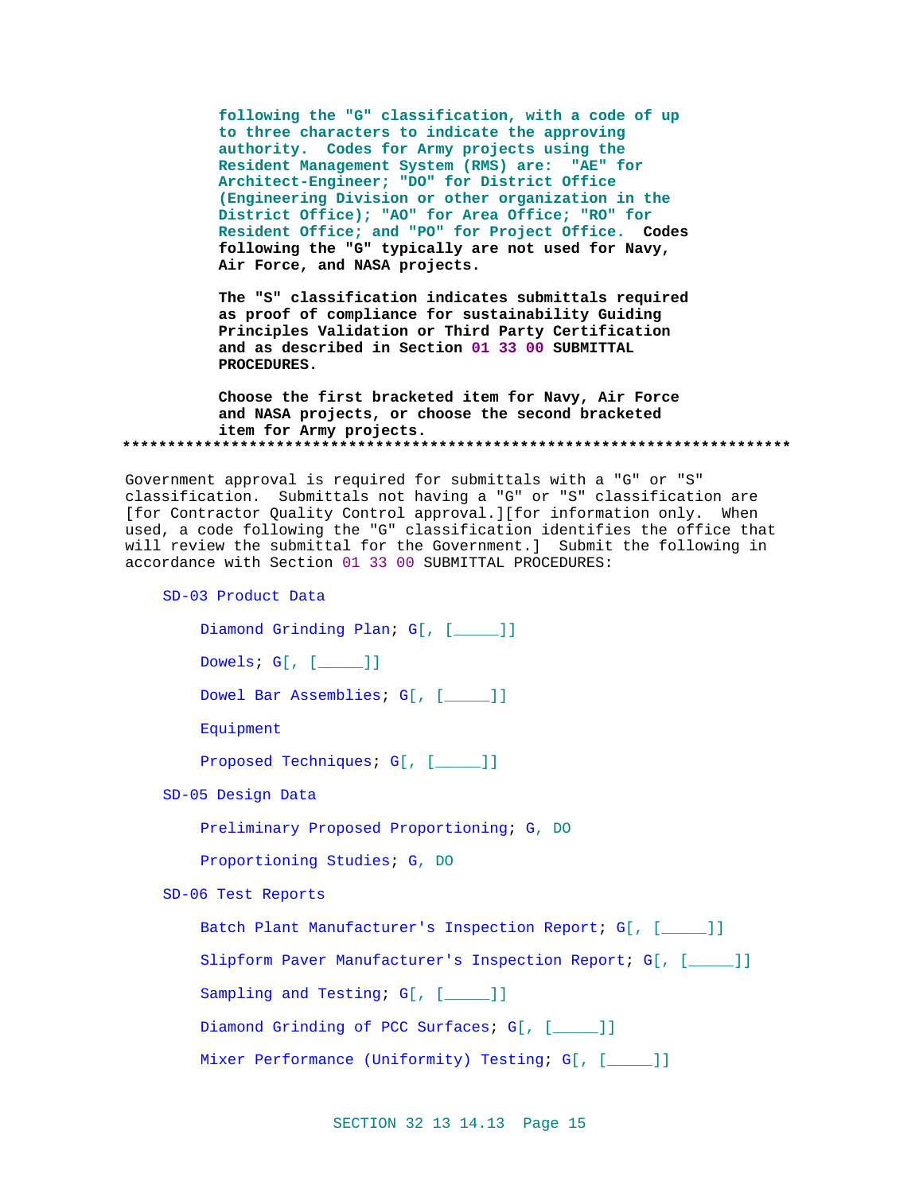following the "G" classification, with a code of up to three characters to indicate the approving authority. Codes for Army projects using the Resident Management System (RMS) are: "AE" for Architect-Engineer; "DO" for District Office (Engineering Division or other organization in the District Office); "AO" for Area Office; "RO" for Resident Office; and "PO" for Project Office. **Codes following the "G" typically are not used for Navy, Air Force, and NASA projects.**

**The "S" classification indicates submittals required as proof of compliance for sustainability Guiding Principles Validation or Third Party Certification and as described in Section 01 33 00 SUBMITTAL PROCEDURES.**

**Choose the first bracketed item for Navy, Air Force and NASA projects, or choose the second bracketed item for Army projects.**

**************************************************************************

Government approval is required for submittals with a "G" or "S" classification. Submittals not having a "G" or "S" classification are [for Contractor Quality Control approval.][for information only. When used, a code following the "G" classification identifies the office that will review the submittal for the Government.] Submit the following in accordance with Section 01 33 00 SUBMITTAL PROCEDURES:

SD-03 Product Data

Diamond Grinding Plan; G[, [_____]]

Dowels; G[, [_____]]

Dowel Bar Assemblies; G[, [_____]]

Equipment

Proposed Techniques; G[, [_____]]

SD-05 Design Data

Preliminary Proposed Proportioning; G, DO

Proportioning Studies; G, DO

SD-06 Test Reports

Batch Plant Manufacturer's Inspection Report; G[, [_____]]

Slipform Paver Manufacturer's Inspection Report; G[, [_____]]

Sampling and Testing; G[, [_____]]

Diamond Grinding of PCC Surfaces; G[, [_____]]

Mixer Performance (Uniformity) Testing; G[, [_____]]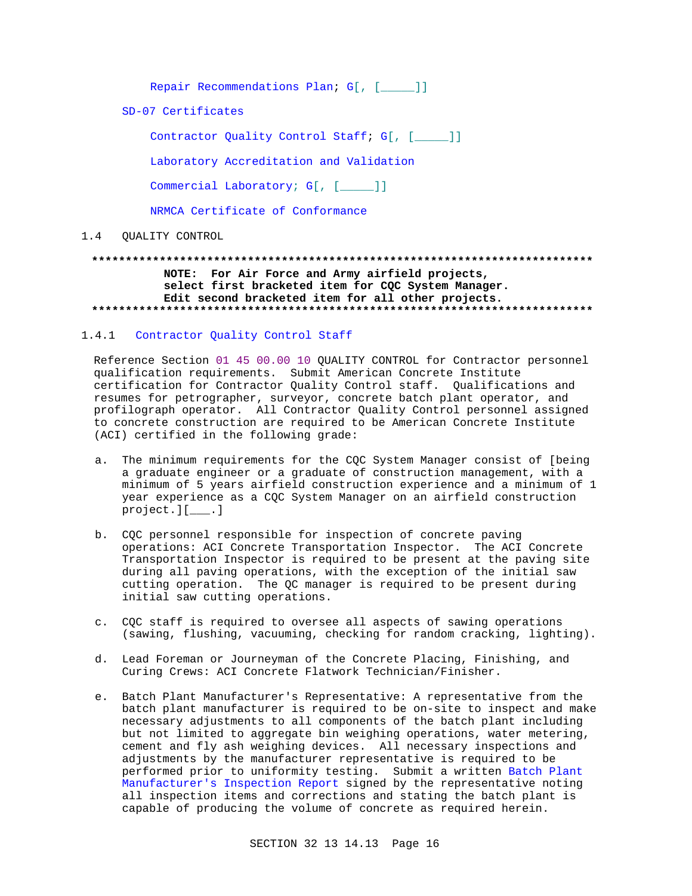Repair Recommendations Plan; G[, [_____]]

SD-07 Certificates

Contractor Quality Control Staff; G[, [_____]]

Laboratory Accreditation and Validation

Commercial Laboratory; G[, [_____]]

NRMCA Certificate of Conformance

## 1.4 QUALITY CONTROL

**************************************************************************
**NOTE: For Air Force and Army airfield projects, select first bracketed item for CQC System Manager. Edit second bracketed item for all other projects.**
**************************************************************************

### 1.4.1 Contractor Quality Control Staff

Reference Section 01 45 00.00 10 QUALITY CONTROL for Contractor personnel qualification requirements. Submit American Concrete Institute certification for Contractor Quality Control staff. Qualifications and resumes for petrographer, surveyor, concrete batch plant operator, and profilograph operator. All Contractor Quality Control personnel assigned to concrete construction are required to be American Concrete Institute (ACI) certified in the following grade:

a. The minimum requirements for the CQC System Manager consist of [being a graduate engineer or a graduate of construction management, with a minimum of 5 years airfield construction experience and a minimum of 1 year experience as a CQC System Manager on an airfield construction project.][___.]

b. CQC personnel responsible for inspection of concrete paving operations: ACI Concrete Transportation Inspector. The ACI Concrete Transportation Inspector is required to be present at the paving site during all paving operations, with the exception of the initial saw cutting operation. The QC manager is required to be present during initial saw cutting operations.

c. CQC staff is required to oversee all aspects of sawing operations (sawing, flushing, vacuuming, checking for random cracking, lighting).

d. Lead Foreman or Journeyman of the Concrete Placing, Finishing, and Curing Crews: ACI Concrete Flatwork Technician/Finisher.

e. Batch Plant Manufacturer's Representative: A representative from the batch plant manufacturer is required to be on-site to inspect and make necessary adjustments to all components of the batch plant including but not limited to aggregate bin weighing operations, water metering, cement and fly ash weighing devices. All necessary inspections and adjustments by the manufacturer representative is required to be performed prior to uniformity testing. Submit a written Batch Plant Manufacturer's Inspection Report signed by the representative noting all inspection items and corrections and stating the batch plant is capable of producing the volume of concrete as required herein.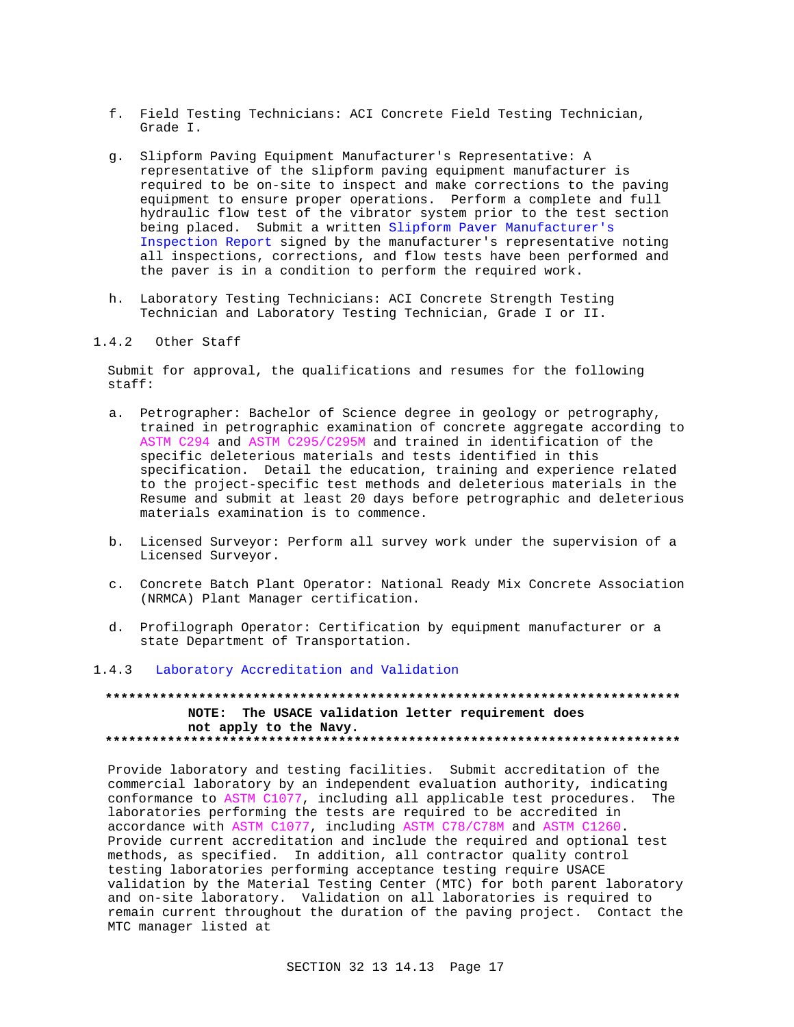f. Field Testing Technicians: ACI Concrete Field Testing Technician, Grade I.

g. Slipform Paving Equipment Manufacturer's Representative: A representative of the slipform paving equipment manufacturer is required to be on-site to inspect and make corrections to the paving equipment to ensure proper operations. Perform a complete and full hydraulic flow test of the vibrator system prior to the test section being placed. Submit a written Slipform Paver Manufacturer's Inspection Report signed by the manufacturer's representative noting all inspections, corrections, and flow tests have been performed and the paver is in a condition to perform the required work.

h. Laboratory Testing Technicians: ACI Concrete Strength Testing Technician and Laboratory Testing Technician, Grade I or II.

### 1.4.2 Other Staff

Submit for approval, the qualifications and resumes for the following staff:

a. Petrographer: Bachelor of Science degree in geology or petrography, trained in petrographic examination of concrete aggregate according to ASTM C294 and ASTM C295/C295M and trained in identification of the specific deleterious materials and tests identified in this specification. Detail the education, training and experience related to the project-specific test methods and deleterious materials in the Resume and submit at least 20 days before petrographic and deleterious materials examination is to commence.

b. Licensed Surveyor: Perform all survey work under the supervision of a Licensed Surveyor.

c. Concrete Batch Plant Operator: National Ready Mix Concrete Association (NRMCA) Plant Manager certification.

d. Profilograph Operator: Certification by equipment manufacturer or a state Department of Transportation.

### 1.4.3 Laboratory Accreditation and Validation

**************************************************************************

**NOTE: The USACE validation letter requirement does not apply to the Navy.**

**************************************************************************

Provide laboratory and testing facilities. Submit accreditation of the commercial laboratory by an independent evaluation authority, indicating conformance to ASTM C1077, including all applicable test procedures. The laboratories performing the tests are required to be accredited in accordance with ASTM C1077, including ASTM C78/C78M and ASTM C1260. Provide current accreditation and include the required and optional test methods, as specified. In addition, all contractor quality control testing laboratories performing acceptance testing require USACE validation by the Material Testing Center (MTC) for both parent laboratory and on-site laboratory. Validation on all laboratories is required to remain current throughout the duration of the paving project. Contact the MTC manager listed at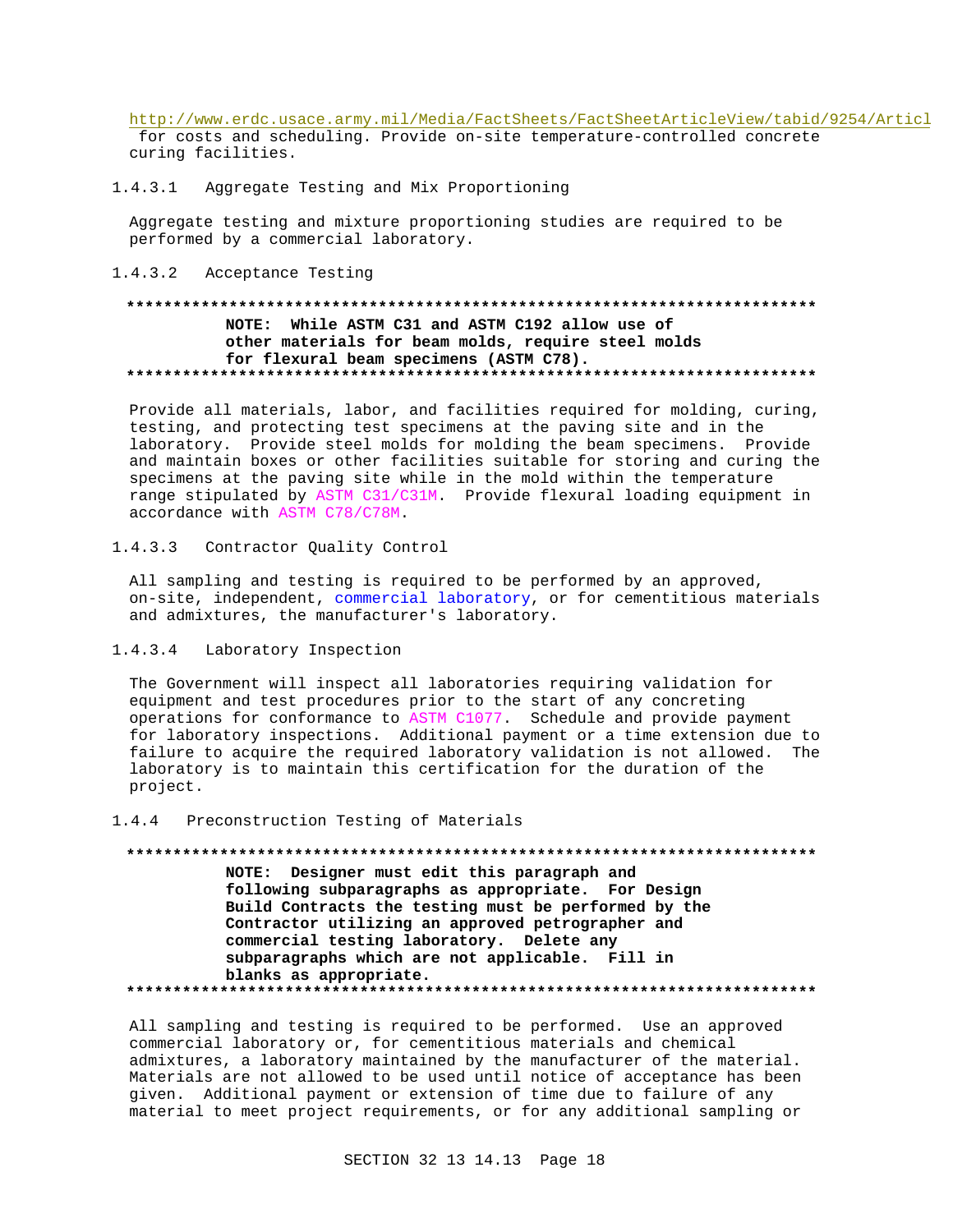http://www.erdc.usace.army.mil/Media/FactSheets/FactSheetArticleView/tabid/9254/Articl for costs and scheduling. Provide on-site temperature-controlled concrete curing facilities.

#### 1.4.3.1 Aggregate Testing and Mix Proportioning

Aggregate testing and mixture proportioning studies are required to be performed by a commercial laboratory.

#### 1.4.3.2 Acceptance Testing

**************************************************************************

**NOTE: While ASTM C31 and ASTM C192 allow use of other materials for beam molds, require steel molds for flexural beam specimens (ASTM C78).**

**************************************************************************

Provide all materials, labor, and facilities required for molding, curing, testing, and protecting test specimens at the paving site and in the laboratory. Provide steel molds for molding the beam specimens. Provide and maintain boxes or other facilities suitable for storing and curing the specimens at the paving site while in the mold within the temperature range stipulated by ASTM C31/C31M. Provide flexural loading equipment in accordance with ASTM C78/C78M.

#### 1.4.3.3 Contractor Quality Control

All sampling and testing is required to be performed by an approved, on-site, independent, commercial laboratory, or for cementitious materials and admixtures, the manufacturer's laboratory.

#### 1.4.3.4 Laboratory Inspection

The Government will inspect all laboratories requiring validation for equipment and test procedures prior to the start of any concreting operations for conformance to ASTM C1077. Schedule and provide payment for laboratory inspections. Additional payment or a time extension due to failure to acquire the required laboratory validation is not allowed. The laboratory is to maintain this certification for the duration of the project.

### 1.4.4 Preconstruction Testing of Materials

**************************************************************************

**NOTE: Designer must edit this paragraph and following subparagraphs as appropriate. For Design Build Contracts the testing must be performed by the Contractor utilizing an approved petrographer and commercial testing laboratory. Delete any subparagraphs which are not applicable. Fill in blanks as appropriate.**

**************************************************************************

All sampling and testing is required to be performed. Use an approved commercial laboratory or, for cementitious materials and chemical admixtures, a laboratory maintained by the manufacturer of the material. Materials are not allowed to be used until notice of acceptance has been given. Additional payment or extension of time due to failure of any material to meet project requirements, or for any additional sampling or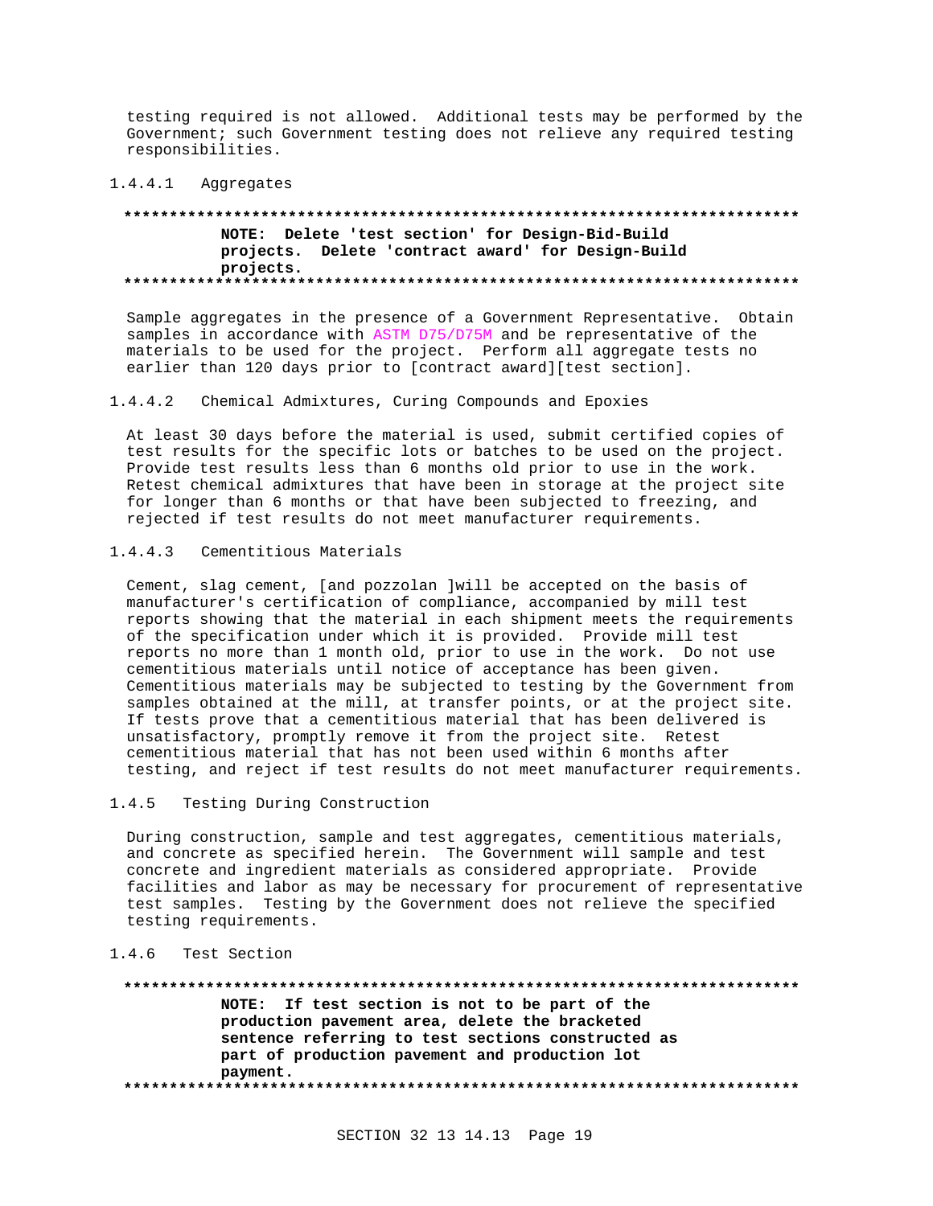testing required is not allowed. Additional tests may be performed by the Government; such Government testing does not relieve any required testing responsibilities.

#### 1.4.4.1 Aggregates

**************************************************************************

**NOTE: Delete 'test section' for Design-Bid-Build projects. Delete 'contract award' for Design-Build projects.**

**************************************************************************

Sample aggregates in the presence of a Government Representative. Obtain samples in accordance with ASTM D75/D75M and be representative of the materials to be used for the project. Perform all aggregate tests no earlier than 120 days prior to [contract award][test section].

#### 1.4.4.2 Chemical Admixtures, Curing Compounds and Epoxies

At least 30 days before the material is used, submit certified copies of test results for the specific lots or batches to be used on the project. Provide test results less than 6 months old prior to use in the work. Retest chemical admixtures that have been in storage at the project site for longer than 6 months or that have been subjected to freezing, and rejected if test results do not meet manufacturer requirements.

#### 1.4.4.3 Cementitious Materials

Cement, slag cement, [and pozzolan ]will be accepted on the basis of manufacturer's certification of compliance, accompanied by mill test reports showing that the material in each shipment meets the requirements of the specification under which it is provided. Provide mill test reports no more than 1 month old, prior to use in the work. Do not use cementitious materials until notice of acceptance has been given. Cementitious materials may be subjected to testing by the Government from samples obtained at the mill, at transfer points, or at the project site. If tests prove that a cementitious material that has been delivered is unsatisfactory, promptly remove it from the project site. Retest cementitious material that has not been used within 6 months after testing, and reject if test results do not meet manufacturer requirements.

### 1.4.5 Testing During Construction

During construction, sample and test aggregates, cementitious materials, and concrete as specified herein. The Government will sample and test concrete and ingredient materials as considered appropriate. Provide facilities and labor as may be necessary for procurement of representative test samples. Testing by the Government does not relieve the specified testing requirements.

### 1.4.6 Test Section

**************************************************************************

**NOTE: If test section is not to be part of the production pavement area, delete the bracketed sentence referring to test sections constructed as part of production pavement and production lot payment.**

**************************************************************************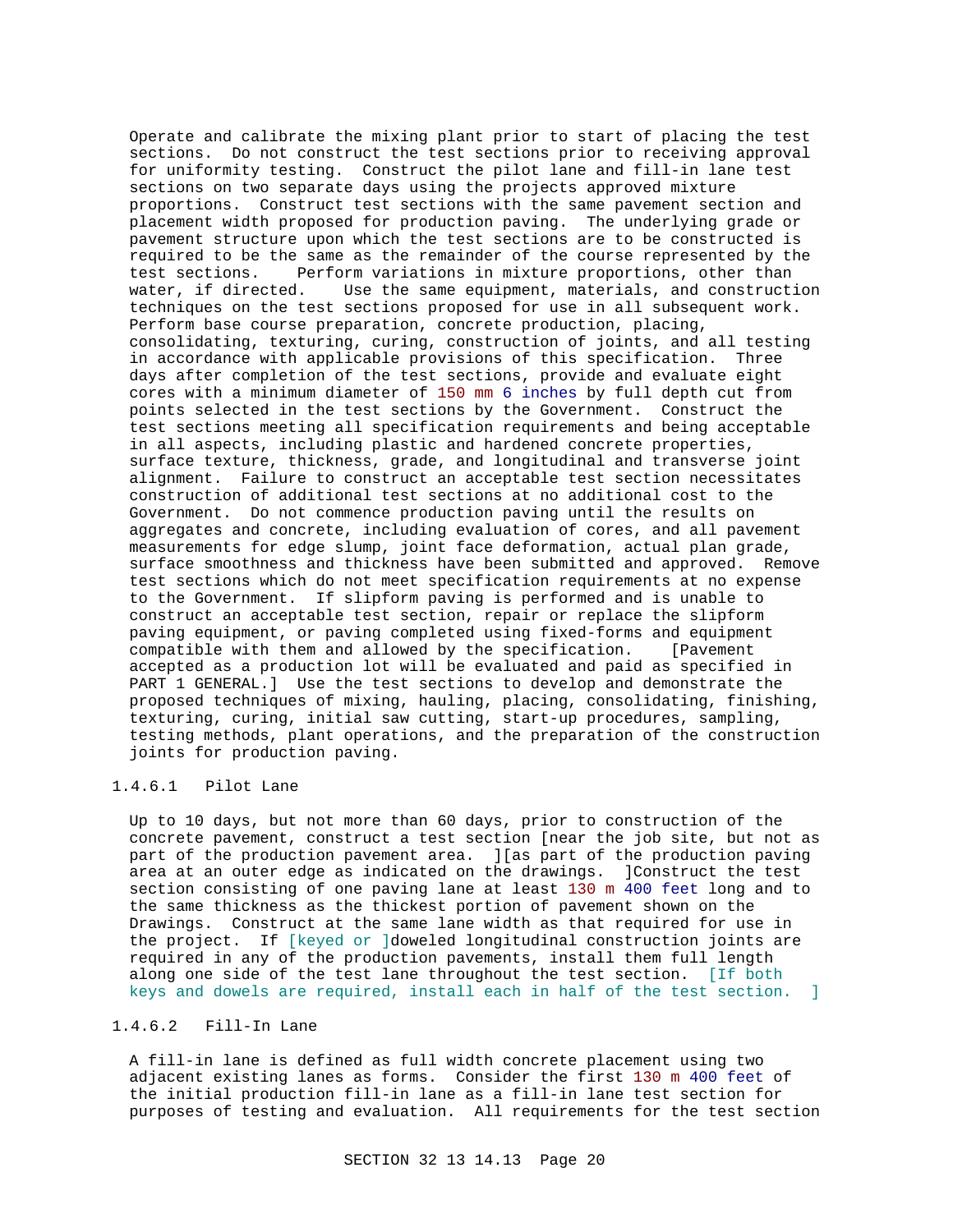Operate and calibrate the mixing plant prior to start of placing the test sections. Do not construct the test sections prior to receiving approval for uniformity testing. Construct the pilot lane and fill-in lane test sections on two separate days using the projects approved mixture proportions. Construct test sections with the same pavement section and placement width proposed for production paving. The underlying grade or pavement structure upon which the test sections are to be constructed is required to be the same as the remainder of the course represented by the test sections. Perform variations in mixture proportions, other than water, if directed. Use the same equipment, materials, and construction techniques on the test sections proposed for use in all subsequent work. Perform base course preparation, concrete production, placing, consolidating, texturing, curing, construction of joints, and all testing in accordance with applicable provisions of this specification. Three days after completion of the test sections, provide and evaluate eight cores with a minimum diameter of 150 mm 6 inches by full depth cut from points selected in the test sections by the Government. Construct the test sections meeting all specification requirements and being acceptable in all aspects, including plastic and hardened concrete properties, surface texture, thickness, grade, and longitudinal and transverse joint alignment. Failure to construct an acceptable test section necessitates construction of additional test sections at no additional cost to the Government. Do not commence production paving until the results on aggregates and concrete, including evaluation of cores, and all pavement measurements for edge slump, joint face deformation, actual plan grade, surface smoothness and thickness have been submitted and approved. Remove test sections which do not meet specification requirements at no expense to the Government. If slipform paving is performed and is unable to construct an acceptable test section, repair or replace the slipform paving equipment, or paving completed using fixed-forms and equipment compatible with them and allowed by the specification. [Pavement accepted as a production lot will be evaluated and paid as specified in PART 1 GENERAL.] Use the test sections to develop and demonstrate the proposed techniques of mixing, hauling, placing, consolidating, finishing, texturing, curing, initial saw cutting, start-up procedures, sampling, testing methods, plant operations, and the preparation of the construction joints for production paving.

### 1.4.6.1 Pilot Lane

Up to 10 days, but not more than 60 days, prior to construction of the concrete pavement, construct a test section [near the job site, but not as part of the production pavement area. ][as part of the production paving area at an outer edge as indicated on the drawings. ]Construct the test section consisting of one paving lane at least 130 m 400 feet long and to the same thickness as the thickest portion of pavement shown on the Drawings. Construct at the same lane width as that required for use in the project. If [keyed or ]doweled longitudinal construction joints are required in any of the production pavements, install them full length along one side of the test lane throughout the test section. [If both keys and dowels are required, install each in half of the test section. ]

### 1.4.6.2 Fill-In Lane

A fill-in lane is defined as full width concrete placement using two adjacent existing lanes as forms. Consider the first 130 m 400 feet of the initial production fill-in lane as a fill-in lane test section for purposes of testing and evaluation. All requirements for the test section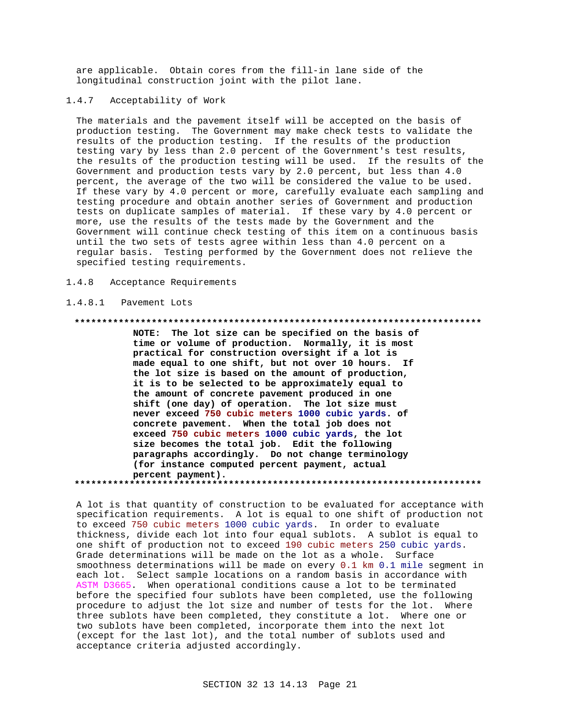are applicable. Obtain cores from the fill-in lane side of the longitudinal construction joint with the pilot lane.

### 1.4.7 Acceptability of Work

The materials and the pavement itself will be accepted on the basis of production testing. The Government may make check tests to validate the results of the production testing. If the results of the production testing vary by less than 2.0 percent of the Government's test results, the results of the production testing will be used. If the results of the Government and production tests vary by 2.0 percent, but less than 4.0 percent, the average of the two will be considered the value to be used. If these vary by 4.0 percent or more, carefully evaluate each sampling and testing procedure and obtain another series of Government and production tests on duplicate samples of material. If these vary by 4.0 percent or more, use the results of the tests made by the Government and the Government will continue check testing of this item on a continuous basis until the two sets of tests agree within less than 4.0 percent on a regular basis. Testing performed by the Government does not relieve the specified testing requirements.

### 1.4.8 Acceptance Requirements

#### 1.4.8.1 Pavement Lots

**************************************************************************

**NOTE: The lot size can be specified on the basis of time or volume of production. Normally, it is most practical for construction oversight if a lot is made equal to one shift, but not over 10 hours. If the lot size is based on the amount of production, it is to be selected to be approximately equal to the amount of concrete pavement produced in one shift (one day) of operation. The lot size must never exceed 750 cubic meters 1000 cubic yards. of concrete pavement. When the total job does not exceed 750 cubic meters 1000 cubic yards, the lot size becomes the total job. Edit the following paragraphs accordingly. Do not change terminology (for instance computed percent payment, actual percent payment).**

**************************************************************************

A lot is that quantity of construction to be evaluated for acceptance with specification requirements. A lot is equal to one shift of production not to exceed 750 cubic meters 1000 cubic yards. In order to evaluate thickness, divide each lot into four equal sublots. A sublot is equal to one shift of production not to exceed 190 cubic meters 250 cubic yards. Grade determinations will be made on the lot as a whole. Surface smoothness determinations will be made on every 0.1 km 0.1 mile segment in each lot. Select sample locations on a random basis in accordance with ASTM D3665. When operational conditions cause a lot to be terminated before the specified four sublots have been completed, use the following procedure to adjust the lot size and number of tests for the lot. Where three sublots have been completed, they constitute a lot. Where one or two sublots have been completed, incorporate them into the next lot (except for the last lot), and the total number of sublots used and acceptance criteria adjusted accordingly.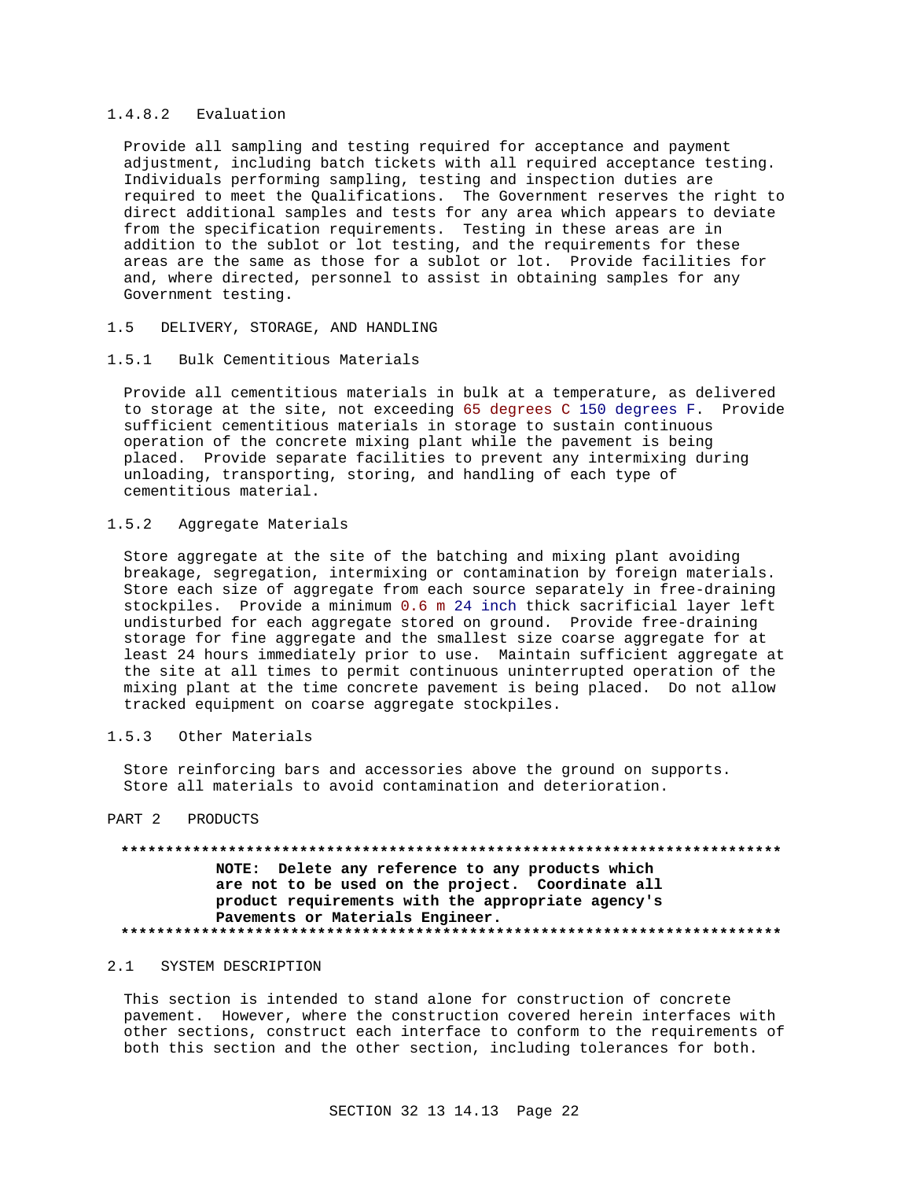#### 1.4.8.2 Evaluation

Provide all sampling and testing required for acceptance and payment adjustment, including batch tickets with all required acceptance testing. Individuals performing sampling, testing and inspection duties are required to meet the Qualifications. The Government reserves the right to direct additional samples and tests for any area which appears to deviate from the specification requirements. Testing in these areas are in addition to the sublot or lot testing, and the requirements for these areas are the same as those for a sublot or lot. Provide facilities for and, where directed, personnel to assist in obtaining samples for any Government testing.

## 1.5 DELIVERY, STORAGE, AND HANDLING

### 1.5.1 Bulk Cementitious Materials

Provide all cementitious materials in bulk at a temperature, as delivered to storage at the site, not exceeding 65 degrees C 150 degrees F. Provide sufficient cementitious materials in storage to sustain continuous operation of the concrete mixing plant while the pavement is being placed. Provide separate facilities to prevent any intermixing during unloading, transporting, storing, and handling of each type of cementitious material.

### 1.5.2 Aggregate Materials

Store aggregate at the site of the batching and mixing plant avoiding breakage, segregation, intermixing or contamination by foreign materials. Store each size of aggregate from each source separately in free-draining stockpiles. Provide a minimum 0.6 m 24 inch thick sacrificial layer left undisturbed for each aggregate stored on ground. Provide free-draining storage for fine aggregate and the smallest size coarse aggregate for at least 24 hours immediately prior to use. Maintain sufficient aggregate at the site at all times to permit continuous uninterrupted operation of the mixing plant at the time concrete pavement is being placed. Do not allow tracked equipment on coarse aggregate stockpiles.

### 1.5.3 Other Materials

Store reinforcing bars and accessories above the ground on supports. Store all materials to avoid contamination and deterioration.

# PART 2 PRODUCTS

**************************************************************************

**NOTE: Delete any reference to any products which are not to be used on the project. Coordinate all product requirements with the appropriate agency's Pavements or Materials Engineer.**

**************************************************************************

## 2.1 SYSTEM DESCRIPTION

This section is intended to stand alone for construction of concrete pavement. However, where the construction covered herein interfaces with other sections, construct each interface to conform to the requirements of both this section and the other section, including tolerances for both.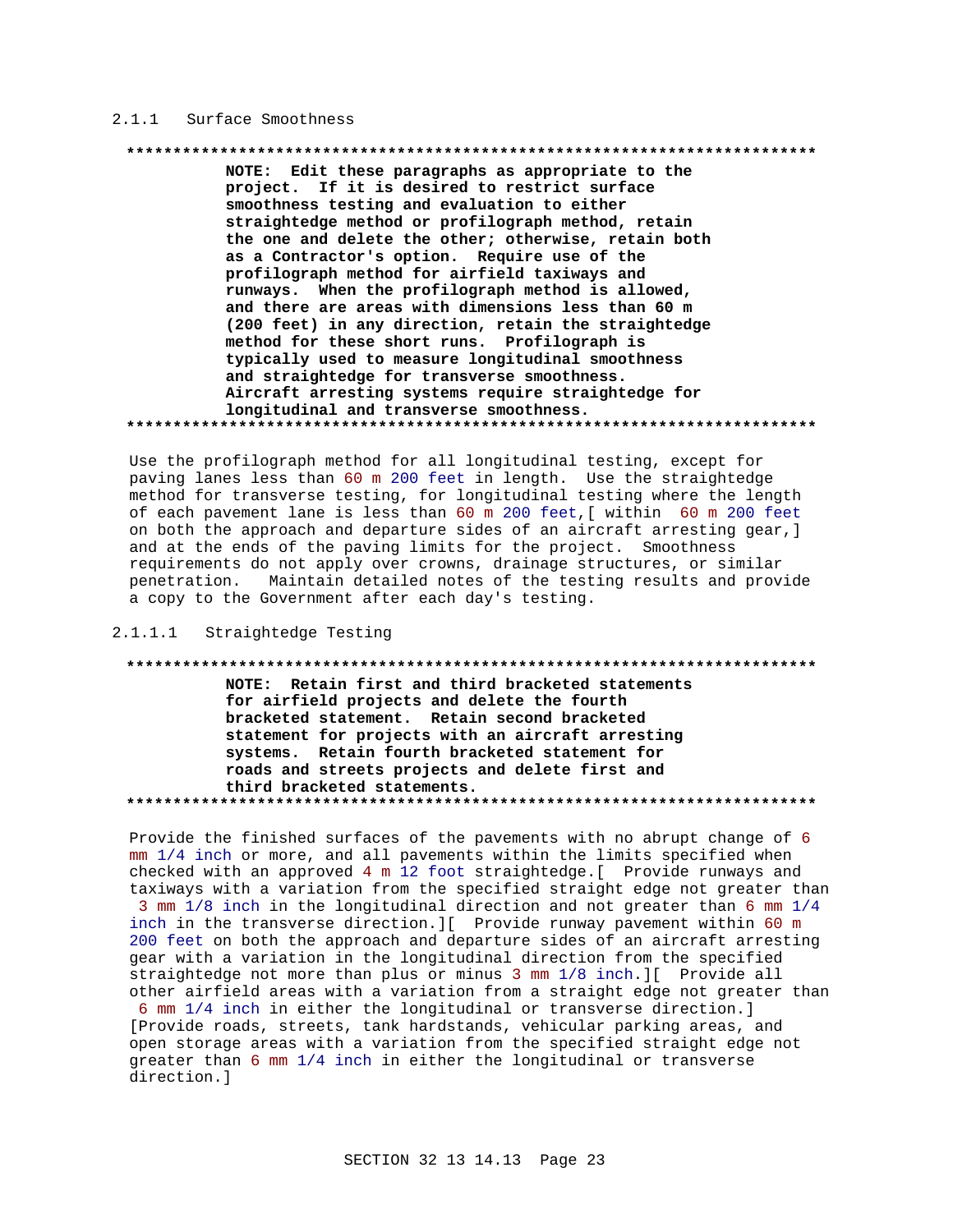#### 2.1.1 Surface Smoothness

**************************************************************************

**NOTE: Edit these paragraphs as appropriate to the project. If it is desired to restrict surface smoothness testing and evaluation to either straightedge method or profilograph method, retain the one and delete the other; otherwise, retain both as a Contractor's option. Require use of the profilograph method for airfield taxiways and runways. When the profilograph method is allowed, and there are areas with dimensions less than 60 m (200 feet) in any direction, retain the straightedge method for these short runs. Profilograph is typically used to measure longitudinal smoothness and straightedge for transverse smoothness. Aircraft arresting systems require straightedge for longitudinal and transverse smoothness.**

**************************************************************************

Use the profilograph method for all longitudinal testing, except for paving lanes less than 60 m 200 feet in length. Use the straightedge method for transverse testing, for longitudinal testing where the length of each pavement lane is less than 60 m 200 feet,[ within 60 m 200 feet on both the approach and departure sides of an aircraft arresting gear,] and at the ends of the paving limits for the project. Smoothness requirements do not apply over crowns, drainage structures, or similar penetration. Maintain detailed notes of the testing results and provide a copy to the Government after each day's testing.

##### 2.1.1.1 Straightedge Testing

**************************************************************************

**NOTE: Retain first and third bracketed statements for airfield projects and delete the fourth bracketed statement. Retain second bracketed statement for projects with an aircraft arresting systems. Retain fourth bracketed statement for roads and streets projects and delete first and third bracketed statements.**

**************************************************************************

Provide the finished surfaces of the pavements with no abrupt change of 6 mm 1/4 inch or more, and all pavements within the limits specified when checked with an approved 4 m 12 foot straightedge.[ Provide runways and taxiways with a variation from the specified straight edge not greater than 3 mm 1/8 inch in the longitudinal direction and not greater than 6 mm 1/4 inch in the transverse direction.][ Provide runway pavement within 60 m 200 feet on both the approach and departure sides of an aircraft arresting gear with a variation in the longitudinal direction from the specified straightedge not more than plus or minus 3 mm 1/8 inch.][ Provide all other airfield areas with a variation from a straight edge not greater than 6 mm 1/4 inch in either the longitudinal or transverse direction.] [Provide roads, streets, tank hardstands, vehicular parking areas, and open storage areas with a variation from the specified straight edge not greater than 6 mm 1/4 inch in either the longitudinal or transverse direction.]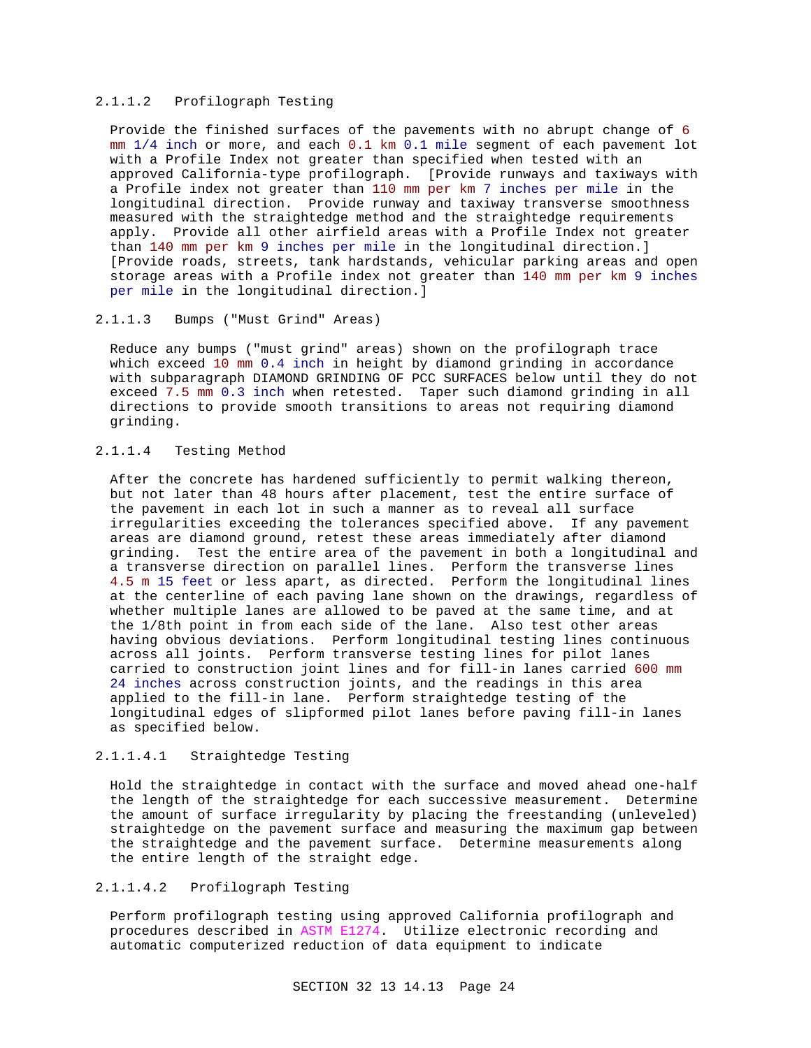#### 2.1.1.2 Profilograph Testing

Provide the finished surfaces of the pavements with no abrupt change of 6 mm 1/4 inch or more, and each 0.1 km 0.1 mile segment of each pavement lot with a Profile Index not greater than specified when tested with an approved California-type profilograph. [Provide runways and taxiways with a Profile index not greater than 110 mm per km 7 inches per mile in the longitudinal direction. Provide runway and taxiway transverse smoothness measured with the straightedge method and the straightedge requirements apply. Provide all other airfield areas with a Profile Index not greater than 140 mm per km 9 inches per mile in the longitudinal direction.] [Provide roads, streets, tank hardstands, vehicular parking areas and open storage areas with a Profile index not greater than 140 mm per km 9 inches per mile in the longitudinal direction.]

#### 2.1.1.3 Bumps ("Must Grind" Areas)

Reduce any bumps ("must grind" areas) shown on the profilograph trace which exceed 10 mm 0.4 inch in height by diamond grinding in accordance with subparagraph DIAMOND GRINDING OF PCC SURFACES below until they do not exceed 7.5 mm 0.3 inch when retested. Taper such diamond grinding in all directions to provide smooth transitions to areas not requiring diamond grinding.

#### 2.1.1.4 Testing Method

After the concrete has hardened sufficiently to permit walking thereon, but not later than 48 hours after placement, test the entire surface of the pavement in each lot in such a manner as to reveal all surface irregularities exceeding the tolerances specified above. If any pavement areas are diamond ground, retest these areas immediately after diamond grinding. Test the entire area of the pavement in both a longitudinal and a transverse direction on parallel lines. Perform the transverse lines 4.5 m 15 feet or less apart, as directed. Perform the longitudinal lines at the centerline of each paving lane shown on the drawings, regardless of whether multiple lanes are allowed to be paved at the same time, and at the 1/8th point in from each side of the lane. Also test other areas having obvious deviations. Perform longitudinal testing lines continuous across all joints. Perform transverse testing lines for pilot lanes carried to construction joint lines and for fill-in lanes carried 600 mm 24 inches across construction joints, and the readings in this area applied to the fill-in lane. Perform straightedge testing of the longitudinal edges of slipformed pilot lanes before paving fill-in lanes as specified below.

##### 2.1.1.4.1 Straightedge Testing

Hold the straightedge in contact with the surface and moved ahead one-half the length of the straightedge for each successive measurement. Determine the amount of surface irregularity by placing the freestanding (unleveled) straightedge on the pavement surface and measuring the maximum gap between the straightedge and the pavement surface. Determine measurements along the entire length of the straight edge.

##### 2.1.1.4.2 Profilograph Testing

Perform profilograph testing using approved California profilograph and procedures described in ASTM E1274. Utilize electronic recording and automatic computerized reduction of data equipment to indicate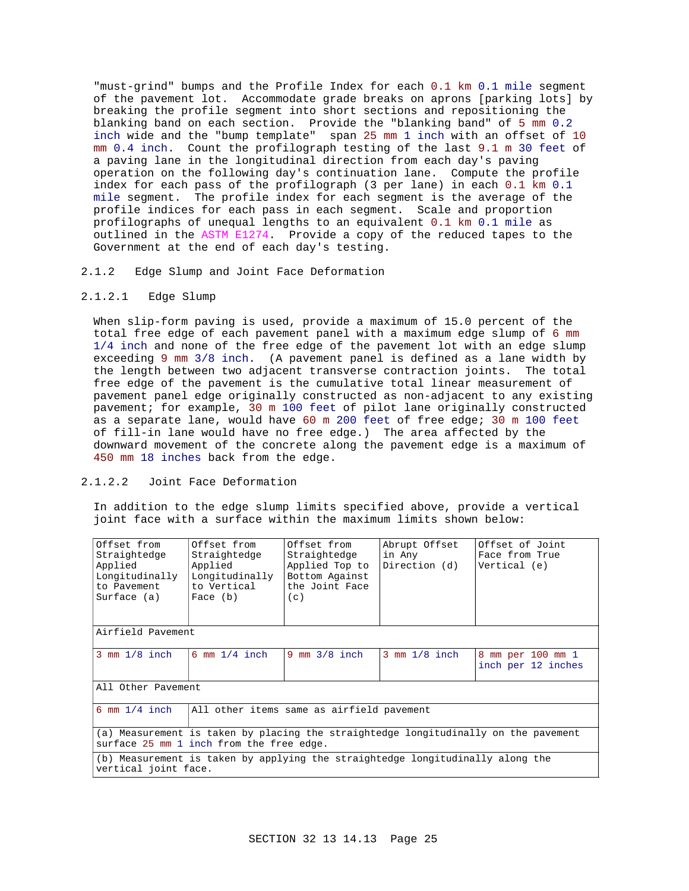"must-grind" bumps and the Profile Index for each 0.1 km 0.1 mile segment of the pavement lot. Accommodate grade breaks on aprons [parking lots] by breaking the profile segment into short sections and repositioning the blanking band on each section. Provide the "blanking band" of 5 mm 0.2 inch wide and the "bump template" span 25 mm 1 inch with an offset of 10 mm 0.4 inch. Count the profilograph testing of the last 9.1 m 30 feet of a paving lane in the longitudinal direction from each day's paving operation on the following day's continuation lane. Compute the profile index for each pass of the profilograph (3 per lane) in each 0.1 km 0.1 mile segment. The profile index for each segment is the average of the profile indices for each pass in each segment. Scale and proportion profilographs of unequal lengths to an equivalent 0.1 km 0.1 mile as outlined in the ASTM E1274. Provide a copy of the reduced tapes to the Government at the end of each day's testing.

### 2.1.2 Edge Slump and Joint Face Deformation

#### 2.1.2.1 Edge Slump

When slip-form paving is used, provide a maximum of 15.0 percent of the total free edge of each pavement panel with a maximum edge slump of 6 mm 1/4 inch and none of the free edge of the pavement lot with an edge slump exceeding 9 mm 3/8 inch. (A pavement panel is defined as a lane width by the length between two adjacent transverse contraction joints. The total free edge of the pavement is the cumulative total linear measurement of pavement panel edge originally constructed as non-adjacent to any existing pavement; for example, 30 m 100 feet of pilot lane originally constructed as a separate lane, would have 60 m 200 feet of free edge; 30 m 100 feet of fill-in lane would have no free edge.) The area affected by the downward movement of the concrete along the pavement edge is a maximum of 450 mm 18 inches back from the edge.

#### 2.1.2.2 Joint Face Deformation

In addition to the edge slump limits specified above, provide a vertical joint face with a surface within the maximum limits shown below:

| Offset from Straightedge Applied Longitudinally to Pavement Surface (a) | Offset from Straightedge Applied Longitudinally to Vertical Face (b) | Offset from Straightedge Applied Top to Bottom Against the Joint Face (c) | Abrupt Offset in Any Direction (d) | Offset of Joint Face from True Vertical (e) |
|---|---|---|---|---|
| Airfield Pavement | | | | |
| 3 mm 1/8 inch | 6 mm 1/4 inch | 9 mm 3/8 inch | 3 mm 1/8 inch | 8 mm per 100 mm 1 inch per 12 inches |
| All Other Pavement | | | | |
| 6 mm 1/4 inch | All other items same as airfield pavement | | | |
| (a) Measurement is taken by placing the straightedge longitudinally on the pavement surface 25 mm 1 inch from the free edge. | | | | |
| (b) Measurement is taken by applying the straightedge longitudinally along the vertical joint face. | | | | |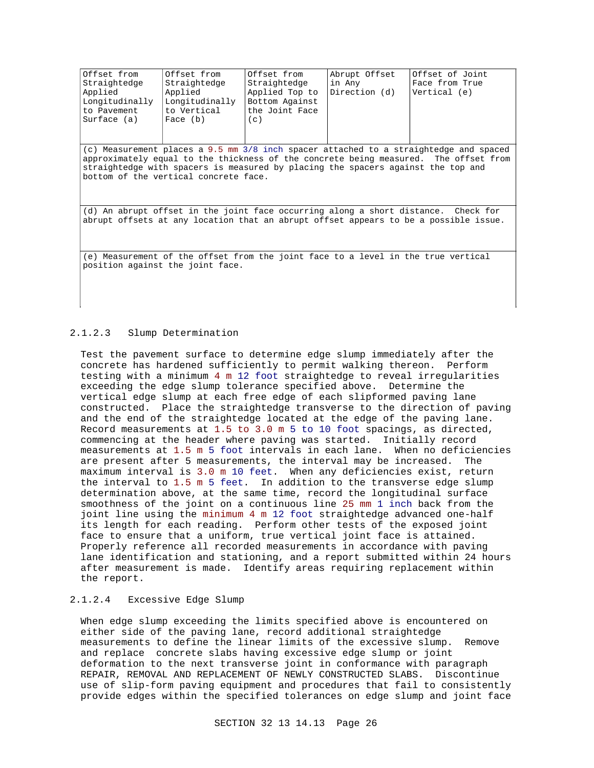| Offset from Straightedge Applied Longitudinally to Pavement Surface (a) | Offset from Straightedge Applied Longitudinally to Vertical Face (b) | Offset from Straightedge Applied Top to Bottom Against the Joint Face (c) | Abrupt Offset in Any Direction (d) | Offset of Joint Face from True Vertical (e) |
|---|---|---|---|---|
| (c) Measurement places a 9.5 mm 3/8 inch spacer attached to a straightedge and spaced approximately equal to the thickness of the concrete being measured. The offset from straightedge with spacers is measured by placing the spacers against the top and bottom of the vertical concrete face. | | | | |
| (d) An abrupt offset in the joint face occurring along a short distance. Check for abrupt offsets at any location that an abrupt offset appears to be a possible issue. | | | | |
| (e) Measurement of the offset from the joint face to a level in the true vertical position against the joint face. | | | | |

#### 2.1.2.3 Slump Determination

Test the pavement surface to determine edge slump immediately after the concrete has hardened sufficiently to permit walking thereon. Perform testing with a minimum 4 m 12 foot straightedge to reveal irregularities exceeding the edge slump tolerance specified above. Determine the vertical edge slump at each free edge of each slipformed paving lane constructed. Place the straightedge transverse to the direction of paving and the end of the straightedge located at the edge of the paving lane. Record measurements at 1.5 to 3.0 m 5 to 10 foot spacings, as directed, commencing at the header where paving was started. Initially record measurements at 1.5 m 5 foot intervals in each lane. When no deficiencies are present after 5 measurements, the interval may be increased. The maximum interval is 3.0 m 10 feet. When any deficiencies exist, return the interval to 1.5 m 5 feet. In addition to the transverse edge slump determination above, at the same time, record the longitudinal surface smoothness of the joint on a continuous line 25 mm 1 inch back from the joint line using the minimum 4 m 12 foot straightedge advanced one-half its length for each reading. Perform other tests of the exposed joint face to ensure that a uniform, true vertical joint face is attained. Properly reference all recorded measurements in accordance with paving lane identification and stationing, and a report submitted within 24 hours after measurement is made. Identify areas requiring replacement within the report.

#### 2.1.2.4 Excessive Edge Slump

When edge slump exceeding the limits specified above is encountered on either side of the paving lane, record additional straightedge measurements to define the linear limits of the excessive slump. Remove and replace concrete slabs having excessive edge slump or joint deformation to the next transverse joint in conformance with paragraph REPAIR, REMOVAL AND REPLACEMENT OF NEWLY CONSTRUCTED SLABS. Discontinue use of slip-form paving equipment and procedures that fail to consistently provide edges within the specified tolerances on edge slump and joint face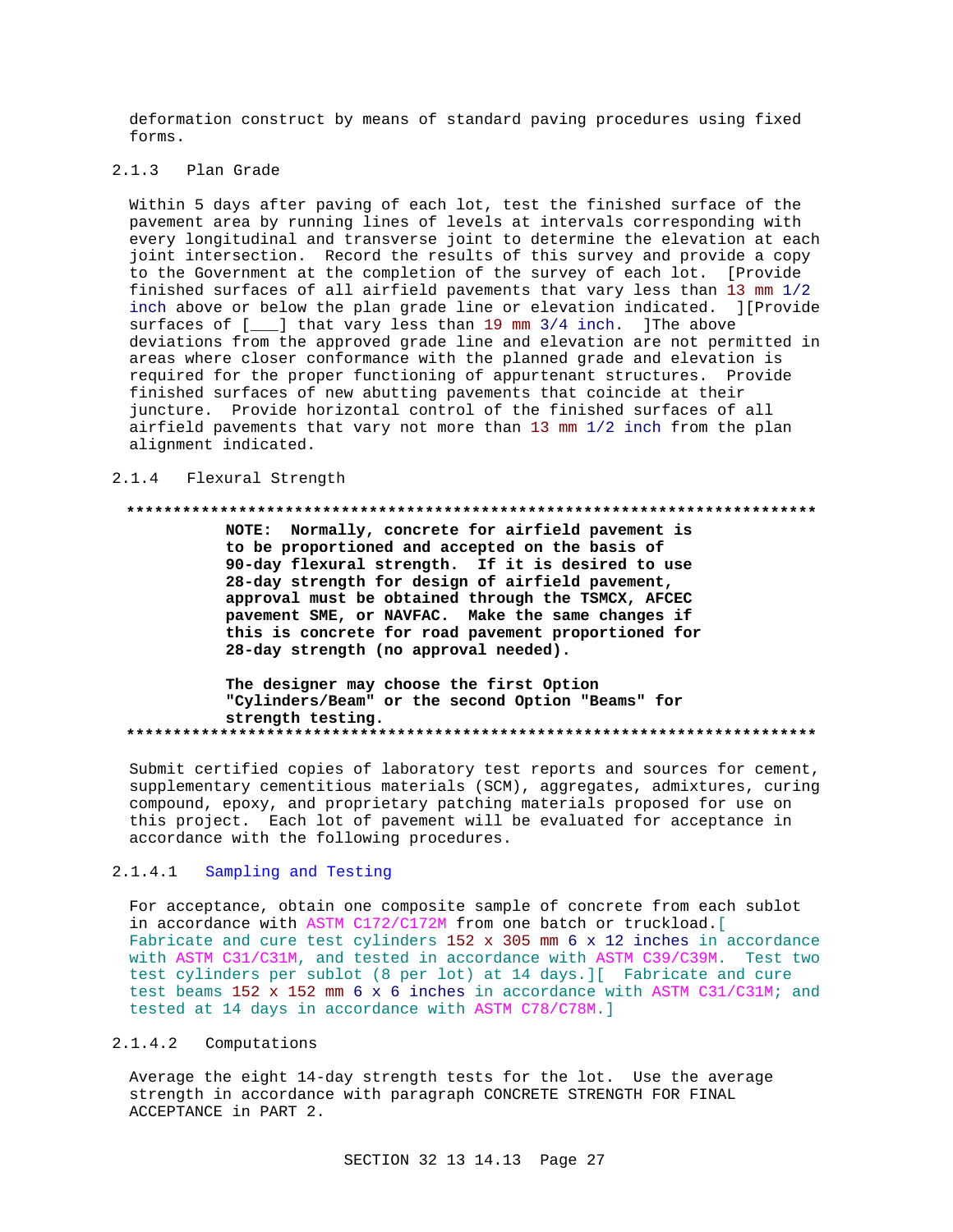deformation construct by means of standard paving procedures using fixed forms.

### 2.1.3 Plan Grade

Within 5 days after paving of each lot, test the finished surface of the pavement area by running lines of levels at intervals corresponding with every longitudinal and transverse joint to determine the elevation at each joint intersection. Record the results of this survey and provide a copy to the Government at the completion of the survey of each lot. [Provide finished surfaces of all airfield pavements that vary less than 13 mm 1/2 inch above or below the plan grade line or elevation indicated. ][Provide surfaces of [___] that vary less than 19 mm 3/4 inch. ]The above deviations from the approved grade line and elevation are not permitted in areas where closer conformance with the planned grade and elevation is required for the proper functioning of appurtenant structures. Provide finished surfaces of new abutting pavements that coincide at their juncture. Provide horizontal control of the finished surfaces of all airfield pavements that vary not more than 13 mm 1/2 inch from the plan alignment indicated.

### 2.1.4 Flexural Strength

**************************************************************************

**NOTE: Normally, concrete for airfield pavement is to be proportioned and accepted on the basis of 90-day flexural strength. If it is desired to use 28-day strength for design of airfield pavement, approval must be obtained through the TSMCX, AFCEC pavement SME, or NAVFAC. Make the same changes if this is concrete for road pavement proportioned for 28-day strength (no approval needed).**

**The designer may choose the first Option "Cylinders/Beam" or the second Option "Beams" for strength testing.**

**************************************************************************

Submit certified copies of laboratory test reports and sources for cement, supplementary cementitious materials (SCM), aggregates, admixtures, curing compound, epoxy, and proprietary patching materials proposed for use on this project. Each lot of pavement will be evaluated for acceptance in accordance with the following procedures.

#### 2.1.4.1 Sampling and Testing

For acceptance, obtain one composite sample of concrete from each sublot in accordance with ASTM C172/C172M from one batch or truckload.[ Fabricate and cure test cylinders 152 x 305 mm 6 x 12 inches in accordance with ASTM C31/C31M, and tested in accordance with ASTM C39/C39M. Test two test cylinders per sublot (8 per lot) at 14 days.][ Fabricate and cure test beams 152 x 152 mm 6 x 6 inches in accordance with ASTM C31/C31M; and tested at 14 days in accordance with ASTM C78/C78M.]

#### 2.1.4.2 Computations

Average the eight 14-day strength tests for the lot. Use the average strength in accordance with paragraph CONCRETE STRENGTH FOR FINAL ACCEPTANCE in PART 2.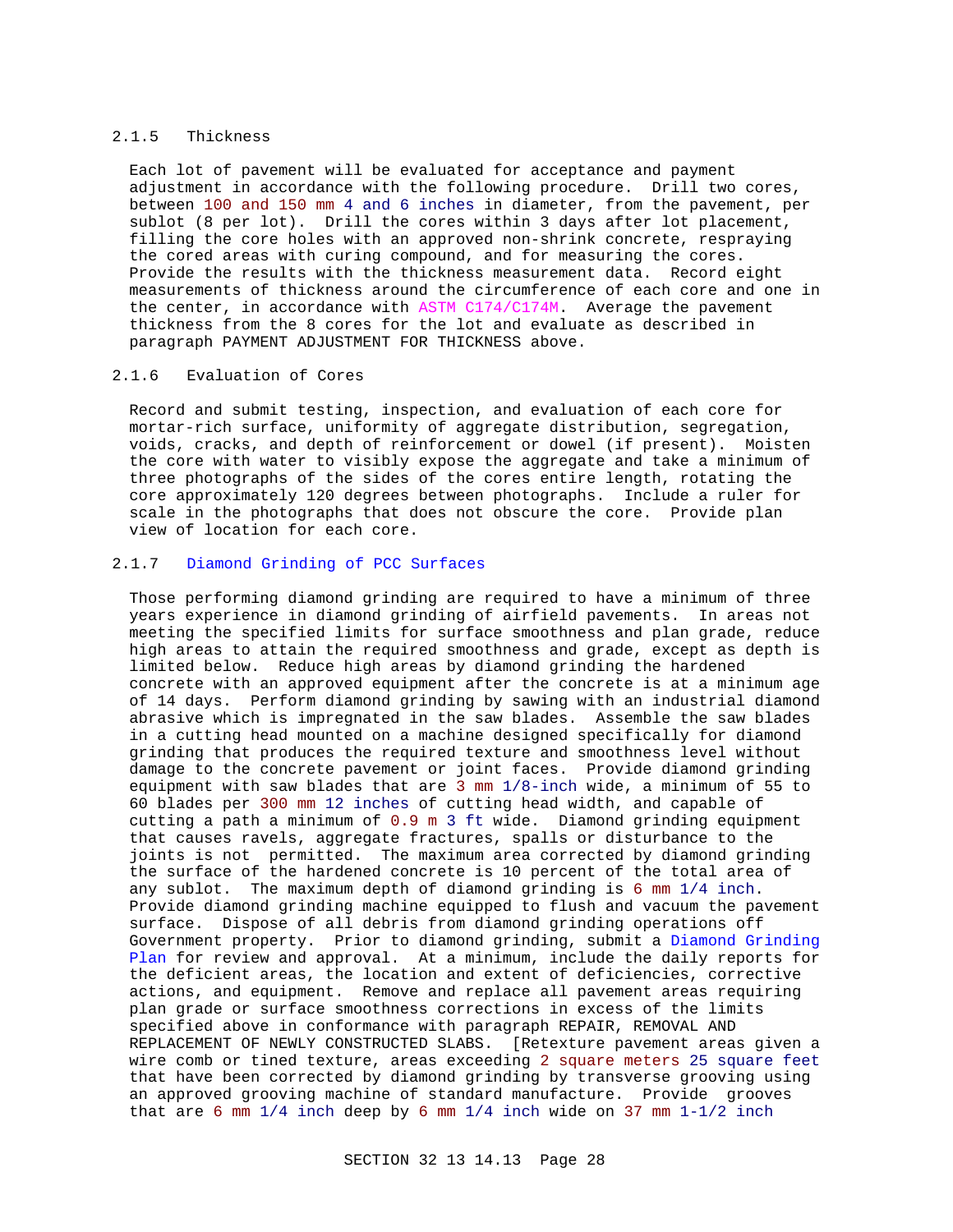### 2.1.5 Thickness

Each lot of pavement will be evaluated for acceptance and payment adjustment in accordance with the following procedure. Drill two cores, between 100 and 150 mm 4 and 6 inches in diameter, from the pavement, per sublot (8 per lot). Drill the cores within 3 days after lot placement, filling the core holes with an approved non-shrink concrete, respraying the cored areas with curing compound, and for measuring the cores. Provide the results with the thickness measurement data. Record eight measurements of thickness around the circumference of each core and one in the center, in accordance with ASTM C174/C174M. Average the pavement thickness from the 8 cores for the lot and evaluate as described in paragraph PAYMENT ADJUSTMENT FOR THICKNESS above.

### 2.1.6 Evaluation of Cores

Record and submit testing, inspection, and evaluation of each core for mortar-rich surface, uniformity of aggregate distribution, segregation, voids, cracks, and depth of reinforcement or dowel (if present). Moisten the core with water to visibly expose the aggregate and take a minimum of three photographs of the sides of the cores entire length, rotating the core approximately 120 degrees between photographs. Include a ruler for scale in the photographs that does not obscure the core. Provide plan view of location for each core.

### 2.1.7 Diamond Grinding of PCC Surfaces

Those performing diamond grinding are required to have a minimum of three years experience in diamond grinding of airfield pavements. In areas not meeting the specified limits for surface smoothness and plan grade, reduce high areas to attain the required smoothness and grade, except as depth is limited below. Reduce high areas by diamond grinding the hardened concrete with an approved equipment after the concrete is at a minimum age of 14 days. Perform diamond grinding by sawing with an industrial diamond abrasive which is impregnated in the saw blades. Assemble the saw blades in a cutting head mounted on a machine designed specifically for diamond grinding that produces the required texture and smoothness level without damage to the concrete pavement or joint faces. Provide diamond grinding equipment with saw blades that are 3 mm 1/8-inch wide, a minimum of 55 to 60 blades per 300 mm 12 inches of cutting head width, and capable of cutting a path a minimum of 0.9 m 3 ft wide. Diamond grinding equipment that causes ravels, aggregate fractures, spalls or disturbance to the joints is not permitted. The maximum area corrected by diamond grinding the surface of the hardened concrete is 10 percent of the total area of any sublot. The maximum depth of diamond grinding is 6 mm 1/4 inch. Provide diamond grinding machine equipped to flush and vacuum the pavement surface. Dispose of all debris from diamond grinding operations off Government property. Prior to diamond grinding, submit a Diamond Grinding Plan for review and approval. At a minimum, include the daily reports for the deficient areas, the location and extent of deficiencies, corrective actions, and equipment. Remove and replace all pavement areas requiring plan grade or surface smoothness corrections in excess of the limits specified above in conformance with paragraph REPAIR, REMOVAL AND REPLACEMENT OF NEWLY CONSTRUCTED SLABS. [Retexture pavement areas given a wire comb or tined texture, areas exceeding 2 square meters 25 square feet that have been corrected by diamond grinding by transverse grooving using an approved grooving machine of standard manufacture. Provide grooves that are 6 mm 1/4 inch deep by 6 mm 1/4 inch wide on 37 mm 1-1/2 inch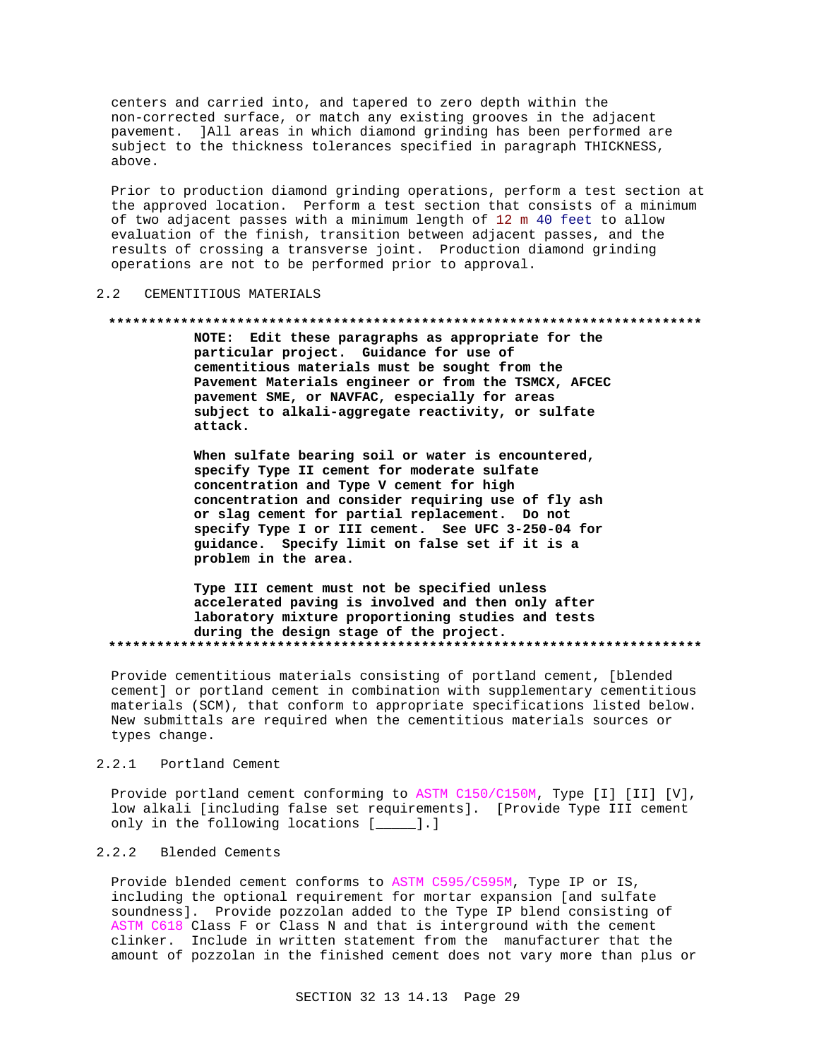centers and carried into, and tapered to zero depth within the non-corrected surface, or match any existing grooves in the adjacent pavement. ]All areas in which diamond grinding has been performed are subject to the thickness tolerances specified in paragraph THICKNESS, above.

Prior to production diamond grinding operations, perform a test section at the approved location. Perform a test section that consists of a minimum of two adjacent passes with a minimum length of 12 m 40 feet to allow evaluation of the finish, transition between adjacent passes, and the results of crossing a transverse joint. Production diamond grinding operations are not to be performed prior to approval.

## 2.2 CEMENTITIOUS MATERIALS

**************************************************************************

**NOTE: Edit these paragraphs as appropriate for the particular project. Guidance for use of cementitious materials must be sought from the Pavement Materials engineer or from the TSMCX, AFCEC pavement SME, or NAVFAC, especially for areas subject to alkali-aggregate reactivity, or sulfate attack.**

**When sulfate bearing soil or water is encountered, specify Type II cement for moderate sulfate concentration and Type V cement for high concentration and consider requiring use of fly ash or slag cement for partial replacement. Do not specify Type I or III cement. See UFC 3-250-04 for guidance. Specify limit on false set if it is a problem in the area.**

**Type III cement must not be specified unless accelerated paving is involved and then only after laboratory mixture proportioning studies and tests during the design stage of the project.**

**************************************************************************

Provide cementitious materials consisting of portland cement, [blended cement] or portland cement in combination with supplementary cementitious materials (SCM), that conform to appropriate specifications listed below. New submittals are required when the cementitious materials sources or types change.

### 2.2.1 Portland Cement

Provide portland cement conforming to ASTM C150/C150M, Type [I] [II] [V], low alkali [including false set requirements]. [Provide Type III cement only in the following locations [_____].]

### 2.2.2 Blended Cements

Provide blended cement conforms to ASTM C595/C595M, Type IP or IS, including the optional requirement for mortar expansion [and sulfate soundness]. Provide pozzolan added to the Type IP blend consisting of ASTM C618 Class F or Class N and that is interground with the cement clinker. Include in written statement from the manufacturer that the amount of pozzolan in the finished cement does not vary more than plus or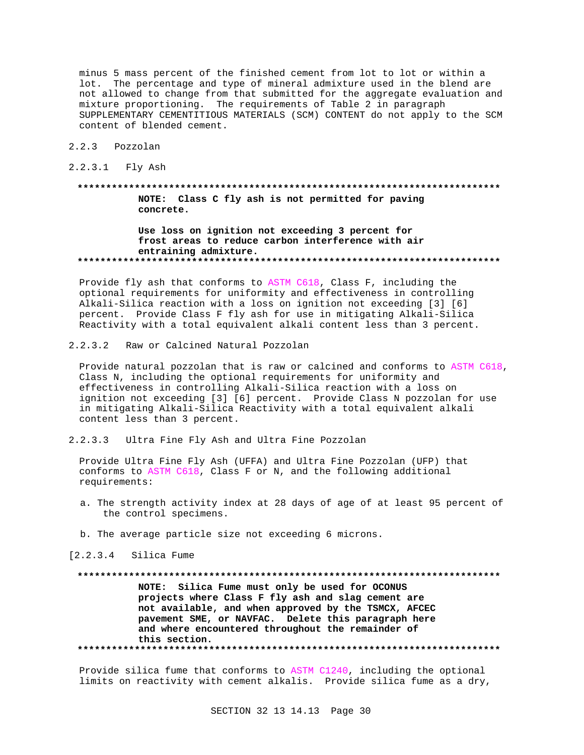minus 5 mass percent of the finished cement from lot to lot or within a lot. The percentage and type of mineral admixture used in the blend are not allowed to change from that submitted for the aggregate evaluation and mixture proportioning. The requirements of Table 2 in paragraph SUPPLEMENTARY CEMENTITIOUS MATERIALS (SCM) CONTENT do not apply to the SCM content of blended cement.

### 2.2.3 Pozzolan

#### 2.2.3.1 Fly Ash

**************************************************************************

**NOTE: Class C fly ash is not permitted for paving concrete.**

**Use loss on ignition not exceeding 3 percent for frost areas to reduce carbon interference with air entraining admixture.**

**************************************************************************

Provide fly ash that conforms to ASTM C618, Class F, including the optional requirements for uniformity and effectiveness in controlling Alkali-Silica reaction with a loss on ignition not exceeding [3] [6] percent. Provide Class F fly ash for use in mitigating Alkali-Silica Reactivity with a total equivalent alkali content less than 3 percent.

#### 2.2.3.2 Raw or Calcined Natural Pozzolan

Provide natural pozzolan that is raw or calcined and conforms to ASTM C618, Class N, including the optional requirements for uniformity and effectiveness in controlling Alkali-Silica reaction with a loss on ignition not exceeding [3] percent. Provide Class N pozzolan for use in mitigating Alkali-Silica Reactivity with a total equivalent alkali content less than 3 percent.

#### 2.2.3.3 Ultra Fine Fly Ash and Ultra Fine Pozzolan

Provide Ultra Fine Fly Ash (UFFA) and Ultra Fine Pozzolan (UFP) that conforms to ASTM C618, Class F or N, and the following additional requirements:

a. The strength activity index at 28 days of age of at least 95 percent of the control specimens.

b. The average particle size not exceeding 6 microns.

#### [2.2.3.4 Silica Fume

**************************************************************************

**NOTE: Silica Fume must only be used for OCONUS projects where Class F fly ash and slag cement are not available, and when approved by the TSMCX, AFCEC pavement SME, or NAVFAC. Delete this paragraph here and where encountered throughout the remainder of this section.**

**************************************************************************

Provide silica fume that conforms to ASTM C1240, including the optional limits on reactivity with cement alkalis. Provide silica fume as a dry,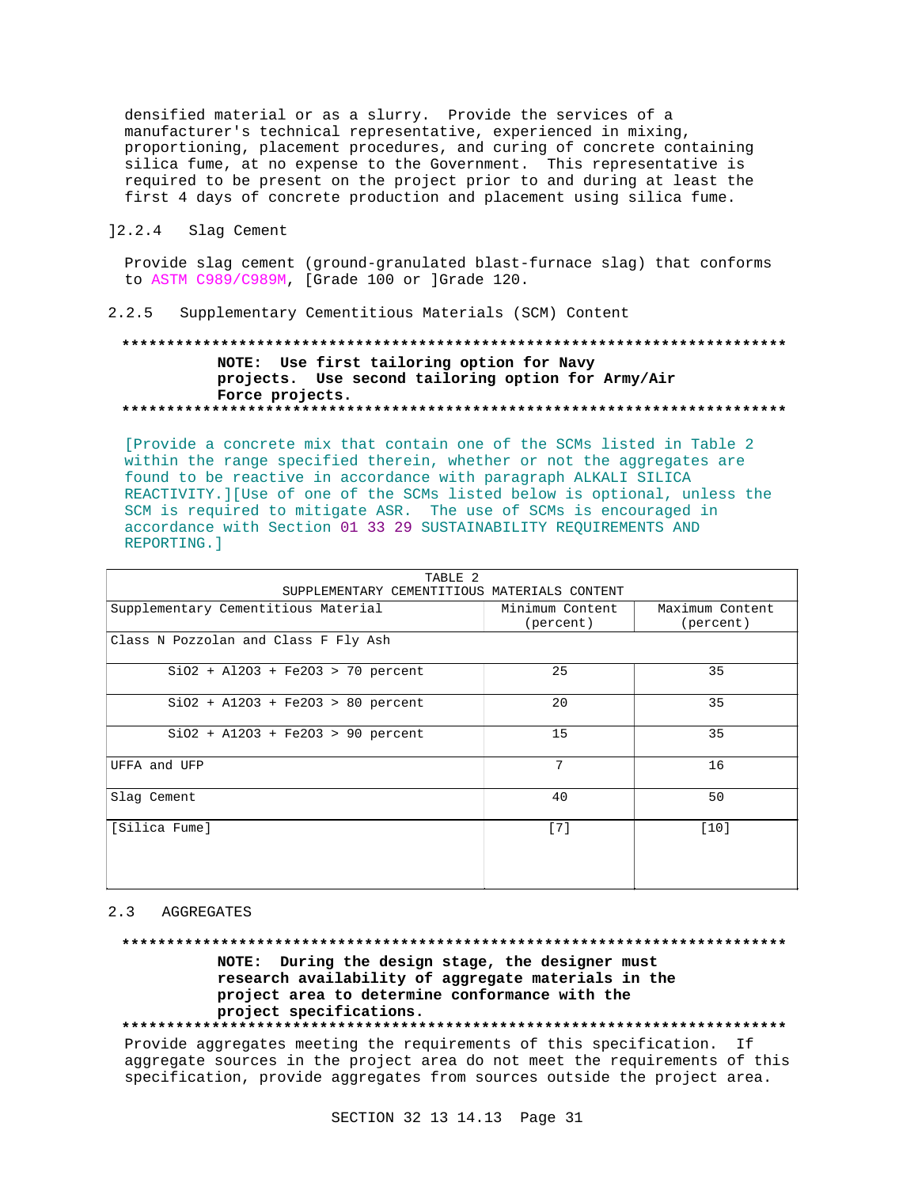densified material or as a slurry. Provide the services of a manufacturer's technical representative, experienced in mixing, proportioning, placement procedures, and curing of concrete containing silica fume, at no expense to the Government. This representative is required to be present on the project prior to and during at least the first 4 days of concrete production and placement using silica fume.

]2.2.4 Slag Cement

Provide slag cement (ground-granulated blast-furnace slag) that conforms to ASTM C989/C989M, [Grade 100 or ]Grade 120.

2.2.5 Supplementary Cementitious Materials (SCM) Content

**************************************************************************

**NOTE: Use first tailoring option for Navy projects. Use second tailoring option for Army/Air Force projects.**

**************************************************************************

[Provide a concrete mix that contain one of the SCMs listed in Table 2 within the range specified therein, whether or not the aggregates are found to be reactive in accordance with paragraph ALKALI SILICA REACTIVITY.][Use of one of the SCMs listed below is optional, unless the SCM is required to mitigate ASR. The use of SCMs is encouraged in accordance with Section 01 33 29 SUSTAINABILITY REQUIREMENTS AND REPORTING.]

TABLE 2
SUPPLEMENTARY CEMENTITIOUS MATERIALS CONTENT

| Supplementary Cementitious Material | Minimum Content (percent) | Maximum Content (percent) |
|---|---|---|
| Class N Pozzolan and Class F Fly Ash | | |
| $SiO_2 + Al_2O_3 + Fe_2O_3$ > 70 percent | 25 | 35 |
| $SiO_2 + Al_2O_3 + Fe_2O_3$ > 80 percent | 20 | 35 |
| $SiO_2 + Al_2O_3 + Fe_2O_3$ > 90 percent | 15 | 35 |
| UFFA and UFP | 7 | 16 |
| Slag Cement | 40 | 50 |
| [Silica Fume] | [7] | [10] |

2.3 AGGREGATES

**************************************************************************

**NOTE: During the design stage, the designer must research availability of aggregate materials in the project area to determine conformance with the project specifications.**

**************************************************************************

Provide aggregates meeting the requirements of this specification. If aggregate sources in the project area do not meet the requirements of this specification, provide aggregates from sources outside the project area.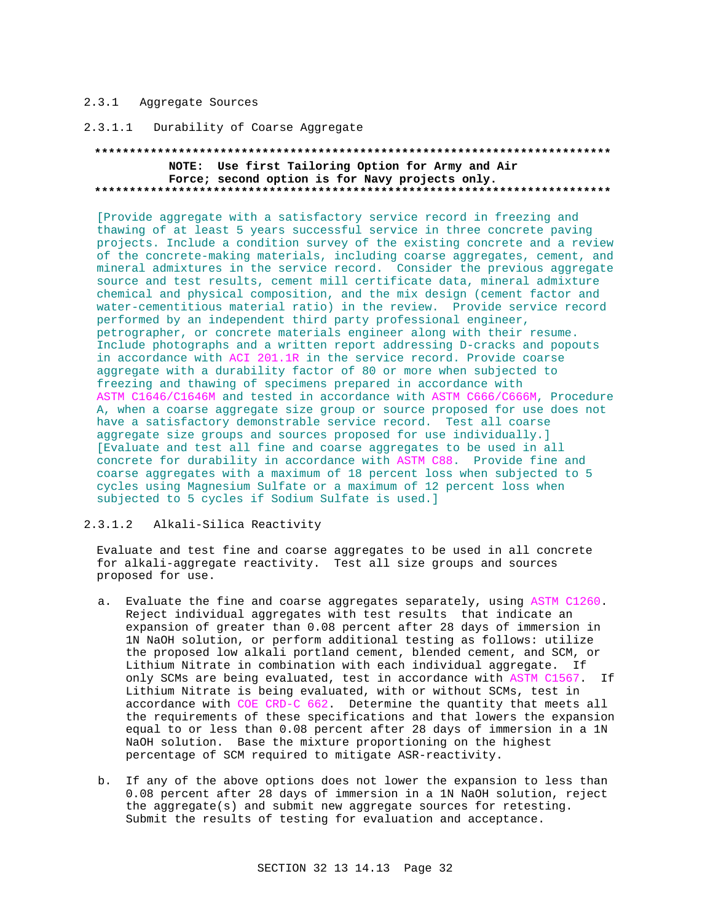### 2.3.1 Aggregate Sources

#### 2.3.1.1 Durability of Coarse Aggregate

**************************************************************************

**NOTE: Use first Tailoring Option for Army and Air Force; second option is for Navy projects only.**

**************************************************************************

[Provide aggregate with a satisfactory service record in freezing and thawing of at least 5 years successful service in three concrete paving projects. Include a condition survey of the existing concrete and a review of the concrete-making materials, including coarse aggregates, cement, and mineral admixtures in the service record. Consider the previous aggregate source and test results, cement mill certificate data, mineral admixture chemical and physical composition, and the mix design (cement factor and water-cementitious material ratio) in the review. Provide service record performed by an independent third party professional engineer, petrographer, or concrete materials engineer along with their resume. Include photographs and a written report addressing D-cracks and popouts in accordance with ACI 201.1R in the service record. Provide coarse aggregate with a durability factor of 80 or more when subjected to freezing and thawing of specimens prepared in accordance with ASTM C1646/C1646M and tested in accordance with ASTM C666/C666M, Procedure A, when a coarse aggregate size group or source proposed for use does not have a satisfactory demonstrable service record. Test all coarse aggregate size groups and sources proposed for use individually.] [Evaluate and test all fine and coarse aggregates to be used in all concrete for durability in accordance with ASTM C88. Provide fine and coarse aggregates with a maximum of 18 percent loss when subjected to 5 cycles using Magnesium Sulfate or a maximum of 12 percent loss when subjected to 5 cycles if Sodium Sulfate is used.]

#### 2.3.1.2 Alkali-Silica Reactivity

Evaluate and test fine and coarse aggregates to be used in all concrete for alkali-aggregate reactivity. Test all size groups and sources proposed for use.

a. Evaluate the fine and coarse aggregates separately, using ASTM C1260. Reject individual aggregates with test results that indicate an expansion of greater than 0.08 percent after 28 days of immersion in 1N NaOH solution, or perform additional testing as follows: utilize the proposed low alkali portland cement, blended cement, and SCM, or Lithium Nitrate in combination with each individual aggregate. If only SCMs are being evaluated, test in accordance with ASTM C1567. If Lithium Nitrate is being evaluated, with or without SCMs, test in accordance with COE CRD-C 662. Determine the quantity that meets all the requirements of these specifications and that lowers the expansion equal to or less than 0.08 percent after 28 days of immersion in a 1N NaOH solution. Base the mixture proportioning on the highest percentage of SCM required to mitigate ASR-reactivity.

b. If any of the above options does not lower the expansion to less than 0.08 percent after 28 days of immersion in a 1N NaOH solution, reject the aggregate(s) and submit new aggregate sources for retesting. Submit the results of testing for evaluation and acceptance.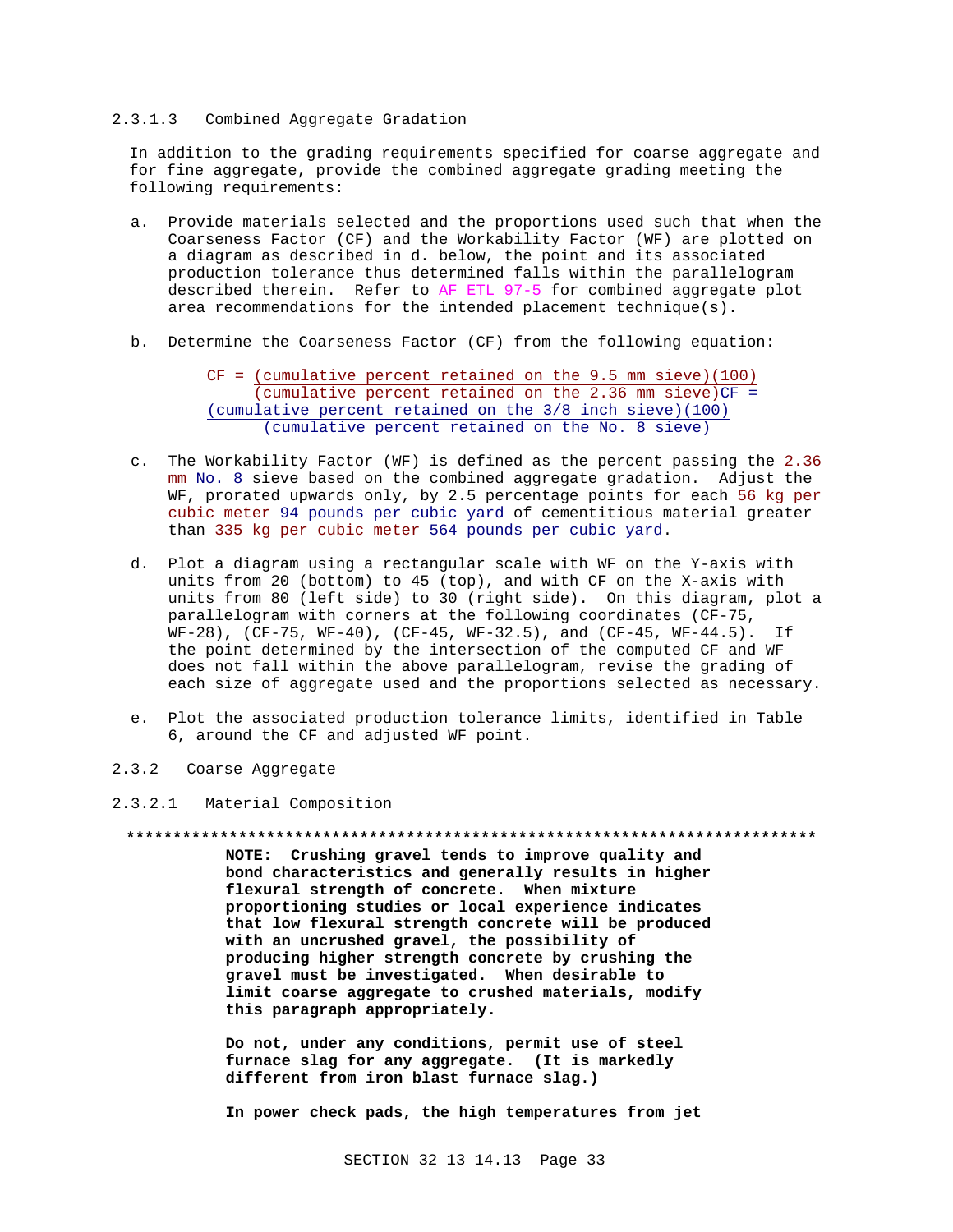#### 2.3.1.3 Combined Aggregate Gradation

In addition to the grading requirements specified for coarse aggregate and for fine aggregate, provide the combined aggregate grading meeting the following requirements:

a. Provide materials selected and the proportions used such that when the Coarseness Factor (CF) and the Workability Factor (WF) are plotted on a diagram as described in d. below, the point and its associated production tolerance thus determined falls within the parallelogram described therein. Refer to AF ETL 97-5 for combined aggregate plot area recommendations for the intended placement technique(s).

b. Determine the Coarseness Factor (CF) from the following equation:

$$CF = \frac{(\text{cumulative percent retained on the 9.5 mm sieve})(100)}{(\text{cumulative percent retained on the 2.36 mm sieve})}$$

$$CF = \frac{(\text{cumulative percent retained on the 3/8 inch sieve})(100)}{(\text{cumulative percent retained on the No. 8 sieve})}$$

c. The Workability Factor (WF) is defined as the percent passing the 2.36 mm No. 8 sieve based on the combined aggregate gradation. Adjust the WF, prorated upwards only, by 2.5 percentage points for each 56 kg per cubic meter 94 pounds per cubic yard of cementitious material greater than 335 kg per cubic meter 564 pounds per cubic yard.

d. Plot a diagram using a rectangular scale with WF on the Y-axis with units from 20 (bottom) to 45 (top), and with CF on the X-axis with units from 80 (left side) to 30 (right side). On this diagram, plot a parallelogram with corners at the following coordinates (CF-75, WF-28), (CF-75, WF-40), (CF-45, WF-32.5), and (CF-45, WF-44.5). If the point determined by the intersection of the computed CF and WF does not fall within the above parallelogram, revise the grading of each size of aggregate used and the proportions selected as necessary.

e. Plot the associated production tolerance limits, identified in Table 6, around the CF and adjusted WF point.

### 2.3.2 Coarse Aggregate

#### 2.3.2.1 Material Composition

**************************************************************************

**NOTE: Crushing gravel tends to improve quality and bond characteristics and generally results in higher flexural strength of concrete. When mixture proportioning studies or local experience indicates that low flexural strength concrete will be produced with an uncrushed gravel, the possibility of producing higher strength concrete by crushing the gravel must be investigated. When desirable to limit coarse aggregate to crushed materials, modify this paragraph appropriately.**

**Do not, under any conditions, permit use of steel furnace slag for any aggregate. (It is markedly different from iron blast furnace slag.)**

**In power check pads, the high temperatures from jet**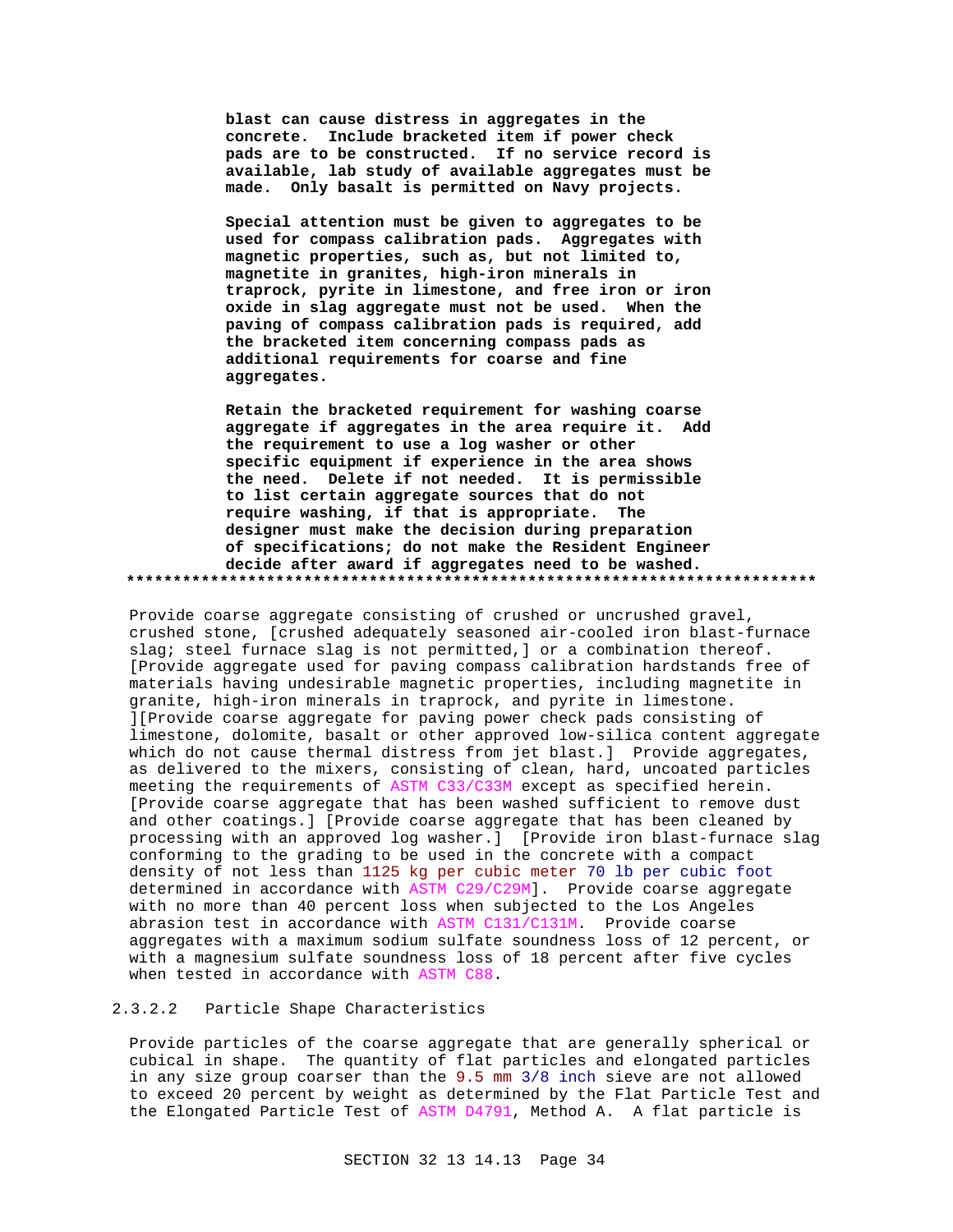**blast can cause distress in aggregates in the concrete. Include bracketed item if power check pads are to be constructed. If no service record is available, lab study of available aggregates must be made. Only basalt is permitted on Navy projects.**

**Special attention must be given to aggregates to be used for compass calibration pads. Aggregates with magnetic properties, such as, but not limited to, magnetite in granites, high-iron minerals in traprock, pyrite in limestone, and free iron or iron oxide in slag aggregate must not be used. When the paving of compass calibration pads is required, add the bracketed item concerning compass pads as additional requirements for coarse and fine aggregates.**

**Retain the bracketed requirement for washing coarse aggregate if aggregates in the area require it. Add the requirement to use a log washer or other specific equipment if experience in the area shows the need. Delete if not needed. It is permissible to list certain aggregate sources that do not require washing, if that is appropriate. The designer must make the decision during preparation of specifications; do not make the Resident Engineer decide after award if aggregates need to be washed.**
**************************************************************************

Provide coarse aggregate consisting of crushed or uncrushed gravel, crushed stone, [crushed adequately seasoned air-cooled iron blast-furnace slag; steel furnace slag is not permitted,] or a combination thereof. [Provide aggregate used for paving compass calibration hardstands free of materials having undesirable magnetic properties, including magnetite in granite, high-iron minerals in traprock, and pyrite in limestone. ][Provide coarse aggregate for paving power check pads consisting of limestone, dolomite, basalt or other approved low-silica content aggregate which do not cause thermal distress from jet blast.] Provide aggregates, as delivered to the mixers, consisting of clean, hard, uncoated particles meeting the requirements of ASTM C33/C33M except as specified herein. [Provide coarse aggregate that has been washed sufficient to remove dust and other coatings.] [Provide coarse aggregate that has been cleaned by processing with an approved log washer.] [Provide iron blast-furnace slag conforming to the grading to be used in the concrete with a compact density of not less than 1125 kg per cubic meter 70 lb per cubic foot determined in accordance with ASTM C29/C29M]. Provide coarse aggregate with no more than 40 percent loss when subjected to the Los Angeles abrasion test in accordance with ASTM C131/C131M. Provide coarse aggregates with a maximum sodium sulfate soundness loss of 12 percent, or with a magnesium sulfate soundness loss of 18 percent after five cycles when tested in accordance with ASTM C88.

#### 2.3.2.2 Particle Shape Characteristics

Provide particles of the coarse aggregate that are generally spherical or cubical in shape. The quantity of flat particles and elongated particles in any size group coarser than the 9.5 mm 3/8 inch sieve are not allowed to exceed 20 percent by weight as determined by the Flat Particle Test and the Elongated Particle Test of ASTM D4791, Method A. A flat particle is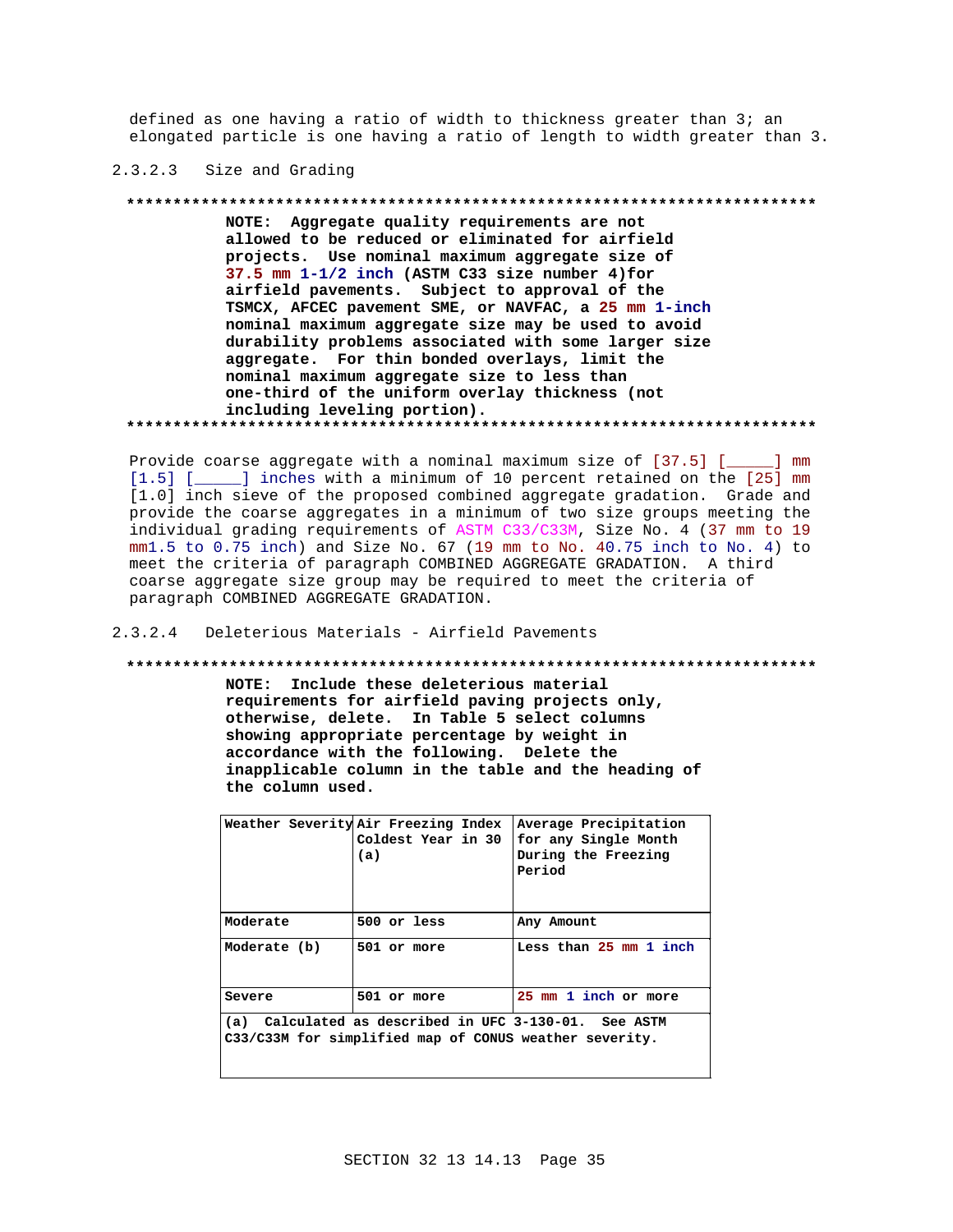defined as one having a ratio of width to thickness greater than 3; an elongated particle is one having a ratio of length to width greater than 3.

#### 2.3.2.3 Size and Grading

**************************************************************************

**NOTE: Aggregate quality requirements are not allowed to be reduced or eliminated for airfield projects. Use nominal maximum aggregate size of 37.5 mm 1-1/2 inch (ASTM C33 size number 4)for airfield pavements. Subject to approval of the TSMCX, AFCEC pavement SME, or NAVFAC, a 25 mm 1-inch nominal maximum aggregate size may be used to avoid durability problems associated with some larger size aggregate. For thin bonded overlays, limit the nominal maximum aggregate size to less than one-third of the uniform overlay thickness (not including leveling portion).**

**************************************************************************

Provide coarse aggregate with a nominal maximum size of [37.5] [_____] mm [1.5] [_____] inches with a minimum of 10 percent retained on the [25] mm [1.0] inch sieve of the proposed combined aggregate gradation. Grade and provide the coarse aggregates in a minimum of two size groups meeting the individual grading requirements of ASTM C33/C33M, Size No. 4 (37 mm to 19 mm1.5 to 0.75 inch) and Size No. 67 (19 mm to No. 40.75 inch to No. 4) to meet the criteria of paragraph COMBINED AGGREGATE GRADATION. A third coarse aggregate size group may be required to meet the criteria of paragraph COMBINED AGGREGATE GRADATION.

#### 2.3.2.4 Deleterious Materials - Airfield Pavements

**************************************************************************

**NOTE: Include these deleterious material requirements for airfield paving projects only, otherwise, delete. In Table 5 select columns showing appropriate percentage by weight in accordance with the following. Delete the inapplicable column in the table and the heading of the column used.**

| Weather Severity | Air Freezing Index Coldest Year in 30 (a) | Average Precipitation for any Single Month During the Freezing Period |
|---|---|---|
| Moderate | 500 or less | Any Amount |
| Moderate (b) | 501 or more | Less than 25 mm 1 inch |
| Severe | 501 or more | 25 mm 1 inch or more |
| (a) Calculated as described in UFC 3-130-01. See ASTM C33/C33M for simplified map of CONUS weather severity. | | |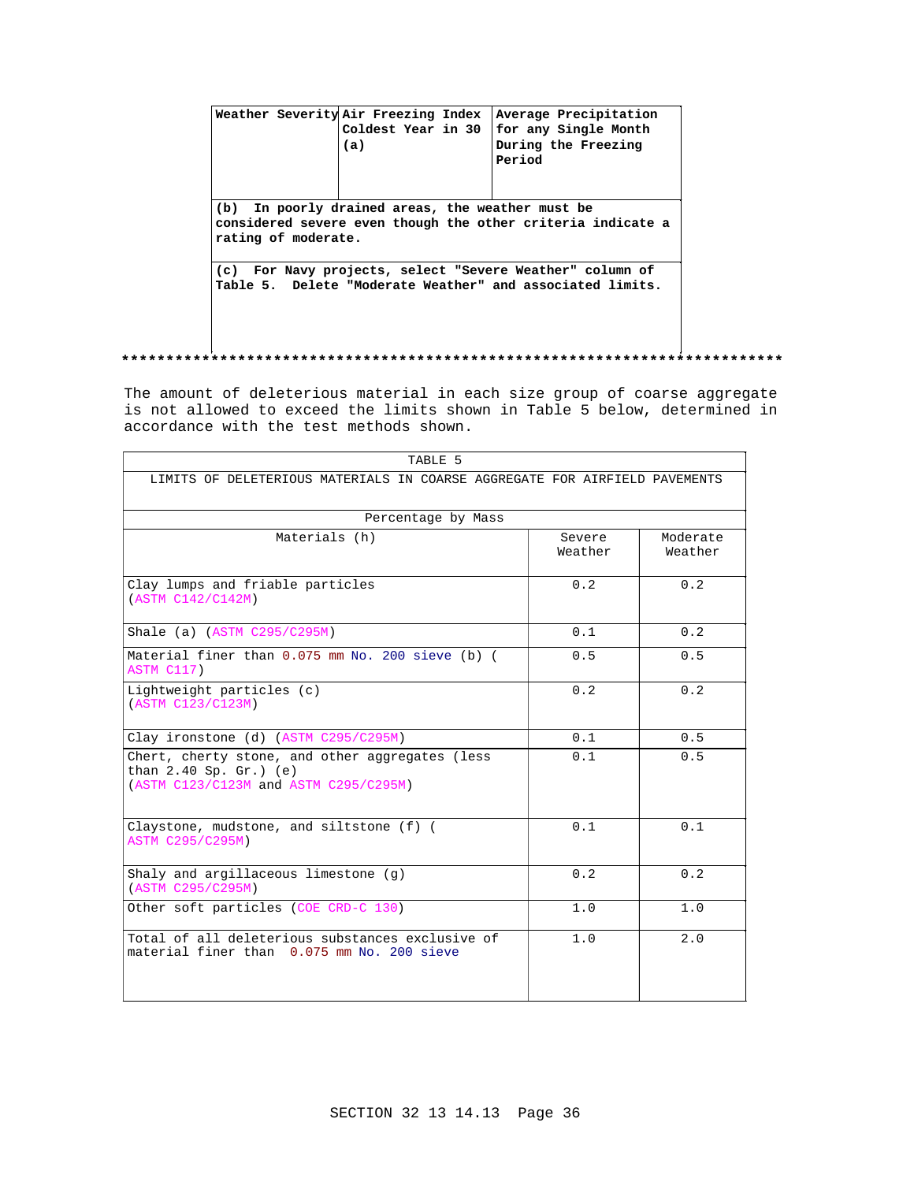| Weather Severity | Air Freezing Index Coldest Year in 30 (a) | Average Precipitation for any Single Month During the Freezing Period |
|---|---|---|
| (b) In poorly drained areas, the weather must be considered severe even though the other criteria indicate a rating of moderate. | | |
| (c) For Navy projects, select "Severe Weather" column of Table 5. Delete "Moderate Weather" and associated limits. | | |

**************************************************************************

The amount of deleterious material in each size group of coarse aggregate is not allowed to exceed the limits shown in Table 5 below, determined in accordance with the test methods shown.

| TABLE 5 LIMITS OF DELETERIOUS MATERIALS IN COARSE AGGREGATE FOR AIRFIELD PAVEMENTS | | |
|---|---|---|
| | Percentage by Mass | |
| Materials (h) | Severe Weather | Moderate Weather |
| Clay lumps and friable particles (ASTM C142/C142M) | 0.2 | 0.2 |
| Shale (a) (ASTM C295/C295M) | 0.1 | 0.2 |
| Material finer than 0.075 mm No. 200 sieve (b) (ASTM C117) | 0.5 | 0.5 |
| Lightweight particles (c) (ASTM C123/C123M) | 0.2 | 0.2 |
| Clay ironstone (d) (ASTM C295/C295M) | 0.1 | 0.5 |
| Chert, cherty stone, and other aggregates (less than 2.40 Sp. Gr.) (e) (ASTM C123/C123M and ASTM C295/C295M) | 0.1 | 0.5 |
| Claystone, mudstone, and siltstone (f) (ASTM C295/C295M) | 0.1 | 0.1 |
| Shaly and argillaceous limestone (g) (ASTM C295/C295M) | 0.2 | 0.2 |
| Other soft particles (COE CRD-C 130) | 1.0 | 1.0 |
| Total of all deleterious substances exclusive of material finer than 0.075 mm No. 200 sieve | 1.0 | 2.0 |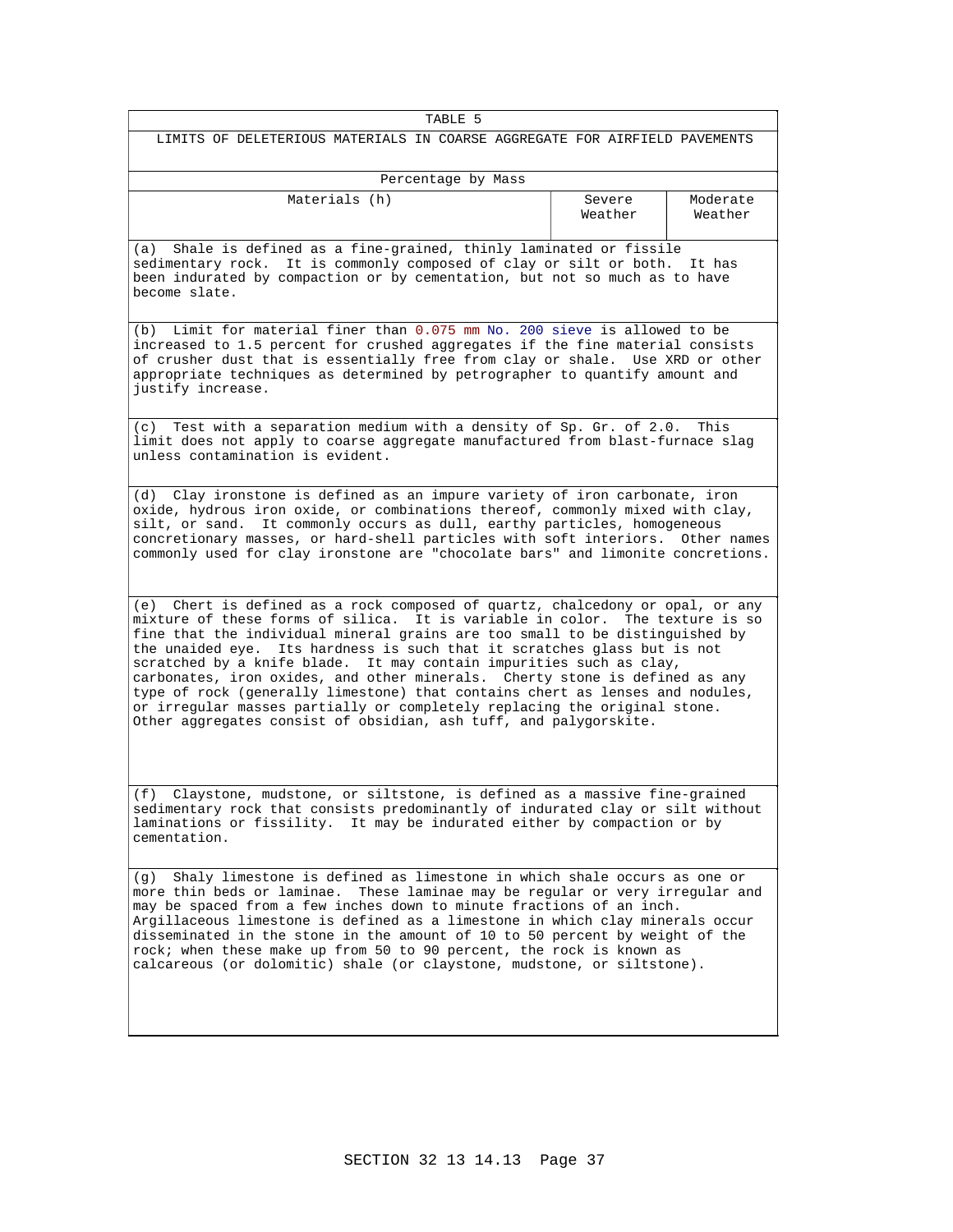TABLE 5

LIMITS OF DELETERIOUS MATERIALS IN COARSE AGGREGATE FOR AIRFIELD PAVEMENTS

| Percentage by Mass | | |
|---|---|---|
| Materials (h) | Severe Weather | Moderate Weather |

(a) Shale is defined as a fine-grained, thinly laminated or fissile sedimentary rock. It is commonly composed of clay or silt or both. It has been indurated by compaction or by cementation, but not so much as to have become slate.

(b) Limit for material finer than 0.075 mm No. 200 sieve is allowed to be increased to 1.5 percent for crushed aggregates if the fine material consists of crusher dust that is essentially free from clay or shale. Use XRD or other appropriate techniques as determined by petrographer to quantify amount and justify increase.

(c) Test with a separation medium with a density of Sp. Gr. of 2.0. This limit does not apply to coarse aggregate manufactured from blast-furnace slag unless contamination is evident.

(d) Clay ironstone is defined as an impure variety of iron carbonate, iron oxide, hydrous iron oxide, or combinations thereof, commonly mixed with clay, silt, or sand. It commonly occurs as dull, earthy particles, homogeneous concretionary masses, or hard-shell particles with soft interiors. Other names commonly used for clay ironstone are "chocolate bars" and limonite concretions.

(e) Chert is defined as a rock composed of quartz, chalcedony or opal, or any mixture of these forms of silica. It is variable in color. The texture is so fine that the individual mineral grains are too small to be distinguished by the unaided eye. Its hardness is such that it scratches glass but is not scratched by a knife blade. It may contain impurities such as clay, carbonates, iron oxides, and other minerals. Cherty stone is defined as any type of rock (generally limestone) that contains chert as lenses and nodules, or irregular masses partially or completely replacing the original stone. Other aggregates consist of obsidian, ash tuff, and palygorskite.

(f) Claystone, mudstone, or siltstone, is defined as a massive fine-grained sedimentary rock that consists predominantly of indurated clay or silt without laminations or fissility. It may be indurated either by compaction or by cementation.

(g) Shaly limestone is defined as limestone in which shale occurs as one or more thin beds or laminae. These laminae may be regular or very irregular and may be spaced from a few inches down to minute fractions of an inch. Argillaceous limestone is defined as a limestone in which clay minerals occur disseminated in the stone in the amount of 10 to 50 percent by weight of the rock; when these make up from 50 to 90 percent, the rock is known as calcareous (or dolomitic) shale (or claystone, mudstone, or siltstone).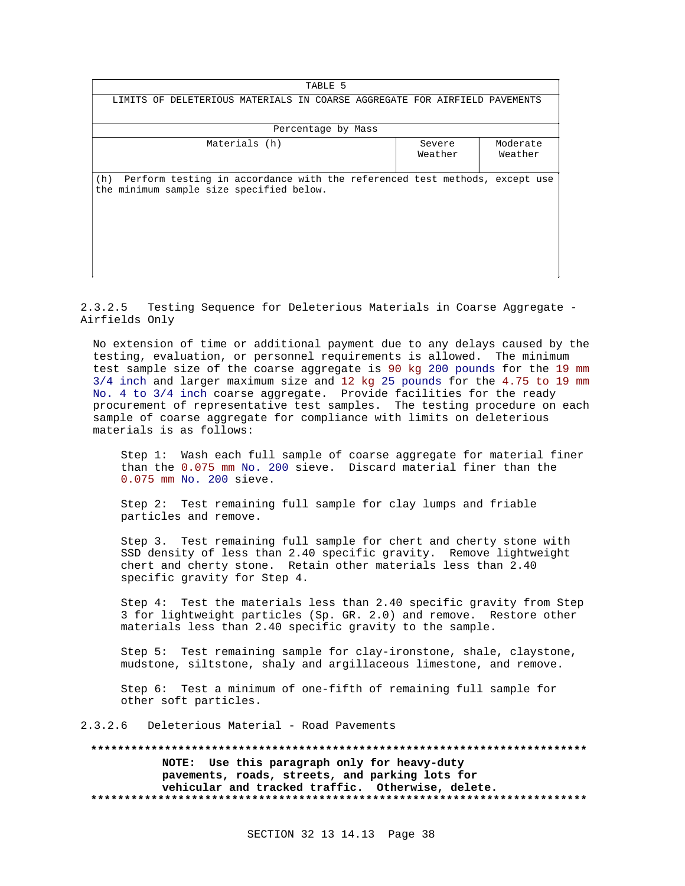| TABLE 5 | | |
|---|---|---|
| LIMITS OF DELETERIOUS MATERIALS IN COARSE AGGREGATE FOR AIRFIELD PAVEMENTS | | |
| Percentage by Mass | | |
| Materials (h) | Severe Weather | Moderate Weather |
| (h) Perform testing in accordance with the referenced test methods, except use the minimum sample size specified below. | | |

#### 2.3.2.5 Testing Sequence for Deleterious Materials in Coarse Aggregate - Airfields Only

No extension of time or additional payment due to any delays caused by the testing, evaluation, or personnel requirements is allowed. The minimum test sample size of the coarse aggregate is 90 kg 200 pounds for the 19 mm 3/4 inch and larger maximum size and 12 kg 25 pounds for the 4.75 to 19 mm No. 4 to 3/4 inch coarse aggregate. Provide facilities for the ready procurement of representative test samples. The testing procedure on each sample of coarse aggregate for compliance with limits on deleterious materials is as follows:

Step 1: Wash each full sample of coarse aggregate for material finer than the 0.075 mm No. 200 sieve. Discard material finer than the 0.075 mm No. 200 sieve.

Step 2: Test remaining full sample for clay lumps and friable particles and remove.

Step 3. Test remaining full sample for chert and cherty stone with SSD density of less than 2.40 specific gravity. Remove lightweight chert and cherty stone. Retain other materials less than 2.40 specific gravity for Step 4.

Step 4: Test the materials less than 2.40 specific gravity from Step 3 for lightweight particles (Sp. GR. 2.0) and remove. Restore other materials less than 2.40 specific gravity to the sample.

Step 5: Test remaining sample for clay-ironstone, shale, claystone, mudstone, siltstone, shaly and argillaceous limestone, and remove.

Step 6: Test a minimum of one-fifth of remaining full sample for other soft particles.

#### 2.3.2.6 Deleterious Material - Road Pavements

**************************************************************************

**NOTE: Use this paragraph only for heavy-duty pavements, roads, streets, and parking lots for vehicular and tracked traffic. Otherwise, delete.**

**************************************************************************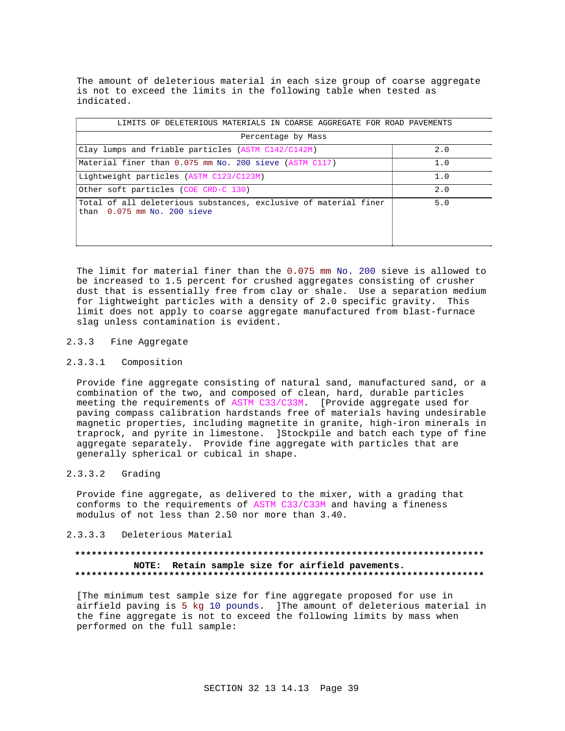The amount of deleterious material in each size group of coarse aggregate is not to exceed the limits in the following table when tested as indicated.

| LIMITS OF DELETERIOUS MATERIALS IN COARSE AGGREGATE FOR ROAD PAVEMENTS | |
|---|---|
| Percentage by Mass | |
| Clay lumps and friable particles (ASTM C142/C142M) | 2.0 |
| Material finer than 0.075 mm No. 200 sieve (ASTM C117) | 1.0 |
| Lightweight particles (ASTM C123/C123M) | 1.0 |
| Other soft particles (COE CRD-C 130) | 2.0 |
| Total of all deleterious substances, exclusive of material finer than 0.075 mm No. 200 sieve | 5.0 |

The limit for material finer than the 0.075 mm No. 200 sieve is allowed to be increased to 1.5 percent for crushed aggregates consisting of crusher dust that is essentially free from clay or shale. Use a separation medium for lightweight particles with a density of 2.0 specific gravity. This limit does not apply to coarse aggregate manufactured from blast-furnace slag unless contamination is evident.

### 2.3.3 Fine Aggregate

#### 2.3.3.1 Composition

Provide fine aggregate consisting of natural sand, manufactured sand, or a combination of the two, and composed of clean, hard, durable particles meeting the requirements of ASTM C33/C33M. [Provide aggregate used for paving compass calibration hardstands free of materials having undesirable magnetic properties, including magnetite in granite, high-iron minerals in traprock, and pyrite in limestone. ]Stockpile and batch each type of fine aggregate separately. Provide fine aggregate with particles that are generally spherical or cubical in shape.

#### 2.3.3.2 Grading

Provide fine aggregate, as delivered to the mixer, with a grading that conforms to the requirements of ASTM C33/C33M and having a fineness modulus of not less than 2.50 nor more than 3.40.

#### 2.3.3.3 Deleterious Material

**************************************************************************

**NOTE: Retain sample size for airfield pavements.**

**************************************************************************

[The minimum test sample size for fine aggregate proposed for use in airfield paving is 5 kg 10 pounds. ]The amount of deleterious material in the fine aggregate is not to exceed the following limits by mass when performed on the full sample: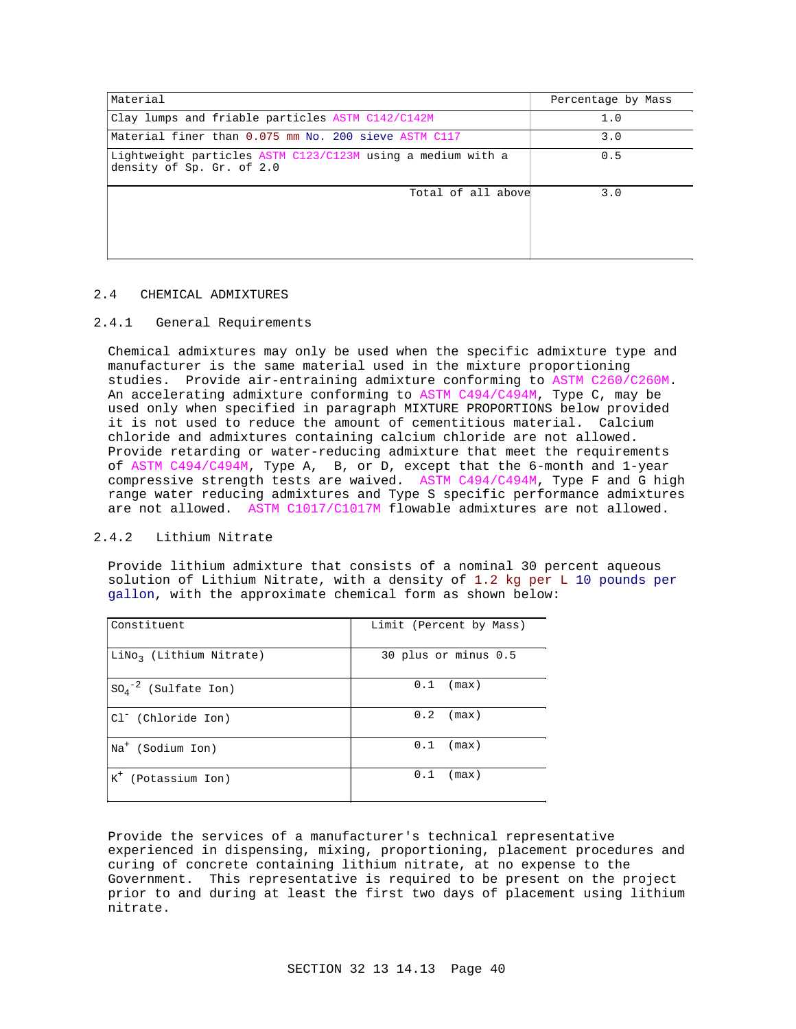| Material | Percentage by Mass |
| --- | --- |
| Clay lumps and friable particles ASTM C142/C142M | 1.0 |
| Material finer than 0.075 mm No. 200 sieve ASTM C117 | 3.0 |
| Lightweight particles ASTM C123/C123M using a medium with a density of Sp. Gr. of 2.0 | 0.5 |
| Total of all above | 3.0 |

## 2.4 CHEMICAL ADMIXTURES

### 2.4.1 General Requirements

Chemical admixtures may only be used when the specific admixture type and manufacturer is the same material used in the mixture proportioning studies. Provide air-entraining admixture conforming to ASTM C260/C260M. An accelerating admixture conforming to ASTM C494/C494M, Type C, may be used only when specified in paragraph MIXTURE PROPORTIONS below provided it is not used to reduce the amount of cementitious material. Calcium chloride and admixtures containing calcium chloride are not allowed. Provide retarding or water-reducing admixture that meet the requirements of ASTM C494/C494M, Type A, B, or D, except that the 6-month and 1-year compressive strength tests are waived. ASTM C494/C494M, Type F and G high range water reducing admixtures and Type S specific performance admixtures are not allowed. ASTM C1017/C1017M flowable admixtures are not allowed.

### 2.4.2 Lithium Nitrate

Provide lithium admixture that consists of a nominal 30 percent aqueous solution of Lithium Nitrate, with a density of 1.2 kg per L 10 pounds per gallon, with the approximate chemical form as shown below:

| Constituent | Limit (Percent by Mass) |
| --- | --- |
| $LiNo_3$ (Lithium Nitrate) | 30 plus or minus 0.5 |
| $SO_4^{-2}$ (Sulfate Ion) | 0.1 (max) |
| $Cl^-$ (Chloride Ion) | 0.2 (max) |
| $Na^+$ (Sodium Ion) | 0.1 (max) |
| $K^+$ (Potassium Ion) | 0.1 (max) |

Provide the services of a manufacturer's technical representative experienced in dispensing, mixing, proportioning, placement procedures and curing of concrete containing lithium nitrate, at no expense to the Government. This representative is required to be present on the project prior to and during at least the first two days of placement using lithium nitrate.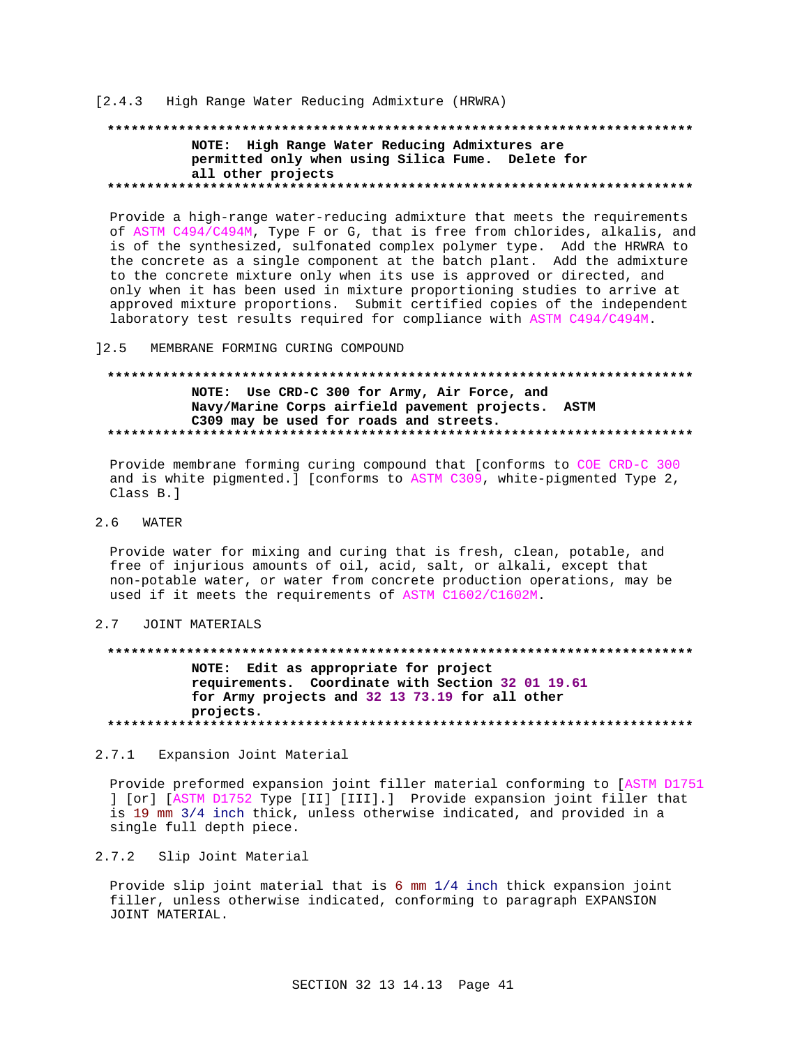[2.4.3 High Range Water Reducing Admixture (HRWRA)

**************************************************************************

**NOTE: High Range Water Reducing Admixtures are permitted only when using Silica Fume. Delete for all other projects**

**************************************************************************

Provide a high-range water-reducing admixture that meets the requirements of ASTM C494/C494M, Type F or G, that is free from chlorides, alkalis, and is of the synthesized, sulfonated complex polymer type. Add the HRWRA to the concrete as a single component at the batch plant. Add the admixture to the concrete mixture only when its use is approved or directed, and only when it has been used in mixture proportioning studies to arrive at approved mixture proportions. Submit certified copies of the independent laboratory test results required for compliance with ASTM C494/C494M.

]2.5 MEMBRANE FORMING CURING COMPOUND

**************************************************************************

**NOTE: Use CRD-C 300 for Army, Air Force, and Navy/Marine Corps airfield pavement projects. ASTM C309 may be used for roads and streets.**

**************************************************************************

Provide membrane forming curing compound that [conforms to COE CRD-C 300 and is white pigmented.] [conforms to ASTM C309, white-pigmented Type 2, Class B.]

## 2.6 WATER

Provide water for mixing and curing that is fresh, clean, potable, and free of injurious amounts of oil, acid, salt, or alkali, except that non-potable water, or water from concrete production operations, may be used if it meets the requirements of ASTM C1602/C1602M.

## 2.7 JOINT MATERIALS

**************************************************************************

**NOTE: Edit as appropriate for project requirements. Coordinate with Section 32 01 19.61 for Army projects and 32 13 73.19 for all other projects.**

**************************************************************************

### 2.7.1 Expansion Joint Material

Provide preformed expansion joint filler material conforming to [ASTM D1751 ] [or] [ASTM D1752 Type [II] [III].] Provide expansion joint filler that is 19 mm 3/4 inch thick, unless otherwise indicated, and provided in a single full depth piece.

### 2.7.2 Slip Joint Material

Provide slip joint material that is 6 mm 1/4 inch thick expansion joint filler, unless otherwise indicated, conforming to paragraph EXPANSION JOINT MATERIAL.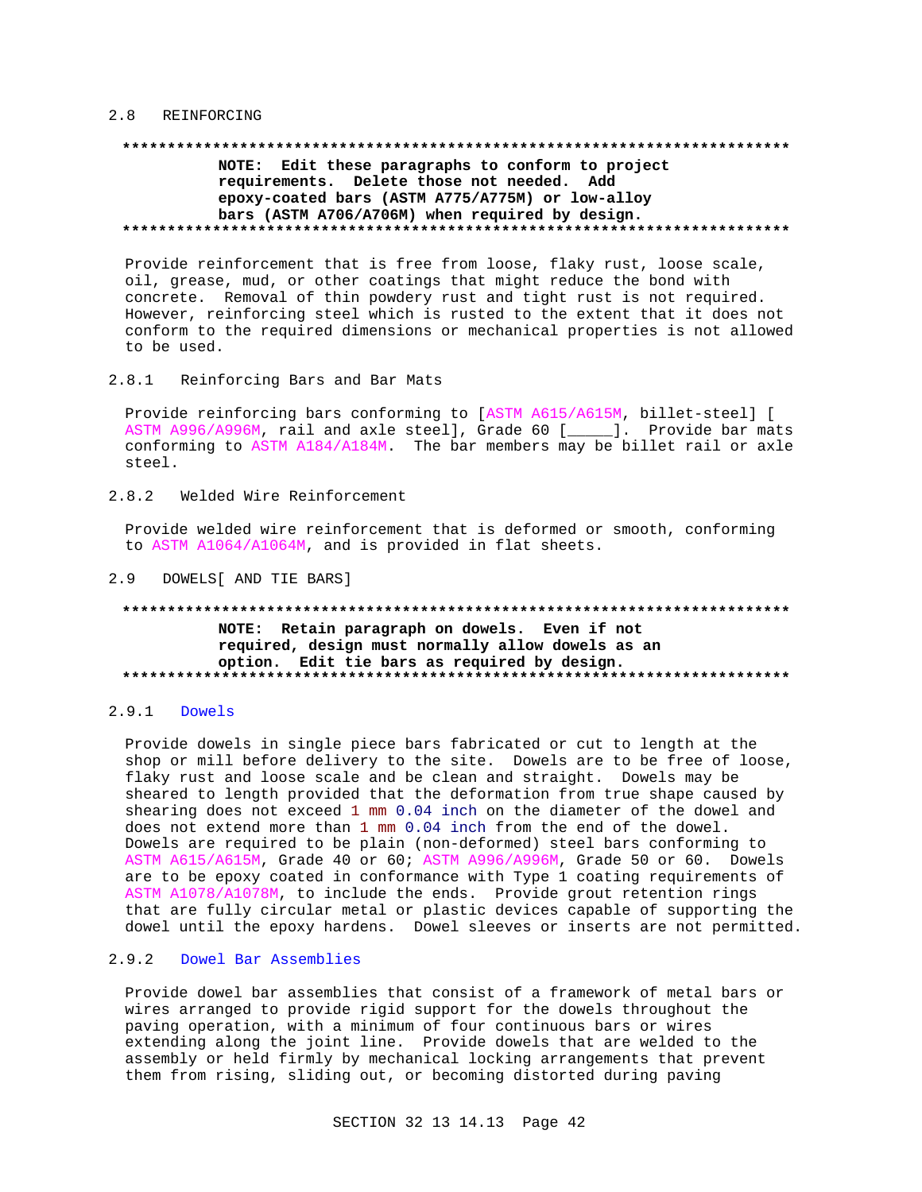## 2.8 REINFORCING

**NOTE: Edit these paragraphs to conform to project requirements. Delete those not needed. Add epoxy-coated bars (ASTM A775/A775M) or low-alloy bars (ASTM A706/A706M) when required by design.**

Provide reinforcement that is free from loose, flaky rust, loose scale, oil, grease, mud, or other coatings that might reduce the bond with concrete. Removal of thin powdery rust and tight rust is not required. However, reinforcing steel which is rusted to the extent that it does not conform to the required dimensions or mechanical properties is not allowed to be used.

### 2.8.1 Reinforcing Bars and Bar Mats

Provide reinforcing bars conforming to [ASTM A615/A615M, billet-steel] [ ASTM A996/A996M, rail and axle steel], Grade 60 [_____]. Provide bar mats conforming to ASTM A184/A184M. The bar members may be billet rail or axle steel.

### 2.8.2 Welded Wire Reinforcement

Provide welded wire reinforcement that is deformed or smooth, conforming to ASTM A1064/A1064M, and is provided in flat sheets.

## 2.9 DOWELS[ AND TIE BARS]

**NOTE: Retain paragraph on dowels. Even if not required, design must normally allow dowels as an option. Edit tie bars as required by design.**

### 2.9.1 Dowels

Provide dowels in single piece bars fabricated or cut to length at the shop or mill before delivery to the site. Dowels are to be free of loose, flaky rust and loose scale and be clean and straight. Dowels may be sheared to length provided that the deformation from true shape caused by shearing does not exceed 1 mm 0.04 inch on the diameter of the dowel and does not extend more than 1 mm 0.04 inch from the end of the dowel. Dowels are required to be plain (non-deformed) steel bars conforming to ASTM A615/A615M, Grade 40 or 60; ASTM A996/A996M, Grade 50 or 60. Dowels are to be epoxy coated in conformance with Type 1 coating requirements of ASTM A1078/A1078M, to include the ends. Provide grout retention rings that are fully circular metal or plastic devices capable of supporting the dowel until the epoxy hardens. Dowel sleeves or inserts are not permitted.

### 2.9.2 Dowel Bar Assemblies

Provide dowel bar assemblies that consist of a framework of metal bars or wires arranged to provide rigid support for the dowels throughout the paving operation, with a minimum of four continuous bars or wires extending along the joint line. Provide dowels that are welded to the assembly or held firmly by mechanical locking arrangements that prevent them from rising, sliding out, or becoming distorted during paving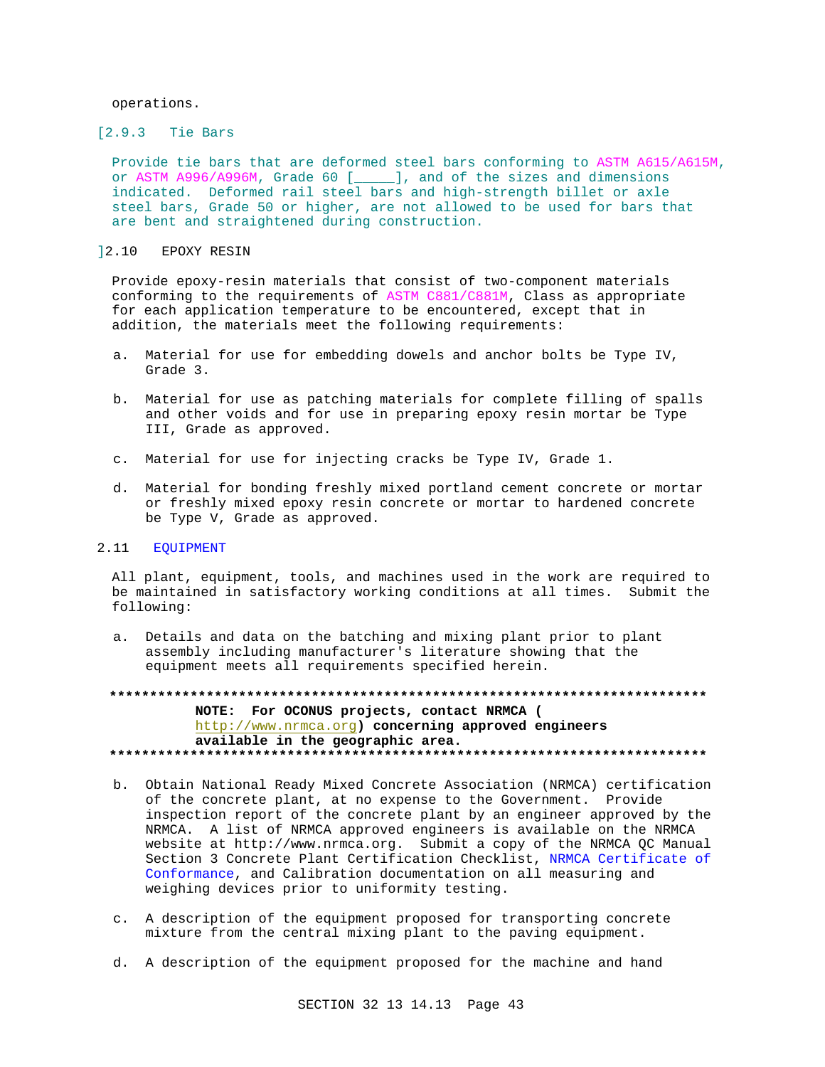operations.

[2.9.3 Tie Bars

Provide tie bars that are deformed steel bars conforming to ASTM A615/A615M, or ASTM A996/A996M, Grade 60 [_____], and of the sizes and dimensions indicated. Deformed rail steel bars and high-strength billet or axle steel bars, Grade 50 or higher, are not allowed to be used for bars that are bent and straightened during construction.

]2.10 EPOXY RESIN

Provide epoxy-resin materials that consist of two-component materials conforming to the requirements of ASTM C881/C881M, Class as appropriate for each application temperature to be encountered, except that in addition, the materials meet the following requirements:

a. Material for use for embedding dowels and anchor bolts be Type IV, Grade 3.

b. Material for use as patching materials for complete filling of spalls and other voids and for use in preparing epoxy resin mortar be Type III, Grade as approved.

c. Material for use for injecting cracks be Type IV, Grade 1.

d. Material for bonding freshly mixed portland cement concrete or mortar or freshly mixed epoxy resin concrete or mortar to hardened concrete be Type V, Grade as approved.

## 2.11 EQUIPMENT

All plant, equipment, tools, and machines used in the work are required to be maintained in satisfactory working conditions at all times. Submit the following:

a. Details and data on the batching and mixing plant prior to plant assembly including manufacturer's literature showing that the equipment meets all requirements specified herein.

**************************************************************************

**NOTE: For OCONUS projects, contact NRMCA ( http://www.nrmca.org) concerning approved engineers available in the geographic area.**

**************************************************************************

b. Obtain National Ready Mixed Concrete Association (NRMCA) certification of the concrete plant, at no expense to the Government. Provide inspection report of the concrete plant by an engineer approved by the NRMCA. A list of NRMCA approved engineers is available on the NRMCA website at http://www.nrmca.org. Submit a copy of the NRMCA QC Manual Section 3 Concrete Plant Certification Checklist, NRMCA Certificate of Conformance, and Calibration documentation on all measuring and weighing devices prior to uniformity testing.

c. A description of the equipment proposed for transporting concrete mixture from the central mixing plant to the paving equipment.

d. A description of the equipment proposed for the machine and hand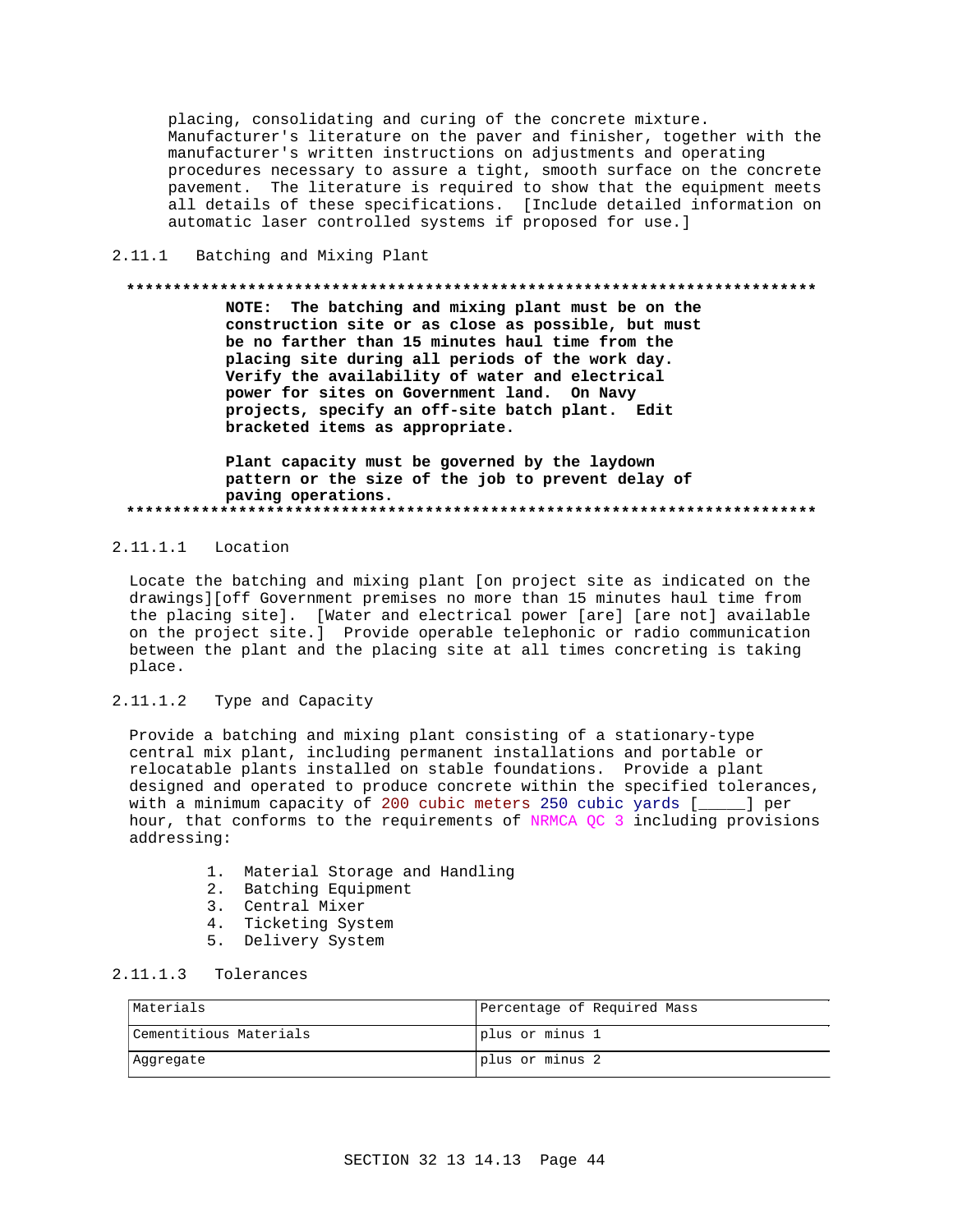placing, consolidating and curing of the concrete mixture. Manufacturer's literature on the paver and finisher, together with the manufacturer's written instructions on adjustments and operating procedures necessary to assure a tight, smooth surface on the concrete pavement. The literature is required to show that the equipment meets all details of these specifications. [Include detailed information on automatic laser controlled systems if proposed for use.]

### 2.11.1 Batching and Mixing Plant

**************************************************************************

**NOTE: The batching and mixing plant must be on the construction site or as close as possible, but must be no farther than 15 minutes haul time from the placing site during all periods of the work day. Verify the availability of water and electrical power for sites on Government land. On Navy projects, specify an off-site batch plant. Edit bracketed items as appropriate.**

**Plant capacity must be governed by the laydown pattern or the size of the job to prevent delay of paving operations.**

**************************************************************************

#### 2.11.1.1 Location

Locate the batching and mixing plant [on project site as indicated on the drawings][off Government premises no more than 15 minutes haul time from the placing site]. [Water and electrical power [are] [are not] available on the project site.] Provide operable telephonic or radio communication between the plant and the placing site at all times concreting is taking place.

#### 2.11.1.2 Type and Capacity

Provide a batching and mixing plant consisting of a stationary-type central mix plant, including permanent installations and portable or relocatable plants installed on stable foundations. Provide a plant designed and operated to produce concrete within the specified tolerances, with a minimum capacity of 200 cubic meters 250 cubic yards [_____] per hour, that conforms to the requirements of NRMCA QC 3 including provisions addressing:

1. Material Storage and Handling
2. Batching Equipment
3. Central Mixer
4. Ticketing System
5. Delivery System

#### 2.11.1.3 Tolerances

| Materials | Percentage of Required Mass |
|---|---|
| Cementitious Materials | plus or minus 1 |
| Aggregate | plus or minus 2 |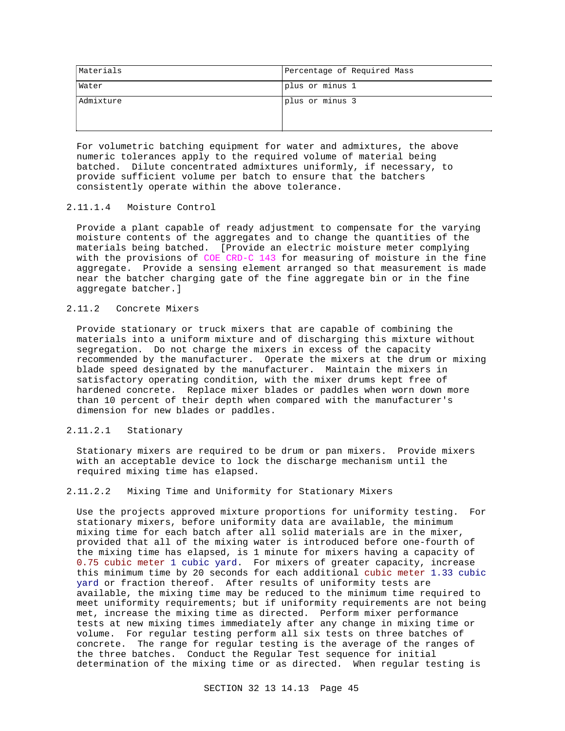| Materials | Percentage of Required Mass |
|---|---|
| Water | plus or minus 1 |
| Admixture | plus or minus 3 |

For volumetric batching equipment for water and admixtures, the above numeric tolerances apply to the required volume of material being batched. Dilute concentrated admixtures uniformly, if necessary, to provide sufficient volume per batch to ensure that the batchers consistently operate within the above tolerance.

#### 2.11.1.4 Moisture Control

Provide a plant capable of ready adjustment to compensate for the varying moisture contents of the aggregates and to change the quantities of the materials being batched. [Provide an electric moisture meter complying with the provisions of COE CRD-C 143 for measuring of moisture in the fine aggregate. Provide a sensing element arranged so that measurement is made near the batcher charging gate of the fine aggregate bin or in the fine aggregate batcher.]

### 2.11.2 Concrete Mixers

Provide stationary or truck mixers that are capable of combining the materials into a uniform mixture and of discharging this mixture without segregation. Do not charge the mixers in excess of the capacity recommended by the manufacturer. Operate the mixers at the drum or mixing blade speed designated by the manufacturer. Maintain the mixers in satisfactory operating condition, with the mixer drums kept free of hardened concrete. Replace mixer blades or paddles when worn down more than 10 percent of their depth when compared with the manufacturer's dimension for new blades or paddles.

#### 2.11.2.1 Stationary

Stationary mixers are required to be drum or pan mixers. Provide mixers with an acceptable device to lock the discharge mechanism until the required mixing time has elapsed.

#### 2.11.2.2 Mixing Time and Uniformity for Stationary Mixers

Use the projects approved mixture proportions for uniformity testing. For stationary mixers, before uniformity data are available, the minimum mixing time for each batch after all solid materials are in the mixer, provided that all of the mixing water is introduced before one-fourth of the mixing time has elapsed, is 1 minute for mixers having a capacity of 0.75 cubic meter 1 cubic yard. For mixers of greater capacity, increase this minimum time by 20 seconds for each additional cubic meter 1.33 cubic yard or fraction thereof. After results of uniformity tests are available, the mixing time may be reduced to the minimum time required to meet uniformity requirements; but if uniformity requirements are not being met, increase the mixing time as directed. Perform mixer performance tests at new mixing times immediately after any change in mixing time or volume. For regular testing perform all six tests on three batches of concrete. The range for regular testing is the average of the ranges of the three batches. Conduct the Regular Test sequence for initial determination of the mixing time or as directed. When regular testing is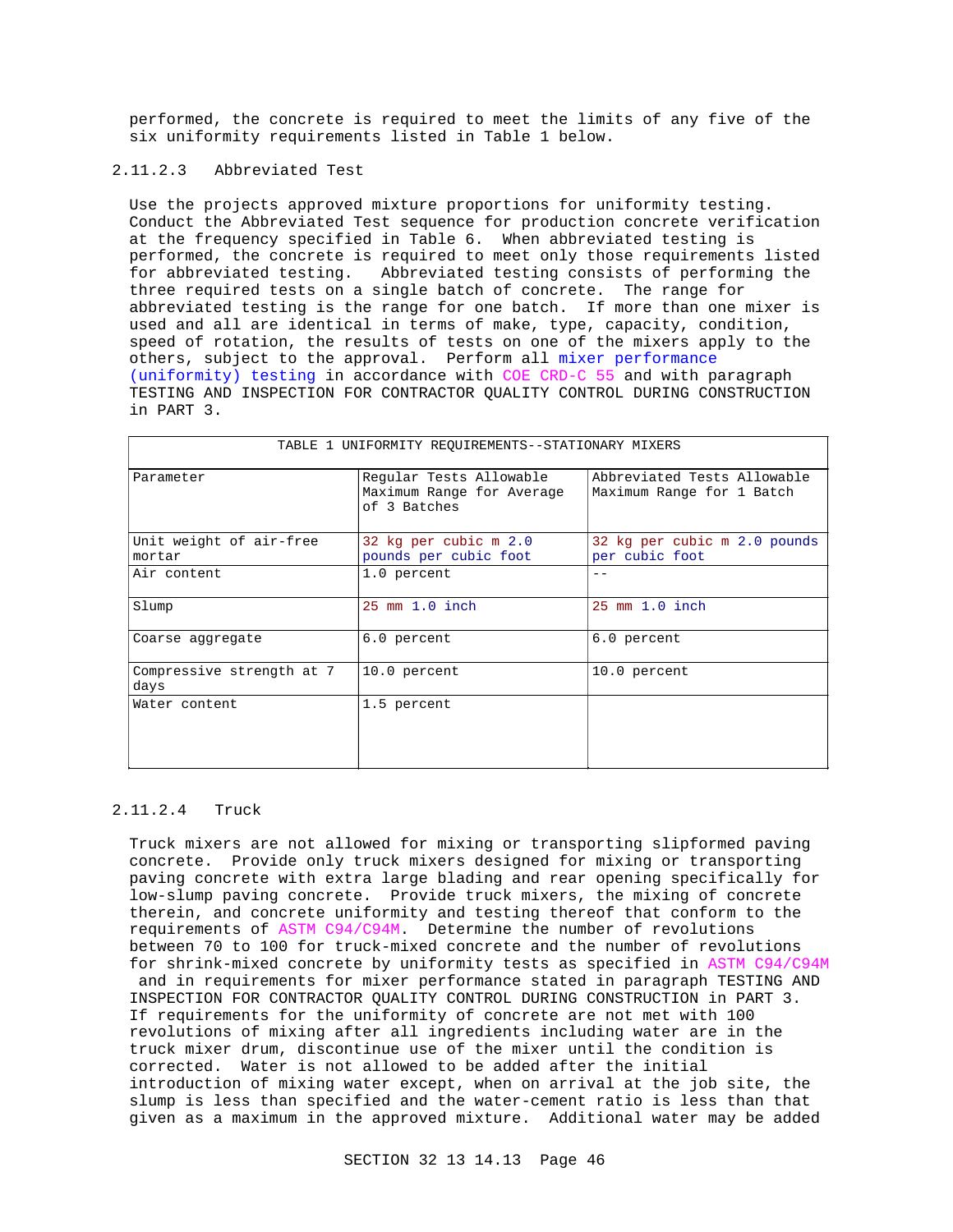performed, the concrete is required to meet the limits of any five of the six uniformity requirements listed in Table 1 below.

### 2.11.2.3 Abbreviated Test

Use the projects approved mixture proportions for uniformity testing. Conduct the Abbreviated Test sequence for production concrete verification at the frequency specified in Table 6. When abbreviated testing is performed, the concrete is required to meet only those requirements listed for abbreviated testing. Abbreviated testing consists of performing the three required tests on a single batch of concrete. The range for abbreviated testing is the range for one batch. If more than one mixer is used and all are identical in terms of make, type, capacity, condition, speed of rotation, the results of tests on one of the mixers apply to the others, subject to the approval. Perform all mixer performance (uniformity) testing in accordance with COE CRD-C 55 and with paragraph TESTING AND INSPECTION FOR CONTRACTOR QUALITY CONTROL DURING CONSTRUCTION in PART 3.

TABLE 1 UNIFORMITY REQUIREMENTS--STATIONARY MIXERS

| Parameter | Regular Tests Allowable Maximum Range for Average of 3 Batches | Abbreviated Tests Allowable Maximum Range for 1 Batch |
|---|---|---|
| Unit weight of air-free mortar | 32 kg per cubic m 2.0 pounds per cubic foot | 32 kg per cubic m 2.0 pounds per cubic foot |
| Air content | 1.0 percent | -- |
| Slump | 25 mm 1.0 inch | 25 mm 1.0 inch |
| Coarse aggregate | 6.0 percent | 6.0 percent |
| Compressive strength at 7 days | 10.0 percent | 10.0 percent |
| Water content | 1.5 percent | |

### 2.11.2.4 Truck

Truck mixers are not allowed for mixing or transporting slipformed paving concrete. Provide only truck mixers designed for mixing or transporting paving concrete with extra large blading and rear opening specifically for low-slump paving concrete. Provide truck mixers, the mixing of concrete therein, and concrete uniformity and testing thereof that conform to the requirements of ASTM C94/C94M. Determine the number of revolutions between 70 to 100 for truck-mixed concrete and the number of revolutions for shrink-mixed concrete by uniformity tests as specified in ASTM C94/C94M and in requirements for mixer performance stated in paragraph TESTING AND INSPECTION FOR CONTRACTOR QUALITY CONTROL DURING CONSTRUCTION in PART 3. If requirements for the uniformity of concrete are not met with 100 revolutions of mixing after all ingredients including water are in the truck mixer drum, discontinue use of the mixer until the condition is corrected. Water is not allowed to be added after the initial introduction of mixing water except, when on arrival at the job site, the slump is less than specified and the water-cement ratio is less than that given as a maximum in the approved mixture. Additional water may be added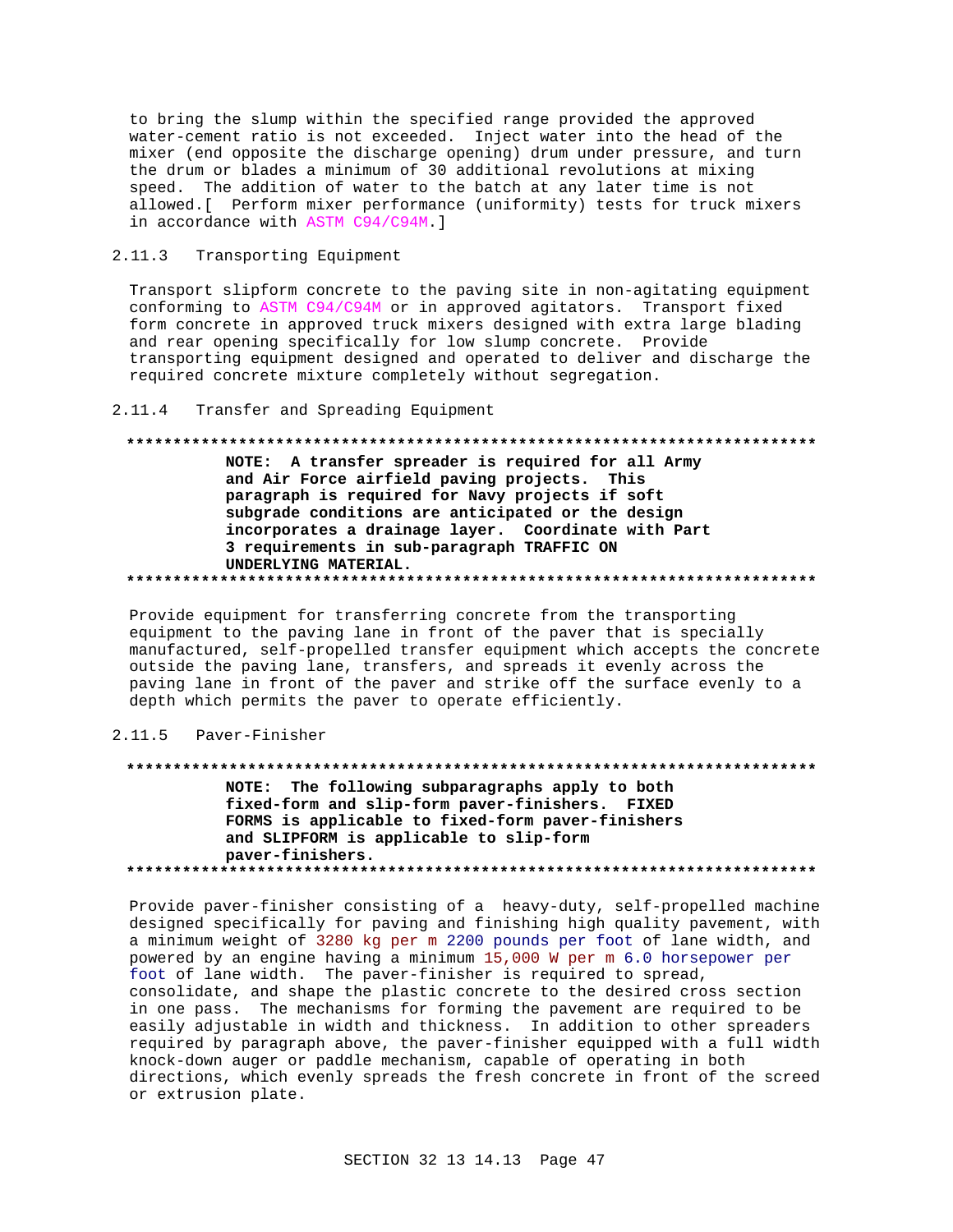to bring the slump within the specified range provided the approved water-cement ratio is not exceeded. Inject water into the head of the mixer (end opposite the discharge opening) drum under pressure, and turn the drum or blades a minimum of 30 additional revolutions at mixing speed. The addition of water to the batch at any later time is not allowed.[ Perform mixer performance (uniformity) tests for truck mixers in accordance with ASTM C94/C94M.]

### 2.11.3 Transporting Equipment

Transport slipform concrete to the paving site in non-agitating equipment conforming to ASTM C94/C94M or in approved agitators. Transport fixed form concrete in approved truck mixers designed with extra large blading and rear opening specifically for low slump concrete. Provide transporting equipment designed and operated to deliver and discharge the required concrete mixture completely without segregation.

### 2.11.4 Transfer and Spreading Equipment

**************************************************************************

**NOTE: A transfer spreader is required for all Army and Air Force airfield paving projects. This paragraph is required for Navy projects if soft subgrade conditions are anticipated or the design incorporates a drainage layer. Coordinate with Part 3 requirements in sub-paragraph TRAFFIC ON UNDERLYING MATERIAL.**

**************************************************************************

Provide equipment for transferring concrete from the transporting equipment to the paving lane in front of the paver that is specially manufactured, self-propelled transfer equipment which accepts the concrete outside the paving lane, transfers, and spreads it evenly across the paving lane in front of the paver and strike off the surface evenly to a depth which permits the paver to operate efficiently.

### 2.11.5 Paver-Finisher

**************************************************************************

**NOTE: The following subparagraphs apply to both fixed-form and slip-form paver-finishers. FIXED FORMS is applicable to fixed-form paver-finishers and SLIPFORM is applicable to slip-form paver-finishers.**

**************************************************************************

Provide paver-finisher consisting of a heavy-duty, self-propelled machine designed specifically for paving and finishing high quality pavement, with a minimum weight of 3280 kg per m 2200 pounds per foot of lane width, and powered by an engine having a minimum 15,000 W per m 6.0 horsepower per foot of lane width. The paver-finisher is required to spread, consolidate, and shape the plastic concrete to the desired cross section in one pass. The mechanisms for forming the pavement are required to be easily adjustable in width and thickness. In addition to other spreaders required by paragraph above, the paver-finisher equipped with a full width knock-down auger or paddle mechanism, capable of operating in both directions, which evenly spreads the fresh concrete in front of the screed or extrusion plate.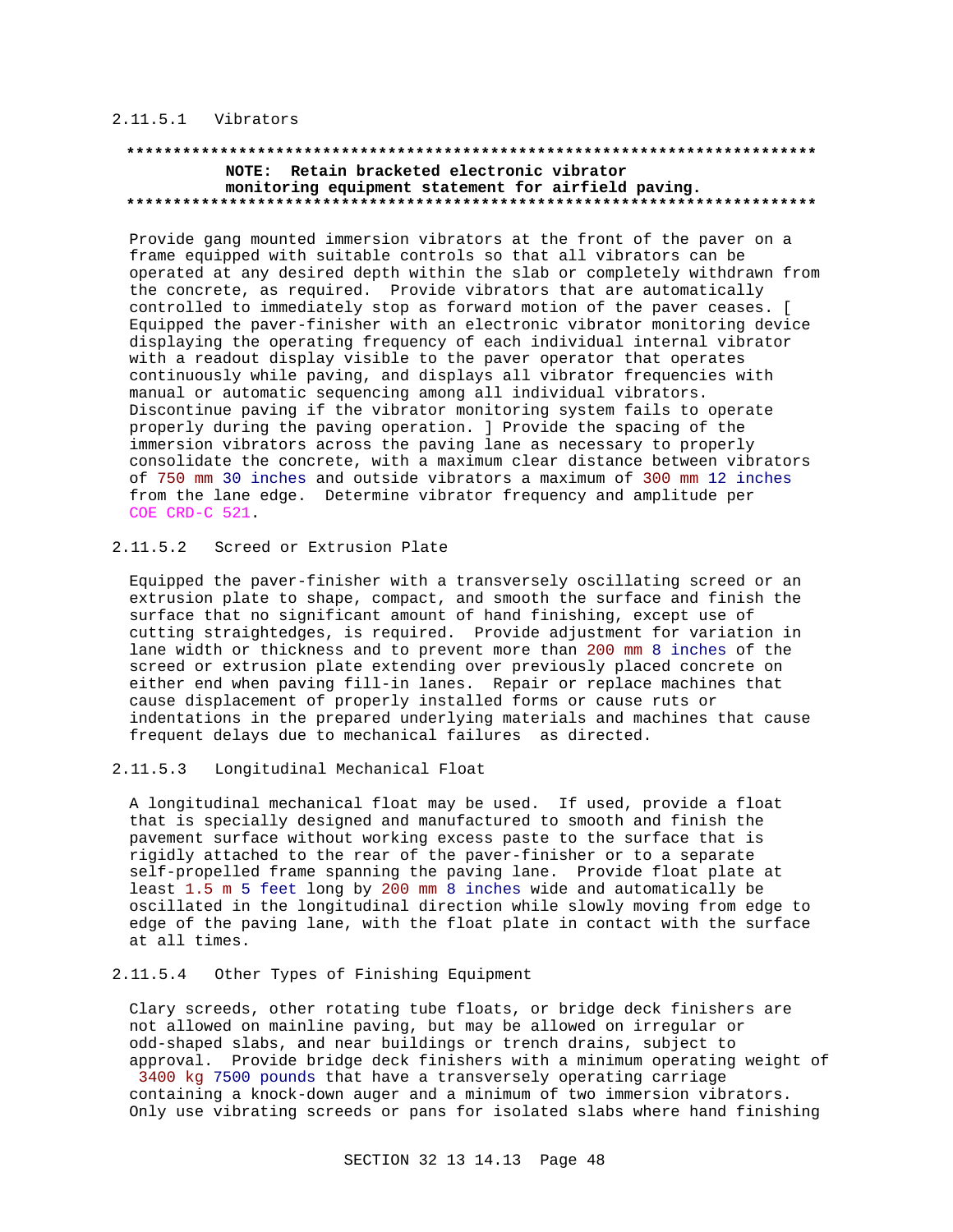#### 2.11.5.1 Vibrators

**************************************************************************
**NOTE: Retain bracketed electronic vibrator monitoring equipment statement for airfield paving.**
**************************************************************************

Provide gang mounted immersion vibrators at the front of the paver on a frame equipped with suitable controls so that all vibrators can be operated at any desired depth within the slab or completely withdrawn from the concrete, as required. Provide vibrators that are automatically controlled to immediately stop as forward motion of the paver ceases. [ Equipped the paver-finisher with an electronic vibrator monitoring device displaying the operating frequency of each individual internal vibrator with a readout display visible to the paver operator that operates continuously while paving, and displays all vibrator frequencies with manual or automatic sequencing among all individual vibrators. Discontinue paving if the vibrator monitoring system fails to operate properly during the paving operation. ] Provide the spacing of the immersion vibrators across the paving lane as necessary to properly consolidate the concrete, with a maximum clear distance between vibrators of 750 mm 30 inches and outside vibrators a maximum of 300 mm 12 inches from the lane edge. Determine vibrator frequency and amplitude per COE CRD-C 521.

#### 2.11.5.2 Screed or Extrusion Plate

Equipped the paver-finisher with a transversely oscillating screed or an extrusion plate to shape, compact, and smooth the surface and finish the surface that no significant amount of hand finishing, except use of cutting straightedges, is required. Provide adjustment for variation in lane width or thickness and to prevent more than 200 mm 8 inches of the screed or extrusion plate extending over previously placed concrete on either end when paving fill-in lanes. Repair or replace machines that cause displacement of properly installed forms or cause ruts or indentations in the prepared underlying materials and machines that cause frequent delays due to mechanical failures as directed.

#### 2.11.5.3 Longitudinal Mechanical Float

A longitudinal mechanical float may be used. If used, provide a float that is specially designed and manufactured to smooth and finish the pavement surface without working excess paste to the surface that is rigidly attached to the rear of the paver-finisher or to a separate self-propelled frame spanning the paving lane. Provide float plate at least 1.5 m 5 feet long by 200 mm 8 inches wide and automatically be oscillated in the longitudinal direction while slowly moving from edge to edge of the paving lane, with the float plate in contact with the surface at all times.

#### 2.11.5.4 Other Types of Finishing Equipment

Clary screeds, other rotating tube floats, or bridge deck finishers are not allowed on mainline paving, but may be allowed on irregular or odd-shaped slabs, and near buildings or trench drains, subject to approval. Provide bridge deck finishers with a minimum operating weight of 3400 kg 7500 pounds that have a transversely operating carriage containing a knock-down auger and a minimum of two immersion vibrators. Only use vibrating screeds or pans for isolated slabs where hand finishing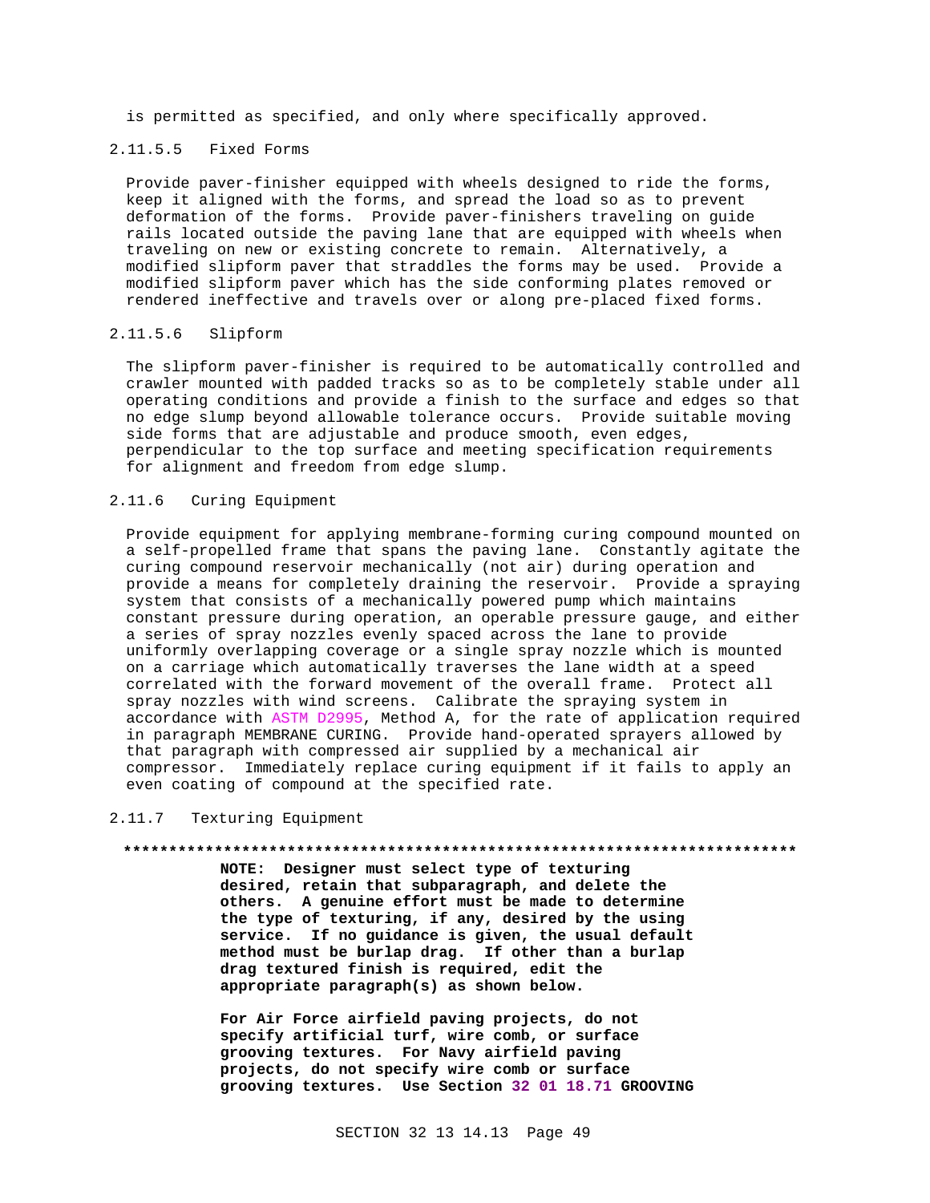is permitted as specified, and only where specifically approved.

#### 2.11.5.5 Fixed Forms

Provide paver-finisher equipped with wheels designed to ride the forms, keep it aligned with the forms, and spread the load so as to prevent deformation of the forms. Provide paver-finishers traveling on guide rails located outside the paving lane that are equipped with wheels when traveling on new or existing concrete to remain. Alternatively, a modified slipform paver that straddles the forms may be used. Provide a modified slipform paver which has the side conforming plates removed or rendered ineffective and travels over or along pre-placed fixed forms.

#### 2.11.5.6 Slipform

The slipform paver-finisher is required to be automatically controlled and crawler mounted with padded tracks so as to be completely stable under all operating conditions and provide a finish to the surface and edges so that no edge slump beyond allowable tolerance occurs. Provide suitable moving side forms that are adjustable and produce smooth, even edges, perpendicular to the top surface and meeting specification requirements for alignment and freedom from edge slump.

### 2.11.6 Curing Equipment

Provide equipment for applying membrane-forming curing compound mounted on a self-propelled frame that spans the paving lane. Constantly agitate the curing compound reservoir mechanically (not air) during operation and provide a means for completely draining the reservoir. Provide a spraying system that consists of a mechanically powered pump which maintains constant pressure during operation, an operable pressure gauge, and either a series of spray nozzles evenly spaced across the lane to provide uniformly overlapping coverage or a single spray nozzle which is mounted on a carriage which automatically traverses the lane width at a speed correlated with the forward movement of the overall frame. Protect all spray nozzles with wind screens. Calibrate the spraying system in accordance with ASTM D2995, Method A, for the rate of application required in paragraph MEMBRANE CURING. Provide hand-operated sprayers allowed by that paragraph with compressed air supplied by a mechanical air compressor. Immediately replace curing equipment if it fails to apply an even coating of compound at the specified rate.

### 2.11.7 Texturing Equipment

**************************************************************************

**NOTE: Designer must select type of texturing desired, retain that subparagraph, and delete the others. A genuine effort must be made to determine the type of texturing, if any, desired by the using service. If no guidance is given, the usual default method must be burlap drag. If other than a burlap drag textured finish is required, edit the appropriate paragraph(s) as shown below.**

**For Air Force airfield paving projects, do not specify artificial turf, wire comb, or surface grooving textures. For Navy airfield paving projects, do not specify wire comb or surface grooving textures. Use Section 32 01 18.71 GROOVING**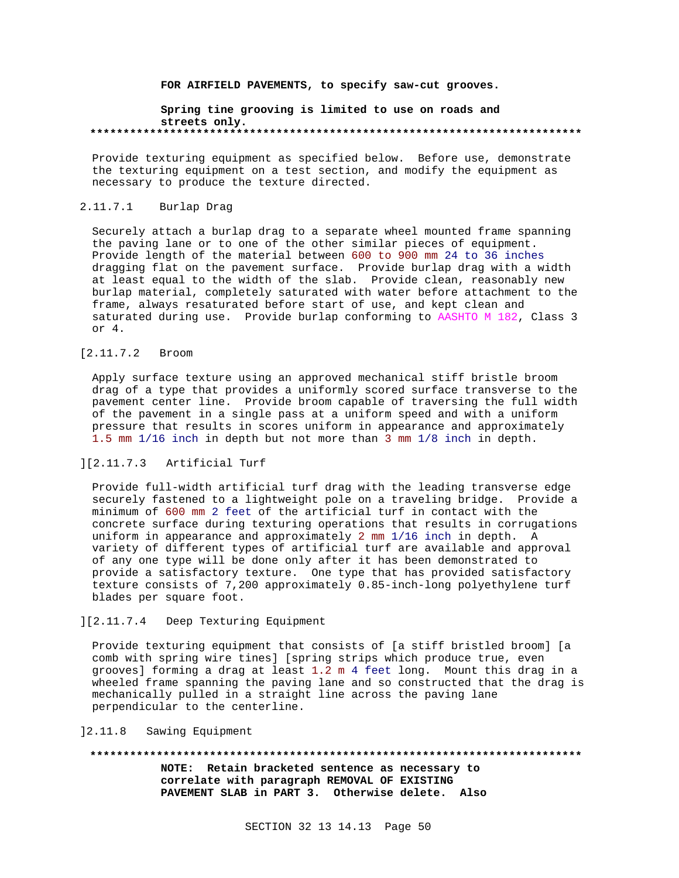**FOR AIRFIELD PAVEMENTS, to specify saw-cut grooves.**

**Spring tine grooving is limited to use on roads and streets only.**

**************************************************************************

Provide texturing equipment as specified below. Before use, demonstrate the texturing equipment on a test section, and modify the equipment as necessary to produce the texture directed.

2.11.7.1 Burlap Drag

Securely attach a burlap drag to a separate wheel mounted frame spanning the paving lane or to one of the other similar pieces of equipment. Provide length of the material between 600 to 900 mm 24 to 36 inches dragging flat on the pavement surface. Provide burlap drag with a width at least equal to the width of the slab. Provide clean, reasonably new burlap material, completely saturated with water before attachment to the frame, always resaturated before start of use, and kept clean and saturated during use. Provide burlap conforming to AASHTO M 182, Class 3 or 4.

[2.11.7.2 Broom

Apply surface texture using an approved mechanical stiff bristle broom drag of a type that provides a uniformly scored surface transverse to the pavement center line. Provide broom capable of traversing the full width of the pavement in a single pass at a uniform speed and with a uniform pressure that results in scores uniform in appearance and approximately 1.5 mm 1/16 inch in depth but not more than 3 mm 1/8 inch in depth.

][2.11.7.3 Artificial Turf

Provide full-width artificial turf drag with the leading transverse edge securely fastened to a lightweight pole on a traveling bridge. Provide a minimum of 600 mm 2 feet of the artificial turf in contact with the concrete surface during texturing operations that results in corrugations uniform in appearance and approximately 2 mm 1/16 inch in depth. A variety of different types of artificial turf are available and approval of any one type will be done only after it has been demonstrated to provide a satisfactory texture. One type that has provided satisfactory texture consists of 7,200 approximately 0.85-inch-long polyethylene turf blades per square foot.

][2.11.7.4 Deep Texturing Equipment

Provide texturing equipment that consists of [a stiff bristled broom] [a comb with spring wire tines] [spring strips which produce true, even grooves] forming a drag at least 1.2 m 4 feet long. Mount this drag in a wheeled frame spanning the paving lane and so constructed that the drag is mechanically pulled in a straight line across the paving lane perpendicular to the centerline.

]2.11.8 Sawing Equipment

**************************************************************************

**NOTE: Retain bracketed sentence as necessary to correlate with paragraph REMOVAL OF EXISTING PAVEMENT SLAB in PART 3. Otherwise delete. Also**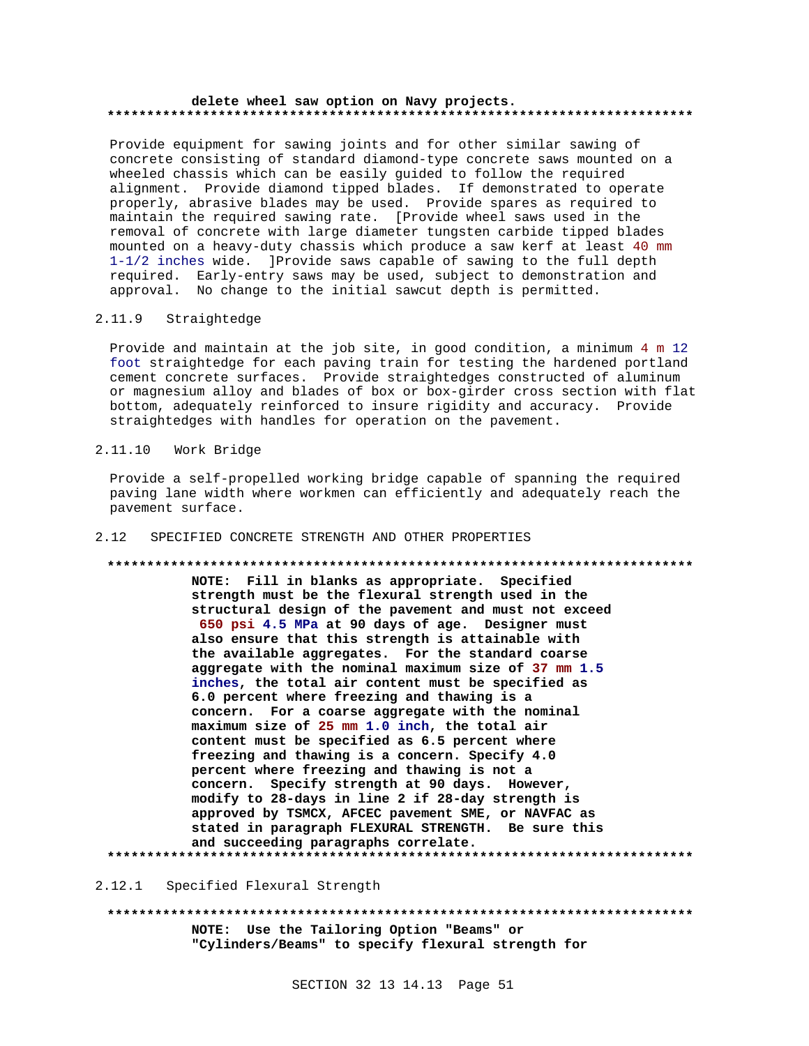**delete wheel saw option on Navy projects.**

**************************************************************************

Provide equipment for sawing joints and for other similar sawing of concrete consisting of standard diamond-type concrete saws mounted on a wheeled chassis which can be easily guided to follow the required alignment. Provide diamond tipped blades. If demonstrated to operate properly, abrasive blades may be used. Provide spares as required to maintain the required sawing rate. [Provide wheel saws used in the removal of concrete with large diameter tungsten carbide tipped blades mounted on a heavy-duty chassis which produce a saw kerf at least 40 mm 1-1/2 inches wide. ]Provide saws capable of sawing to the full depth required. Early-entry saws may be used, subject to demonstration and approval. No change to the initial sawcut depth is permitted.

### 2.11.9 Straightedge

Provide and maintain at the job site, in good condition, a minimum 4 m 12 foot straightedge for each paving train for testing the hardened portland cement concrete surfaces. Provide straightedges constructed of aluminum or magnesium alloy and blades of box or box-girder cross section with flat bottom, adequately reinforced to insure rigidity and accuracy. Provide straightedges with handles for operation on the pavement.

### 2.11.10 Work Bridge

Provide a self-propelled working bridge capable of spanning the required paving lane width where workmen can efficiently and adequately reach the pavement surface.

## 2.12 SPECIFIED CONCRETE STRENGTH AND OTHER PROPERTIES

**************************************************************************

**NOTE: Fill in blanks as appropriate. Specified strength must be the flexural strength used in the structural design of the pavement and must not exceed 650 psi 4.5 MPa at 90 days of age. Designer must also ensure that this strength is attainable with the available aggregates. For the standard coarse aggregate with the nominal maximum size of 37 mm 1.5 inches, the total air content must be specified as 6.0 percent where freezing and thawing is a concern. For a coarse aggregate with the nominal maximum size of 25 mm 1.0 inch, the total air content must be specified as 6.5 percent where freezing and thawing is a concern. Specify 4.0 percent where freezing and thawing is not a concern. Specify strength at 90 days. However, modify to 28-days in line 2 if 28-day strength is approved by TSMCX, AFCEC pavement SME, or NAVFAC as stated in paragraph FLEXURAL STRENGTH. Be sure this and succeeding paragraphs correlate.**

**************************************************************************

### 2.12.1 Specified Flexural Strength

**************************************************************************

**NOTE: Use the Tailoring Option "Beams" or "Cylinders/Beams" to specify flexural strength for**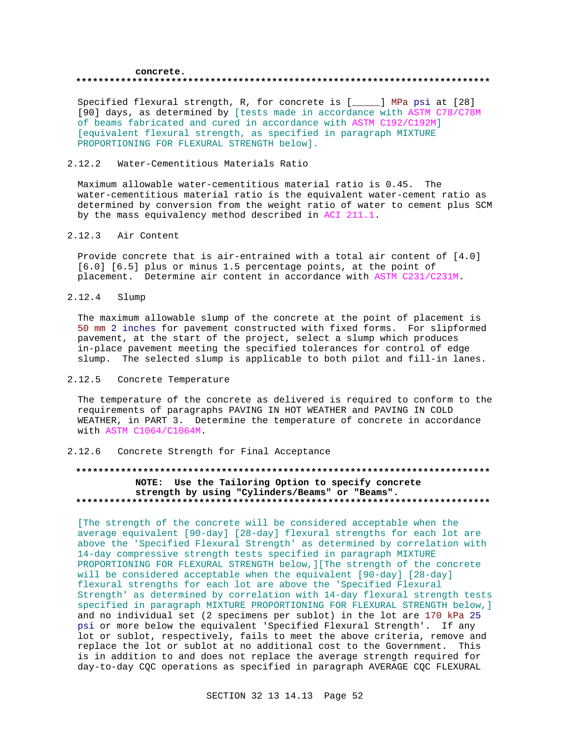**concrete.**

**************************************************************************

Specified flexural strength, R, for concrete is [_____] MPa psi at [28] [90] days, as determined by [tests made in accordance with ASTM C78/C78M of beams fabricated and cured in accordance with ASTM C192/C192M] [equivalent flexural strength, as specified in paragraph MIXTURE PROPORTIONING FOR FLEXURAL STRENGTH below].

### 2.12.2 Water-Cementitious Materials Ratio

Maximum allowable water-cementitious material ratio is 0.45. The water-cementitious material ratio is the equivalent water-cement ratio as determined by conversion from the weight ratio of water to cement plus SCM by the mass equivalency method described in ACI 211.1.

### 2.12.3 Air Content

Provide concrete that is air-entrained with a total air content of [4.0] [6.0] [6.5] plus or minus 1.5 percentage points, at the point of placement. Determine air content in accordance with ASTM C231/C231M.

### 2.12.4 Slump

The maximum allowable slump of the concrete at the point of placement is 50 mm 2 inches for pavement constructed with fixed forms. For slipformed pavement, at the start of the project, select a slump which produces in-place pavement meeting the specified tolerances for control of edge slump. The selected slump is applicable to both pilot and fill-in lanes.

### 2.12.5 Concrete Temperature

The temperature of the concrete as delivered is required to conform to the requirements of paragraphs PAVING IN HOT WEATHER and PAVING IN COLD WEATHER, in PART 3. Determine the temperature of concrete in accordance with ASTM C1064/C1064M.

### 2.12.6 Concrete Strength for Final Acceptance

**************************************************************************
**NOTE: Use the Tailoring Option to specify concrete strength by using "Cylinders/Beams" or "Beams".**
**************************************************************************

[The strength of the concrete will be considered acceptable when the average equivalent [90-day] [28-day] flexural strengths for each lot are above the 'Specified Flexural Strength' as determined by correlation with 14-day compressive strength tests specified in paragraph MIXTURE PROPORTIONING FOR FLEXURAL STRENGTH below,][The strength of the concrete will be considered acceptable when the equivalent [90-day] [28-day] flexural strengths for each lot are above the 'Specified Flexural Strength' as determined by correlation with 14-day flexural strength tests specified in paragraph MIXTURE PROPORTIONING FOR FLEXURAL STRENGTH below,] and no individual set (2 specimens per sublot) in the lot are 170 kPa 25 psi or more below the equivalent 'Specified Flexural Strength'. If any lot or sublot, respectively, fails to meet the above criteria, remove and replace the lot or sublot at no additional cost to the Government. This is in addition to and does not replace the average strength required for day-to-day CQC operations as specified in paragraph AVERAGE CQC FLEXURAL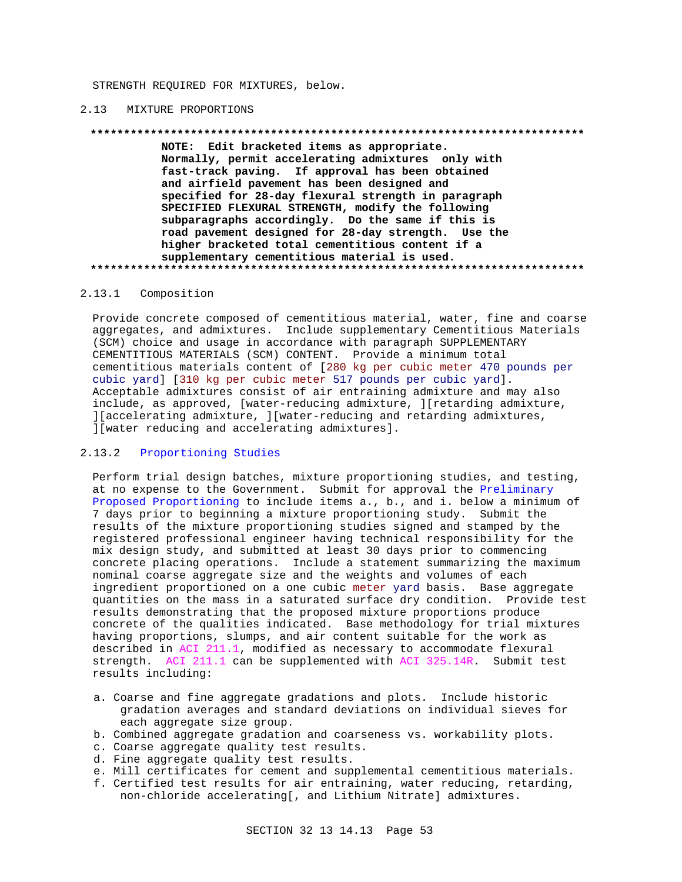STRENGTH REQUIRED FOR MIXTURES, below.

## 2.13 MIXTURE PROPORTIONS

**************************************************************************

**NOTE: Edit bracketed items as appropriate. Normally, permit accelerating admixtures only with fast-track paving. If approval has been obtained and airfield pavement has been designed and specified for 28-day flexural strength in paragraph SPECIFIED FLEXURAL STRENGTH, modify the following subparagraphs accordingly. Do the same if this is road pavement designed for 28-day strength. Use the higher bracketed total cementitious content if a supplementary cementitious material is used.**

**************************************************************************

### 2.13.1 Composition

Provide concrete composed of cementitious material, water, fine and coarse aggregates, and admixtures. Include supplementary Cementitious Materials (SCM) choice and usage in accordance with paragraph SUPPLEMENTARY CEMENTITIOUS MATERIALS (SCM) CONTENT. Provide a minimum total cementitious materials content of [280 kg per cubic meter 470 pounds per cubic yard] [310 kg per cubic meter 517 pounds per cubic yard]. Acceptable admixtures consist of air entraining admixture and may also include, as approved, [water-reducing admixture, ][retarding admixture, ][accelerating admixture, ][water-reducing and retarding admixtures, ][water reducing and accelerating admixtures].

### 2.13.2 Proportioning Studies

Perform trial design batches, mixture proportioning studies, and testing, at no expense to the Government. Submit for approval the Preliminary Proposed Proportioning to include items a., b., and i. below a minimum of 7 days prior to beginning a mixture proportioning study. Submit the results of the mixture proportioning studies signed and stamped by the registered professional engineer having technical responsibility for the mix design study, and submitted at least 30 days prior to commencing concrete placing operations. Include a statement summarizing the maximum nominal coarse aggregate size and the weights and volumes of each ingredient proportioned on a one cubic meter yard basis. Base aggregate quantities on the mass in a saturated surface dry condition. Provide test results demonstrating that the proposed mixture proportions produce concrete of the qualities indicated. Base methodology for trial mixtures having proportions, slumps, and air content suitable for the work as described in ACI 211.1, modified as necessary to accommodate flexural strength. ACI 211.1 can be supplemented with ACI 325.14R. Submit test results including:

a. Coarse and fine aggregate gradations and plots. Include historic gradation averages and standard deviations on individual sieves for each aggregate size group.
b. Combined aggregate gradation and coarseness vs. workability plots.
c. Coarse aggregate quality test results.
d. Fine aggregate quality test results.
e. Mill certificates for cement and supplemental cementitious materials.
f. Certified test results for air entraining, water reducing, retarding, non-chloride accelerating[, and Lithium Nitrate] admixtures.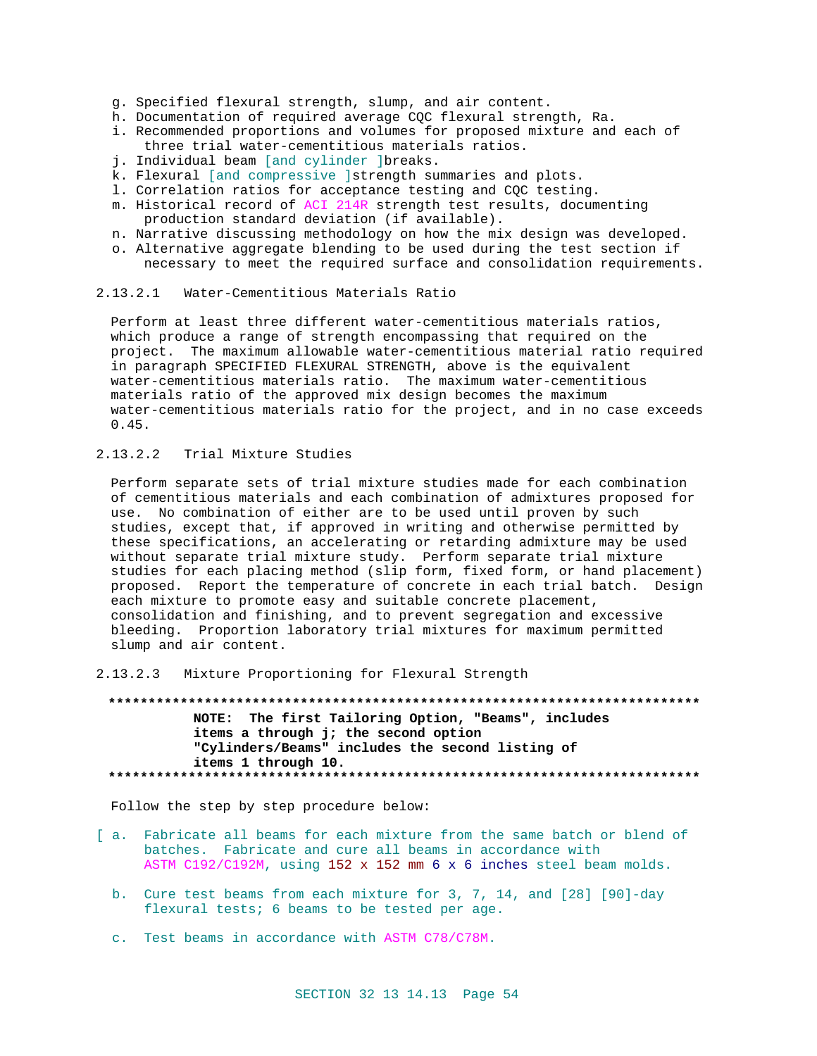g. Specified flexural strength, slump, and air content.
h. Documentation of required average CQC flexural strength, Ra.
i. Recommended proportions and volumes for proposed mixture and each of three trial water-cementitious materials ratios.
j. Individual beam [and cylinder ]breaks.
k. Flexural [and compressive ]strength summaries and plots.
l. Correlation ratios for acceptance testing and CQC testing.
m. Historical record of ACI 214R strength test results, documenting production standard deviation (if available).
n. Narrative discussing methodology on how the mix design was developed.
o. Alternative aggregate blending to be used during the test section if necessary to meet the required surface and consolidation requirements.

2.13.2.1 Water-Cementitious Materials Ratio

Perform at least three different water-cementitious materials ratios, which produce a range of strength encompassing that required on the project. The maximum allowable water-cementitious material ratio required in paragraph SPECIFIED FLEXURAL STRENGTH, above is the equivalent water-cementitious materials ratio. The maximum water-cementitious materials ratio of the approved mix design becomes the maximum water-cementitious materials ratio for the project, and in no case exceeds 0.45.

2.13.2.2 Trial Mixture Studies

Perform separate sets of trial mixture studies made for each combination of cementitious materials and each combination of admixtures proposed for use. No combination of either are to be used until proven by such studies, except that, if approved in writing and otherwise permitted by these specifications, an accelerating or retarding admixture may be used without separate trial mixture study. Perform separate trial mixture studies for each placing method (slip form, fixed form, or hand placement) proposed. Report the temperature of concrete in each trial batch. Design each mixture to promote easy and suitable concrete placement, consolidation and finishing, and to prevent segregation and excessive bleeding. Proportion laboratory trial mixtures for maximum permitted slump and air content.

2.13.2.3 Mixture Proportioning for Flexural Strength

**************************************************************************

**NOTE: The first Tailoring Option, "Beams", includes items a through j; the second option "Cylinders/Beams" includes the second listing of items 1 through 10.**

**************************************************************************

Follow the step by step procedure below:

[ a. Fabricate all beams for each mixture from the same batch or blend of batches. Fabricate and cure all beams in accordance with ASTM C192/C192M, using 152 x 152 mm 6 x 6 inches steel beam molds.

b. Cure test beams from each mixture for 3, 7, 14, and [28] [90]-day flexural tests; 6 beams to be tested per age.

c. Test beams in accordance with ASTM C78/C78M.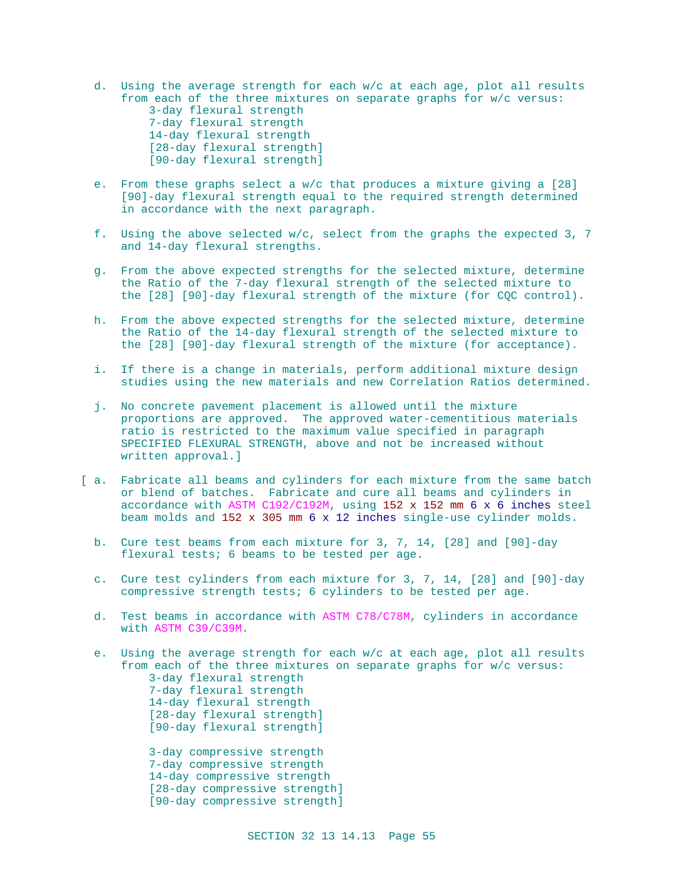d. Using the average strength for each w/c at each age, plot all results from each of the three mixtures on separate graphs for w/c versus:
    - 3-day flexural strength
    - 7-day flexural strength
    - 14-day flexural strength
    - [28-day flexural strength]
    - [90-day flexural strength]

e. From these graphs select a w/c that produces a mixture giving a [28] [90]-day flexural strength equal to the required strength determined in accordance with the next paragraph.

f. Using the above selected w/c, select from the graphs the expected 3, 7 and 14-day flexural strengths.

g. From the above expected strengths for the selected mixture, determine the Ratio of the 7-day flexural strength of the selected mixture to the [28] [90]-day flexural strength of the mixture (for CQC control).

h. From the above expected strengths for the selected mixture, determine the Ratio of the 14-day flexural strength of the selected mixture to the [28] [90]-day flexural strength of the mixture (for acceptance).

i. If there is a change in materials, perform additional mixture design studies using the new materials and new Correlation Ratios determined.

j. No concrete pavement placement is allowed until the mixture proportions are approved. The approved water-cementitious materials ratio is restricted to the maximum value specified in paragraph SPECIFIED FLEXURAL STRENGTH, above and not be increased without written approval.]

[ a. Fabricate all beams and cylinders for each mixture from the same batch or blend of batches. Fabricate and cure all beams and cylinders in accordance with ASTM C192/C192M, using 152 x 152 mm 6 x 6 inches steel beam molds and 152 x 305 mm 6 x 12 inches single-use cylinder molds.

b. Cure test beams from each mixture for 3, 7, 14, [28] and [90]-day flexural tests; 6 beams to be tested per age.

c. Cure test cylinders from each mixture for 3, 7, 14, [28] and [90]-day compressive strength tests; 6 cylinders to be tested per age.

d. Test beams in accordance with ASTM C78/C78M, cylinders in accordance with ASTM C39/C39M.

e. Using the average strength for each w/c at each age, plot all results from each of the three mixtures on separate graphs for w/c versus:
    - 3-day flexural strength
    - 7-day flexural strength
    - 14-day flexural strength
    - [28-day flexural strength]
    - [90-day flexural strength]

    - 3-day compressive strength
    - 7-day compressive strength
    - 14-day compressive strength
    - [28-day compressive strength]
    - [90-day compressive strength]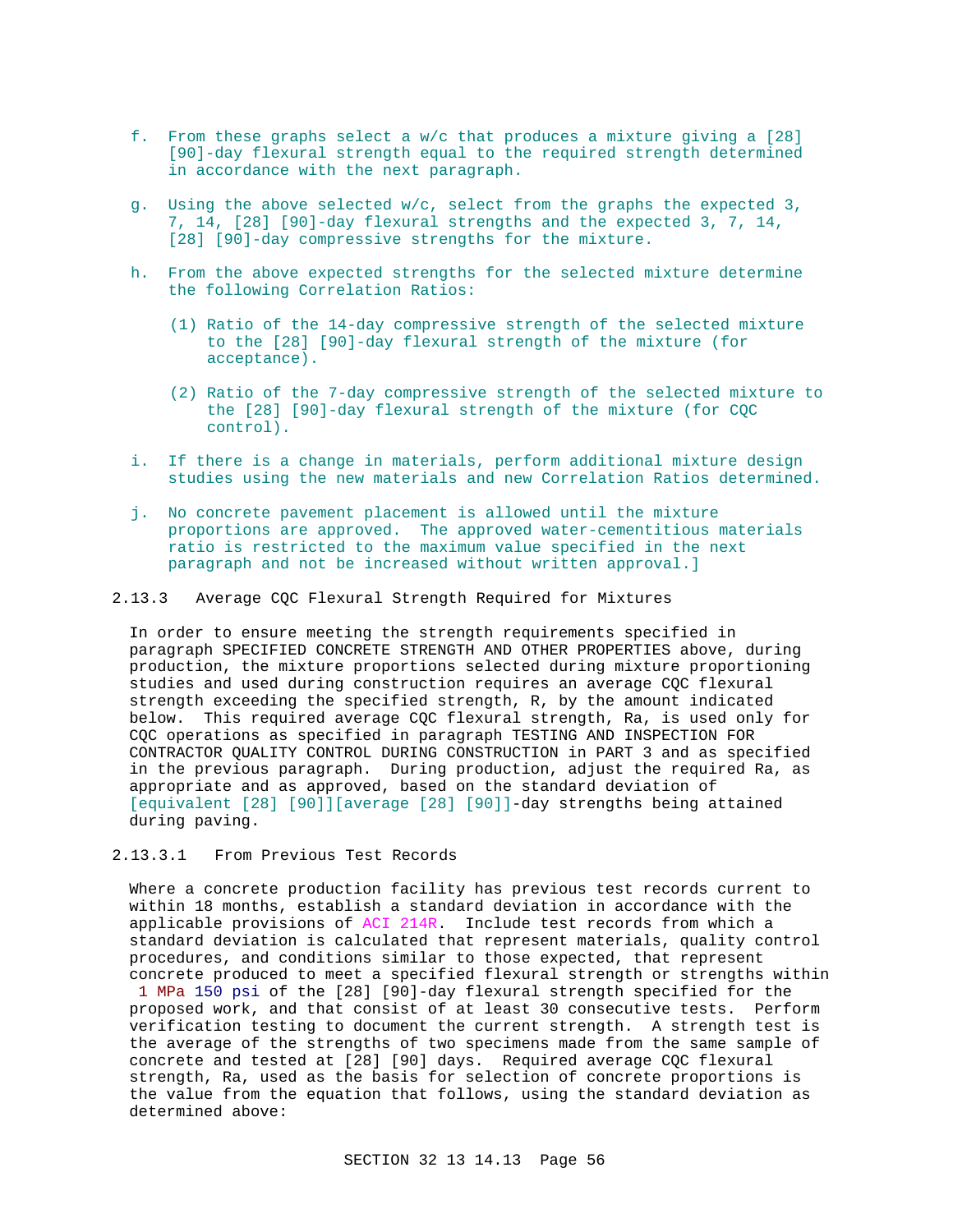f. From these graphs select a w/c that produces a mixture giving a [28] [90]-day flexural strength equal to the required strength determined in accordance with the next paragraph.

g. Using the above selected w/c, select from the graphs the expected 3, 7, 14, [28] [90]-day flexural strengths and the expected 3, 7, 14, [28] [90]-day compressive strengths for the mixture.

h. From the above expected strengths for the selected mixture determine the following Correlation Ratios:

   (1) Ratio of the 14-day compressive strength of the selected mixture to the [28] [90]-day flexural strength of the mixture (for acceptance).

   (2) Ratio of the 7-day compressive strength of the selected mixture to the [28] [90]-day flexural strength of the mixture (for CQC control).

i. If there is a change in materials, perform additional mixture design studies using the new materials and new Correlation Ratios determined.

j. No concrete pavement placement is allowed until the mixture proportions are approved. The approved water-cementitious materials ratio is restricted to the maximum value specified in the next paragraph and not be increased without written approval.]

### 2.13.3 Average CQC Flexural Strength Required for Mixtures

In order to ensure meeting the strength requirements specified in paragraph SPECIFIED CONCRETE STRENGTH AND OTHER PROPERTIES above, during production, the mixture proportions selected during mixture proportioning studies and used during construction requires an average CQC flexural strength exceeding the specified strength, R, by the amount indicated below. This required average CQC flexural strength, Ra, is used only for CQC operations as specified in paragraph TESTING AND INSPECTION FOR CONTRACTOR QUALITY CONTROL DURING CONSTRUCTION in PART 3 and as specified in the previous paragraph. During production, adjust the required Ra, as appropriate and as approved, based on the standard deviation of [equivalent [28] [90]][average [28] [90]]-day strengths being attained during paving.

#### 2.13.3.1 From Previous Test Records

Where a concrete production facility has previous test records current to within 18 months, establish a standard deviation in accordance with the applicable provisions of ACI 214R. Include test records from which a standard deviation is calculated that represent materials, quality control procedures, and conditions similar to those expected, that represent concrete produced to meet a specified flexural strength or strengths within 1 MPa 150 psi of the [28] [90]-day flexural strength specified for the proposed work, and that consist of at least 30 consecutive tests. Perform verification testing to document the current strength. A strength test is the average of the strengths of two specimens made from the same sample of concrete and tested at [28] [90] days. Required average CQC flexural strength, Ra, used as the basis for selection of concrete proportions is the value from the equation that follows, using the standard deviation as determined above: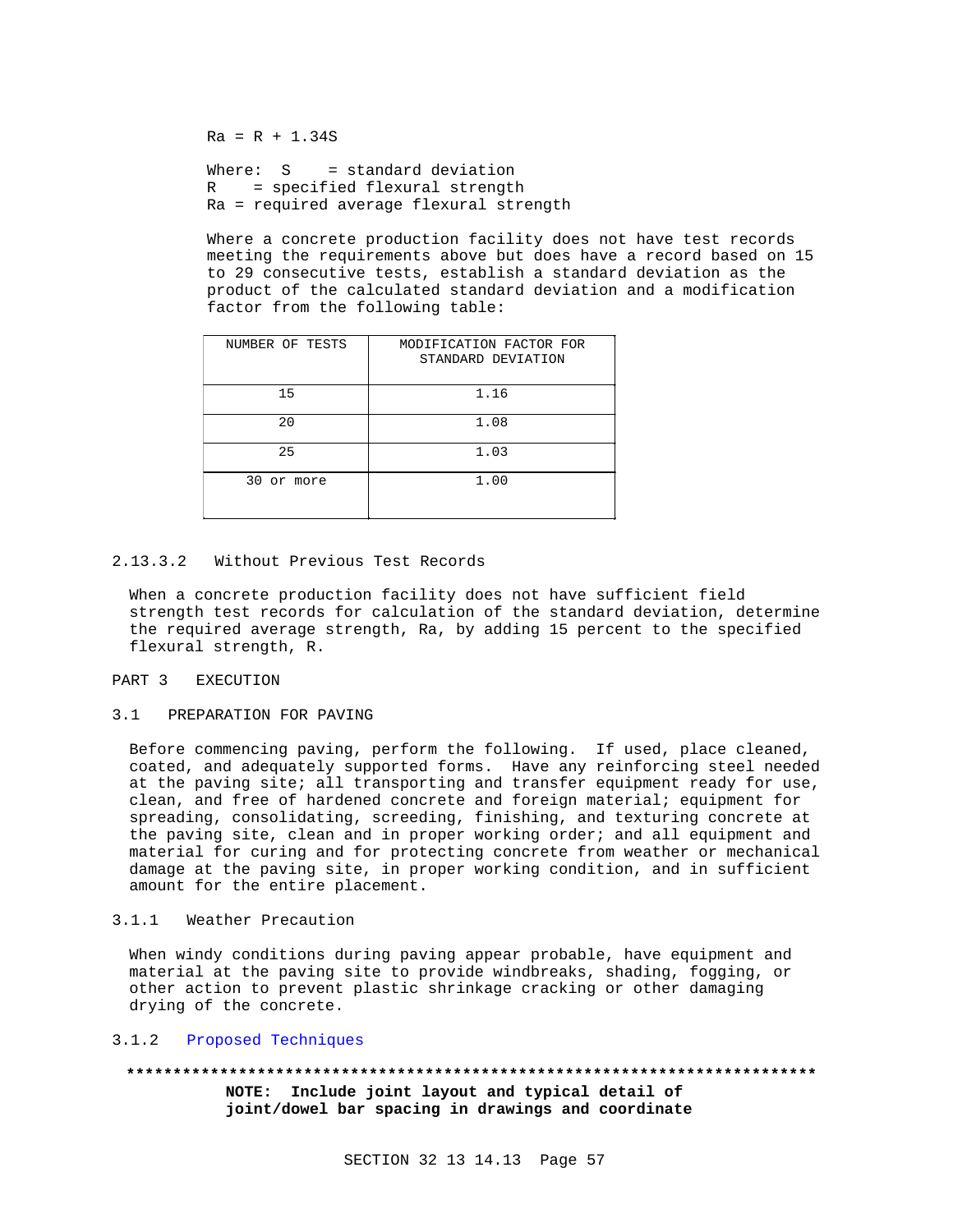$$Ra = R + 1.34S$$

Where: S = standard deviation
R = specified flexural strength
Ra = required average flexural strength

Where a concrete production facility does not have test records meeting the requirements above but does have a record based on 15 to 29 consecutive tests, establish a standard deviation as the product of the calculated standard deviation and a modification factor from the following table:

| NUMBER OF TESTS | MODIFICATION FACTOR FOR STANDARD DEVIATION |
| --- | --- |
| 15 | 1.16 |
| 20 | 1.08 |
| 25 | 1.03 |
| 30 or more | 1.00 |

#### 2.13.3.2 Without Previous Test Records

When a concrete production facility does not have sufficient field strength test records for calculation of the standard deviation, determine the required average strength, Ra, by adding 15 percent to the specified flexural strength, R.

# PART 3 EXECUTION

## 3.1 PREPARATION FOR PAVING

Before commencing paving, perform the following. If used, place cleaned, coated, and adequately supported forms. Have any reinforcing steel needed at the paving site; all transporting and transfer equipment ready for use, clean, and free of hardened concrete and foreign material; equipment for spreading, consolidating, screeding, finishing, and texturing concrete at the paving site, clean and in proper working order; and all equipment and material for curing and for protecting concrete from weather or mechanical damage at the paving site, in proper working condition, and in sufficient amount for the entire placement.

### 3.1.1 Weather Precaution

When windy conditions during paving appear probable, have equipment and material at the paving site to provide windbreaks, shading, fogging, or other action to prevent plastic shrinkage cracking or other damaging drying of the concrete.

### 3.1.2 Proposed Techniques

**************************************************************************

**NOTE: Include joint layout and typical detail of joint/dowel bar spacing in drawings and coordinate**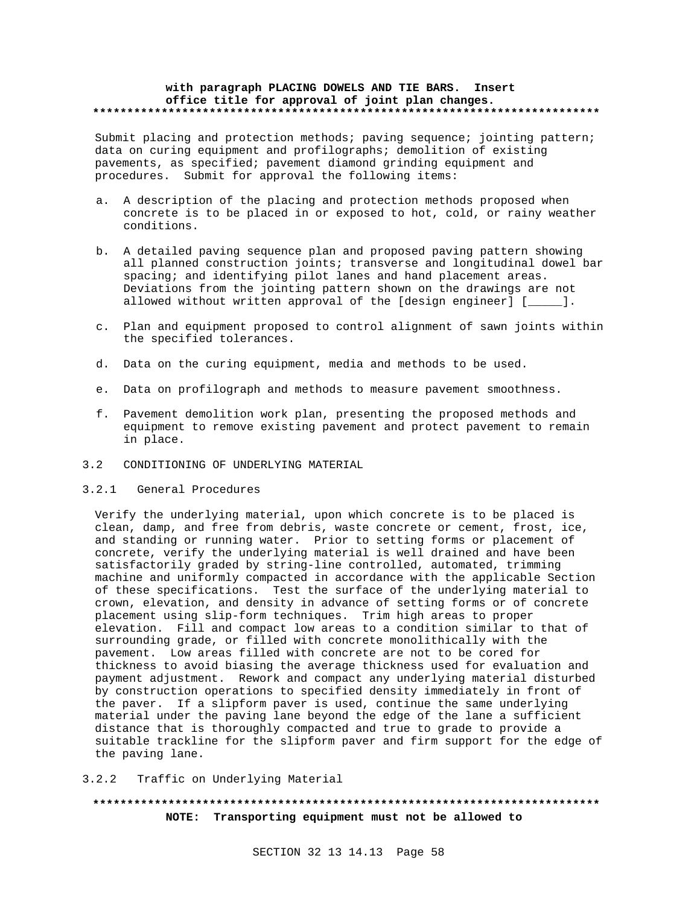**with paragraph PLACING DOWELS AND TIE BARS. Insert office title for approval of joint plan changes.**
**************************************************************************

Submit placing and protection methods; paving sequence; jointing pattern; data on curing equipment and profilographs; demolition of existing pavements, as specified; pavement diamond grinding equipment and procedures. Submit for approval the following items:

a. A description of the placing and protection methods proposed when concrete is to be placed in or exposed to hot, cold, or rainy weather conditions.

b. A detailed paving sequence plan and proposed paving pattern showing all planned construction joints; transverse and longitudinal dowel bar spacing; and identifying pilot lanes and hand placement areas. Deviations from the jointing pattern shown on the drawings are not allowed without written approval of the [design engineer] [_____].

c. Plan and equipment proposed to control alignment of sawn joints within the specified tolerances.

d. Data on the curing equipment, media and methods to be used.

e. Data on profilograph and methods to measure pavement smoothness.

f. Pavement demolition work plan, presenting the proposed methods and equipment to remove existing pavement and protect pavement to remain in place.

## 3.2 CONDITIONING OF UNDERLYING MATERIAL

### 3.2.1 General Procedures

Verify the underlying material, upon which concrete is to be placed is clean, damp, and free from debris, waste concrete or cement, frost, ice, and standing or running water. Prior to setting forms or placement of concrete, verify the underlying material is well drained and have been satisfactorily graded by string-line controlled, automated, trimming machine and uniformly compacted in accordance with the applicable Section of these specifications. Test the surface of the underlying material to crown, elevation, and density in advance of setting forms or of concrete placement using slip-form techniques. Trim high areas to proper elevation. Fill and compact low areas to a condition similar to that of surrounding grade, or filled with concrete monolithically with the pavement. Low areas filled with concrete are not to be cored for thickness to avoid biasing the average thickness used for evaluation and payment adjustment. Rework and compact any underlying material disturbed by construction operations to specified density immediately in front of the paver. If a slipform paver is used, continue the same underlying material under the paving lane beyond the edge of the lane a sufficient distance that is thoroughly compacted and true to grade to provide a suitable trackline for the slipform paver and firm support for the edge of the paving lane.

### 3.2.2 Traffic on Underlying Material

**************************************************************************
**NOTE: Transporting equipment must not be allowed to**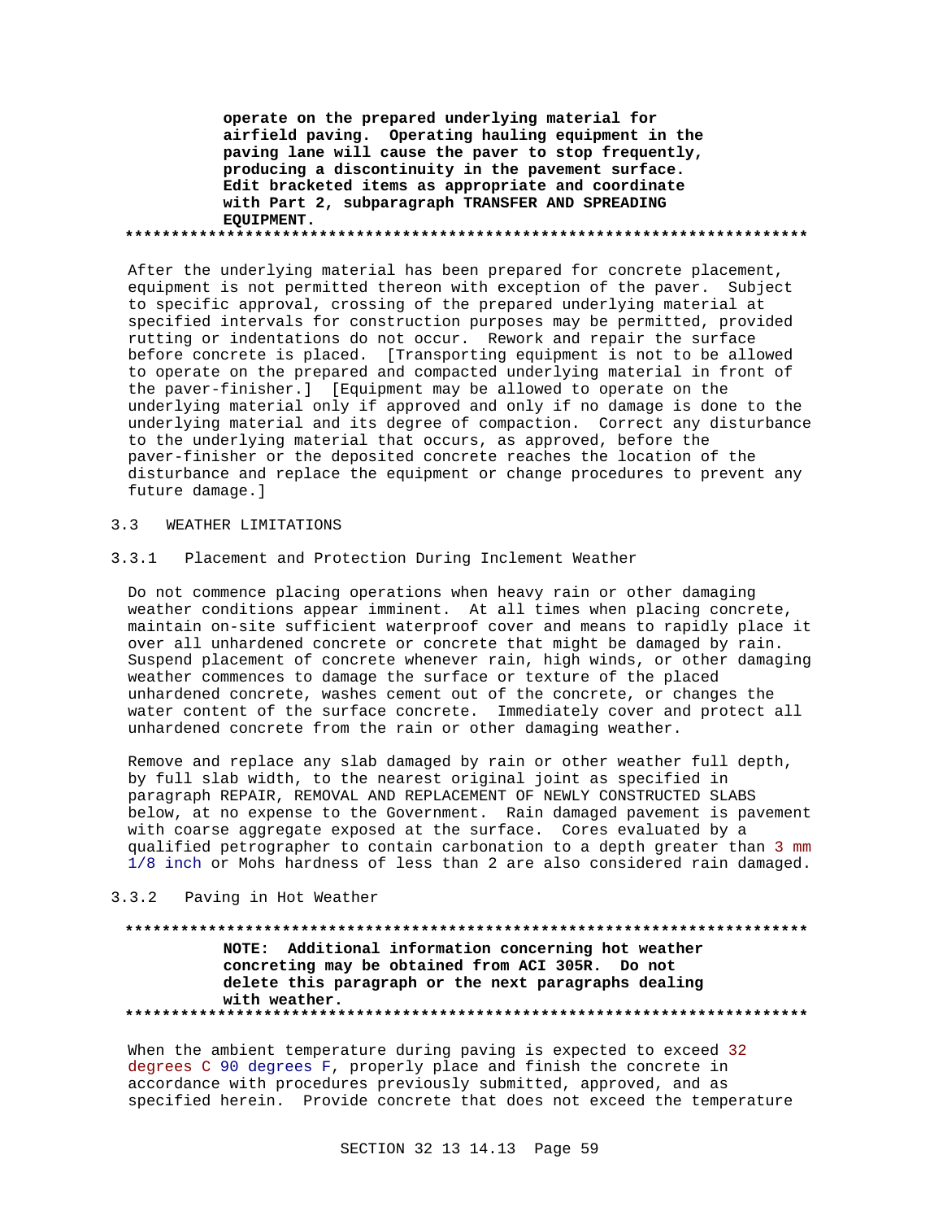**operate on the prepared underlying material for airfield paving. Operating hauling equipment in the paving lane will cause the paver to stop frequently, producing a discontinuity in the pavement surface. Edit bracketed items as appropriate and coordinate with Part 2, subparagraph TRANSFER AND SPREADING EQUIPMENT.**

**************************************************************************

After the underlying material has been prepared for concrete placement, equipment is not permitted thereon with exception of the paver. Subject to specific approval, crossing of the prepared underlying material at specified intervals for construction purposes may be permitted, provided rutting or indentations do not occur. Rework and repair the surface before concrete is placed. [Transporting equipment is not to be allowed to operate on the prepared and compacted underlying material in front of the paver-finisher.] [Equipment may be allowed to operate on the underlying material only if approved and only if no damage is done to the underlying material and its degree of compaction. Correct any disturbance to the underlying material that occurs, as approved, before the paver-finisher or the deposited concrete reaches the location of the disturbance and replace the equipment or change procedures to prevent any future damage.]

## 3.3 WEATHER LIMITATIONS

### 3.3.1 Placement and Protection During Inclement Weather

Do not commence placing operations when heavy rain or other damaging weather conditions appear imminent. At all times when placing concrete, maintain on-site sufficient waterproof cover and means to rapidly place it over all unhardened concrete or concrete that might be damaged by rain. Suspend placement of concrete whenever rain, high winds, or other damaging weather commences to damage the surface or texture of the placed unhardened concrete, washes cement out of the concrete, or changes the water content of the surface concrete. Immediately cover and protect all unhardened concrete from the rain or other damaging weather.

Remove and replace any slab damaged by rain or other weather full depth, by full slab width, to the nearest original joint as specified in paragraph REPAIR, REMOVAL AND REPLACEMENT OF NEWLY CONSTRUCTED SLABS below, at no expense to the Government. Rain damaged pavement is pavement with coarse aggregate exposed at the surface. Cores evaluated by a qualified petrographer to contain carbonation to a depth greater than 3 mm 1/8 inch or Mohs hardness of less than 2 are also considered rain damaged.

### 3.3.2 Paving in Hot Weather

**************************************************************************

**NOTE: Additional information concerning hot weather concreting may be obtained from ACI 305R. Do not delete this paragraph or the next paragraphs dealing with weather.**

**************************************************************************

When the ambient temperature during paving is expected to exceed 32 degrees C 90 degrees F, properly place and finish the concrete in accordance with procedures previously submitted, approved, and as specified herein. Provide concrete that does not exceed the temperature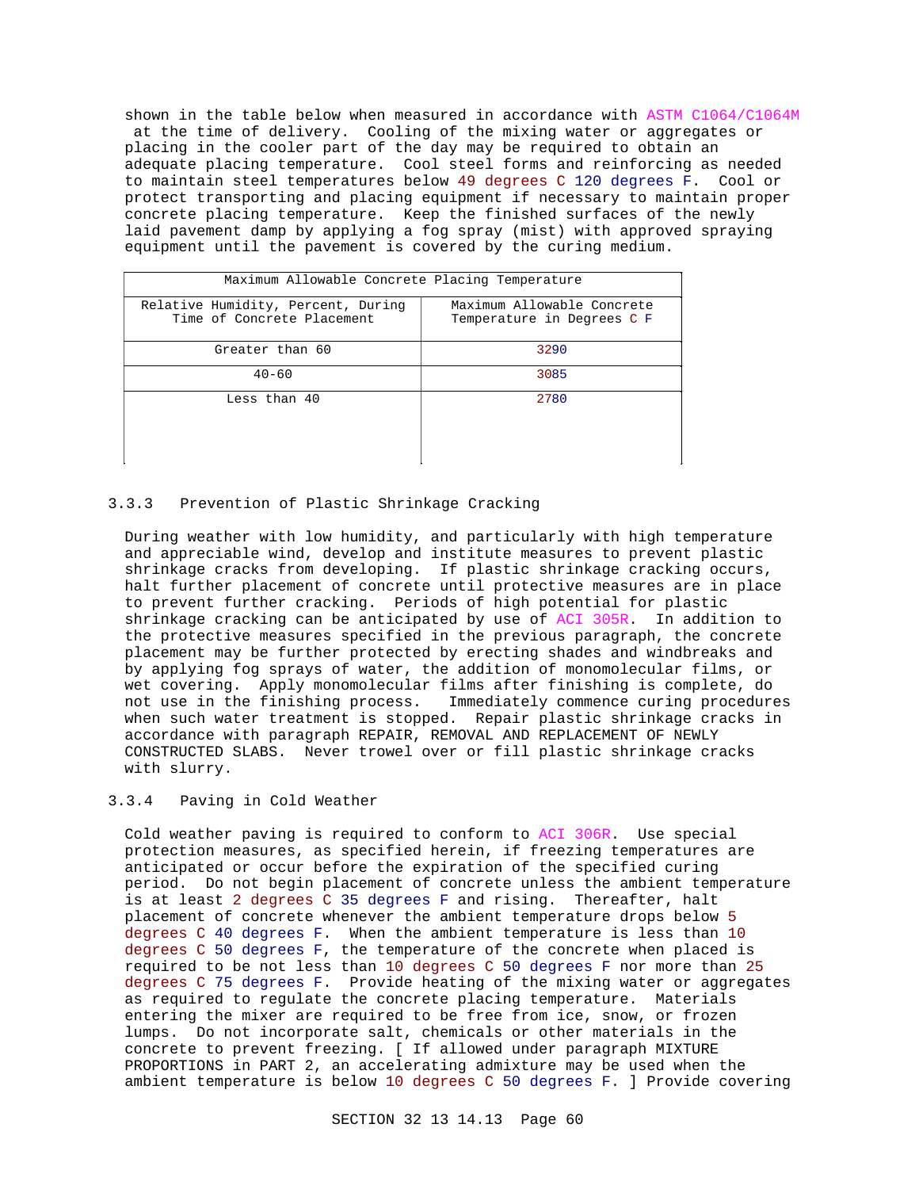shown in the table below when measured in accordance with ASTM C1064/C1064M at the time of delivery. Cooling of the mixing water or aggregates or placing in the cooler part of the day may be required to obtain an adequate placing temperature. Cool steel forms and reinforcing as needed to maintain steel temperatures below 49 degrees C 120 degrees F. Cool or protect transporting and placing equipment if necessary to maintain proper concrete placing temperature. Keep the finished surfaces of the newly laid pavement damp by applying a fog spray (mist) with approved spraying equipment until the pavement is covered by the curing medium.

| Maximum Allowable Concrete Placing Temperature | |
|---|---|
| Relative Humidity, Percent, During Time of Concrete Placement | Maximum Allowable Concrete Temperature in Degrees C F |
| Greater than 60 | 3290 |
| 40-60 | 3085 |
| Less than 40 | 2780 |

3.3.3 Prevention of Plastic Shrinkage Cracking

During weather with low humidity, and particularly with high temperature and appreciable wind, develop and institute measures to prevent plastic shrinkage cracks from developing. If plastic shrinkage cracking occurs, halt further placement of concrete until protective measures are in place to prevent further cracking. Periods of high potential for plastic shrinkage cracking can be anticipated by use of ACI 305R. In addition to the protective measures specified in the previous paragraph, the concrete placement may be further protected by erecting shades and windbreaks and by applying fog sprays of water, the addition of monomolecular films, or wet covering. Apply monomolecular films after finishing is complete, do not use in the finishing process. Immediately commence curing procedures when such water treatment is stopped. Repair plastic shrinkage cracks in accordance with paragraph REPAIR, REMOVAL AND REPLACEMENT OF NEWLY CONSTRUCTED SLABS. Never trowel over or fill plastic shrinkage cracks with slurry.

3.3.4 Paving in Cold Weather

Cold weather paving is required to conform to ACI 306R. Use special protection measures, as specified herein, if freezing temperatures are anticipated or occur before the expiration of the specified curing period. Do not begin placement of concrete unless the ambient temperature is at least 2 degrees C 35 degrees F and rising. Thereafter, halt placement of concrete whenever the ambient temperature drops below 5 degrees C 40 degrees F. When the ambient temperature is less than 10 degrees C 50 degrees F, the temperature of the concrete when placed is required to be not less than 10 degrees C 50 degrees F nor more than 25 degrees C 75 degrees F. Provide heating of the mixing water or aggregates as required to regulate the concrete placing temperature. Materials entering the mixer are required to be free from ice, snow, or frozen lumps. Do not incorporate salt, chemicals or other materials in the concrete to prevent freezing. [ If allowed under paragraph MIXTURE PROPORTIONS in PART 2, an accelerating admixture may be used when the ambient temperature is below 10 degrees C 50 degrees F. ] Provide covering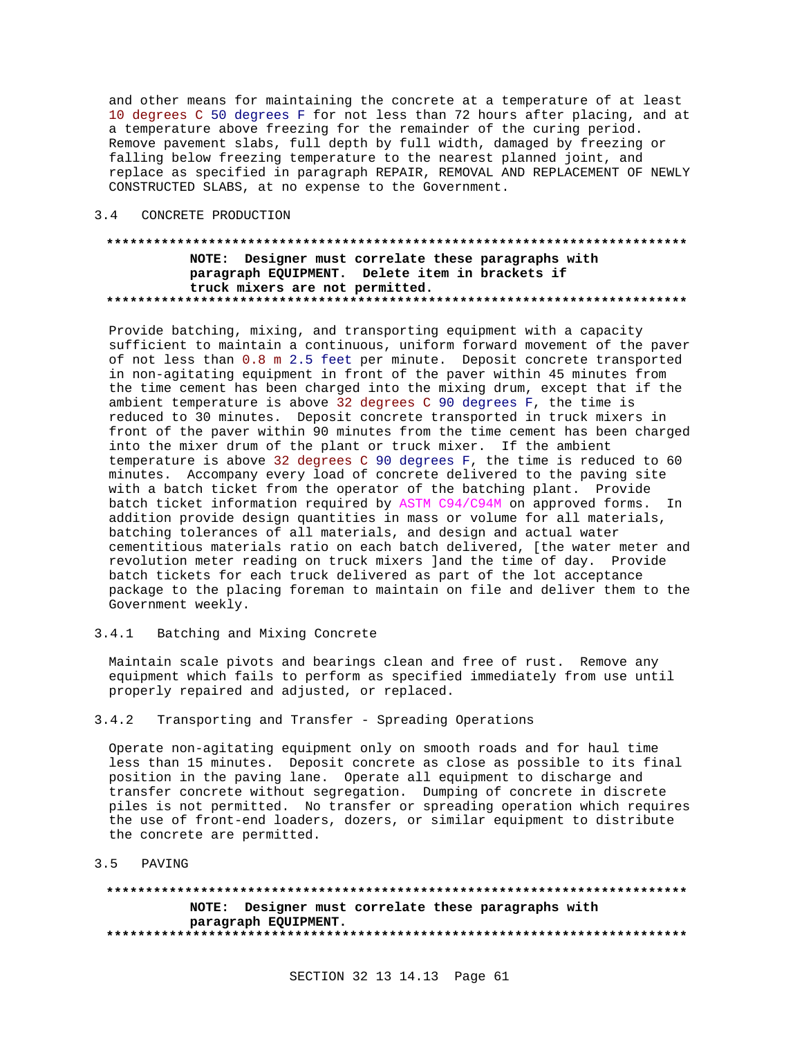and other means for maintaining the concrete at a temperature of at least 10 degrees C 50 degrees F for not less than 72 hours after placing, and at a temperature above freezing for the remainder of the curing period. Remove pavement slabs, full depth by full width, damaged by freezing or falling below freezing temperature to the nearest planned joint, and replace as specified in paragraph REPAIR, REMOVAL AND REPLACEMENT OF NEWLY CONSTRUCTED SLABS, at no expense to the Government.

## 3.4 CONCRETE PRODUCTION

**************************************************************************

**NOTE: Designer must correlate these paragraphs with paragraph EQUIPMENT. Delete item in brackets if truck mixers are not permitted.**

**************************************************************************

Provide batching, mixing, and transporting equipment with a capacity sufficient to maintain a continuous, uniform forward movement of the paver of not less than 0.8 m 2.5 feet per minute. Deposit concrete transported in non-agitating equipment in front of the paver within 45 minutes from the time cement has been charged into the mixing drum, except that if the ambient temperature is above 32 degrees C 90 degrees F, the time is reduced to 30 minutes. Deposit concrete transported in truck mixers in front of the paver within 90 minutes from the time cement has been charged into the mixer drum of the plant or truck mixer. If the ambient temperature is above 32 degrees C 90 degrees F, the time is reduced to 60 minutes. Accompany every load of concrete delivered to the paving site with a batch ticket from the operator of the batching plant. Provide batch ticket information required by ASTM C94/C94M on approved forms. In addition provide design quantities in mass or volume for all materials, batching tolerances of all materials, and design and actual water cementitious materials ratio on each batch delivered, [the water meter and revolution meter reading on truck mixers ]and the time of day. Provide batch tickets for each truck delivered as part of the lot acceptance package to the placing foreman to maintain on file and deliver them to the Government weekly.

### 3.4.1 Batching and Mixing Concrete

Maintain scale pivots and bearings clean and free of rust. Remove any equipment which fails to perform as specified immediately from use until properly repaired and adjusted, or replaced.

### 3.4.2 Transporting and Transfer - Spreading Operations

Operate non-agitating equipment only on smooth roads and for haul time less than 15 minutes. Deposit concrete as close as possible to its final position in the paving lane. Operate all equipment to discharge and transfer concrete without segregation. Dumping of concrete in discrete piles is not permitted. No transfer or spreading operation which requires the use of front-end loaders, dozers, or similar equipment to distribute the concrete are permitted.

## 3.5 PAVING

**************************************************************************

**NOTE: Designer must correlate these paragraphs with paragraph EQUIPMENT.**

**************************************************************************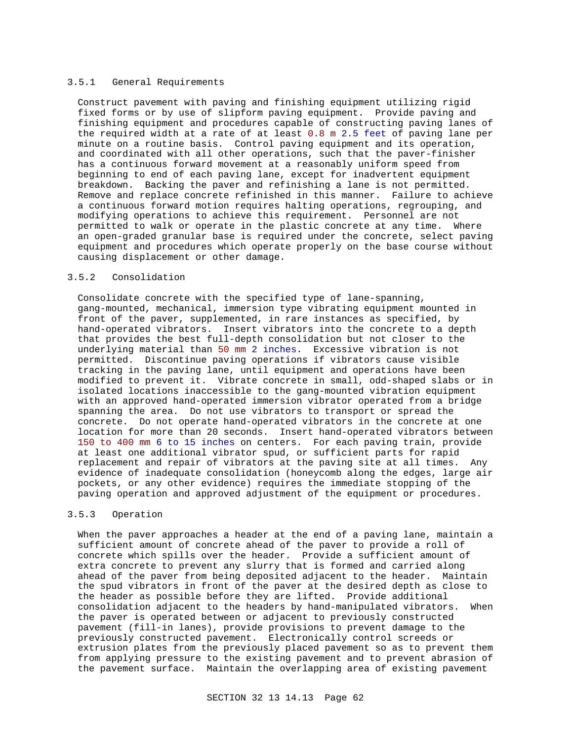### 3.5.1 General Requirements

Construct pavement with paving and finishing equipment utilizing rigid fixed forms or by use of slipform paving equipment. Provide paving and finishing equipment and procedures capable of constructing paving lanes of the required width at a rate of at least 0.8 m 2.5 feet of paving lane per minute on a routine basis. Control paving equipment and its operation, and coordinated with all other operations, such that the paver-finisher has a continuous forward movement at a reasonably uniform speed from beginning to end of each paving lane, except for inadvertent equipment breakdown. Backing the paver and refinishing a lane is not permitted. Remove and replace concrete refinished in this manner. Failure to achieve a continuous forward motion requires halting operations, regrouping, and modifying operations to achieve this requirement. Personnel are not permitted to walk or operate in the plastic concrete at any time. Where an open-graded granular base is required under the concrete, select paving equipment and procedures which operate properly on the base course without causing displacement or other damage.

### 3.5.2 Consolidation

Consolidate concrete with the specified type of lane-spanning, gang-mounted, mechanical, immersion type vibrating equipment mounted in front of the paver, supplemented, in rare instances as specified, by hand-operated vibrators. Insert vibrators into the concrete to a depth that provides the best full-depth consolidation but not closer to the underlying material than 50 mm 2 inches. Excessive vibration is not permitted. Discontinue paving operations if vibrators cause visible tracking in the paving lane, until equipment and operations have been modified to prevent it. Vibrate concrete in small, odd-shaped slabs or in isolated locations inaccessible to the gang-mounted vibration equipment with an approved hand-operated immersion vibrator operated from a bridge spanning the area. Do not use vibrators to transport or spread the concrete. Do not operate hand-operated vibrators in the concrete at one location for more than 20 seconds. Insert hand-operated vibrators between 150 to 400 mm 6 to 15 inches on centers. For each paving train, provide at least one additional vibrator spud, or sufficient parts for rapid replacement and repair of vibrators at the paving site at all times. Any evidence of inadequate consolidation (honeycomb along the edges, large air pockets, or any other evidence) requires the immediate stopping of the paving operation and approved adjustment of the equipment or procedures.

### 3.5.3 Operation

When the paver approaches a header at the end of a paving lane, maintain a sufficient amount of concrete ahead of the paver to provide a roll of concrete which spills over the header. Provide a sufficient amount of extra concrete to prevent any slurry that is formed and carried along ahead of the paver from being deposited adjacent to the header. Maintain the spud vibrators in front of the paver at the desired depth as close to the header as possible before they are lifted. Provide additional consolidation adjacent to the headers by hand-manipulated vibrators. When the paver is operated between or adjacent to previously constructed pavement (fill-in lanes), provide provisions to prevent damage to the previously constructed pavement. Electronically control screeds or extrusion plates from the previously placed pavement so as to prevent them from applying pressure to the existing pavement and to prevent abrasion of the pavement surface. Maintain the overlapping area of existing pavement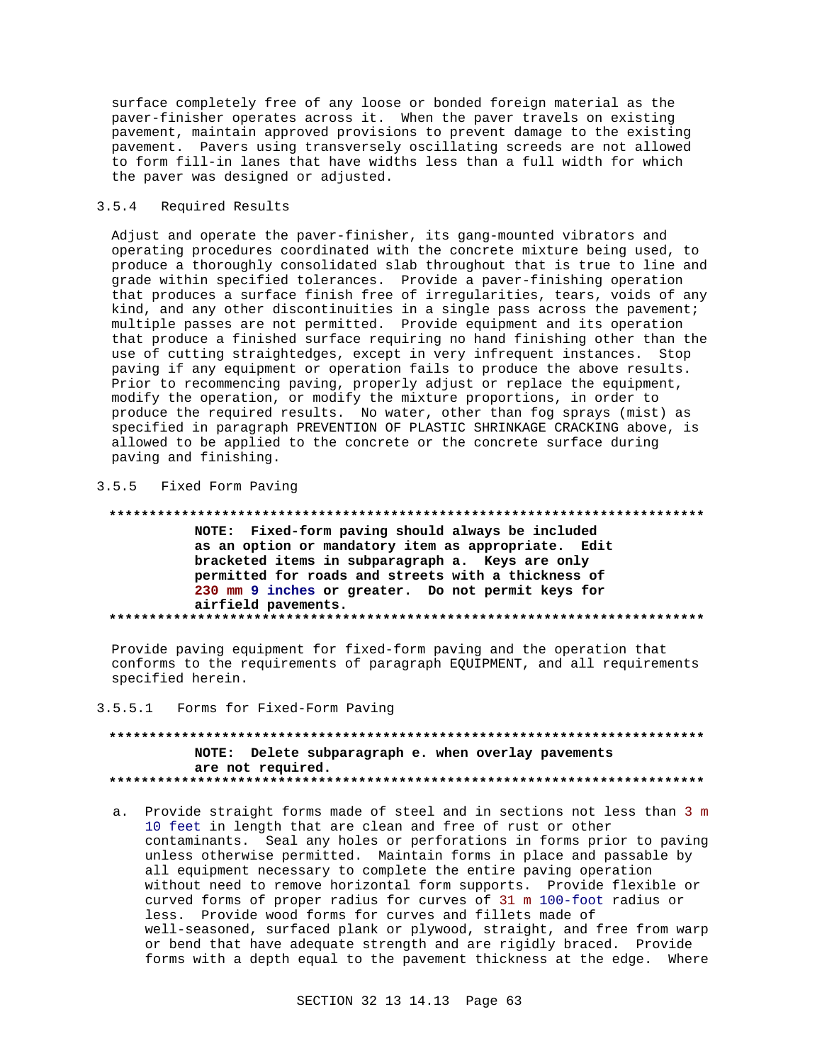surface completely free of any loose or bonded foreign material as the paver-finisher operates across it. When the paver travels on existing pavement, maintain approved provisions to prevent damage to the existing pavement. Pavers using transversely oscillating screeds are not allowed to form fill-in lanes that have widths less than a full width for which the paver was designed or adjusted.

#### 3.5.4 Required Results

Adjust and operate the paver-finisher, its gang-mounted vibrators and operating procedures coordinated with the concrete mixture being used, to produce a thoroughly consolidated slab throughout that is true to line and grade within specified tolerances. Provide a paver-finishing operation that produces a surface finish free of irregularities, tears, voids of any kind, and any other discontinuities in a single pass across the pavement; multiple passes are not permitted. Provide equipment and its operation that produce a finished surface requiring no hand finishing other than the use of cutting straightedges, except in very infrequent instances. Stop paving if any equipment or operation fails to produce the above results. Prior to recommencing paving, properly adjust or replace the equipment, modify the operation, or modify the mixture proportions, in order to produce the required results. No water, other than fog sprays (mist) as specified in paragraph PREVENTION OF PLASTIC SHRINKAGE CRACKING above, is allowed to be applied to the concrete or the concrete surface during paving and finishing.

#### 3.5.5 Fixed Form Paving

**************************************************************************

**NOTE: Fixed-form paving should always be included as an option or mandatory item as appropriate. Edit bracketed items in subparagraph a. Keys are only permitted for roads and streets with a thickness of 230 mm 9 inches or greater. Do not permit keys for airfield pavements.**

**************************************************************************

Provide paving equipment for fixed-form paving and the operation that conforms to the requirements of paragraph EQUIPMENT, and all requirements specified herein.

##### 3.5.5.1 Forms for Fixed-Form Paving

**************************************************************************

**NOTE: Delete subparagraph e. when overlay pavements are not required.**

**************************************************************************

a. Provide straight forms made of steel and in sections not less than 3 m 10 feet in length that are clean and free of rust or other contaminants. Seal any holes or perforations in forms prior to paving unless otherwise permitted. Maintain forms in place and passable by all equipment necessary to complete the entire paving operation without need to remove horizontal form supports. Provide flexible or curved forms of proper radius for curves of 31 m 100-foot radius or less. Provide wood forms for curves and fillets made of well-seasoned, surfaced plank or plywood, straight, and free from warp or bend that have adequate strength and are rigidly braced. Provide forms with a depth equal to the pavement thickness at the edge. Where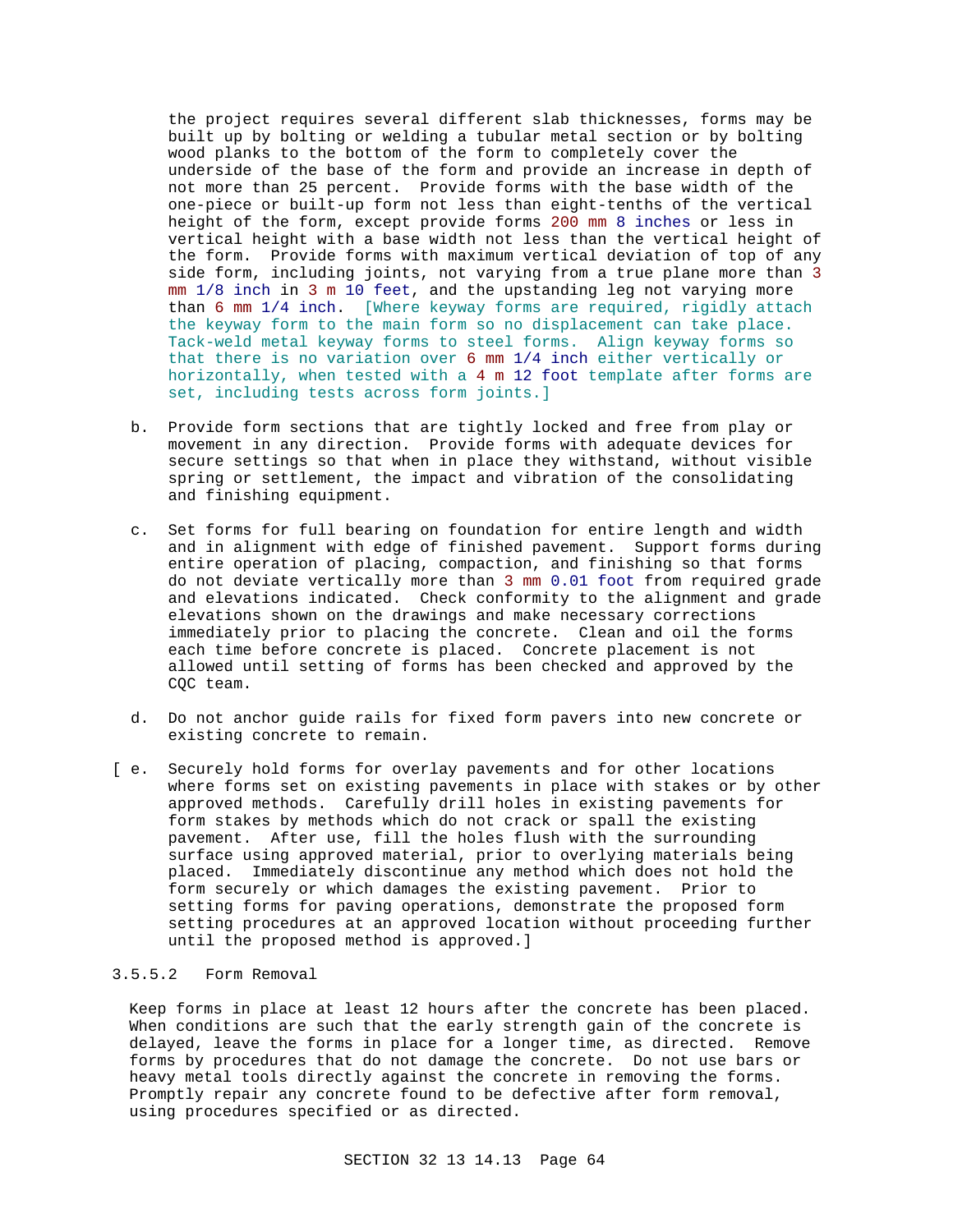the project requires several different slab thicknesses, forms may be built up by bolting or welding a tubular metal section or by bolting wood planks to the bottom of the form to completely cover the underside of the base of the form and provide an increase in depth of not more than 25 percent. Provide forms with the base width of the one-piece or built-up form not less than eight-tenths of the vertical height of the form, except provide forms 200 mm 8 inches or less in vertical height with a base width not less than the vertical height of the form. Provide forms with maximum vertical deviation of top of any side form, including joints, not varying from a true plane more than 3 mm 1/8 inch in 3 m 10 feet, and the upstanding leg not varying more than 6 mm 1/4 inch. [Where keyway forms are required, rigidly attach the keyway form to the main form so no displacement can take place. Tack-weld metal keyway forms to steel forms. Align keyway forms so that there is no variation over 6 mm 1/4 inch either vertically or horizontally, when tested with a 4 m 12 foot template after forms are set, including tests across form joints.]

b. Provide form sections that are tightly locked and free from play or movement in any direction. Provide forms with adequate devices for secure settings so that when in place they withstand, without visible spring or settlement, the impact and vibration of the consolidating and finishing equipment.

c. Set forms for full bearing on foundation for entire length and width and in alignment with edge of finished pavement. Support forms during entire operation of placing, compaction, and finishing so that forms do not deviate vertically more than 3 mm 0.01 foot from required grade and elevations indicated. Check conformity to the alignment and grade elevations shown on the drawings and make necessary corrections immediately prior to placing the concrete. Clean and oil the forms each time before concrete is placed. Concrete placement is not allowed until setting of forms has been checked and approved by the CQC team.

d. Do not anchor guide rails for fixed form pavers into new concrete or existing concrete to remain.

[ e. Securely hold forms for overlay pavements and for other locations where forms set on existing pavements in place with stakes or by other approved methods. Carefully drill holes in existing pavements for form stakes by methods which do not crack or spall the existing pavement. After use, fill the holes flush with the surrounding surface using approved material, prior to overlying materials being placed. Immediately discontinue any method which does not hold the form securely or which damages the existing pavement. Prior to setting forms for paving operations, demonstrate the proposed form setting procedures at an approved location without proceeding further until the proposed method is approved.]

#### 3.5.5.2 Form Removal

Keep forms in place at least 12 hours after the concrete has been placed. When conditions are such that the early strength gain of the concrete is delayed, leave the forms in place for a longer time, as directed. Remove forms by procedures that do not damage the concrete. Do not use bars or heavy metal tools directly against the concrete in removing the forms. Promptly repair any concrete found to be defective after form removal, using procedures specified or as directed.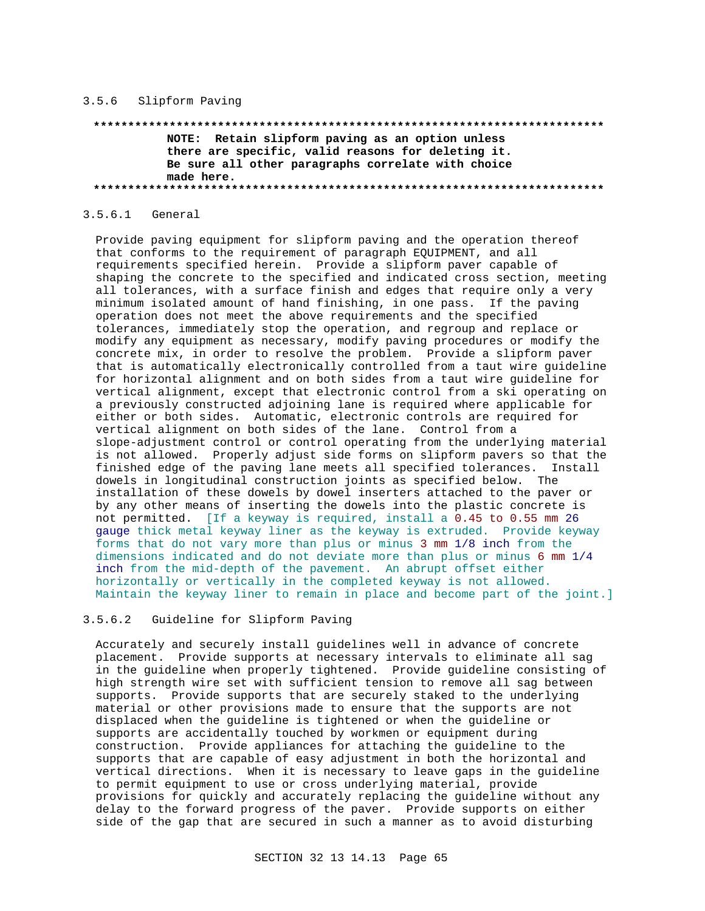### 3.5.6 Slipform Paving

**************************************************************************

**NOTE: Retain slipform paving as an option unless there are specific, valid reasons for deleting it. Be sure all other paragraphs correlate with choice made here.**

**************************************************************************

#### 3.5.6.1 General

Provide paving equipment for slipform paving and the operation thereof that conforms to the requirement of paragraph EQUIPMENT, and all requirements specified herein. Provide a slipform paver capable of shaping the concrete to the specified and indicated cross section, meeting all tolerances, with a surface finish and edges that require only a very minimum isolated amount of hand finishing, in one pass. If the paving operation does not meet the above requirements and the specified tolerances, immediately stop the operation, and regroup and replace or modify any equipment as necessary, modify paving procedures or modify the concrete mix, in order to resolve the problem. Provide a slipform paver that is automatically electronically controlled from a taut wire guideline for horizontal alignment and on both sides from a taut wire guideline for vertical alignment, except that electronic control from a ski operating on a previously constructed adjoining lane is required where applicable for either or both sides. Automatic, electronic controls are required for vertical alignment on both sides of the lane. Control from a slope-adjustment control or control operating from the underlying material is not allowed. Properly adjust side forms on slipform pavers so that the finished edge of the paving lane meets all specified tolerances. Install dowels in longitudinal construction joints as specified below. The installation of these dowels by dowel inserters attached to the paver or by any other means of inserting the dowels into the plastic concrete is not permitted. [If a keyway is required, install a 0.45 to 0.55 mm 26 gauge thick metal keyway liner as the keyway is extruded. Provide keyway forms that do not vary more than plus or minus 3 mm 1/8 inch from the dimensions indicated and do not deviate more than plus or minus 6 mm 1/4 inch from the mid-depth of the pavement. An abrupt offset either horizontally or vertically in the completed keyway is not allowed. Maintain the keyway liner to remain in place and become part of the joint.]

#### 3.5.6.2 Guideline for Slipform Paving

Accurately and securely install guidelines well in advance of concrete placement. Provide supports at necessary intervals to eliminate all sag in the guideline when properly tightened. Provide guideline consisting of high strength wire set with sufficient tension to remove all sag between supports. Provide supports that are securely staked to the underlying material or other provisions made to ensure that the supports are not displaced when the guideline is tightened or when the guideline or supports are accidentally touched by workmen or equipment during construction. Provide appliances for attaching the guideline to the supports that are capable of easy adjustment in both the horizontal and vertical directions. When it is necessary to leave gaps in the guideline to permit equipment to use or cross underlying material, provide provisions for quickly and accurately replacing the guideline without any delay to the forward progress of the paver. Provide supports on either side of the gap that are secured in such a manner as to avoid disturbing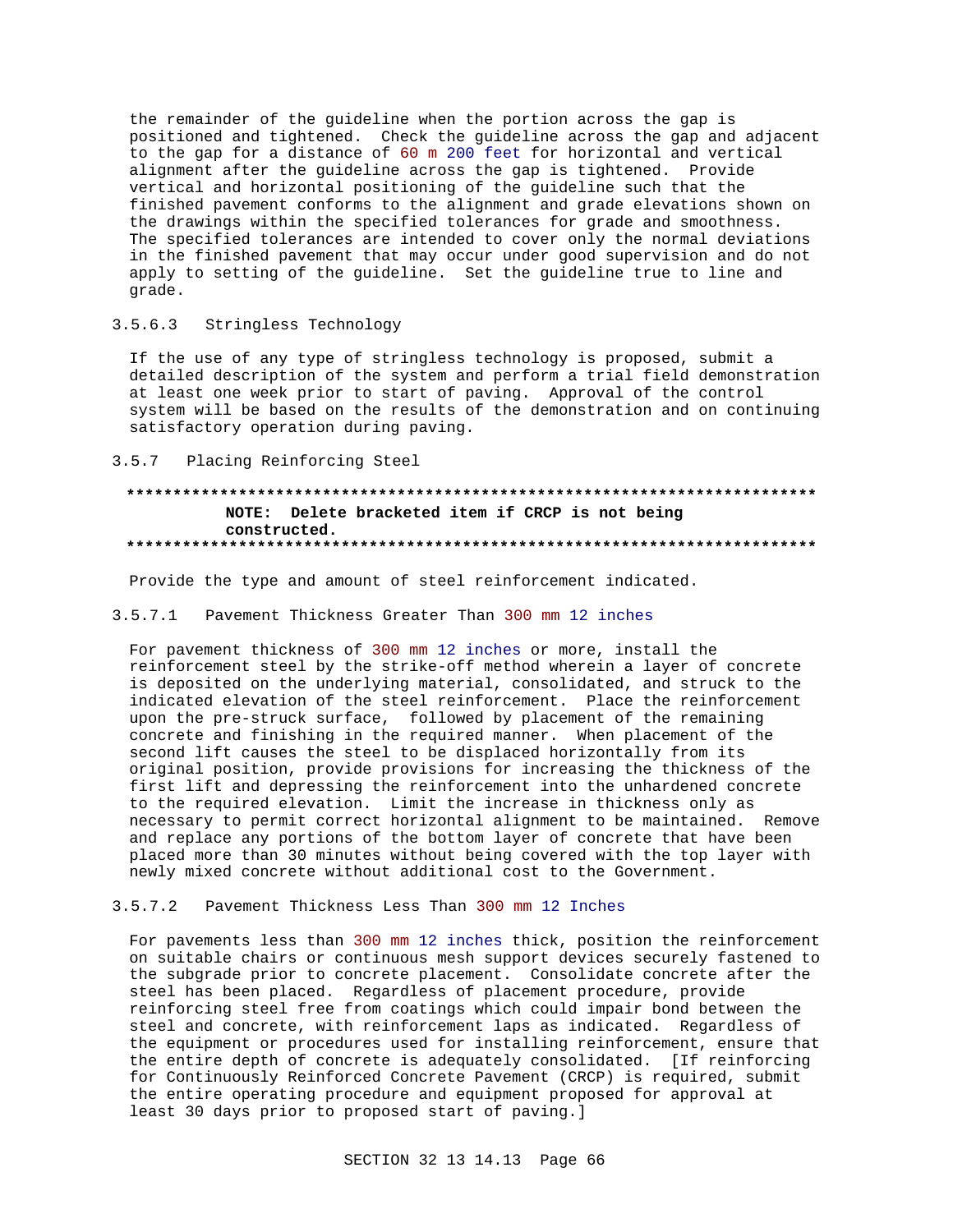the remainder of the guideline when the portion across the gap is positioned and tightened. Check the guideline across the gap and adjacent to the gap for a distance of 60 m 200 feet for horizontal and vertical alignment after the guideline across the gap is tightened. Provide vertical and horizontal positioning of the guideline such that the finished pavement conforms to the alignment and grade elevations shown on the drawings within the specified tolerances for grade and smoothness. The specified tolerances are intended to cover only the normal deviations in the finished pavement that may occur under good supervision and do not apply to setting of the guideline. Set the guideline true to line and grade.

#### 3.5.6.3 Stringless Technology

If the use of any type of stringless technology is proposed, submit a detailed description of the system and perform a trial field demonstration at least one week prior to start of paving. Approval of the control system will be based on the results of the demonstration and on continuing satisfactory operation during paving.

### 3.5.7 Placing Reinforcing Steel

**************************************************************************

**NOTE: Delete bracketed item if CRCP is not being constructed.**

**************************************************************************

Provide the type and amount of steel reinforcement indicated.

#### 3.5.7.1 Pavement Thickness Greater Than 300 mm 12 inches

For pavement thickness of 300 mm 12 inches or more, install the reinforcement steel by the strike-off method wherein a layer of concrete is deposited on the underlying material, consolidated, and struck to the indicated elevation of the steel reinforcement. Place the reinforcement upon the pre-struck surface, followed by placement of the remaining concrete and finishing in the required manner. When placement of the second lift causes the steel to be displaced horizontally from its original position, provide provisions for increasing the thickness of the first lift and depressing the reinforcement into the unhardened concrete to the required elevation. Limit the increase in thickness only as necessary to permit correct horizontal alignment to be maintained. Remove and replace any portions of the bottom layer of concrete that have been placed more than 30 minutes without being covered with the top layer with newly mixed concrete without additional cost to the Government.

#### 3.5.7.2 Pavement Thickness Less Than 300 mm 12 Inches

For pavements less than 300 mm 12 inches thick, position the reinforcement on suitable chairs or continuous mesh support devices securely fastened to the subgrade prior to concrete placement. Consolidate concrete after the steel has been placed. Regardless of placement procedure, provide reinforcing steel free from coatings which could impair bond between the steel and concrete, with reinforcement laps as indicated. Regardless of the equipment or procedures used for installing reinforcement, ensure that the entire depth of concrete is adequately consolidated. [If reinforcing for Continuously Reinforced Concrete Pavement (CRCP) is required, submit the entire operating procedure and equipment proposed for approval at least 30 days prior to proposed start of paving.]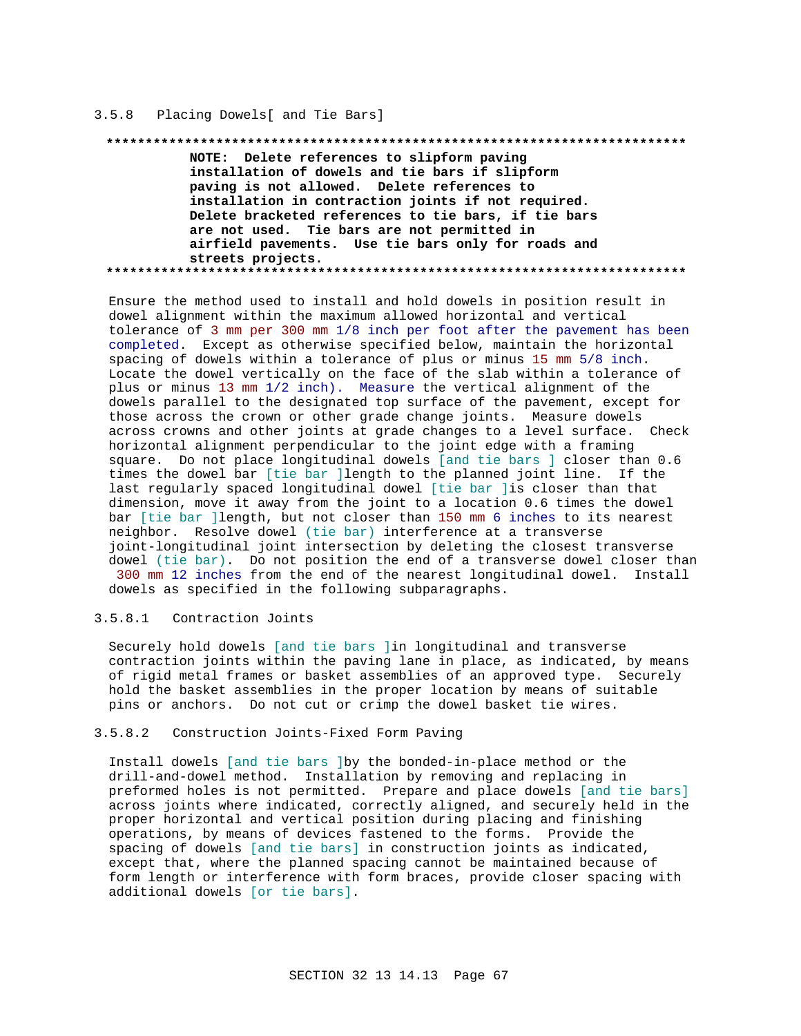### 3.5.8 Placing Dowels[ and Tie Bars]

**************************************************************************
**NOTE: Delete references to slipform paving installation of dowels and tie bars if slipform paving is not allowed. Delete references to installation in contraction joints if not required. Delete bracketed references to tie bars, if tie bars are not used. Tie bars are not permitted in airfield pavements. Use tie bars only for roads and streets projects.**
**************************************************************************

Ensure the method used to install and hold dowels in position result in dowel alignment within the maximum allowed horizontal and vertical tolerance of 3 mm per 300 mm 1/8 inch per foot after the pavement has been completed. Except as otherwise specified below, maintain the horizontal spacing of dowels within a tolerance of plus or minus 15 mm 5/8 inch. Locate the dowel vertically on the face of the slab within a tolerance of plus or minus 13 mm 1/2 inch). Measure the vertical alignment of the dowels parallel to the designated top surface of the pavement, except for those across the crown or other grade change joints. Measure dowels across crowns and other joints at grade changes to a level surface. Check horizontal alignment perpendicular to the joint edge with a framing square. Do not place longitudinal dowels [and tie bars ] closer than 0.6 times the dowel bar [tie bar ]length to the planned joint line. If the last regularly spaced longitudinal dowel [tie bar ]is closer than that dimension, move it away from the joint to a location 0.6 times the dowel bar [tie bar ]length, but not closer than 150 mm 6 inches to its nearest neighbor. Resolve dowel (tie bar) interference at a transverse joint-longitudinal joint intersection by deleting the closest transverse dowel (tie bar). Do not position the end of a transverse dowel closer than 300 mm 12 inches from the end of the nearest longitudinal dowel. Install dowels as specified in the following subparagraphs.

#### 3.5.8.1 Contraction Joints

Securely hold dowels [and tie bars ]in longitudinal and transverse contraction joints within the paving lane in place, as indicated, by means of rigid metal frames or basket assemblies of an approved type. Securely hold the basket assemblies in the proper location by means of suitable pins or anchors. Do not cut or crimp the dowel basket tie wires.

#### 3.5.8.2 Construction Joints-Fixed Form Paving

Install dowels [and tie bars ]by the bonded-in-place method or the drill-and-dowel method. Installation by removing and replacing in preformed holes is not permitted. Prepare and place dowels [and tie bars] across joints where indicated, correctly aligned, and securely held in the proper horizontal and vertical position during placing and finishing operations, by means of devices fastened to the forms. Provide the spacing of dowels [and tie bars] in construction joints as indicated, except that, where the planned spacing cannot be maintained because of form length or interference with form braces, provide closer spacing with additional dowels [or tie bars].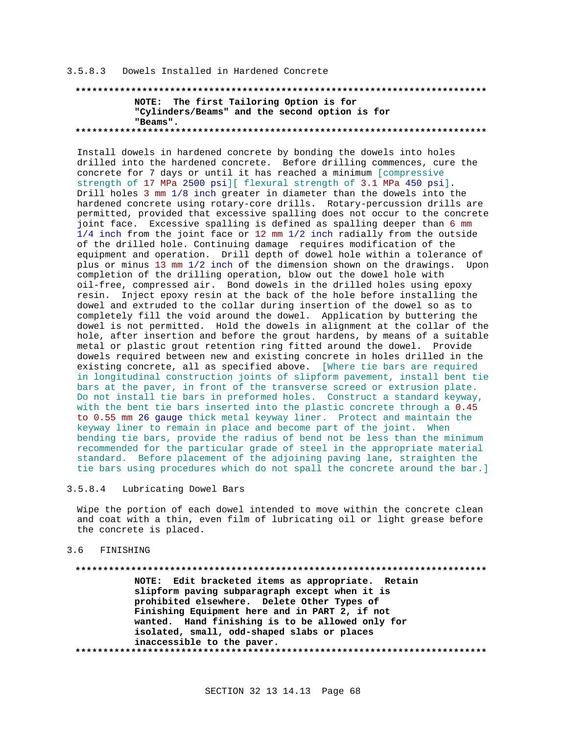#### 3.5.8.3 Dowels Installed in Hardened Concrete

**************************************************************************
**NOTE: The first Tailoring Option is for "Cylinders/Beams" and the second option is for "Beams".**
**************************************************************************

Install dowels in hardened concrete by bonding the dowels into holes drilled into the hardened concrete. Before drilling commences, cure the concrete for 7 days or until it has reached a minimum [compressive strength of 17 MPa 2500 psi][ flexural strength of 3.1 MPa 450 psi]. Drill holes 3 mm 1/8 inch greater in diameter than the dowels into the hardened concrete using rotary-core drills. Rotary-percussion drills are permitted, provided that excessive spalling does not occur to the concrete joint face. Excessive spalling is defined as spalling deeper than 6 mm 1/4 inch from the joint face or 12 mm 1/2 inch radially from the outside of the drilled hole. Continuing damage requires modification of the equipment and operation. Drill depth of dowel hole within a tolerance of plus or minus 13 mm 1/2 inch of the dimension shown on the drawings. Upon completion of the drilling operation, blow out the dowel hole with oil-free, compressed air. Bond dowels in the drilled holes using epoxy resin. Inject epoxy resin at the back of the hole before installing the dowel and extruded to the collar during insertion of the dowel so as to completely fill the void around the dowel. Application by buttering the dowel is not permitted. Hold the dowels in alignment at the collar of the hole, after insertion and before the grout hardens, by means of a suitable metal or plastic grout retention ring fitted around the dowel. Provide dowels required between new and existing concrete in holes drilled in the existing concrete, all as specified above. [Where tie bars are required in longitudinal construction joints of slipform pavement, install bent tie bars at the paver, in front of the transverse screed or extrusion plate. Do not install tie bars in preformed holes. Construct a standard keyway, with the bent tie bars inserted into the plastic concrete through a 0.45 to 0.55 mm 26 gauge thick metal keyway liner. Protect and maintain the keyway liner to remain in place and become part of the joint. When bending tie bars, provide the radius of bend not be less than the minimum recommended for the particular grade of steel in the appropriate material standard. Before placement of the adjoining paving lane, straighten the tie bars using procedures which do not spall the concrete around the bar.]

#### 3.5.8.4 Lubricating Dowel Bars

Wipe the portion of each dowel intended to move within the concrete clean and coat with a thin, even film of lubricating oil or light grease before the concrete is placed.

## 3.6 FINISHING

**************************************************************************
**NOTE: Edit bracketed items as appropriate. Retain slipform paving subparagraph except when it is prohibited elsewhere. Delete Other Types of Finishing Equipment here and in PART 2, if not wanted. Hand finishing is to be allowed only for isolated, small, odd-shaped slabs or places inaccessible to the paver.**
**************************************************************************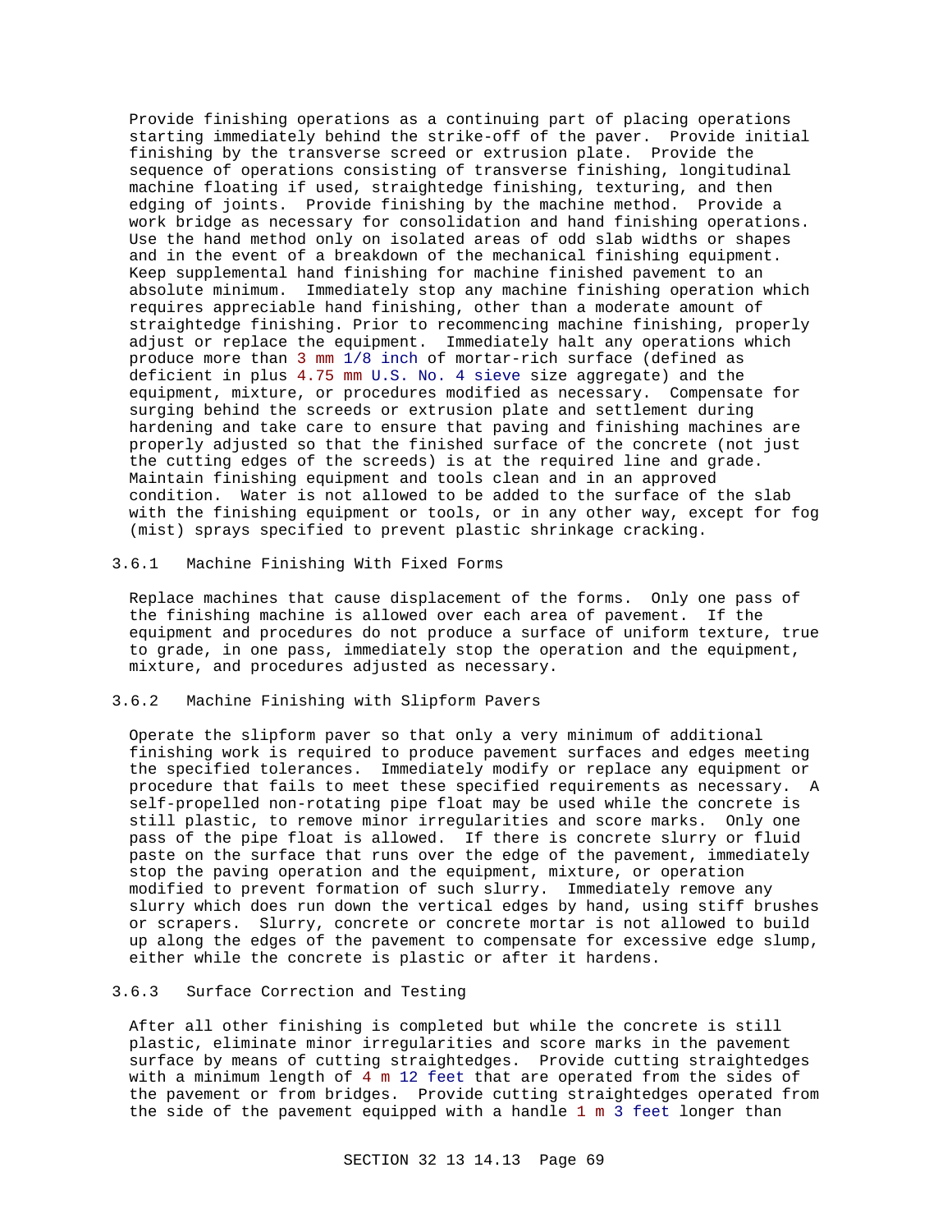Provide finishing operations as a continuing part of placing operations starting immediately behind the strike-off of the paver. Provide initial finishing by the transverse screed or extrusion plate. Provide the sequence of operations consisting of transverse finishing, longitudinal machine floating if used, straightedge finishing, texturing, and then edging of joints. Provide finishing by the machine method. Provide a work bridge as necessary for consolidation and hand finishing operations. Use the hand method only on isolated areas of odd slab widths or shapes and in the event of a breakdown of the mechanical finishing equipment. Keep supplemental hand finishing for machine finished pavement to an absolute minimum. Immediately stop any machine finishing operation which requires appreciable hand finishing, other than a moderate amount of straightedge finishing. Prior to recommencing machine finishing, properly adjust or replace the equipment. Immediately halt any operations which produce more than 3 mm 1/8 inch of mortar-rich surface (defined as deficient in plus 4.75 mm U.S. No. 4 sieve size aggregate) and the equipment, mixture, or procedures modified as necessary. Compensate for surging behind the screeds or extrusion plate and settlement during hardening and take care to ensure that paving and finishing machines are properly adjusted so that the finished surface of the concrete (not just the cutting edges of the screeds) is at the required line and grade. Maintain finishing equipment and tools clean and in an approved condition. Water is not allowed to be added to the surface of the slab with the finishing equipment or tools, or in any other way, except for fog (mist) sprays specified to prevent plastic shrinkage cracking.

### 3.6.1 Machine Finishing With Fixed Forms

Replace machines that cause displacement of the forms. Only one pass of the finishing machine is allowed over each area of pavement. If the equipment and procedures do not produce a surface of uniform texture, true to grade, in one pass, immediately stop the operation and the equipment, mixture, and procedures adjusted as necessary.

### 3.6.2 Machine Finishing with Slipform Pavers

Operate the slipform paver so that only a very minimum of additional finishing work is required to produce pavement surfaces and edges meeting the specified tolerances. Immediately modify or replace any equipment or procedure that fails to meet these specified requirements as necessary. A self-propelled non-rotating pipe float may be used while the concrete is still plastic, to remove minor irregularities and score marks. Only one pass of the pipe float is allowed. If there is concrete slurry or fluid paste on the surface that runs over the edge of the pavement, immediately stop the paving operation and the equipment, mixture, or operation modified to prevent formation of such slurry. Immediately remove any slurry which does run down the vertical edges by hand, using stiff brushes or scrapers. Slurry, concrete or concrete mortar is not allowed to build up along the edges of the pavement to compensate for excessive edge slump, either while the concrete is plastic or after it hardens.

### 3.6.3 Surface Correction and Testing

After all other finishing is completed but while the concrete is still plastic, eliminate minor irregularities and score marks in the pavement surface by means of cutting straightedges. Provide cutting straightedges with a minimum length of 4 m 12 feet that are operated from the sides of the pavement or from bridges. Provide cutting straightedges operated from the side of the pavement equipped with a handle 1 m 3 feet longer than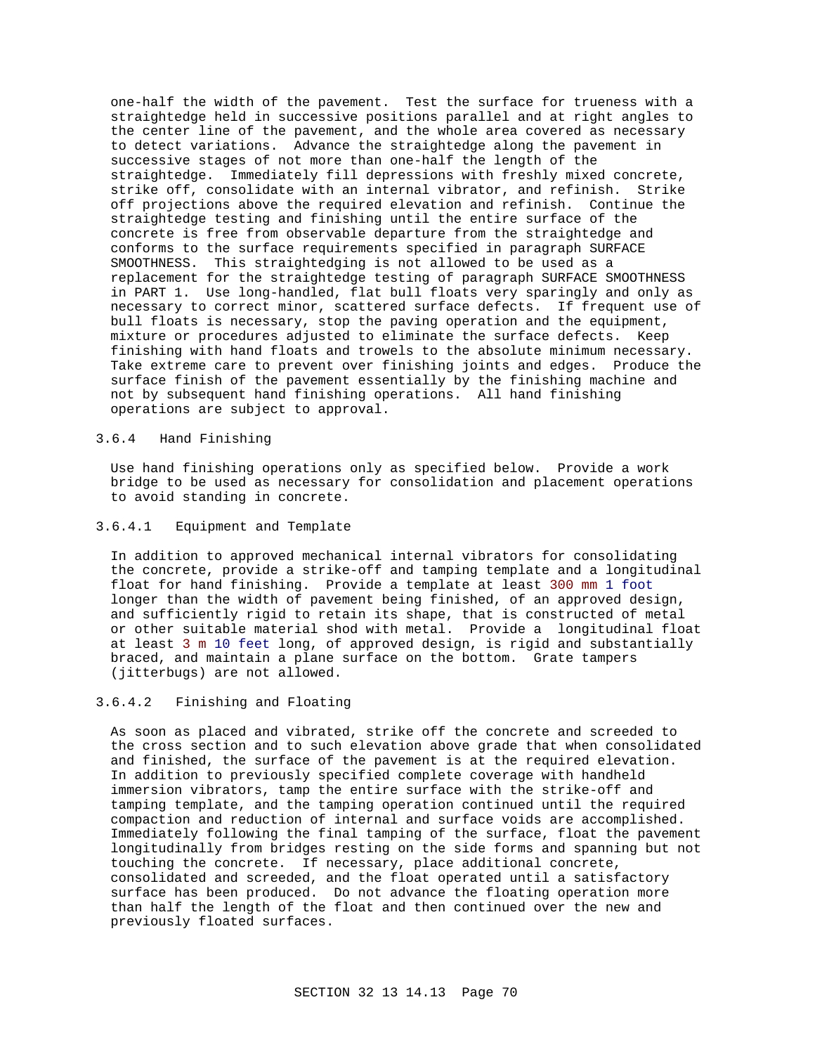one-half the width of the pavement. Test the surface for trueness with a straightedge held in successive positions parallel and at right angles to the center line of the pavement, and the whole area covered as necessary to detect variations. Advance the straightedge along the pavement in successive stages of not more than one-half the length of the straightedge. Immediately fill depressions with freshly mixed concrete, strike off, consolidate with an internal vibrator, and refinish. Strike off projections above the required elevation and refinish. Continue the straightedge testing and finishing until the entire surface of the concrete is free from observable departure from the straightedge and conforms to the surface requirements specified in paragraph SURFACE SMOOTHNESS. This straightedging is not allowed to be used as a replacement for the straightedge testing of paragraph SURFACE SMOOTHNESS in PART 1. Use long-handled, flat bull floats very sparingly and only as necessary to correct minor, scattered surface defects. If frequent use of bull floats is necessary, stop the paving operation and the equipment, mixture or procedures adjusted to eliminate the surface defects. Keep finishing with hand floats and trowels to the absolute minimum necessary. Take extreme care to prevent over finishing joints and edges. Produce the surface finish of the pavement essentially by the finishing machine and not by subsequent hand finishing operations. All hand finishing operations are subject to approval.

### 3.6.4 Hand Finishing

Use hand finishing operations only as specified below. Provide a work bridge to be used as necessary for consolidation and placement operations to avoid standing in concrete.

#### 3.6.4.1 Equipment and Template

In addition to approved mechanical internal vibrators for consolidating the concrete, provide a strike-off and tamping template and a longitudinal float for hand finishing. Provide a template at least 300 mm 1 foot longer than the width of pavement being finished, of an approved design, and sufficiently rigid to retain its shape, that is constructed of metal or other suitable material shod with metal. Provide a longitudinal float at least 3 m 10 feet long, of approved design, is rigid and substantially braced, and maintain a plane surface on the bottom. Grate tampers (jitterbugs) are not allowed.

#### 3.6.4.2 Finishing and Floating

As soon as placed and vibrated, strike off the concrete and screeded to the cross section and to such elevation above grade that when consolidated and finished, the surface of the pavement is at the required elevation. In addition to previously specified complete coverage with handheld immersion vibrators, tamp the entire surface with the strike-off and tamping template, and the tamping operation continued until the required compaction and reduction of internal and surface voids are accomplished. Immediately following the final tamping of the surface, float the pavement longitudinally from bridges resting on the side forms and spanning but not touching the concrete. If necessary, place additional concrete, consolidated and screeded, and the float operated until a satisfactory surface has been produced. Do not advance the floating operation more than half the length of the float and then continued over the new and previously floated surfaces.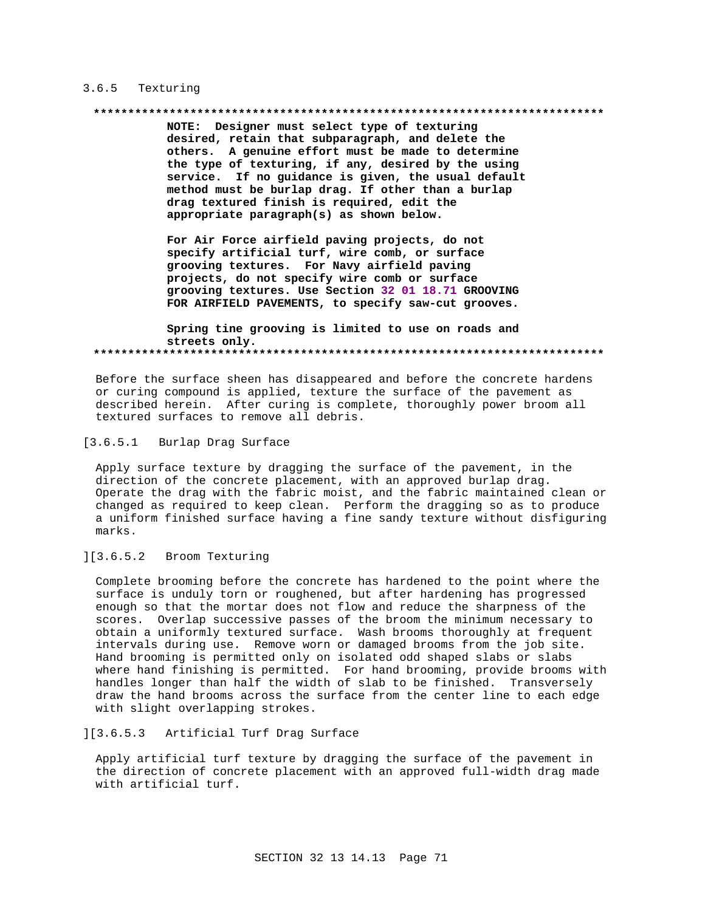### 3.6.5 Texturing

**************************************************************************

**NOTE: Designer must select type of texturing desired, retain that subparagraph, and delete the others. A genuine effort must be made to determine the type of texturing, if any, desired by the using service. If no guidance is given, the usual default method must be burlap drag. If other than a burlap drag textured finish is required, edit the appropriate paragraph(s) as shown below.**

**For Air Force airfield paving projects, do not specify artificial turf, wire comb, or surface grooving textures. For Navy airfield paving projects, do not specify wire comb or surface grooving textures. Use Section 32 01 18.71 GROOVING FOR AIRFIELD PAVEMENTS, to specify saw-cut grooves.**

**Spring tine grooving is limited to use on roads and streets only.**

**************************************************************************

Before the surface sheen has disappeared and before the concrete hardens or curing compound is applied, texture the surface of the pavement as described herein. After curing is complete, thoroughly power broom all textured surfaces to remove all debris.

[3.6.5.1 Burlap Drag Surface

Apply surface texture by dragging the surface of the pavement, in the direction of the concrete placement, with an approved burlap drag. Operate the drag with the fabric moist, and the fabric maintained clean or changed as required to keep clean. Perform the dragging so as to produce a uniform finished surface having a fine sandy texture without disfiguring marks.

][3.6.5.2 Broom Texturing

Complete brooming before the concrete has hardened to the point where the surface is unduly torn or roughened, but after hardening has progressed enough so that the mortar does not flow and reduce the sharpness of the scores. Overlap successive passes of the broom the minimum necessary to obtain a uniformly textured surface. Wash brooms thoroughly at frequent intervals during use. Remove worn or damaged brooms from the job site. Hand brooming is permitted only on isolated odd shaped slabs or slabs where hand finishing is permitted. For hand brooming, provide brooms with handles longer than half the width of slab to be finished. Transversely draw the hand brooms across the surface from the center line to each edge with slight overlapping strokes.

][3.6.5.3 Artificial Turf Drag Surface

Apply artificial turf texture by dragging the surface of the pavement in the direction of concrete placement with an approved full-width drag made with artificial turf.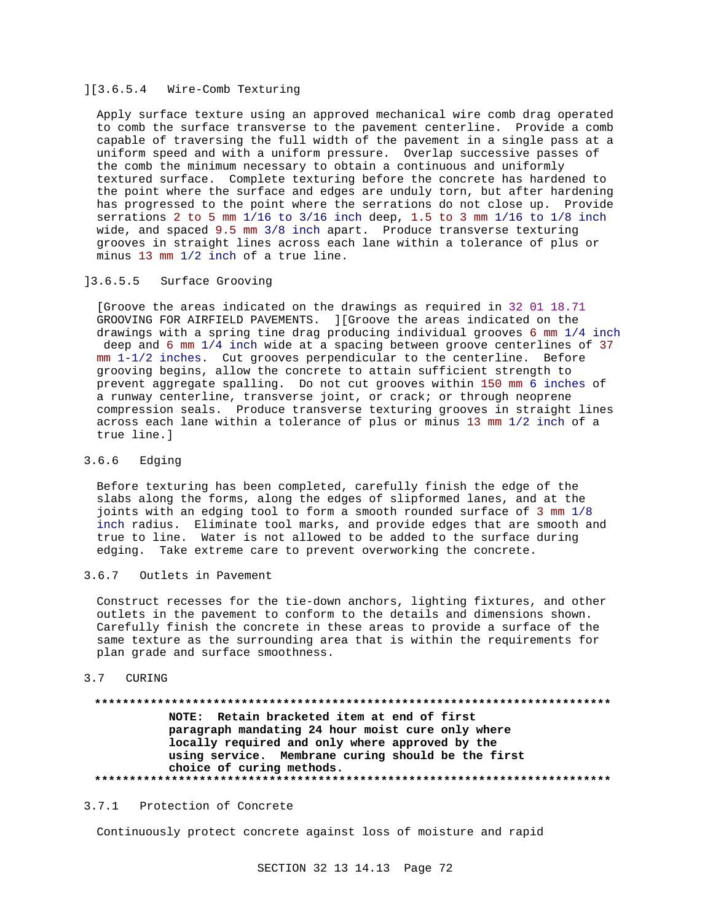][3.6.5.4 Wire-Comb Texturing

Apply surface texture using an approved mechanical wire comb drag operated to comb the surface transverse to the pavement centerline. Provide a comb capable of traversing the full width of the pavement in a single pass at a uniform speed and with a uniform pressure. Overlap successive passes of the comb the minimum necessary to obtain a continuous and uniformly textured surface. Complete texturing before the concrete has hardened to the point where the surface and edges are unduly torn, but after hardening has progressed to the point where the serrations do not close up. Provide serrations 2 to 5 mm 1/16 to 3/16 inch deep, 1.5 to 3 mm 1/16 to 1/8 inch wide, and spaced 9.5 mm 3/8 inch apart. Produce transverse texturing grooves in straight lines across each lane within a tolerance of plus or minus 13 mm 1/2 inch of a true line.

]3.6.5.5 Surface Grooving

[Groove the areas indicated on the drawings as required in 32 01 18.71 GROOVING FOR AIRFIELD PAVEMENTS. ][Groove the areas indicated on the drawings with a spring tine drag producing individual grooves 6 mm 1/4 inch deep and 6 mm 1/4 inch wide at a spacing between groove centerlines of 37 mm 1-1/2 inches. Cut grooves perpendicular to the centerline. Before grooving begins, allow the concrete to attain sufficient strength to prevent aggregate spalling. Do not cut grooves within 150 mm 6 inches of a runway centerline, transverse joint, or crack; or through neoprene compression seals. Produce transverse texturing grooves in straight lines across each lane within a tolerance of plus or minus 13 mm 1/2 inch of a true line.]

3.6.6 Edging

Before texturing has been completed, carefully finish the edge of the slabs along the forms, along the edges of slipformed lanes, and at the joints with an edging tool to form a smooth rounded surface of 3 mm 1/8 inch radius. Eliminate tool marks, and provide edges that are smooth and true to line. Water is not allowed to be added to the surface during edging. Take extreme care to prevent overworking the concrete.

3.6.7 Outlets in Pavement

Construct recesses for the tie-down anchors, lighting fixtures, and other outlets in the pavement to conform to the details and dimensions shown. Carefully finish the concrete in these areas to provide a surface of the same texture as the surrounding area that is within the requirements for plan grade and surface smoothness.

3.7 CURING

**************************************************************************

**NOTE: Retain bracketed item at end of first paragraph mandating 24 hour moist cure only where locally required and only where approved by the using service. Membrane curing should be the first choice of curing methods.**

**************************************************************************

3.7.1 Protection of Concrete

Continuously protect concrete against loss of moisture and rapid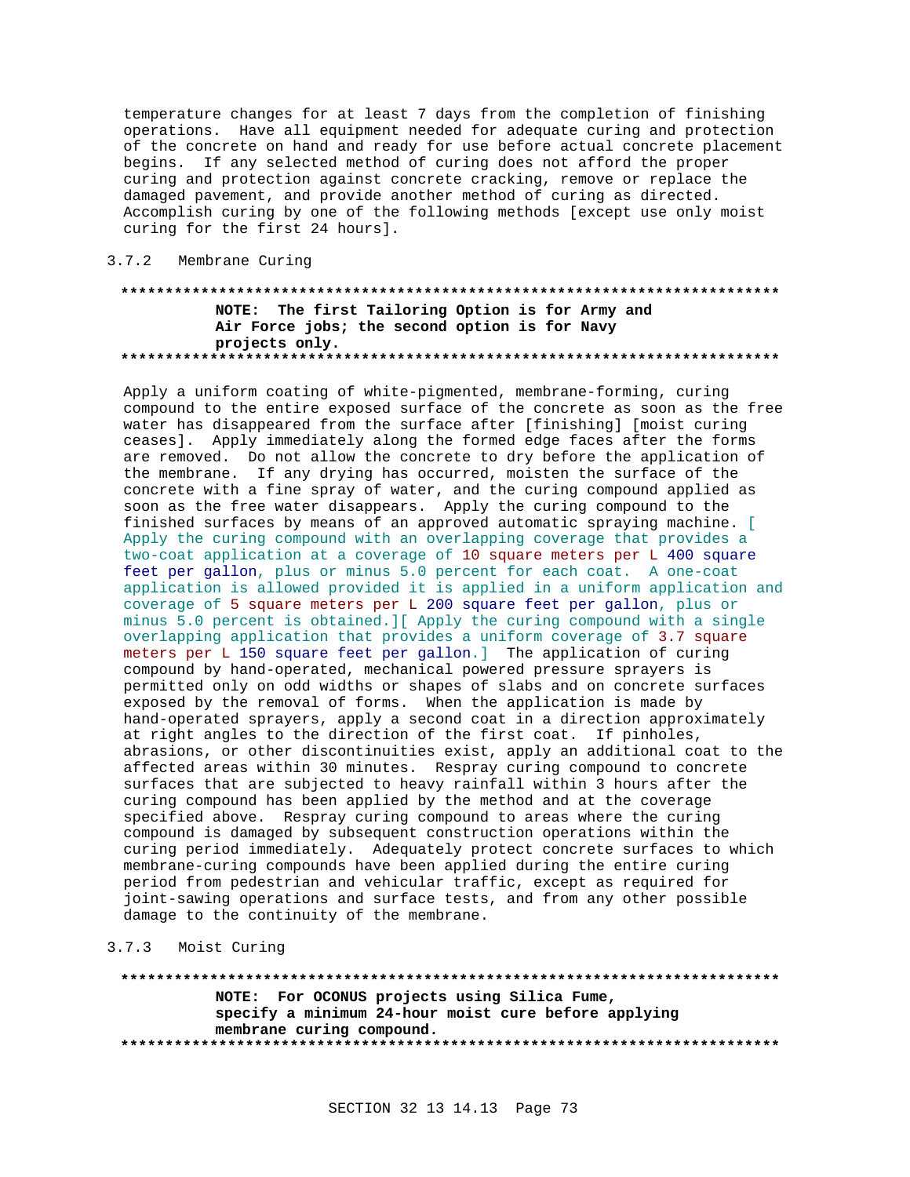temperature changes for at least 7 days from the completion of finishing operations. Have all equipment needed for adequate curing and protection of the concrete on hand and ready for use before actual concrete placement begins. If any selected method of curing does not afford the proper curing and protection against concrete cracking, remove or replace the damaged pavement, and provide another method of curing as directed. Accomplish curing by one of the following methods [except use only moist curing for the first 24 hours].

### 3.7.2 Membrane Curing

**************************************************************************

**NOTE: The first Tailoring Option is for Army and Air Force jobs; the second option is for Navy projects only.**

**************************************************************************

Apply a uniform coating of white-pigmented, membrane-forming, curing compound to the entire exposed surface of the concrete as soon as the free water has disappeared from the surface after [finishing] [moist curing ceases]. Apply immediately along the formed edge faces after the forms are removed. Do not allow the concrete to dry before the application of the membrane. If any drying has occurred, moisten the surface of the concrete with a fine spray of water, and the curing compound applied as soon as the free water disappears. Apply the curing compound to the finished surfaces by means of an approved automatic spraying machine. [ Apply the curing compound with an overlapping coverage that provides a two-coat application at a coverage of 10 square meters per L 400 square feet per gallon, plus or minus 5.0 percent for each coat. A one-coat application is allowed provided it is applied in a uniform application and coverage of 5 square meters per L 200 square feet per gallon, plus or minus 5.0 percent is obtained.][ Apply the curing compound with a single overlapping application that provides a uniform coverage of 3.7 square meters per L 150 square feet per gallon.] The application of curing compound by hand-operated, mechanical powered pressure sprayers is permitted only on odd widths or shapes of slabs and on concrete surfaces exposed by the removal of forms. When the application is made by hand-operated sprayers, apply a second coat in a direction approximately at right angles to the direction of the first coat. If pinholes, abrasions, or other discontinuities exist, apply an additional coat to the affected areas within 30 minutes. Respray curing compound to concrete surfaces that are subjected to heavy rainfall within 3 hours after the curing compound has been applied by the method and at the coverage specified above. Respray curing compound to areas where the curing compound is damaged by subsequent construction operations within the curing period immediately. Adequately protect concrete surfaces to which membrane-curing compounds have been applied during the entire curing period from pedestrian and vehicular traffic, except as required for joint-sawing operations and surface tests, and from any other possible damage to the continuity of the membrane.

### 3.7.3 Moist Curing

**************************************************************************

**NOTE: For OCONUS projects using Silica Fume, specify a minimum 24-hour moist cure before applying membrane curing compound.**

**************************************************************************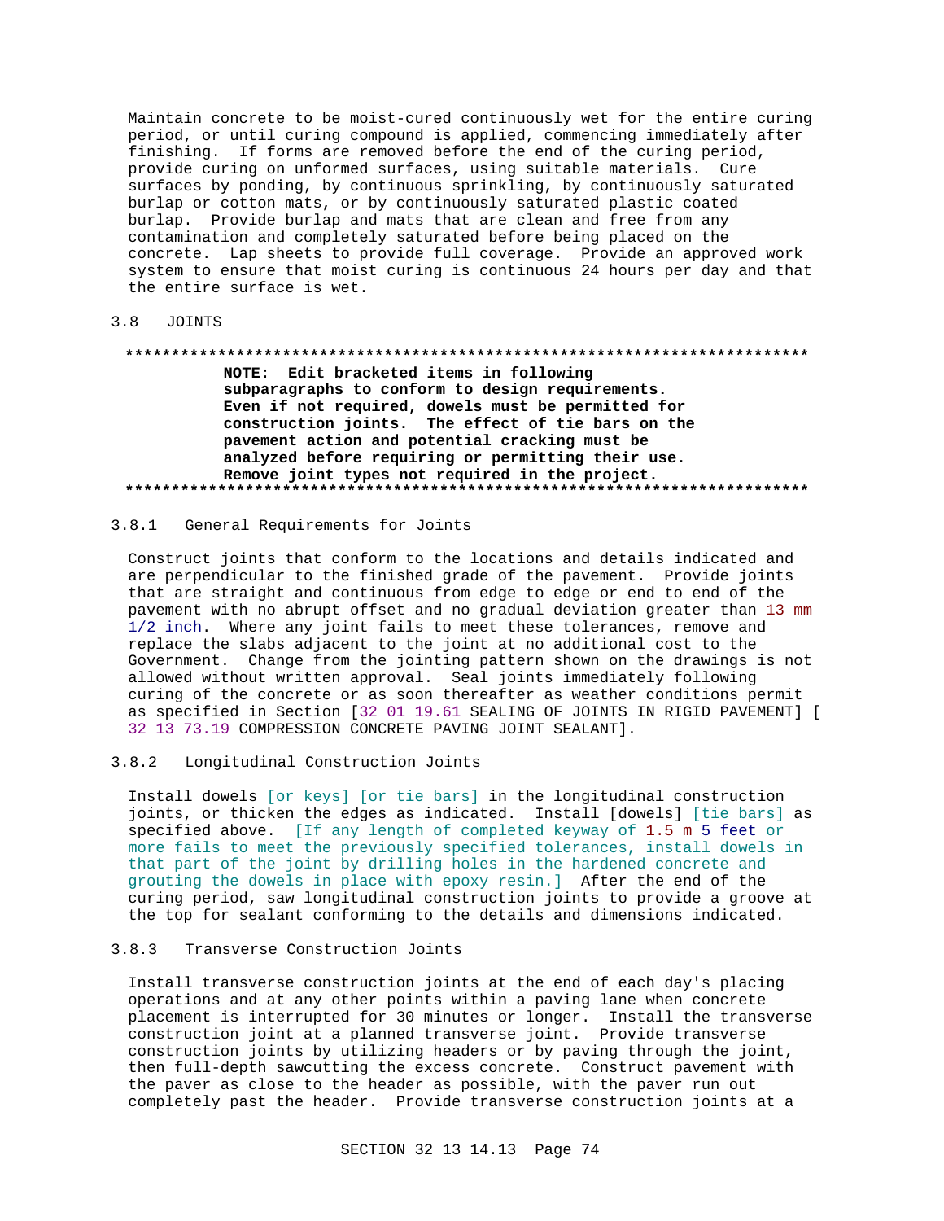Maintain concrete to be moist-cured continuously wet for the entire curing period, or until curing compound is applied, commencing immediately after finishing. If forms are removed before the end of the curing period, provide curing on unformed surfaces, using suitable materials. Cure surfaces by ponding, by continuous sprinkling, by continuously saturated burlap or cotton mats, or by continuously saturated plastic coated burlap. Provide burlap and mats that are clean and free from any contamination and completely saturated before being placed on the concrete. Lap sheets to provide full coverage. Provide an approved work system to ensure that moist curing is continuous 24 hours per day and that the entire surface is wet.

## 3.8 JOINTS

**************************************************************************

**NOTE: Edit bracketed items in following subparagraphs to conform to design requirements. Even if not required, dowels must be permitted for construction joints. The effect of tie bars on the pavement action and potential cracking must be analyzed before requiring or permitting their use. Remove joint types not required in the project.**

**************************************************************************

### 3.8.1 General Requirements for Joints

Construct joints that conform to the locations and details indicated and are perpendicular to the finished grade of the pavement. Provide joints that are straight and continuous from edge to edge or end to end of the pavement with no abrupt offset and no gradual deviation greater than 13 mm 1/2 inch. Where any joint fails to meet these tolerances, remove and replace the slabs adjacent to the joint at no additional cost to the Government. Change from the jointing pattern shown on the drawings is not allowed without written approval. Seal joints immediately following curing of the concrete or as soon thereafter as weather conditions permit as specified in Section [32 01 19.61 SEALING OF JOINTS IN RIGID PAVEMENT] [ 32 13 73.19 COMPRESSION CONCRETE PAVING JOINT SEALANT].

### 3.8.2 Longitudinal Construction Joints

Install dowels [or keys] [or tie bars] in the longitudinal construction joints, or thicken the edges as indicated. Install [dowels] [tie bars] as specified above. [If any length of completed keyway of 1.5 m 5 feet or more fails to meet the previously specified tolerances, install dowels in that part of the joint by drilling holes in the hardened concrete and grouting the dowels in place with epoxy resin.] After the end of the curing period, saw longitudinal construction joints to provide a groove at the top for sealant conforming to the details and dimensions indicated.

### 3.8.3 Transverse Construction Joints

Install transverse construction joints at the end of each day's placing operations and at any other points within a paving lane when concrete placement is interrupted for 30 minutes or longer. Install the transverse construction joint at a planned transverse joint. Provide transverse construction joints by utilizing headers or by paving through the joint, then full-depth sawcutting the excess concrete. Construct pavement with the paver as close to the header as possible, with the paver run out completely past the header. Provide transverse construction joints at a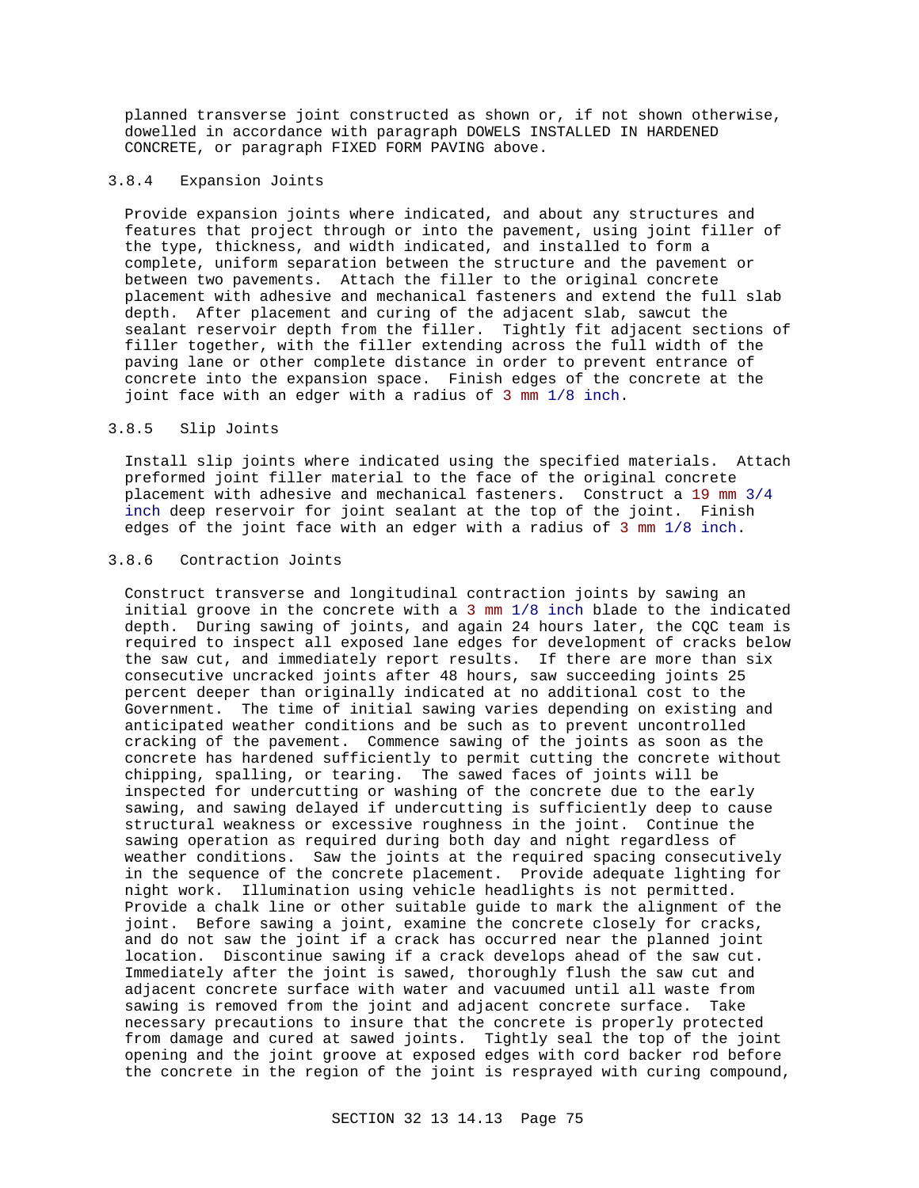planned transverse joint constructed as shown or, if not shown otherwise, dowelled in accordance with paragraph DOWELS INSTALLED IN HARDENED CONCRETE, or paragraph FIXED FORM PAVING above.

### 3.8.4 Expansion Joints

Provide expansion joints where indicated, and about any structures and features that project through or into the pavement, using joint filler of the type, thickness, and width indicated, and installed to form a complete, uniform separation between the structure and the pavement or between two pavements. Attach the filler to the original concrete placement with adhesive and mechanical fasteners and extend the full slab depth. After placement and curing of the adjacent slab, sawcut the sealant reservoir depth from the filler. Tightly fit adjacent sections of filler together, with the filler extending across the full width of the paving lane or other complete distance in order to prevent entrance of concrete into the expansion space. Finish edges of the concrete at the joint face with an edger with a radius of 3 mm 1/8 inch.

### 3.8.5 Slip Joints

Install slip joints where indicated using the specified materials. Attach preformed joint filler material to the face of the original concrete placement with adhesive and mechanical fasteners. Construct a 19 mm 3/4 inch deep reservoir for joint sealant at the top of the joint. Finish edges of the joint face with an edger with a radius of 3 mm 1/8 inch.

### 3.8.6 Contraction Joints

Construct transverse and longitudinal contraction joints by sawing an initial groove in the concrete with a 3 mm 1/8 inch blade to the indicated depth. During sawing of joints, and again 24 hours later, the CQC team is required to inspect all exposed lane edges for development of cracks below the saw cut, and immediately report results. If there are more than six consecutive uncracked joints after 48 hours, saw succeeding joints 25 percent deeper than originally indicated at no additional cost to the Government. The time of initial sawing varies depending on existing and anticipated weather conditions and be such as to prevent uncontrolled cracking of the pavement. Commence sawing of the joints as soon as the concrete has hardened sufficiently to permit cutting the concrete without chipping, spalling, or tearing. The sawed faces of joints will be inspected for undercutting or washing of the concrete due to the early sawing, and sawing delayed if undercutting is sufficiently deep to cause structural weakness or excessive roughness in the joint. Continue the sawing operation as required during both day and night regardless of weather conditions. Saw the joints at the required spacing consecutively in the sequence of the concrete placement. Provide adequate lighting for night work. Illumination using vehicle headlights is not permitted. Provide a chalk line or other suitable guide to mark the alignment of the joint. Before sawing a joint, examine the concrete closely for cracks, and do not saw the joint if a crack has occurred near the planned joint location. Discontinue sawing if a crack develops ahead of the saw cut. Immediately after the joint is sawed, thoroughly flush the saw cut and adjacent concrete surface with water and vacuumed until all waste from sawing is removed from the joint and adjacent concrete surface. Take necessary precautions to insure that the concrete is properly protected from damage and cured at sawed joints. Tightly seal the top of the joint opening and the joint groove at exposed edges with cord backer rod before the concrete in the region of the joint is resprayed with curing compound,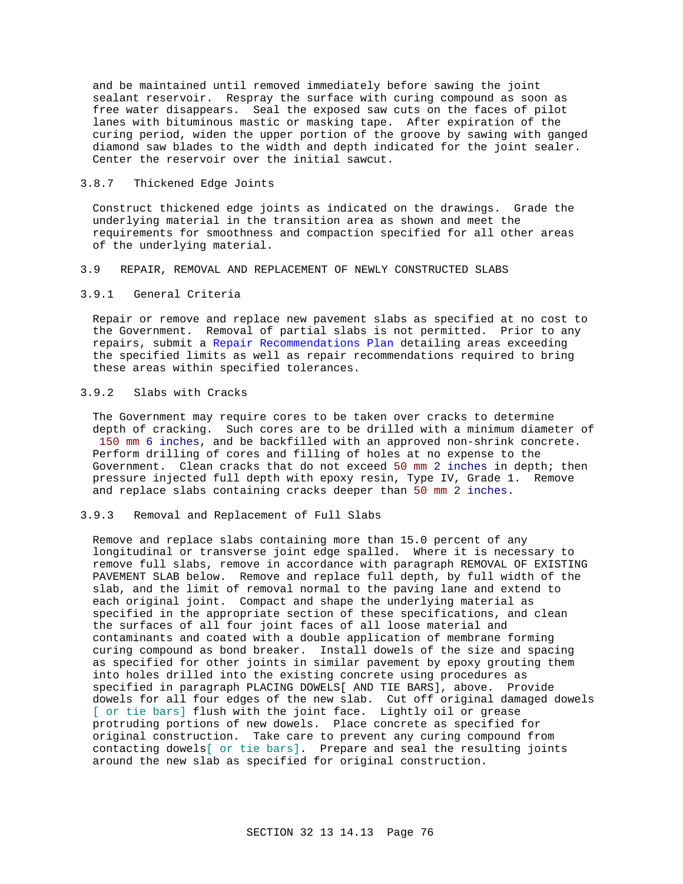and be maintained until removed immediately before sawing the joint sealant reservoir. Respray the surface with curing compound as soon as free water disappears. Seal the exposed saw cuts on the faces of pilot lanes with bituminous mastic or masking tape. After expiration of the curing period, widen the upper portion of the groove by sawing with ganged diamond saw blades to the width and depth indicated for the joint sealer. Center the reservoir over the initial sawcut.

#### 3.8.7 Thickened Edge Joints

Construct thickened edge joints as indicated on the drawings. Grade the underlying material in the transition area as shown and meet the requirements for smoothness and compaction specified for all other areas of the underlying material.

### 3.9 REPAIR, REMOVAL AND REPLACEMENT OF NEWLY CONSTRUCTED SLABS

#### 3.9.1 General Criteria

Repair or remove and replace new pavement slabs as specified at no cost to the Government. Removal of partial slabs is not permitted. Prior to any repairs, submit a Repair Recommendations Plan detailing areas exceeding the specified limits as well as repair recommendations required to bring these areas within specified tolerances.

#### 3.9.2 Slabs with Cracks

The Government may require cores to be taken over cracks to determine depth of cracking. Such cores are to be drilled with a minimum diameter of 150 mm 6 inches, and be backfilled with an approved non-shrink concrete. Perform drilling of cores and filling of holes at no expense to the Government. Clean cracks that do not exceed 50 mm 2 inches in depth; then pressure injected full depth with epoxy resin, Type IV, Grade 1. Remove and replace slabs containing cracks deeper than 50 mm 2 inches.

#### 3.9.3 Removal and Replacement of Full Slabs

Remove and replace slabs containing more than 15.0 percent of any longitudinal or transverse joint edge spalled. Where it is necessary to remove full slabs, remove in accordance with paragraph REMOVAL OF EXISTING PAVEMENT SLAB below. Remove and replace full depth, by full width of the slab, and the limit of removal normal to the paving lane and extend to each original joint. Compact and shape the underlying material as specified in the appropriate section of these specifications, and clean the surfaces of all four joint faces of all loose material and contaminants and coated with a double application of membrane forming curing compound as bond breaker. Install dowels of the size and spacing as specified for other joints in similar pavement by epoxy grouting them into holes drilled into the existing concrete using procedures as specified in paragraph PLACING DOWELS[ AND TIE BARS], above. Provide dowels for all four edges of the new slab. Cut off original damaged dowels [ or tie bars] flush with the joint face. Lightly oil or grease protruding portions of new dowels. Place concrete as specified for original construction. Take care to prevent any curing compound from contacting dowels[ or tie bars]. Prepare and seal the resulting joints around the new slab as specified for original construction.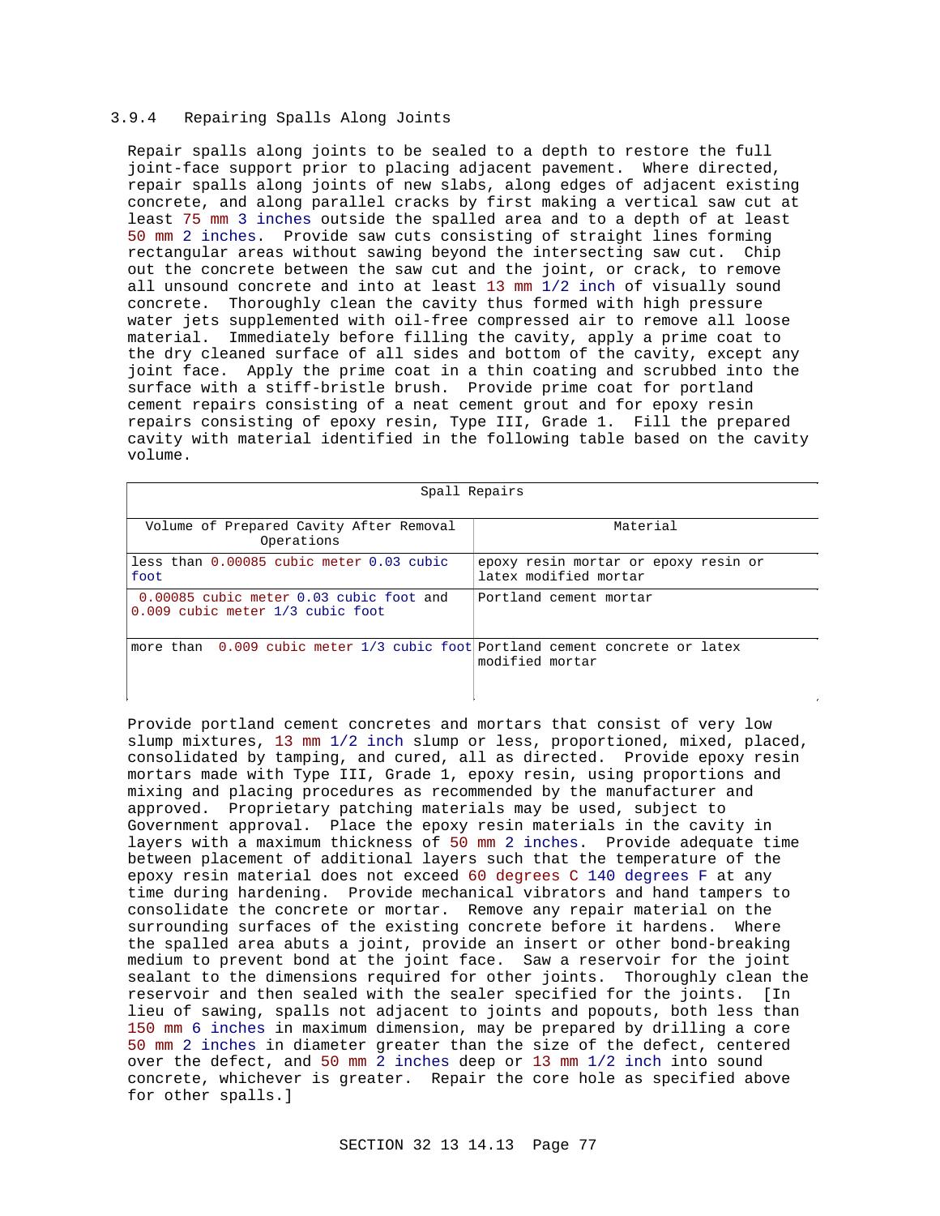### 3.9.4 Repairing Spalls Along Joints

Repair spalls along joints to be sealed to a depth to restore the full joint-face support prior to placing adjacent pavement. Where directed, repair spalls along joints of new slabs, along edges of adjacent existing concrete, and along parallel cracks by first making a vertical saw cut at least 75 mm 3 inches outside the spalled area and to a depth of at least 50 mm 2 inches. Provide saw cuts consisting of straight lines forming rectangular areas without sawing beyond the intersecting saw cut. Chip out the concrete between the saw cut and the joint, or crack, to remove all unsound concrete and into at least 13 mm 1/2 inch of visually sound concrete. Thoroughly clean the cavity thus formed with high pressure water jets supplemented with oil-free compressed air to remove all loose material. Immediately before filling the cavity, apply a prime coat to the dry cleaned surface of all sides and bottom of the cavity, except any joint face. Apply the prime coat in a thin coating and scrubbed into the surface with a stiff-bristle brush. Provide prime coat for portland cement repairs consisting of a neat cement grout and for epoxy resin repairs consisting of epoxy resin, Type III, Grade 1. Fill the prepared cavity with material identified in the following table based on the cavity volume.

| Spall Repairs | |
|---|---|
| Volume of Prepared Cavity After Removal Operations | Material |
| less than 0.00085 cubic meter 0.03 cubic foot | epoxy resin mortar or epoxy resin or latex modified mortar |
| 0.00085 cubic meter 0.03 cubic foot and 0.009 cubic meter 1/3 cubic foot | Portland cement mortar |
| more than 0.009 cubic meter 1/3 cubic foot | Portland cement concrete or latex modified mortar |

Provide portland cement concretes and mortars that consist of very low slump mixtures, 13 mm 1/2 inch slump or less, proportioned, mixed, placed, consolidated by tamping, and cured, all as directed. Provide epoxy resin mortars made with Type III, Grade 1, epoxy resin, using proportions and mixing and placing procedures as recommended by the manufacturer and approved. Proprietary patching materials may be used, subject to Government approval. Place the epoxy resin materials in the cavity in layers with a maximum thickness of 50 mm 2 inches. Provide adequate time between placement of additional layers such that the temperature of the epoxy resin material does not exceed 60 degrees C 140 degrees F at any time during hardening. Provide mechanical vibrators and hand tampers to consolidate the concrete or mortar. Remove any repair material on the surrounding surfaces of the existing concrete before it hardens. Where the spalled area abuts a joint, provide an insert or other bond-breaking medium to prevent bond at the joint face. Saw a reservoir for the joint sealant to the dimensions required for other joints. Thoroughly clean the reservoir and then sealed with the sealer specified for the joints. [In lieu of sawing, spalls not adjacent to joints and popouts, both less than 150 mm 6 inches in maximum dimension, may be prepared by drilling a core 50 mm 2 inches in diameter greater than the size of the defect, centered over the defect, and 50 mm 2 inches deep or 13 mm 1/2 inch into sound concrete, whichever is greater. Repair the core hole as specified above for other spalls.]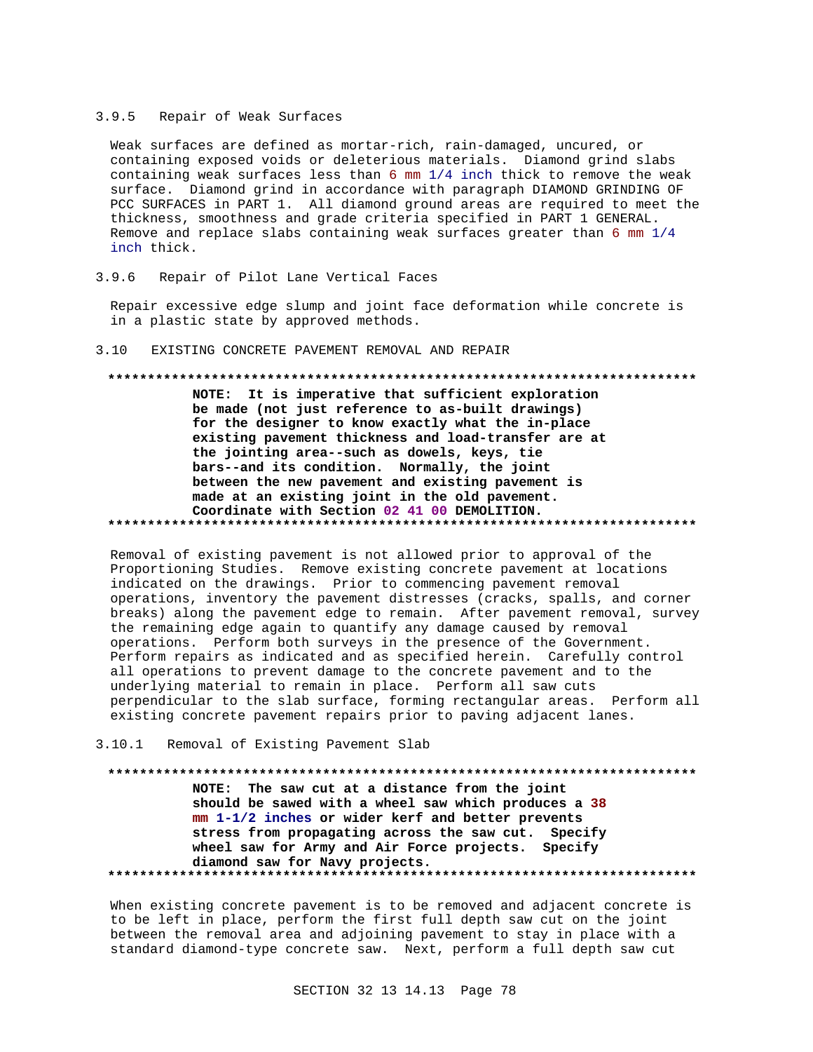### 3.9.5 Repair of Weak Surfaces

Weak surfaces are defined as mortar-rich, rain-damaged, uncured, or containing exposed voids or deleterious materials. Diamond grind slabs containing weak surfaces less than 6 mm 1/4 inch thick to remove the weak surface. Diamond grind in accordance with paragraph DIAMOND GRINDING OF PCC SURFACES in PART 1. All diamond ground areas are required to meet the thickness, smoothness and grade criteria specified in PART 1 GENERAL. Remove and replace slabs containing weak surfaces greater than 6 mm 1/4 inch thick.

### 3.9.6 Repair of Pilot Lane Vertical Faces

Repair excessive edge slump and joint face deformation while concrete is in a plastic state by approved methods.

## 3.10 EXISTING CONCRETE PAVEMENT REMOVAL AND REPAIR

**************************************************************************

**NOTE: It is imperative that sufficient exploration be made (not just reference to as-built drawings) for the designer to know exactly what the in-place existing pavement thickness and load-transfer are at the jointing area--such as dowels, keys, tie bars--and its condition. Normally, the joint between the new pavement and existing pavement is made at an existing joint in the old pavement. Coordinate with Section 02 41 00 DEMOLITION.**

**************************************************************************

Removal of existing pavement is not allowed prior to approval of the Proportioning Studies. Remove existing concrete pavement at locations indicated on the drawings. Prior to commencing pavement removal operations, inventory the pavement distresses (cracks, spalls, and corner breaks) along the pavement edge to remain. After pavement removal, survey the remaining edge again to quantify any damage caused by removal operations. Perform both surveys in the presence of the Government. Perform repairs as indicated and as specified herein. Carefully control all operations to prevent damage to the concrete pavement and to the underlying material to remain in place. Perform all saw cuts perpendicular to the slab surface, forming rectangular areas. Perform all existing concrete pavement repairs prior to paving adjacent lanes.

### 3.10.1 Removal of Existing Pavement Slab

**************************************************************************

**NOTE: The saw cut at a distance from the joint should be sawed with a wheel saw which produces a 38 mm 1-1/2 inches or wider kerf and better prevents stress from propagating across the saw cut. Specify wheel saw for Army and Air Force projects. Specify diamond saw for Navy projects.**

**************************************************************************

When existing concrete pavement is to be removed and adjacent concrete is to be left in place, perform the first full depth saw cut on the joint between the removal area and adjoining pavement to stay in place with a standard diamond-type concrete saw. Next, perform a full depth saw cut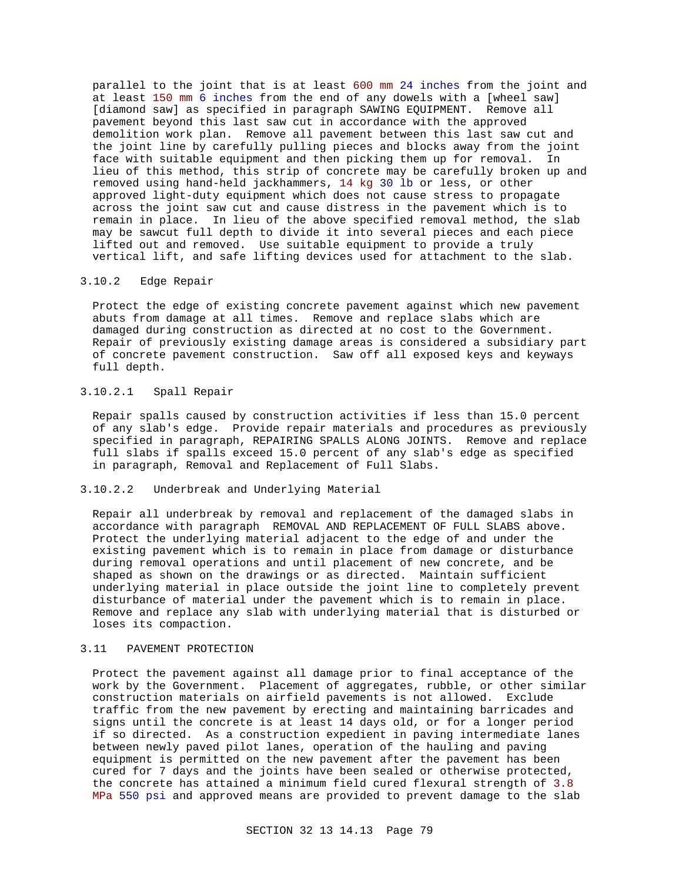parallel to the joint that is at least 600 mm 24 inches from the joint and at least 150 mm 6 inches from the end of any dowels with a [wheel saw] [diamond saw] as specified in paragraph SAWING EQUIPMENT. Remove all pavement beyond this last saw cut in accordance with the approved demolition work plan. Remove all pavement between this last saw cut and the joint line by carefully pulling pieces and blocks away from the joint face with suitable equipment and then picking them up for removal. In lieu of this method, this strip of concrete may be carefully broken up and removed using hand-held jackhammers, 14 kg 30 lb or less, or other approved light-duty equipment which does not cause stress to propagate across the joint saw cut and cause distress in the pavement which is to remain in place. In lieu of the above specified removal method, the slab may be sawcut full depth to divide it into several pieces and each piece lifted out and removed. Use suitable equipment to provide a truly vertical lift, and safe lifting devices used for attachment to the slab.

### 3.10.2 Edge Repair

Protect the edge of existing concrete pavement against which new pavement abuts from damage at all times. Remove and replace slabs which are damaged during construction as directed at no cost to the Government. Repair of previously existing damage areas is considered a subsidiary part of concrete pavement construction. Saw off all exposed keys and keyways full depth.

#### 3.10.2.1 Spall Repair

Repair spalls caused by construction activities if less than 15.0 percent of any slab's edge. Provide repair materials and procedures as previously specified in paragraph, REPAIRING SPALLS ALONG JOINTS. Remove and replace full slabs if spalls exceed 15.0 percent of any slab's edge as specified in paragraph, Removal and Replacement of Full Slabs.

#### 3.10.2.2 Underbreak and Underlying Material

Repair all underbreak by removal and replacement of the damaged slabs in accordance with paragraph REMOVAL AND REPLACEMENT OF FULL SLABS above. Protect the underlying material adjacent to the edge of and under the existing pavement which is to remain in place from damage or disturbance during removal operations and until placement of new concrete, and be shaped as shown on the drawings or as directed. Maintain sufficient underlying material in place outside the joint line to completely prevent disturbance of material under the pavement which is to remain in place. Remove and replace any slab with underlying material that is disturbed or loses its compaction.

## 3.11 PAVEMENT PROTECTION

Protect the pavement against all damage prior to final acceptance of the work by the Government. Placement of aggregates, rubble, or other similar construction materials on airfield pavements is not allowed. Exclude traffic from the new pavement by erecting and maintaining barricades and signs until the concrete is at least 14 days old, or for a longer period if so directed. As a construction expedient in paving intermediate lanes between newly paved pilot lanes, operation of the hauling and paving equipment is permitted on the new pavement after the pavement has been cured for 7 days and the joints have been sealed or otherwise protected, the concrete has attained a minimum field cured flexural strength of 3.8 MPa 550 psi and approved means are provided to prevent damage to the slab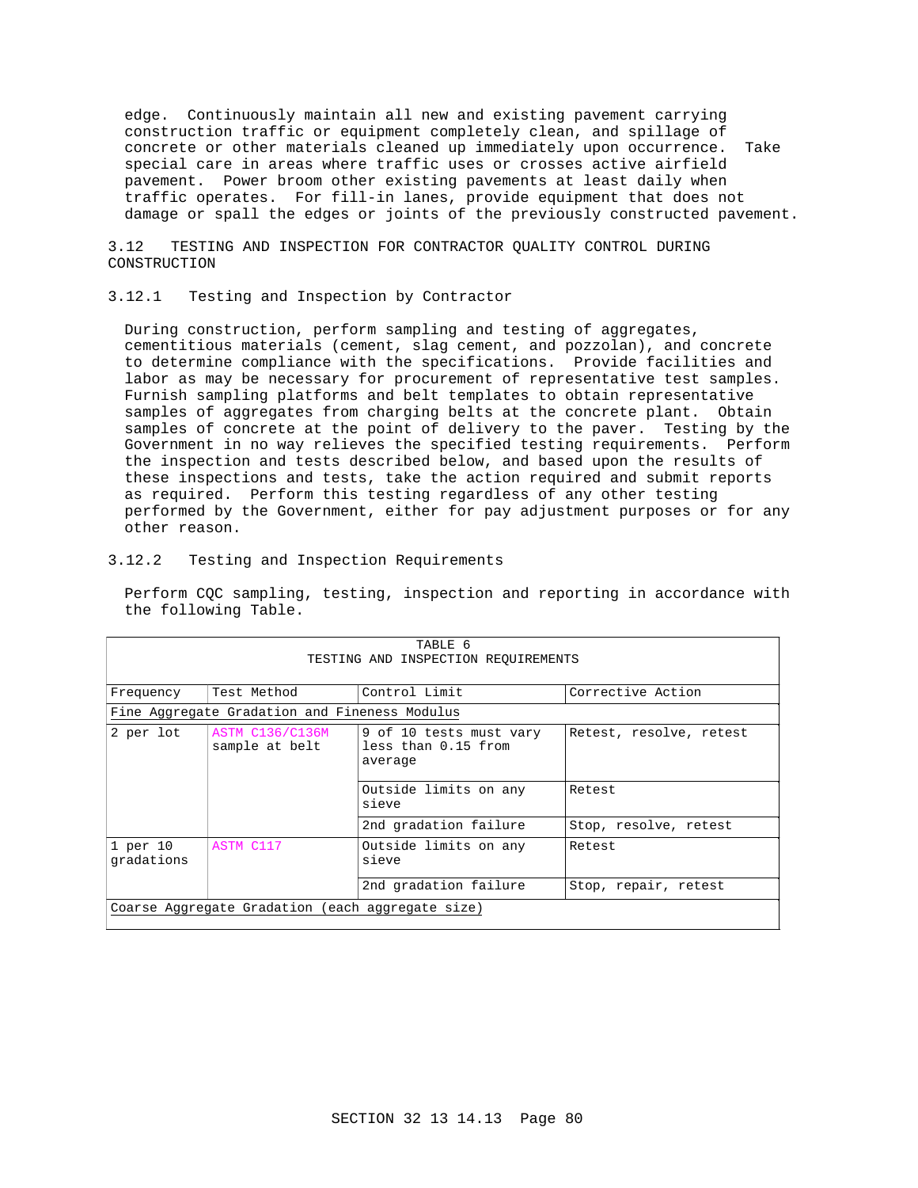edge. Continuously maintain all new and existing pavement carrying construction traffic or equipment completely clean, and spillage of concrete or other materials cleaned up immediately upon occurrence. Take special care in areas where traffic uses or crosses active airfield pavement. Power broom other existing pavements at least daily when traffic operates. For fill-in lanes, provide equipment that does not damage or spall the edges or joints of the previously constructed pavement.

## 3.12 TESTING AND INSPECTION FOR CONTRACTOR QUALITY CONTROL DURING CONSTRUCTION

### 3.12.1 Testing and Inspection by Contractor

During construction, perform sampling and testing of aggregates, cementitious materials (cement, slag cement, and pozzolan), and concrete to determine compliance with the specifications. Provide facilities and labor as may be necessary for procurement of representative test samples. Furnish sampling platforms and belt templates to obtain representative samples of aggregates from charging belts at the concrete plant. Obtain samples of concrete at the point of delivery to the paver. Testing by the Government in no way relieves the specified testing requirements. Perform the inspection and tests described below, and based upon the results of these inspections and tests, take the action required and submit reports as required. Perform this testing regardless of any other testing performed by the Government, either for pay adjustment purposes or for any other reason.

### 3.12.2 Testing and Inspection Requirements

Perform CQC sampling, testing, inspection and reporting in accordance with the following Table.

TABLE 6
TESTING AND INSPECTION REQUIREMENTS

| Frequency | Test Method | Control Limit | Corrective Action |
|---|---|---|---|
| Fine Aggregate Gradation and Fineness Modulus | | | |
| 2 per lot | ASTM C136/C136M sample at belt | 9 of 10 tests must vary less than 0.15 from average | Retest, resolve, retest |
| | | Outside limits on any sieve | Retest |
| | | 2nd gradation failure | Stop, resolve, retest |
| 1 per 10 gradations | ASTM C117 | Outside limits on any sieve | Retest |
| | | 2nd gradation failure | Stop, repair, retest |
| Coarse Aggregate Gradation (each aggregate size) | | | |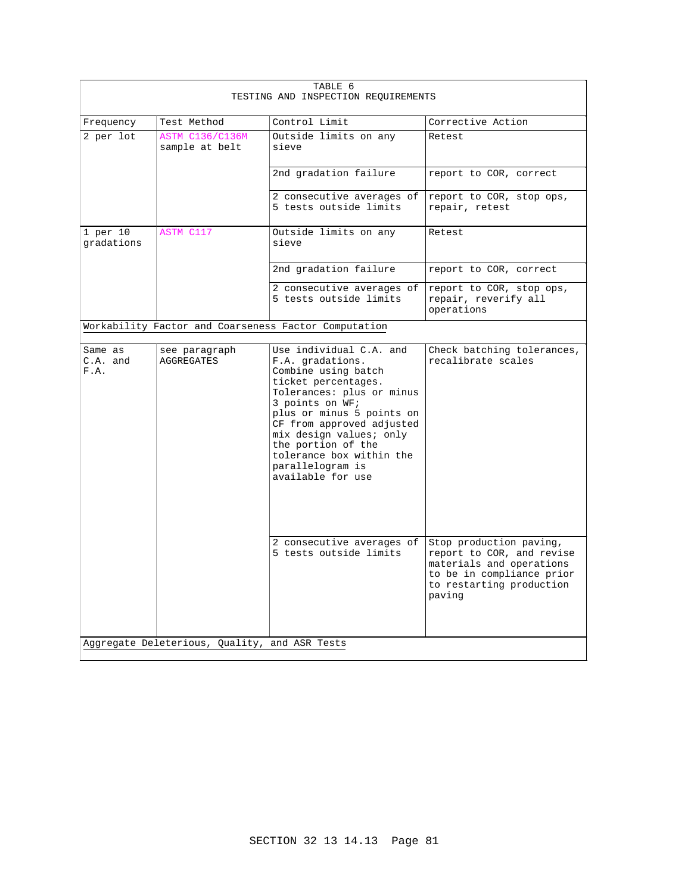TABLE 6
TESTING AND INSPECTION REQUIREMENTS

| Frequency | Test Method | Control Limit | Corrective Action |
|---|---|---|---|
| 2 per lot | ASTM C136/C136M sample at belt | Outside limits on any sieve | Retest |
| | | 2nd gradation failure | report to COR, correct |
| | | 2 consecutive averages of 5 tests outside limits | report to COR, stop ops, repair, retest |
| 1 per 10 gradations | ASTM C117 | Outside limits on any sieve | Retest |
| | | 2nd gradation failure | report to COR, correct |
| | | 2 consecutive averages of 5 tests outside limits | report to COR, stop ops, repair, reverify all operations |
| Workability Factor and Coarseness Factor Computation | | | |
| Same as C.A. and F.A. | see paragraph AGGREGATES | Use individual C.A. and F.A. gradations. Combine using batch ticket percentages. Tolerances: plus or minus 3 points on WF; plus or minus 5 points on CF from approved adjusted mix design values; only the portion of the tolerance box within the parallelogram is available for use | Check batching tolerances, recalibrate scales |
| | | 2 consecutive averages of 5 tests outside limits | Stop production paving, report to COR, and revise materials and operations to be in compliance prior to restarting production paving |
| Aggregate Deleterious, Quality, and ASR Tests | | | |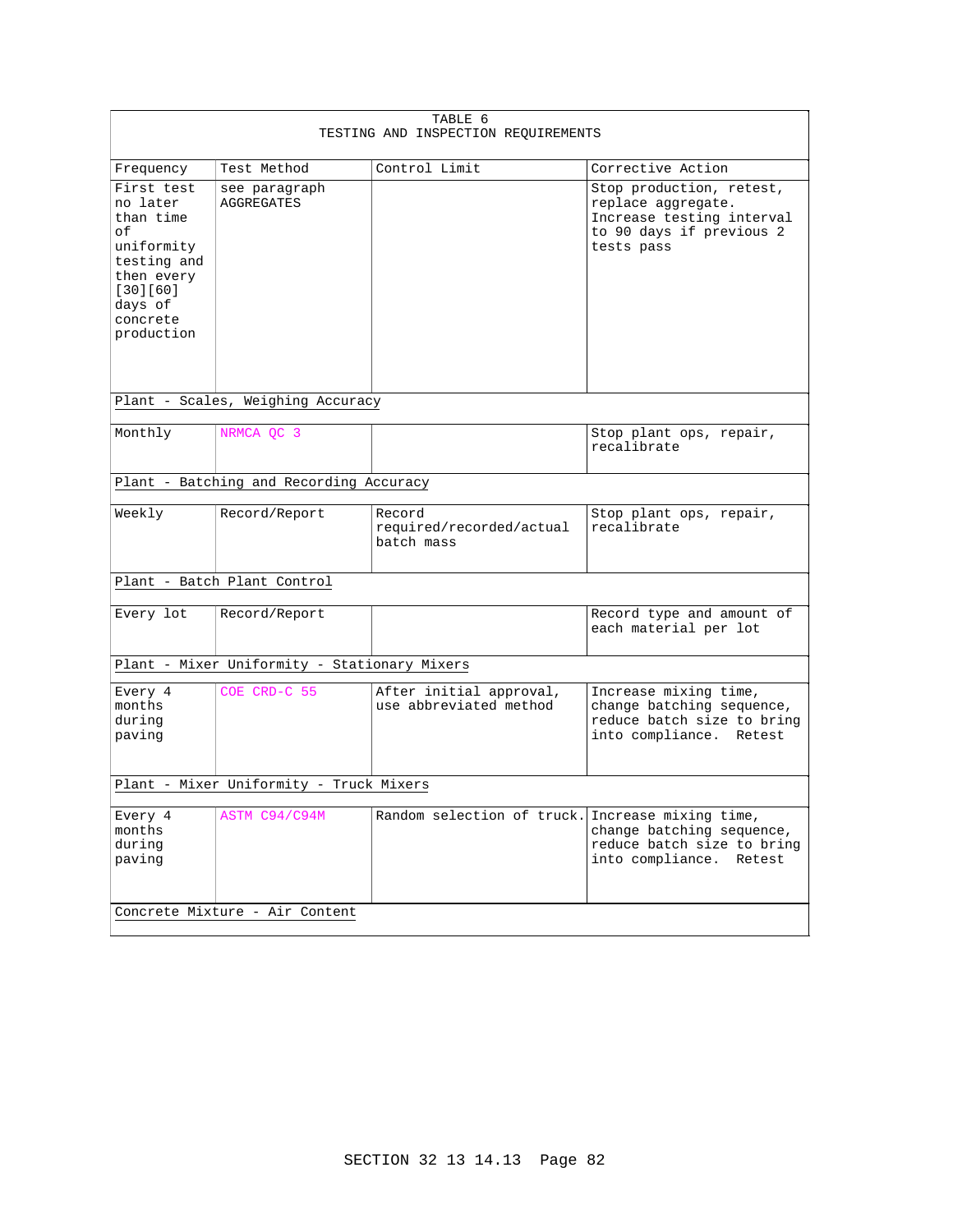| TABLE 6 TESTING AND INSPECTION REQUIREMENTS | | | |
|---|---|---|---|
| Frequency | Test Method | Control Limit | Corrective Action |
| First test no later than time of uniformity testing and then every [30][60] days of concrete production | see paragraph AGGREGATES | | Stop production, retest, replace aggregate. Increase testing interval to 90 days if previous 2 tests pass |
| Plant - Scales, Weighing Accuracy | | | |
| Monthly | NRMCA QC 3 | | Stop plant ops, repair, recalibrate |
| Plant - Batching and Recording Accuracy | | | |
| Weekly | Record/Report | Record required/recorded/actual batch mass | Stop plant ops, repair, recalibrate |
| Plant - Batch Plant Control | | | |
| Every lot | Record/Report | | Record type and amount of each material per lot |
| Plant - Mixer Uniformity - Stationary Mixers | | | |
| Every 4 months during paving | COE CRD-C 55 | After initial approval, use abbreviated method | Increase mixing time, change batching sequence, reduce batch size to bring into compliance. Retest |
| Plant - Mixer Uniformity - Truck Mixers | | | |
| Every 4 months during paving | ASTM C94/C94M | Random selection of truck. | Increase mixing time, change batching sequence, reduce batch size to bring into compliance. Retest |
| Concrete Mixture - Air Content | | | |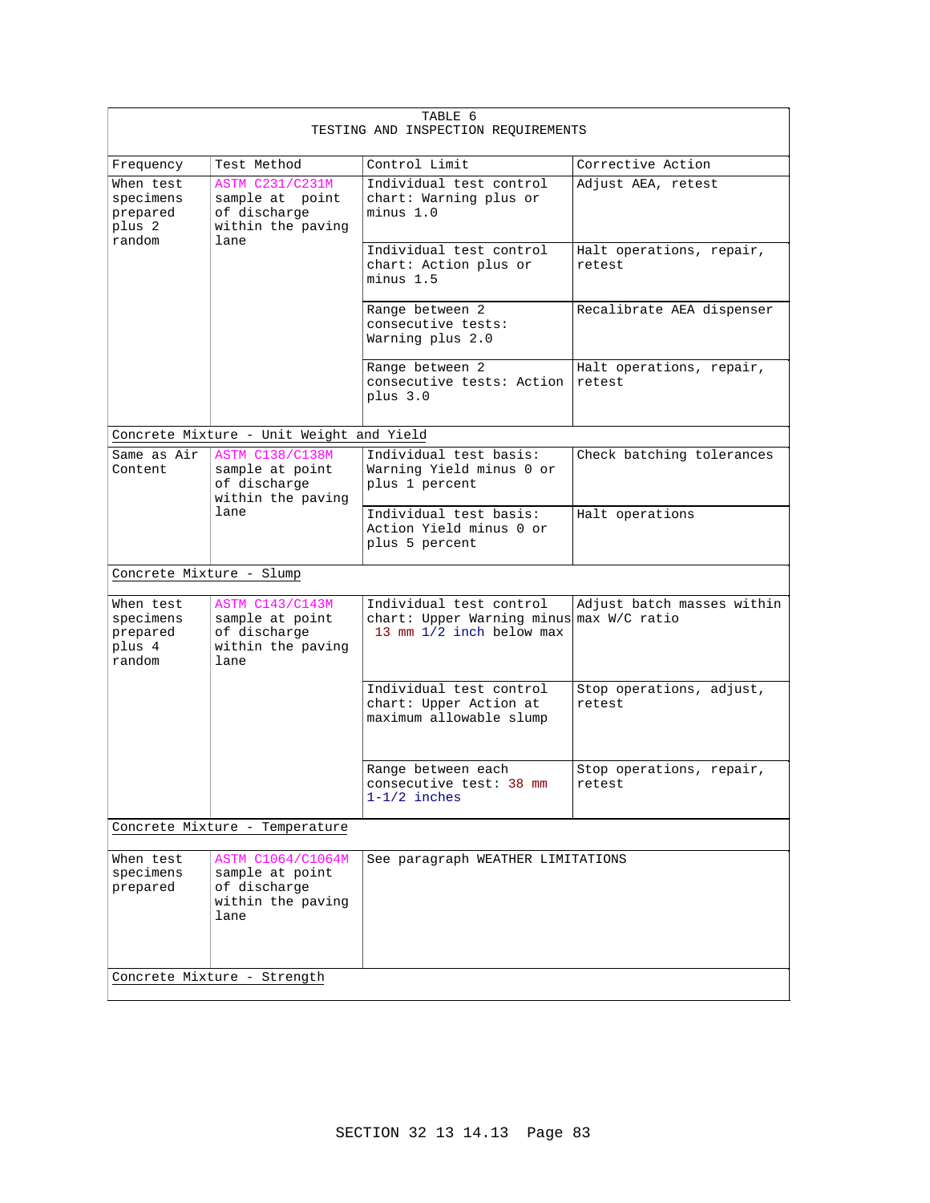| TABLE 6<br>TESTING AND INSPECTION REQUIREMENTS | | | |
|---|---|---|---|
| Frequency | Test Method | Control Limit | Corrective Action |
| When test specimens prepared plus 2 random | ASTM C231/C231M sample at point of discharge within the paving lane | Individual test control chart: Warning plus or minus 1.0 | Adjust AEA, retest |
| | | Individual test control chart: Action plus or minus 1.5 | Halt operations, repair, retest |
| | | Range between 2 consecutive tests: Warning plus 2.0 | Recalibrate AEA dispenser |
| | | Range between 2 consecutive tests: Action plus 3.0 | Halt operations, repair, retest |
| Concrete Mixture - Unit Weight and Yield | | | |
| Same as Air Content | ASTM C138/C138M sample at point of discharge within the paving lane | Individual test basis: Warning Yield minus 0 or plus 1 percent | Check batching tolerances |
| | | Individual test basis: Action Yield minus 0 or plus 5 percent | Halt operations |
| Concrete Mixture - Slump | | | |
| When test specimens prepared plus 4 random | ASTM C143/C143M sample at point of discharge within the paving lane | Individual test control chart: Upper Warning minus 13 mm 1/2 inch below max | Adjust batch masses within max W/C ratio |
| | | Individual test control chart: Upper Action at maximum allowable slump | Stop operations, adjust, retest |
| | | Range between each consecutive test: 38 mm 1-1/2 inches | Stop operations, repair, retest |
| Concrete Mixture - Temperature | | | |
| When test specimens prepared | ASTM C1064/C1064M sample at point of discharge within the paving lane | See paragraph WEATHER LIMITATIONS | |
| Concrete Mixture - Strength | | | |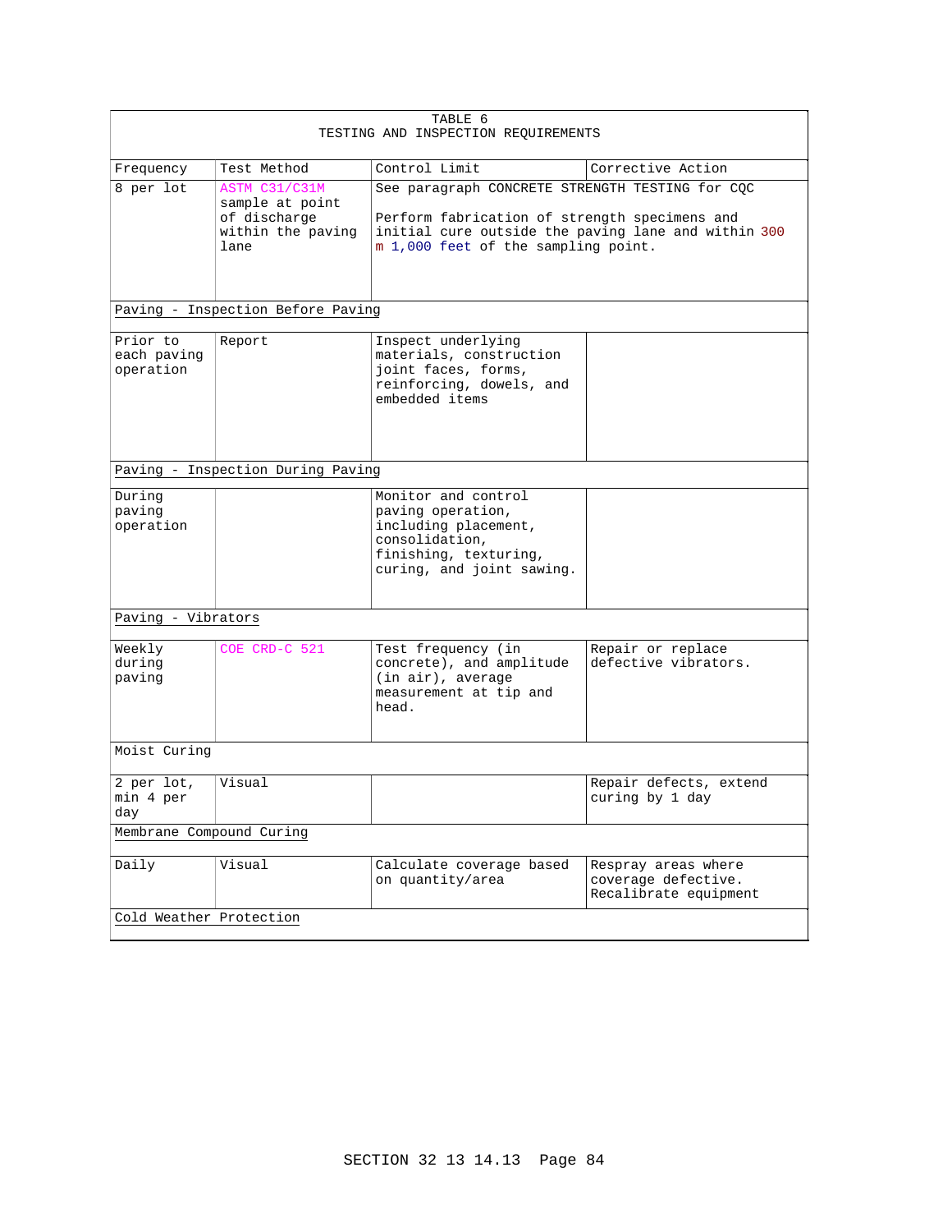| TABLE 6 TESTING AND INSPECTION REQUIREMENTS | | | |
|---|---|---|---|
| Frequency | Test Method | Control Limit | Corrective Action |
| 8 per lot | ASTM C31/C31M sample at point of discharge within the paving lane | See paragraph CONCRETE STRENGTH TESTING for CQC<br><br>Perform fabrication of strength specimens and initial cure outside the paving lane and within 300 m 1,000 feet of the sampling point. | |
| Paving - Inspection Before Paving | | | |
| Prior to each paving operation | Report | Inspect underlying materials, construction joint faces, forms, reinforcing, dowels, and embedded items | |
| Paving - Inspection During Paving | | | |
| During paving operation | | Monitor and control paving operation, including placement, consolidation, finishing, texturing, curing, and joint sawing. | |
| Paving - Vibrators | | | |
| Weekly during paving | COE CRD-C 521 | Test frequency (in concrete), and amplitude (in air), average measurement at tip and head. | Repair or replace defective vibrators. |
| Moist Curing | | | |
| 2 per lot, min 4 per day | Visual | | Repair defects, extend curing by 1 day |
| Membrane Compound Curing | | | |
| Daily | Visual | Calculate coverage based on quantity/area | Respray areas where coverage defective. Recalibrate equipment |
| Cold Weather Protection | | | |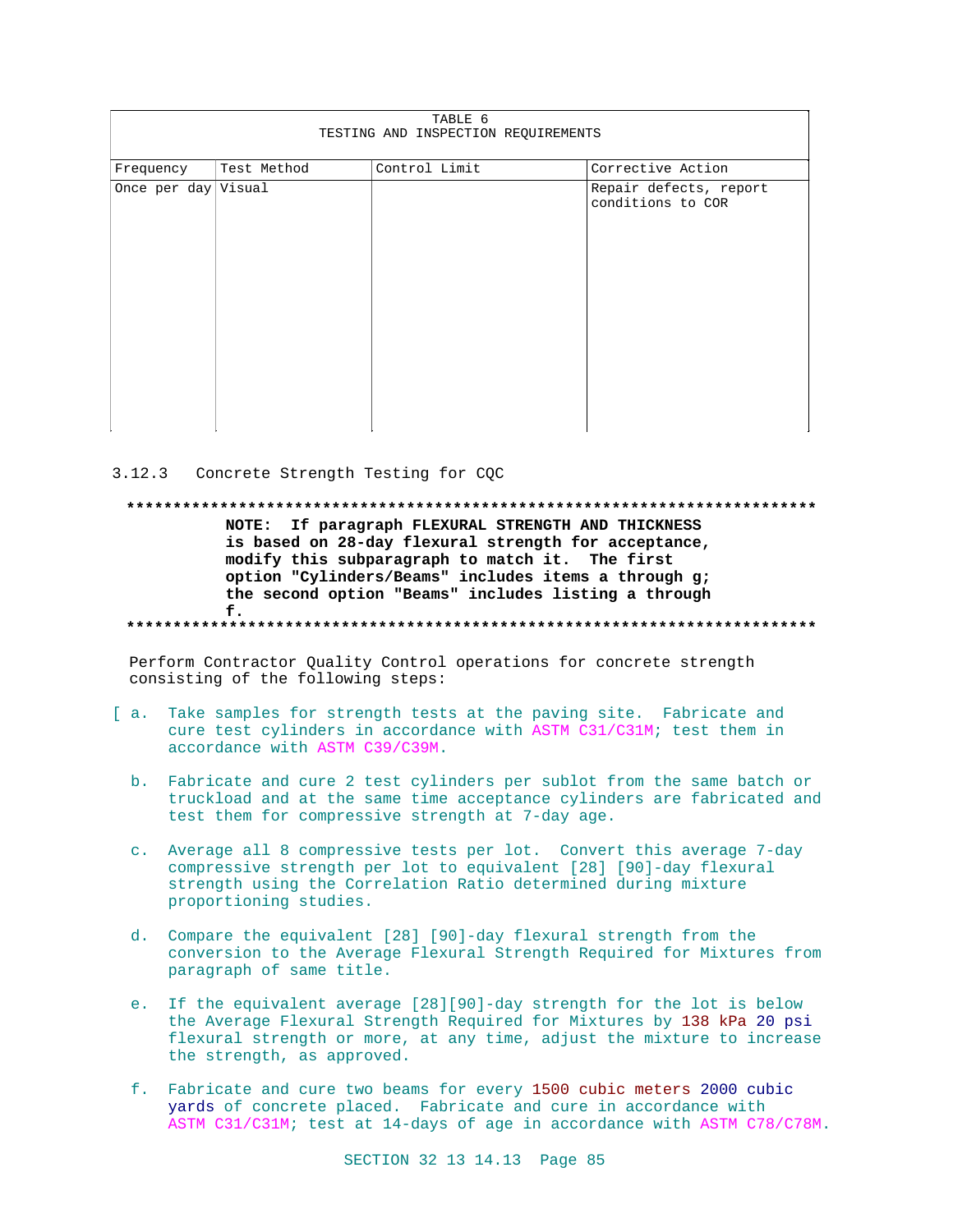| TABLE 6<br>TESTING AND INSPECTION REQUIREMENTS | | | |
|---|---|---|---|
| Frequency | Test Method | Control Limit | Corrective Action |
| Once per day | Visual | | Repair defects, report conditions to COR |

3.12.3 Concrete Strength Testing for CQC

**************************************************************************

**NOTE: If paragraph FLEXURAL STRENGTH AND THICKNESS is based on 28-day flexural strength for acceptance, modify this subparagraph to match it. The first option "Cylinders/Beams" includes items a through g; the second option "Beams" includes listing a through f.**

**************************************************************************

Perform Contractor Quality Control operations for concrete strength consisting of the following steps:

[ a. Take samples for strength tests at the paving site. Fabricate and cure test cylinders in accordance with ASTM C31/C31M; test them in accordance with ASTM C39/C39M.

b. Fabricate and cure 2 test cylinders per sublot from the same batch or truckload and at the same time acceptance cylinders are fabricated and test them for compressive strength at 7-day age.

c. Average all 8 compressive tests per lot. Convert this average 7-day compressive strength per lot to equivalent [28] [90]-day flexural strength using the Correlation Ratio determined during mixture proportioning studies.

d. Compare the equivalent [28] [90]-day flexural strength from the conversion to the Average Flexural Strength Required for Mixtures from paragraph of same title.

e. If the equivalent average [28][90]-day strength for the lot is below the Average Flexural Strength Required for Mixtures by 138 kPa 20 psi flexural strength or more, at any time, adjust the mixture to increase the strength, as approved.

f. Fabricate and cure two beams for every 1500 cubic meters 2000 cubic yards of concrete placed. Fabricate and cure in accordance with ASTM C31/C31M; test at 14-days of age in accordance with ASTM C78/C78M.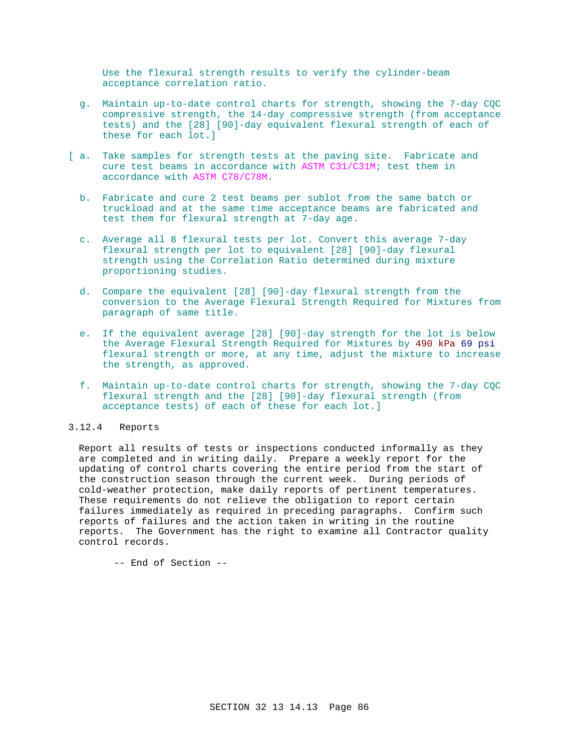Use the flexural strength results to verify the cylinder-beam acceptance correlation ratio.

g. Maintain up-to-date control charts for strength, showing the 7-day CQC compressive strength, the 14-day compressive strength (from acceptance tests) and the [28] [90]-day equivalent flexural strength of each of these for each lot.]

[ a. Take samples for strength tests at the paving site. Fabricate and cure test beams in accordance with ASTM C31/C31M; test them in accordance with ASTM C78/C78M.

b. Fabricate and cure 2 test beams per sublot from the same batch or truckload and at the same time acceptance beams are fabricated and test them for flexural strength at 7-day age.

c. Average all 8 flexural tests per lot. Convert this average 7-day flexural strength per lot to equivalent [28] [90]-day flexural strength using the Correlation Ratio determined during mixture proportioning studies.

d. Compare the equivalent [28] [90]-day flexural strength from the conversion to the Average Flexural Strength Required for Mixtures from paragraph of same title.

e. If the equivalent average [28] [90]-day strength for the lot is below the Average Flexural Strength Required for Mixtures by 490 kPa 69 psi flexural strength or more, at any time, adjust the mixture to increase the strength, as approved.

f. Maintain up-to-date control charts for strength, showing the 7-day CQC flexural strength and the [28] [90]-day flexural strength (from acceptance tests) of each of these for each lot.]

### 3.12.4 Reports

Report all results of tests or inspections conducted informally as they are completed and in writing daily. Prepare a weekly report for the updating of control charts covering the entire period from the start of the construction season through the current week. During periods of cold-weather protection, make daily reports of pertinent temperatures. These requirements do not relieve the obligation to report certain failures immediately as required in preceding paragraphs. Confirm such reports of failures and the action taken in writing in the routine reports. The Government has the right to examine all Contractor quality control records.

-- End of Section --